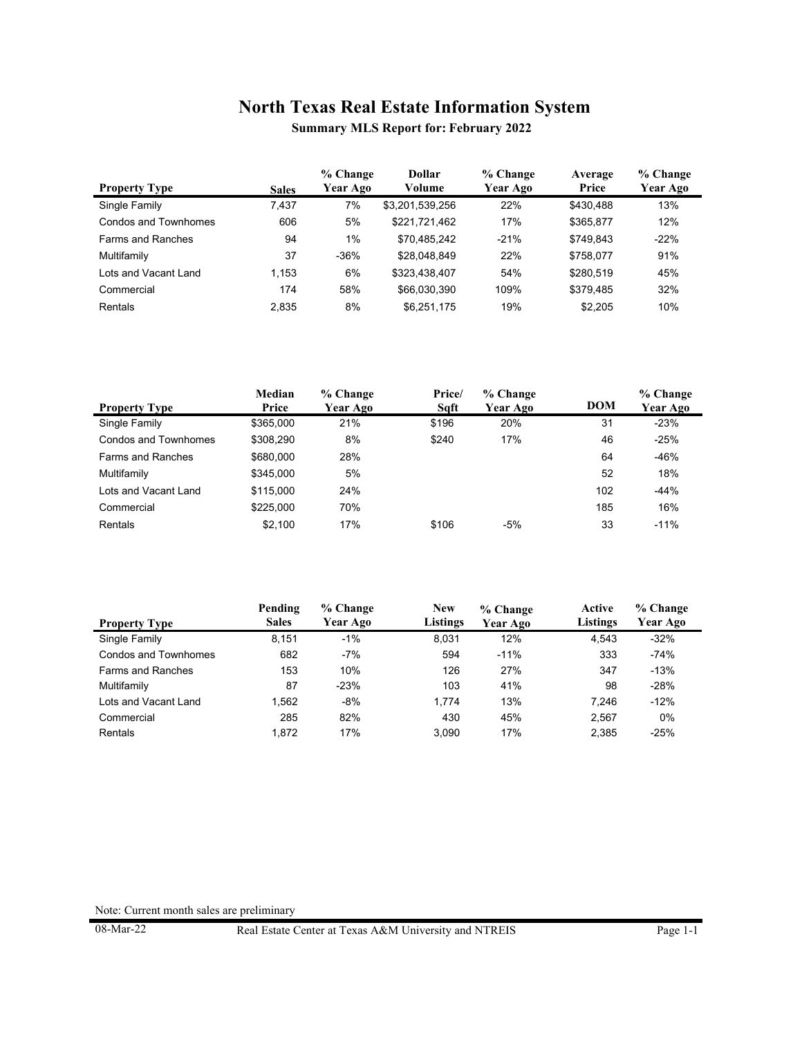# North Texas Real Estate Information System

**Summary MLS Report for: February 2022**

| Property Type | Sales | % Change Year Ago | Dollar Volume | % Change Year Ago | Average Price | % Change Year Ago |
|---|---|---|---|---|---|---|
| Single Family | 7,437 | 7% | $3,201,539,256 | 22% | $430,488 | 13% |
| Condos and Townhomes | 606 | 5% | $221,721,462 | 17% | $365,877 | 12% |
| Farms and Ranches | 94 | 1% | $70,485,242 | -21% | $749,843 | -22% |
| Multifamily | 37 | -36% | $28,048,849 | 22% | $758,077 | 91% |
| Lots and Vacant Land | 1,153 | 6% | $323,438,407 | 54% | $280,519 | 45% |
| Commercial | 174 | 58% | $66,030,390 | 109% | $379,485 | 32% |
| Rentals | 2,835 | 8% | $6,251,175 | 19% | $2,205 | 10% |

| Property Type | Median Price | % Change Year Ago | Price/ Sqft | % Change Year Ago | DOM | % Change Year Ago |
|---|---|---|---|---|---|---|
| Single Family | $365,000 | 21% | $196 | 20% | 31 | -23% |
| Condos and Townhomes | $308,290 | 8% | $240 | 17% | 46 | -25% |
| Farms and Ranches | $680,000 | 28% | | | 64 | -46% |
| Multifamily | $345,000 | 5% | | | 52 | 18% |
| Lots and Vacant Land | $115,000 | 24% | | | 102 | -44% |
| Commercial | $225,000 | 70% | | | 185 | 16% |
| Rentals | $2,100 | 17% | $106 | -5% | 33 | -11% |

| Property Type | Pending Sales | % Change Year Ago | New Listings | % Change Year Ago | Active Listings | % Change Year Ago |
|---|---|---|---|---|---|---|
| Single Family | 8,151 | -1% | 8,031 | 12% | 4,543 | -32% |
| Condos and Townhomes | 682 | -7% | 594 | -11% | 333 | -74% |
| Farms and Ranches | 153 | 10% | 126 | 27% | 347 | -13% |
| Multifamily | 87 | -23% | 103 | 41% | 98 | -28% |
| Lots and Vacant Land | 1,562 | -8% | 1,774 | 13% | 7,246 | -12% |
| Commercial | 285 | 82% | 430 | 45% | 2,567 | 0% |
| Rentals | 1,872 | 17% | 3,090 | 17% | 2,385 | -25% |

Note: Current month sales are preliminary

08-Mar-22 Real Estate Center at Texas A&M University and NTREIS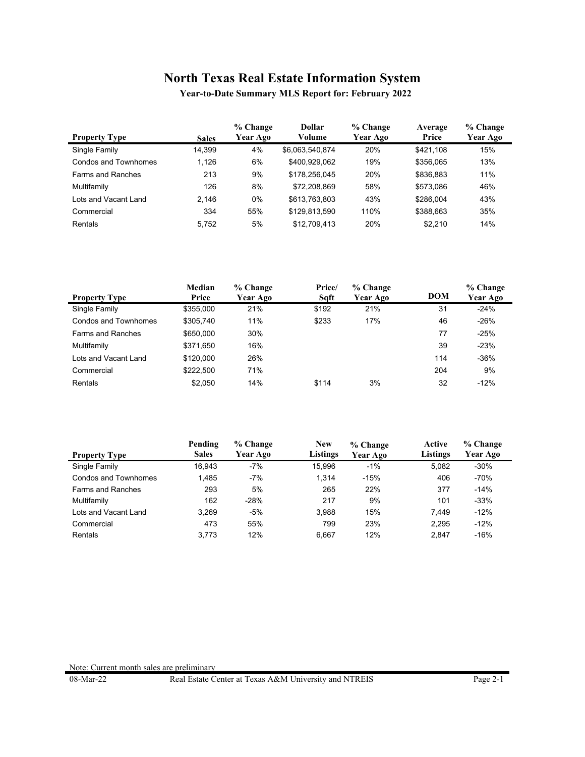# North Texas Real Estate Information System

**Year-to-Date Summary MLS Report for: February 2022**

| Property Type | Sales | % Change Year Ago | Dollar Volume | % Change Year Ago | Average Price | % Change Year Ago |
|---|---|---|---|---|---|---|
| Single Family | 14,399 | 4% | $6,063,540,874 | 20% | $421,108 | 15% |
| Condos and Townhomes | 1,126 | 6% | $400,929,062 | 19% | $356,065 | 13% |
| Farms and Ranches | 213 | 9% | $178,256,045 | 20% | $836,883 | 11% |
| Multifamily | 126 | 8% | $72,208,869 | 58% | $573,086 | 46% |
| Lots and Vacant Land | 2,146 | 0% | $613,763,803 | 43% | $286,004 | 43% |
| Commercial | 334 | 55% | $129,813,590 | 110% | $388,663 | 35% |
| Rentals | 5,752 | 5% | $12,709,413 | 20% | $2,210 | 14% |

| Property Type | Median Price | % Change Year Ago | Price/ Sqft | % Change Year Ago | DOM | % Change Year Ago |
|---|---|---|---|---|---|---|
| Single Family | $355,000 | 21% | $192 | 21% | 31 | -24% |
| Condos and Townhomes | $305,740 | 11% | $233 | 17% | 46 | -26% |
| Farms and Ranches | $650,000 | 30% | | | 77 | -25% |
| Multifamily | $371,650 | 16% | | | 39 | -23% |
| Lots and Vacant Land | $120,000 | 26% | | | 114 | -36% |
| Commercial | $222,500 | 71% | | | 204 | 9% |
| Rentals | $2,050 | 14% | $114 | 3% | 32 | -12% |

| Property Type | Pending Sales | % Change Year Ago | New Listings | % Change Year Ago | Active Listings | % Change Year Ago |
|---|---|---|---|---|---|---|
| Single Family | 16,943 | -7% | 15,996 | -1% | 5,082 | -30% |
| Condos and Townhomes | 1,485 | -7% | 1,314 | -15% | 406 | -70% |
| Farms and Ranches | 293 | 5% | 265 | 22% | 377 | -14% |
| Multifamily | 162 | -28% | 217 | 9% | 101 | -33% |
| Lots and Vacant Land | 3,269 | -5% | 3,988 | 15% | 7,449 | -12% |
| Commercial | 473 | 55% | 799 | 23% | 2,295 | -12% |
| Rentals | 3,773 | 12% | 6,667 | 12% | 2,847 | -16% |

Note: Current month sales are preliminary

08-Mar-22 Real Estate Center at Texas A&M University and NTREIS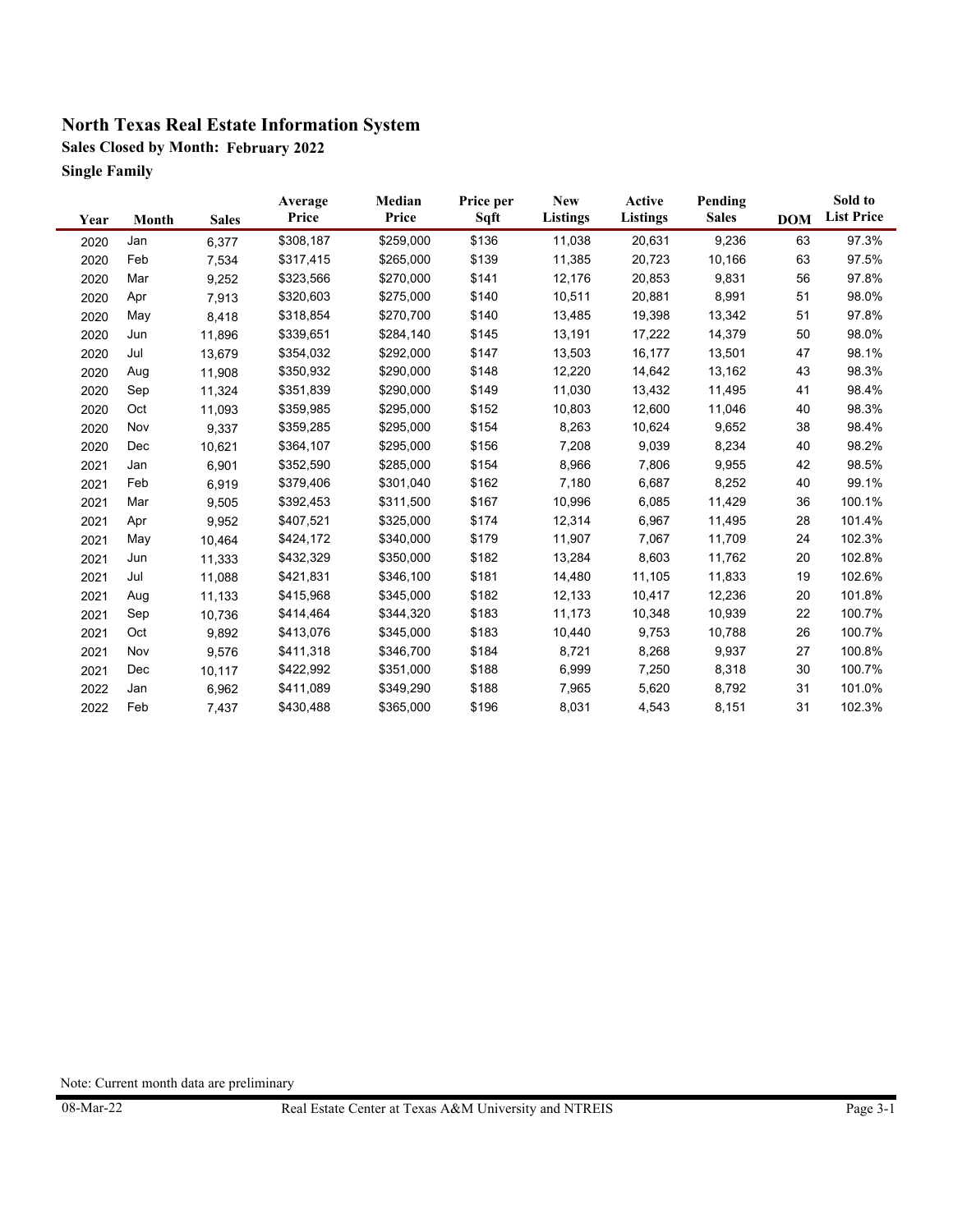# North Texas Real Estate Information System

## Sales Closed by Month: February 2022

### Single Family

| Year | Month | Sales | Average Price | Median Price | Price per Sqft | New Listings | Active Listings | Pending Sales | DOM | Sold to List Price |
|---|---|---|---|---|---|---|---|---|---|---|
| 2020 | Jan | 6,377 | $308,187 | $259,000 | $136 | 11,038 | 20,631 | 9,236 | 63 | 97.3% |
| 2020 | Feb | 7,534 | $317,415 | $265,000 | $139 | 11,385 | 20,723 | 10,166 | 63 | 97.5% |
| 2020 | Mar | 9,252 | $323,566 | $270,000 | $141 | 12,176 | 20,853 | 9,831 | 56 | 97.8% |
| 2020 | Apr | 7,913 | $320,603 | $275,000 | $140 | 10,511 | 20,881 | 8,991 | 51 | 98.0% |
| 2020 | May | 8,418 | $318,854 | $270,700 | $140 | 13,485 | 19,398 | 13,342 | 51 | 97.8% |
| 2020 | Jun | 11,896 | $339,651 | $284,140 | $145 | 13,191 | 17,222 | 14,379 | 50 | 98.0% |
| 2020 | Jul | 13,679 | $354,032 | $292,000 | $147 | 13,503 | 16,177 | 13,501 | 47 | 98.1% |
| 2020 | Aug | 11,908 | $350,932 | $290,000 | $148 | 12,220 | 14,642 | 13,162 | 43 | 98.3% |
| 2020 | Sep | 11,324 | $351,839 | $290,000 | $149 | 11,030 | 13,432 | 11,495 | 41 | 98.4% |
| 2020 | Oct | 11,093 | $359,985 | $295,000 | $152 | 10,803 | 12,600 | 11,046 | 40 | 98.3% |
| 2020 | Nov | 9,337 | $359,285 | $295,000 | $154 | 8,263 | 10,624 | 9,652 | 38 | 98.4% |
| 2020 | Dec | 10,621 | $364,107 | $295,000 | $156 | 7,208 | 9,039 | 8,234 | 40 | 98.2% |
| 2021 | Jan | 6,901 | $352,590 | $285,000 | $154 | 8,966 | 7,806 | 9,955 | 42 | 98.5% |
| 2021 | Feb | 6,919 | $379,406 | $301,040 | $162 | 7,180 | 6,687 | 8,252 | 40 | 99.1% |
| 2021 | Mar | 9,505 | $392,453 | $311,500 | $167 | 10,996 | 6,085 | 11,429 | 36 | 100.1% |
| 2021 | Apr | 9,952 | $407,521 | $325,000 | $174 | 12,314 | 6,967 | 11,495 | 28 | 101.4% |
| 2021 | May | 10,464 | $424,172 | $340,000 | $179 | 11,907 | 7,067 | 11,709 | 24 | 102.3% |
| 2021 | Jun | 11,333 | $432,329 | $350,000 | $182 | 13,284 | 8,603 | 11,762 | 20 | 102.8% |
| 2021 | Jul | 11,088 | $421,831 | $346,100 | $181 | 14,480 | 11,105 | 11,833 | 19 | 102.6% |
| 2021 | Aug | 11,133 | $415,968 | $345,000 | $182 | 12,133 | 10,417 | 12,236 | 20 | 101.8% |
| 2021 | Sep | 10,736 | $414,464 | $344,320 | $183 | 11,173 | 10,348 | 10,939 | 22 | 100.7% |
| 2021 | Oct | 9,892 | $413,076 | $345,000 | $183 | 10,440 | 9,753 | 10,788 | 26 | 100.7% |
| 2021 | Nov | 9,576 | $411,318 | $346,700 | $184 | 8,721 | 8,268 | 9,937 | 27 | 100.8% |
| 2021 | Dec | 10,117 | $422,992 | $351,000 | $188 | 6,999 | 7,250 | 8,318 | 30 | 100.7% |
| 2022 | Jan | 6,962 | $411,089 | $349,290 | $188 | 7,965 | 5,620 | 8,792 | 31 | 101.0% |
| 2022 | Feb | 7,437 | $430,488 | $365,000 | $196 | 8,031 | 4,543 | 8,151 | 31 | 102.3% |

Note: Current month data are preliminary

08-Mar-22 Real Estate Center at Texas A&M University and NTREIS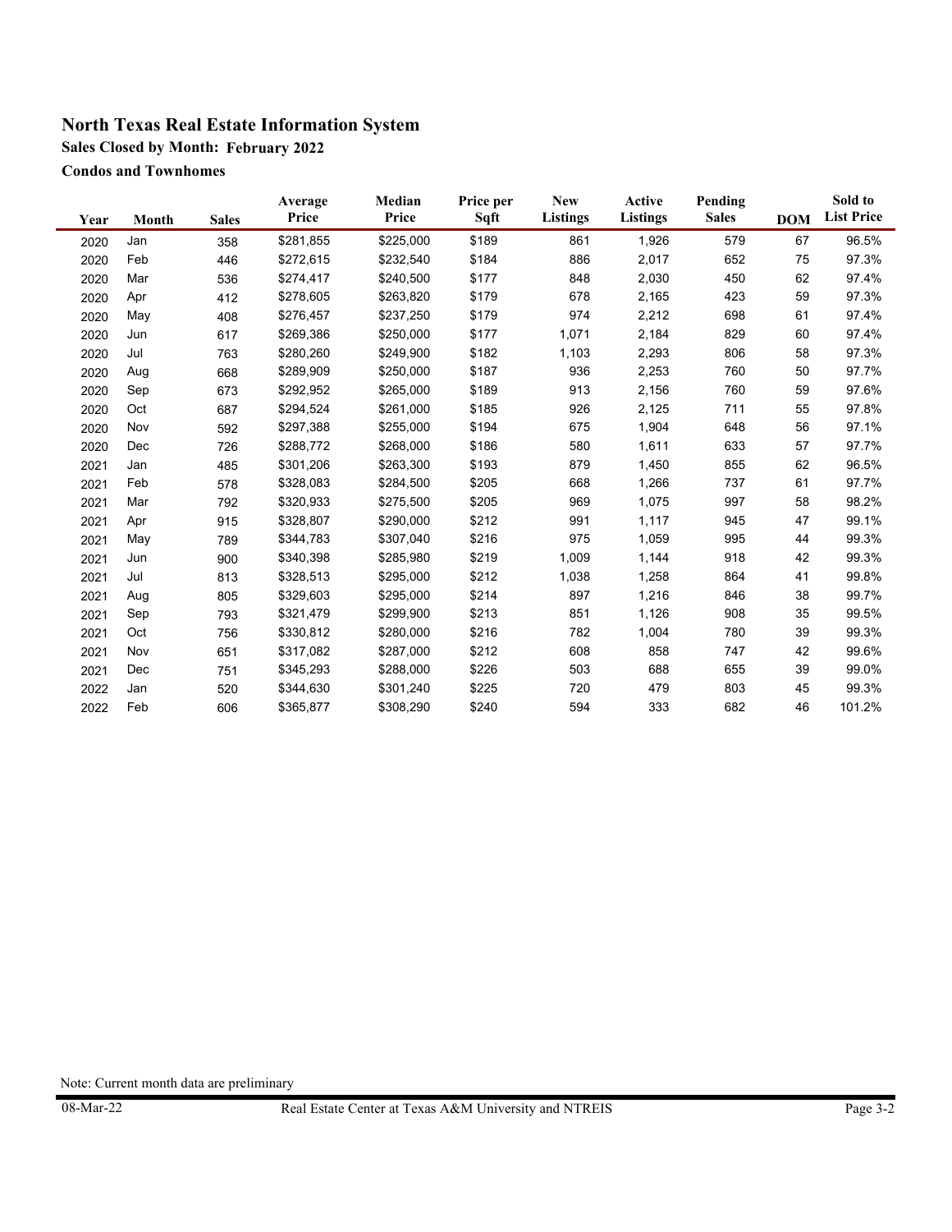# North Texas Real Estate Information System

### Sales Closed by Month: February 2022

### Condos and Townhomes

| Year | Month | Sales | Average Price | Median Price | Price per Sqft | New Listings | Active Listings | Pending Sales | DOM | Sold to List Price |
|---|---|---|---|---|---|---|---|---|---|---|
| 2020 | Jan | 358 | $281,855 | $225,000 | $189 | 861 | 1,926 | 579 | 67 | 96.5% |
| 2020 | Feb | 446 | $272,615 | $232,540 | $184 | 886 | 2,017 | 652 | 75 | 97.3% |
| 2020 | Mar | 536 | $274,417 | $240,500 | $177 | 848 | 2,030 | 450 | 62 | 97.4% |
| 2020 | Apr | 412 | $278,605 | $263,820 | $179 | 678 | 2,165 | 423 | 59 | 97.3% |
| 2020 | May | 408 | $276,457 | $237,250 | $179 | 974 | 2,212 | 698 | 61 | 97.4% |
| 2020 | Jun | 617 | $269,386 | $250,000 | $177 | 1,071 | 2,184 | 829 | 60 | 97.4% |
| 2020 | Jul | 763 | $280,260 | $249,900 | $182 | 1,103 | 2,293 | 806 | 58 | 97.3% |
| 2020 | Aug | 668 | $289,909 | $250,000 | $187 | 936 | 2,253 | 760 | 50 | 97.7% |
| 2020 | Sep | 673 | $292,952 | $265,000 | $189 | 913 | 2,156 | 760 | 59 | 97.6% |
| 2020 | Oct | 687 | $294,524 | $261,000 | $185 | 926 | 2,125 | 711 | 55 | 97.8% |
| 2020 | Nov | 592 | $297,388 | $255,000 | $194 | 675 | 1,904 | 648 | 56 | 97.1% |
| 2020 | Dec | 726 | $288,772 | $268,000 | $186 | 580 | 1,611 | 633 | 57 | 97.7% |
| 2021 | Jan | 485 | $301,206 | $263,300 | $193 | 879 | 1,450 | 855 | 62 | 96.5% |
| 2021 | Feb | 578 | $328,083 | $284,500 | $205 | 668 | 1,266 | 737 | 61 | 97.7% |
| 2021 | Mar | 792 | $320,933 | $275,500 | $205 | 969 | 1,075 | 997 | 58 | 98.2% |
| 2021 | Apr | 915 | $328,807 | $290,000 | $212 | 991 | 1,117 | 945 | 47 | 99.1% |
| 2021 | May | 789 | $344,783 | $307,040 | $216 | 975 | 1,059 | 995 | 44 | 99.3% |
| 2021 | Jun | 900 | $340,398 | $285,980 | $219 | 1,009 | 1,144 | 918 | 42 | 99.3% |
| 2021 | Jul | 813 | $328,513 | $295,000 | $212 | 1,038 | 1,258 | 864 | 41 | 99.8% |
| 2021 | Aug | 805 | $329,603 | $295,000 | $214 | 897 | 1,216 | 846 | 38 | 99.7% |
| 2021 | Sep | 793 | $321,479 | $299,900 | $213 | 851 | 1,126 | 908 | 35 | 99.5% |
| 2021 | Oct | 756 | $330,812 | $280,000 | $216 | 782 | 1,004 | 780 | 39 | 99.3% |
| 2021 | Nov | 651 | $317,082 | $287,000 | $212 | 608 | 858 | 747 | 42 | 99.6% |
| 2021 | Dec | 751 | $345,293 | $288,000 | $226 | 503 | 688 | 655 | 39 | 99.0% |
| 2022 | Jan | 520 | $344,630 | $301,240 | $225 | 720 | 479 | 803 | 45 | 99.3% |
| 2022 | Feb | 606 | $365,877 | $308,290 | $240 | 594 | 333 | 682 | 46 | 101.2% |

Note: Current month data are preliminary

08-Mar-22 Real Estate Center at Texas A&M University and NTREIS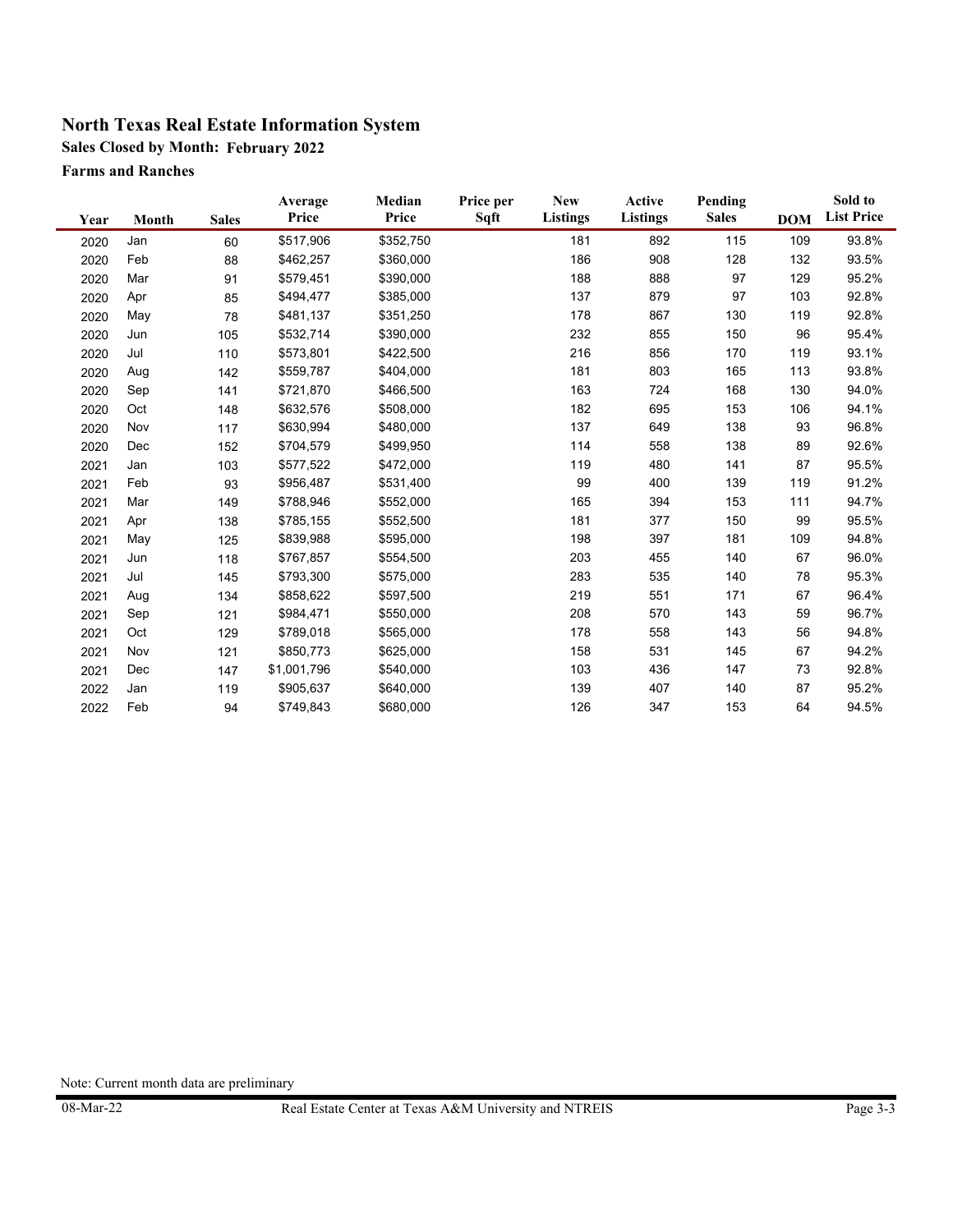# North Texas Real Estate Information System

**Sales Closed by Month: February 2022**

**Farms and Ranches**

| Year | Month | Sales | Average Price | Median Price | Price per Sqft | New Listings | Active Listings | Pending Sales | DOM | Sold to List Price |
|---|---|---|---|---|---|---|---|---|---|---|
| 2020 | Jan | 60 | $517,906 | $352,750 | | 181 | 892 | 115 | 109 | 93.8% |
| 2020 | Feb | 88 | $462,257 | $360,000 | | 186 | 908 | 128 | 132 | 93.5% |
| 2020 | Mar | 91 | $579,451 | $390,000 | | 188 | 888 | 97 | 129 | 95.2% |
| 2020 | Apr | 85 | $494,477 | $385,000 | | 137 | 879 | 97 | 103 | 92.8% |
| 2020 | May | 78 | $481,137 | $351,250 | | 178 | 867 | 130 | 119 | 92.8% |
| 2020 | Jun | 105 | $532,714 | $390,000 | | 232 | 855 | 150 | 96 | 95.4% |
| 2020 | Jul | 110 | $573,801 | $422,500 | | 216 | 856 | 170 | 119 | 93.1% |
| 2020 | Aug | 142 | $559,787 | $404,000 | | 181 | 803 | 165 | 113 | 93.8% |
| 2020 | Sep | 141 | $721,870 | $466,500 | | 163 | 724 | 168 | 130 | 94.0% |
| 2020 | Oct | 148 | $632,576 | $508,000 | | 182 | 695 | 153 | 106 | 94.1% |
| 2020 | Nov | 117 | $630,994 | $480,000 | | 137 | 649 | 138 | 93 | 96.8% |
| 2020 | Dec | 152 | $704,579 | $499,950 | | 114 | 558 | 138 | 89 | 92.6% |
| 2021 | Jan | 103 | $577,522 | $472,000 | | 119 | 480 | 141 | 87 | 95.5% |
| 2021 | Feb | 93 | $956,487 | $531,400 | | 99 | 400 | 139 | 119 | 91.2% |
| 2021 | Mar | 149 | $788,946 | $552,000 | | 165 | 394 | 153 | 111 | 94.7% |
| 2021 | Apr | 138 | $785,155 | $552,500 | | 181 | 377 | 150 | 99 | 95.5% |
| 2021 | May | 125 | $839,988 | $595,000 | | 198 | 397 | 181 | 109 | 94.8% |
| 2021 | Jun | 118 | $767,857 | $554,500 | | 203 | 455 | 140 | 67 | 96.0% |
| 2021 | Jul | 145 | $793,300 | $575,000 | | 283 | 535 | 140 | 78 | 95.3% |
| 2021 | Aug | 134 | $858,622 | $597,500 | | 219 | 551 | 171 | 67 | 96.4% |
| 2021 | Sep | 121 | $984,471 | $550,000 | | 208 | 570 | 143 | 59 | 96.7% |
| 2021 | Oct | 129 | $789,018 | $565,000 | | 178 | 558 | 143 | 56 | 94.8% |
| 2021 | Nov | 121 | $850,773 | $625,000 | | 158 | 531 | 145 | 67 | 94.2% |
| 2021 | Dec | 147 | $1,001,796 | $540,000 | | 103 | 436 | 147 | 73 | 92.8% |
| 2022 | Jan | 119 | $905,637 | $640,000 | | 139 | 407 | 140 | 87 | 95.2% |
| 2022 | Feb | 94 | $749,843 | $680,000 | | 126 | 347 | 153 | 64 | 94.5% |

Note: Current month data are preliminary

08-Mar-22 Real Estate Center at Texas A&M University and NTREIS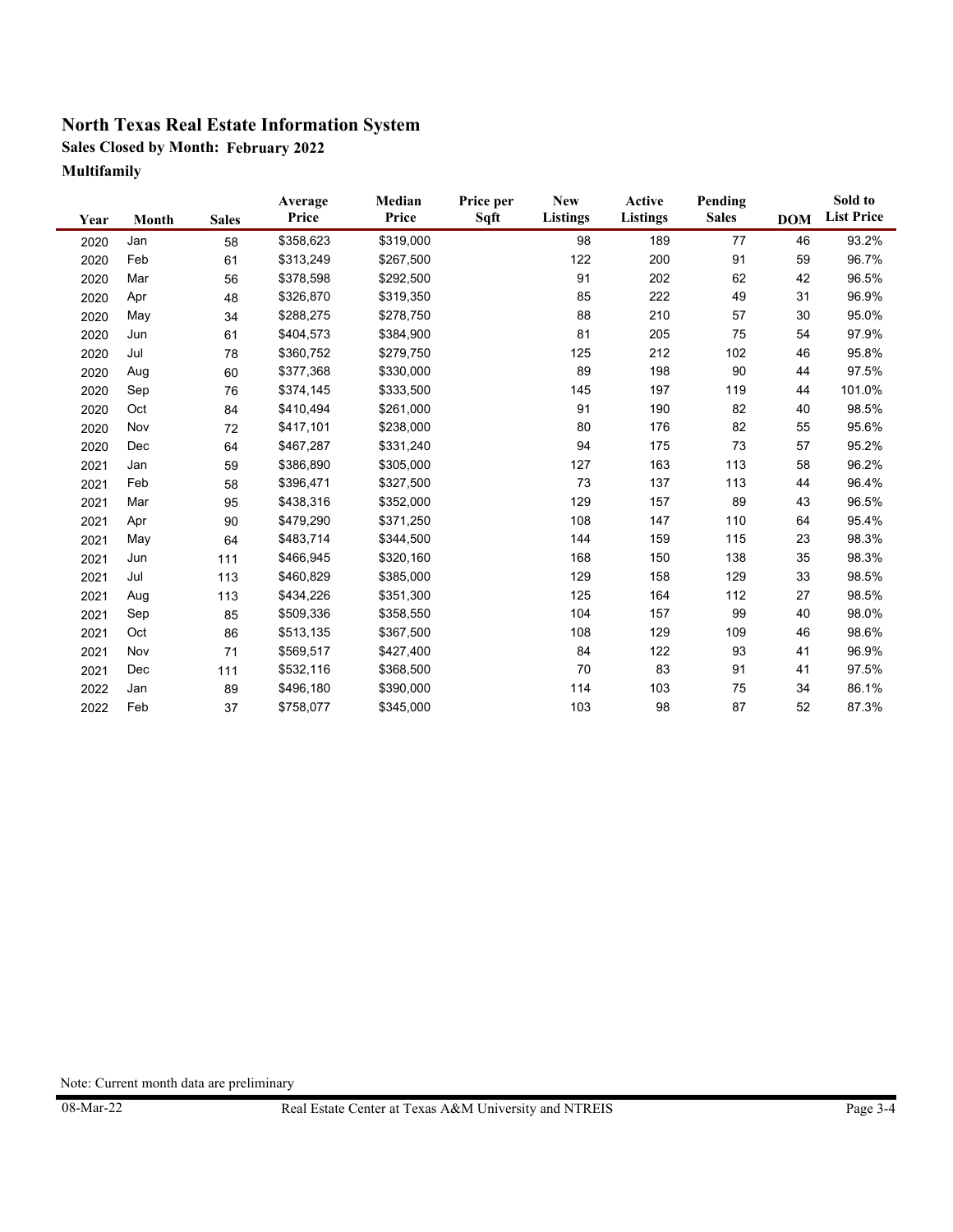# North Texas Real Estate Information System

## Sales Closed by Month: February 2022

### Multifamily

| Year | Month | Sales | Average Price | Median Price | Price per Sqft | New Listings | Active Listings | Pending Sales | DOM | Sold to List Price |
|---|---|---|---|---|---|---|---|---|---|---|
| 2020 | Jan | 58 | $358,623 | $319,000 | | 98 | 189 | 77 | 46 | 93.2% |
| 2020 | Feb | 61 | $313,249 | $267,500 | | 122 | 200 | 91 | 59 | 96.7% |
| 2020 | Mar | 56 | $378,598 | $292,500 | | 91 | 202 | 62 | 42 | 96.5% |
| 2020 | Apr | 48 | $326,870 | $319,350 | | 85 | 222 | 49 | 31 | 96.9% |
| 2020 | May | 34 | $288,275 | $278,750 | | 88 | 210 | 57 | 30 | 95.0% |
| 2020 | Jun | 61 | $404,573 | $384,900 | | 81 | 205 | 75 | 54 | 97.9% |
| 2020 | Jul | 78 | $360,752 | $279,750 | | 125 | 212 | 102 | 46 | 95.8% |
| 2020 | Aug | 60 | $377,368 | $330,000 | | 89 | 198 | 90 | 44 | 97.5% |
| 2020 | Sep | 76 | $374,145 | $333,500 | | 145 | 197 | 119 | 44 | 101.0% |
| 2020 | Oct | 84 | $410,494 | $261,000 | | 91 | 190 | 82 | 40 | 98.5% |
| 2020 | Nov | 72 | $417,101 | $238,000 | | 80 | 176 | 82 | 55 | 95.6% |
| 2020 | Dec | 64 | $467,287 | $331,240 | | 94 | 175 | 73 | 57 | 95.2% |
| 2021 | Jan | 59 | $386,890 | $305,000 | | 127 | 163 | 113 | 58 | 96.2% |
| 2021 | Feb | 58 | $396,471 | $327,500 | | 73 | 137 | 113 | 44 | 96.4% |
| 2021 | Mar | 95 | $438,316 | $352,000 | | 129 | 157 | 89 | 43 | 96.5% |
| 2021 | Apr | 90 | $479,290 | $371,250 | | 108 | 147 | 110 | 64 | 95.4% |
| 2021 | May | 64 | $483,714 | $344,500 | | 144 | 159 | 115 | 23 | 98.3% |
| 2021 | Jun | 111 | $466,945 | $320,160 | | 168 | 150 | 138 | 35 | 98.3% |
| 2021 | Jul | 113 | $460,829 | $385,000 | | 129 | 158 | 129 | 33 | 98.5% |
| 2021 | Aug | 113 | $434,226 | $351,300 | | 125 | 164 | 112 | 27 | 98.5% |
| 2021 | Sep | 85 | $509,336 | $358,550 | | 104 | 157 | 99 | 40 | 98.0% |
| 2021 | Oct | 86 | $513,135 | $367,500 | | 108 | 129 | 109 | 46 | 98.6% |
| 2021 | Nov | 71 | $569,517 | $427,400 | | 84 | 122 | 93 | 41 | 96.9% |
| 2021 | Dec | 111 | $532,116 | $368,500 | | 70 | 83 | 91 | 41 | 97.5% |
| 2022 | Jan | 89 | $496,180 | $390,000 | | 114 | 103 | 75 | 34 | 86.1% |
| 2022 | Feb | 37 | $758,077 | $345,000 | | 103 | 98 | 87 | 52 | 87.3% |

Note: Current month data are preliminary

08-Mar-22 Real Estate Center at Texas A&M University and NTREIS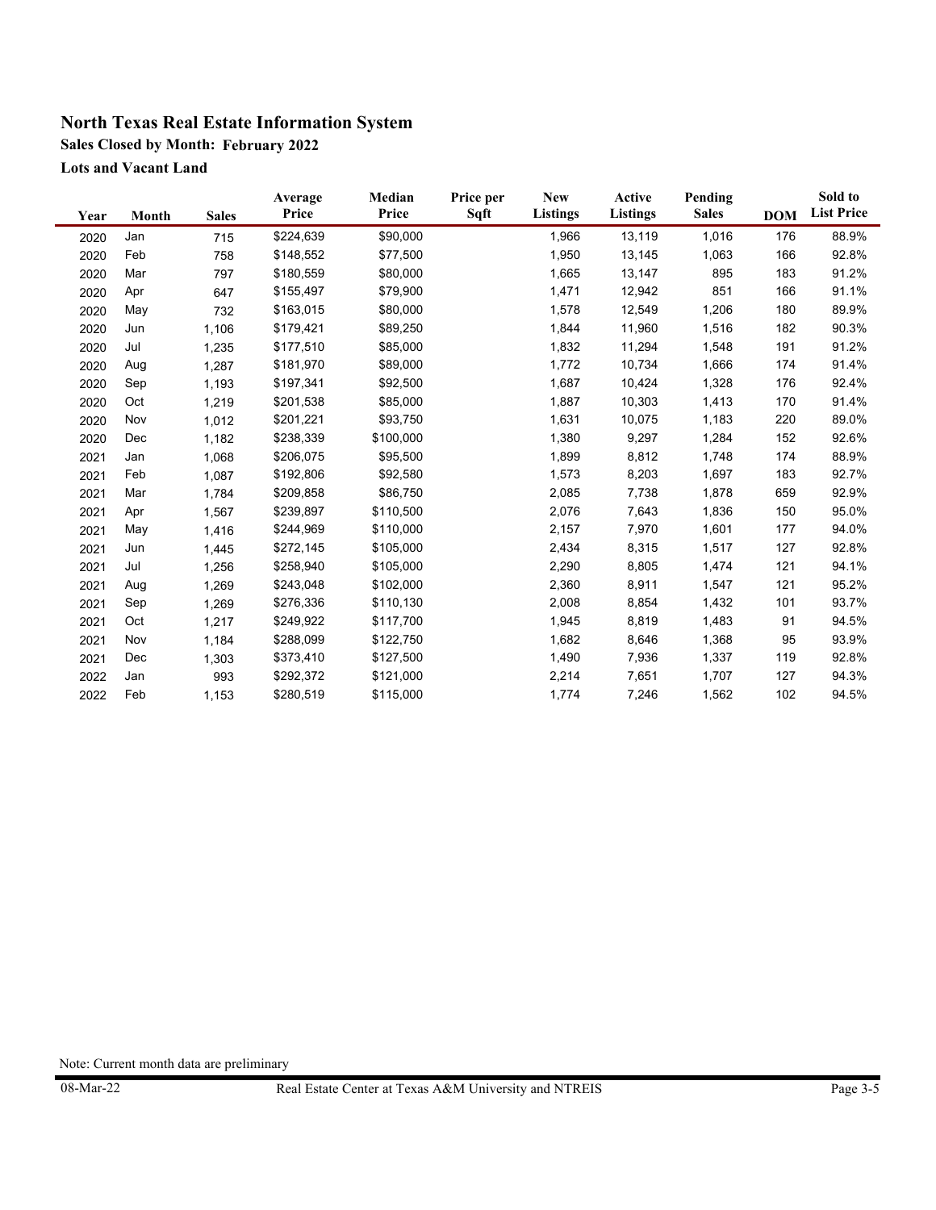# North Texas Real Estate Information System

## Sales Closed by Month: February 2022

### Lots and Vacant Land

| Year | Month | Sales | Average Price | Median Price | Price per Sqft | New Listings | Active Listings | Pending Sales | DOM | Sold to List Price |
|---|---|---|---|---|---|---|---|---|---|---|
| 2020 | Jan | 715 | $224,639 | $90,000 | | 1,966 | 13,119 | 1,016 | 176 | 88.9% |
| 2020 | Feb | 758 | $148,552 | $77,500 | | 1,950 | 13,145 | 1,063 | 166 | 92.8% |
| 2020 | Mar | 797 | $180,559 | $80,000 | | 1,665 | 13,147 | 895 | 183 | 91.2% |
| 2020 | Apr | 647 | $155,497 | $79,900 | | 1,471 | 12,942 | 851 | 166 | 91.1% |
| 2020 | May | 732 | $163,015 | $80,000 | | 1,578 | 12,549 | 1,206 | 180 | 89.9% |
| 2020 | Jun | 1,106 | $179,421 | $89,250 | | 1,844 | 11,960 | 1,516 | 182 | 90.3% |
| 2020 | Jul | 1,235 | $177,510 | $85,000 | | 1,832 | 11,294 | 1,548 | 191 | 91.2% |
| 2020 | Aug | 1,287 | $181,970 | $89,000 | | 1,772 | 10,734 | 1,666 | 174 | 91.4% |
| 2020 | Sep | 1,193 | $197,341 | $92,500 | | 1,687 | 10,424 | 1,328 | 176 | 92.4% |
| 2020 | Oct | 1,219 | $201,538 | $85,000 | | 1,887 | 10,303 | 1,413 | 170 | 91.4% |
| 2020 | Nov | 1,012 | $201,221 | $93,750 | | 1,631 | 10,075 | 1,183 | 220 | 89.0% |
| 2020 | Dec | 1,182 | $238,339 | $100,000 | | 1,380 | 9,297 | 1,284 | 152 | 92.6% |
| 2021 | Jan | 1,068 | $206,075 | $95,500 | | 1,899 | 8,812 | 1,748 | 174 | 88.9% |
| 2021 | Feb | 1,087 | $192,806 | $92,580 | | 1,573 | 8,203 | 1,697 | 183 | 92.7% |
| 2021 | Mar | 1,784 | $209,858 | $86,750 | | 2,085 | 7,738 | 1,878 | 659 | 92.9% |
| 2021 | Apr | 1,567 | $239,897 | $110,500 | | 2,076 | 7,643 | 1,836 | 150 | 95.0% |
| 2021 | May | 1,416 | $244,969 | $110,000 | | 2,157 | 7,970 | 1,601 | 177 | 94.0% |
| 2021 | Jun | 1,445 | $272,145 | $105,000 | | 2,434 | 8,315 | 1,517 | 127 | 92.8% |
| 2021 | Jul | 1,256 | $258,940 | $105,000 | | 2,290 | 8,805 | 1,474 | 121 | 94.1% |
| 2021 | Aug | 1,269 | $243,048 | $102,000 | | 2,360 | 8,911 | 1,547 | 121 | 95.2% |
| 2021 | Sep | 1,269 | $276,336 | $110,130 | | 2,008 | 8,854 | 1,432 | 101 | 93.7% |
| 2021 | Oct | 1,217 | $249,922 | $117,700 | | 1,945 | 8,819 | 1,483 | 91 | 94.5% |
| 2021 | Nov | 1,184 | $288,099 | $122,750 | | 1,682 | 8,646 | 1,368 | 95 | 93.9% |
| 2021 | Dec | 1,303 | $373,410 | $127,500 | | 1,490 | 7,936 | 1,337 | 119 | 92.8% |
| 2022 | Jan | 993 | $292,372 | $121,000 | | 2,214 | 7,651 | 1,707 | 127 | 94.3% |
| 2022 | Feb | 1,153 | $280,519 | $115,000 | | 1,774 | 7,246 | 1,562 | 102 | 94.5% |

Note: Current month data are preliminary

08-Mar-22 Real Estate Center at Texas A&M University and NTREIS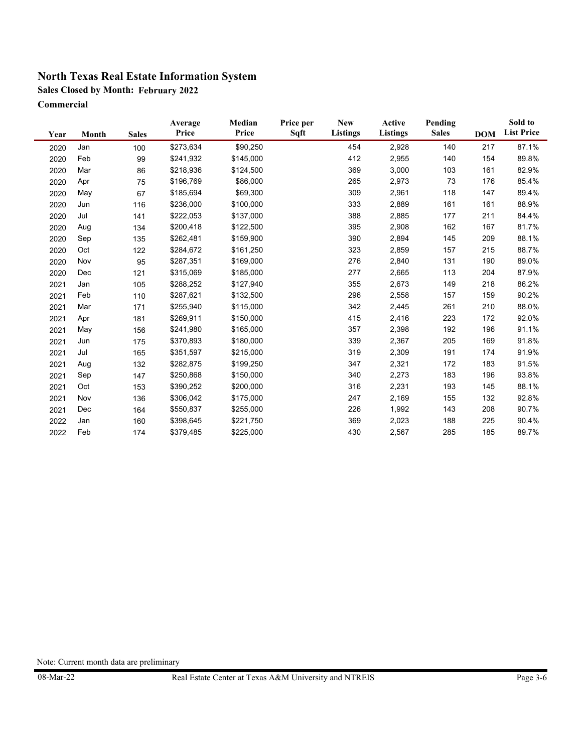# North Texas Real Estate Information System

## Sales Closed by Month: February 2022

### Commercial

| Year | Month | Sales | Average Price | Median Price | Price per Sqft | New Listings | Active Listings | Pending Sales | DOM | Sold to List Price |
|---|---|---|---|---|---|---|---|---|---|---|
| 2020 | Jan | 100 | $273,634 | $90,250 | | 454 | 2,928 | 140 | 217 | 87.1% |
| 2020 | Feb | 99 | $241,932 | $145,000 | | 412 | 2,955 | 140 | 154 | 89.8% |
| 2020 | Mar | 86 | $218,936 | $124,500 | | 369 | 3,000 | 103 | 161 | 82.9% |
| 2020 | Apr | 75 | $196,769 | $86,000 | | 265 | 2,973 | 73 | 176 | 85.4% |
| 2020 | May | 67 | $185,694 | $69,300 | | 309 | 2,961 | 118 | 147 | 89.4% |
| 2020 | Jun | 116 | $236,000 | $100,000 | | 333 | 2,889 | 161 | 161 | 88.9% |
| 2020 | Jul | 141 | $222,053 | $137,000 | | 388 | 2,885 | 177 | 211 | 84.4% |
| 2020 | Aug | 134 | $200,418 | $122,500 | | 395 | 2,908 | 162 | 167 | 81.7% |
| 2020 | Sep | 135 | $262,481 | $159,900 | | 390 | 2,894 | 145 | 209 | 88.1% |
| 2020 | Oct | 122 | $284,672 | $161,250 | | 323 | 2,859 | 157 | 215 | 88.7% |
| 2020 | Nov | 95 | $287,351 | $169,000 | | 276 | 2,840 | 131 | 190 | 89.0% |
| 2020 | Dec | 121 | $315,069 | $185,000 | | 277 | 2,665 | 113 | 204 | 87.9% |
| 2021 | Jan | 105 | $288,252 | $127,940 | | 355 | 2,673 | 149 | 218 | 86.2% |
| 2021 | Feb | 110 | $287,621 | $132,500 | | 296 | 2,558 | 157 | 159 | 90.2% |
| 2021 | Mar | 171 | $255,940 | $115,000 | | 342 | 2,445 | 261 | 210 | 88.0% |
| 2021 | Apr | 181 | $269,911 | $150,000 | | 415 | 2,416 | 223 | 172 | 92.0% |
| 2021 | May | 156 | $241,980 | $165,000 | | 357 | 2,398 | 192 | 196 | 91.1% |
| 2021 | Jun | 175 | $370,893 | $180,000 | | 339 | 2,367 | 205 | 169 | 91.8% |
| 2021 | Jul | 165 | $351,597 | $215,000 | | 319 | 2,309 | 191 | 174 | 91.9% |
| 2021 | Aug | 132 | $282,875 | $199,250 | | 347 | 2,321 | 172 | 183 | 91.5% |
| 2021 | Sep | 147 | $250,868 | $150,000 | | 340 | 2,273 | 183 | 196 | 93.8% |
| 2021 | Oct | 153 | $390,252 | $200,000 | | 316 | 2,231 | 193 | 145 | 88.1% |
| 2021 | Nov | 136 | $306,042 | $175,000 | | 247 | 2,169 | 155 | 132 | 92.8% |
| 2021 | Dec | 164 | $550,837 | $255,000 | | 226 | 1,992 | 143 | 208 | 90.7% |
| 2022 | Jan | 160 | $398,645 | $221,750 | | 369 | 2,023 | 188 | 225 | 90.4% |
| 2022 | Feb | 174 | $379,485 | $225,000 | | 430 | 2,567 | 285 | 185 | 89.7% |

Note: Current month data are preliminary

08-Mar-22 Real Estate Center at Texas A&M University and NTREIS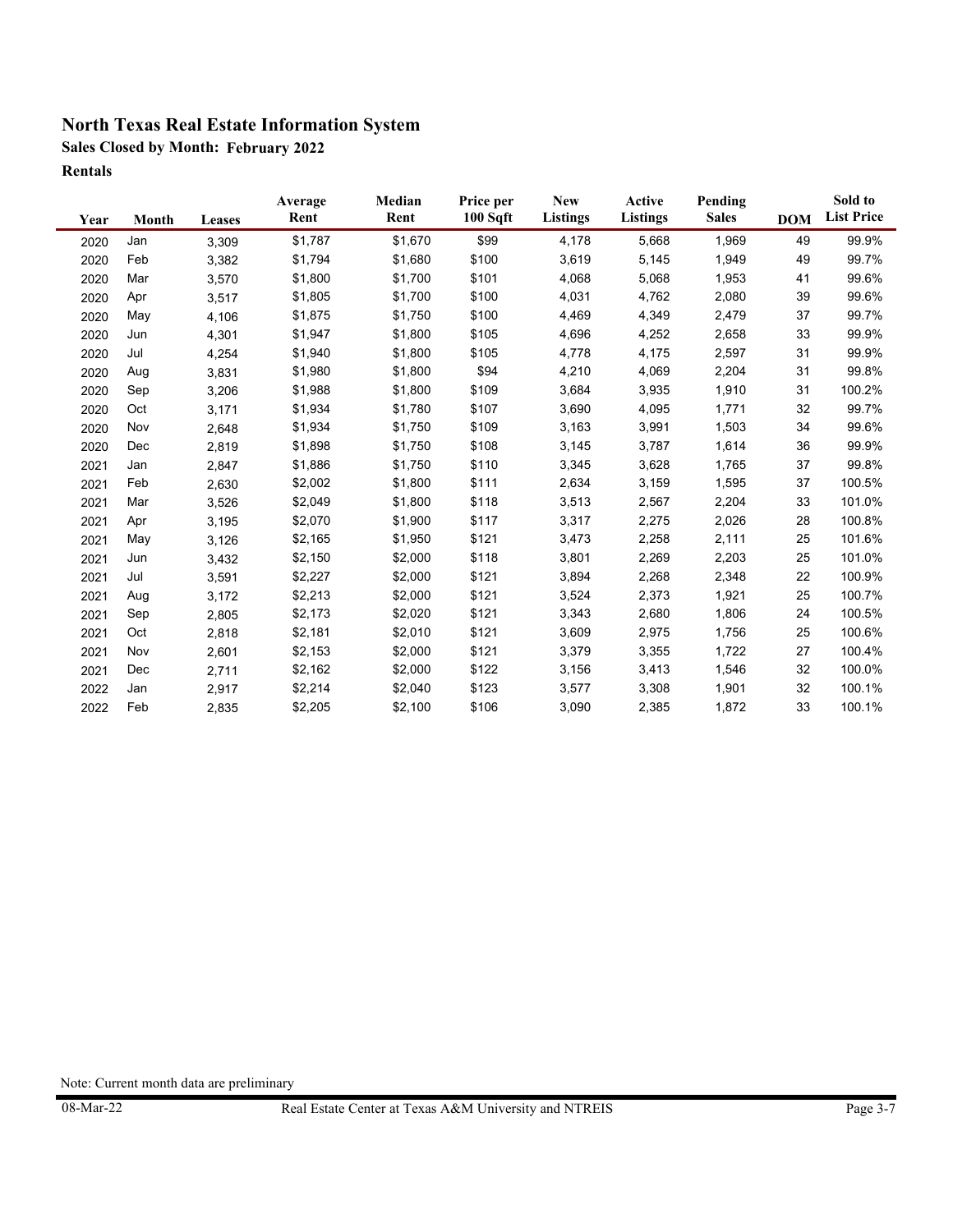# North Texas Real Estate Information System

## Sales Closed by Month: February 2022

### Rentals

| Year | Month | Leases | Average Rent | Median Rent | Price per 100 Sqft | New Listings | Active Listings | Pending Sales | DOM | Sold to List Price |
|---|---|---|---|---|---|---|---|---|---|---|
| 2020 | Jan | 3,309 | $1,787 | $1,670 | $99 | 4,178 | 5,668 | 1,969 | 49 | 99.9% |
| 2020 | Feb | 3,382 | $1,794 | $1,680 | $100 | 3,619 | 5,145 | 1,949 | 49 | 99.7% |
| 2020 | Mar | 3,570 | $1,800 | $1,700 | $101 | 4,068 | 5,068 | 1,953 | 41 | 99.6% |
| 2020 | Apr | 3,517 | $1,805 | $1,700 | $100 | 4,031 | 4,762 | 2,080 | 39 | 99.6% |
| 2020 | May | 4,106 | $1,875 | $1,750 | $100 | 4,469 | 4,349 | 2,479 | 37 | 99.7% |
| 2020 | Jun | 4,301 | $1,947 | $1,800 | $105 | 4,696 | 4,252 | 2,658 | 33 | 99.9% |
| 2020 | Jul | 4,254 | $1,940 | $1,800 | $105 | 4,778 | 4,175 | 2,597 | 31 | 99.9% |
| 2020 | Aug | 3,831 | $1,980 | $1,800 | $94 | 4,210 | 4,069 | 2,204 | 31 | 99.8% |
| 2020 | Sep | 3,206 | $1,988 | $1,800 | $109 | 3,684 | 3,935 | 1,910 | 31 | 100.2% |
| 2020 | Oct | 3,171 | $1,934 | $1,780 | $107 | 3,690 | 4,095 | 1,771 | 32 | 99.7% |
| 2020 | Nov | 2,648 | $1,934 | $1,750 | $109 | 3,163 | 3,991 | 1,503 | 34 | 99.6% |
| 2020 | Dec | 2,819 | $1,898 | $1,750 | $108 | 3,145 | 3,787 | 1,614 | 36 | 99.9% |
| 2021 | Jan | 2,847 | $1,886 | $1,750 | $110 | 3,345 | 3,628 | 1,765 | 37 | 99.8% |
| 2021 | Feb | 2,630 | $2,002 | $1,800 | $111 | 2,634 | 3,159 | 1,595 | 37 | 100.5% |
| 2021 | Mar | 3,526 | $2,049 | $1,800 | $118 | 3,513 | 2,567 | 2,204 | 33 | 101.0% |
| 2021 | Apr | 3,195 | $2,070 | $1,900 | $117 | 3,317 | 2,275 | 2,026 | 28 | 100.8% |
| 2021 | May | 3,126 | $2,165 | $1,950 | $121 | 3,473 | 2,258 | 2,111 | 25 | 101.6% |
| 2021 | Jun | 3,432 | $2,150 | $2,000 | $118 | 3,801 | 2,269 | 2,203 | 25 | 101.0% |
| 2021 | Jul | 3,591 | $2,227 | $2,000 | $121 | 3,894 | 2,268 | 2,348 | 22 | 100.9% |
| 2021 | Aug | 3,172 | $2,213 | $2,000 | $121 | 3,524 | 2,373 | 1,921 | 25 | 100.7% |
| 2021 | Sep | 2,805 | $2,173 | $2,020 | $121 | 3,343 | 2,680 | 1,806 | 24 | 100.5% |
| 2021 | Oct | 2,818 | $2,181 | $2,010 | $121 | 3,609 | 2,975 | 1,756 | 25 | 100.6% |
| 2021 | Nov | 2,601 | $2,153 | $2,000 | $121 | 3,379 | 3,355 | 1,722 | 27 | 100.4% |
| 2021 | Dec | 2,711 | $2,162 | $2,000 | $122 | 3,156 | 3,413 | 1,546 | 32 | 100.0% |
| 2022 | Jan | 2,917 | $2,214 | $2,040 | $123 | 3,577 | 3,308 | 1,901 | 32 | 100.1% |
| 2022 | Feb | 2,835 | $2,205 | $2,100 | $106 | 3,090 | 2,385 | 1,872 | 33 | 100.1% |

Note: Current month data are preliminary

08-Mar-22 Real Estate Center at Texas A&M University and NTREIS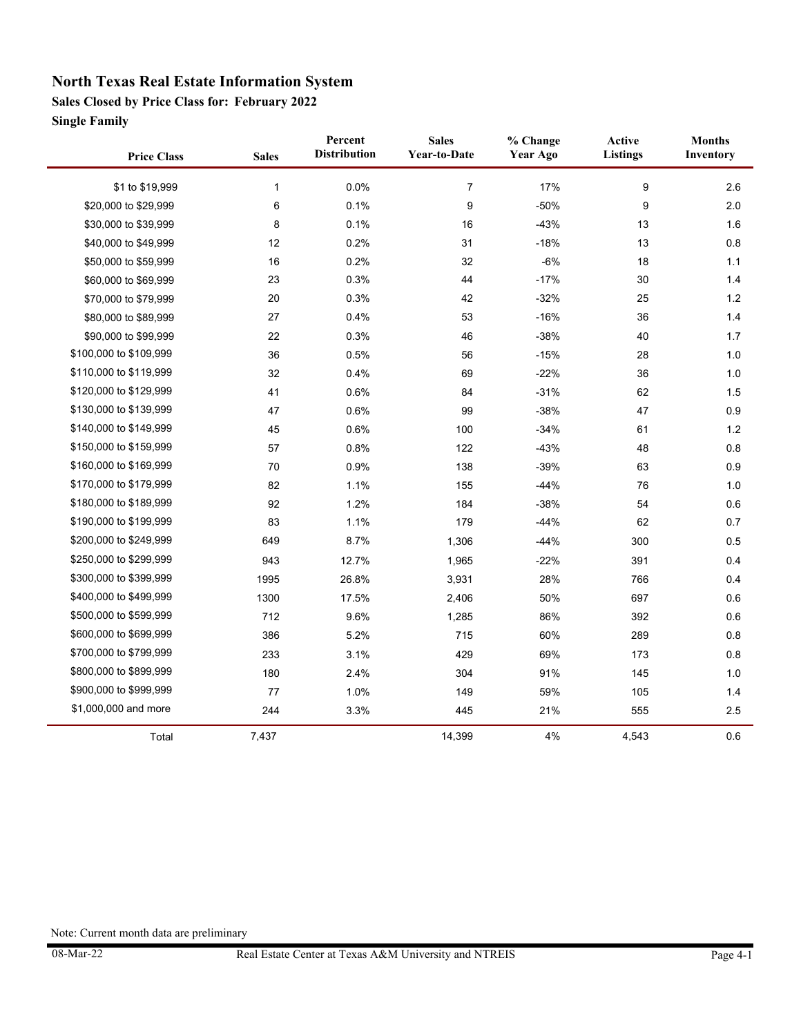# North Texas Real Estate Information System

**Sales Closed by Price Class for: February 2022**

**Single Family**

| Price Class | Sales | Percent Distribution | Sales Year-to-Date | % Change Year Ago | Active Listings | Months Inventory |
|---|---|---|---|---|---|---|
| $1 to $19,999 | 1 | 0.0% | 7 | 17% | 9 | 2.6 |
| $20,000 to $29,999 | 6 | 0.1% | 9 | -50% | 9 | 2.0 |
| $30,000 to $39,999 | 8 | 0.1% | 16 | -43% | 13 | 1.6 |
| $40,000 to $49,999 | 12 | 0.2% | 31 | -18% | 13 | 0.8 |
| $50,000 to $59,999 | 16 | 0.2% | 32 | -6% | 18 | 1.1 |
| $60,000 to $69,999 | 23 | 0.3% | 44 | -17% | 30 | 1.4 |
| $70,000 to $79,999 | 20 | 0.3% | 42 | -32% | 25 | 1.2 |
| $80,000 to $89,999 | 27 | 0.4% | 53 | -16% | 36 | 1.4 |
| $90,000 to $99,999 | 22 | 0.3% | 46 | -38% | 40 | 1.7 |
| $100,000 to $109,999 | 36 | 0.5% | 56 | -15% | 28 | 1.0 |
| $110,000 to $119,999 | 32 | 0.4% | 69 | -22% | 36 | 1.0 |
| $120,000 to $129,999 | 41 | 0.6% | 84 | -31% | 62 | 1.5 |
| $130,000 to $139,999 | 47 | 0.6% | 99 | -38% | 47 | 0.9 |
| $140,000 to $149,999 | 45 | 0.6% | 100 | -34% | 61 | 1.2 |
| $150,000 to $159,999 | 57 | 0.8% | 122 | -43% | 48 | 0.8 |
| $160,000 to $169,999 | 70 | 0.9% | 138 | -39% | 63 | 0.9 |
| $170,000 to $179,999 | 82 | 1.1% | 155 | -44% | 76 | 1.0 |
| $180,000 to $189,999 | 92 | 1.2% | 184 | -38% | 54 | 0.6 |
| $190,000 to $199,999 | 83 | 1.1% | 179 | -44% | 62 | 0.7 |
| $200,000 to $249,999 | 649 | 8.7% | 1,306 | -44% | 300 | 0.5 |
| $250,000 to $299,999 | 943 | 12.7% | 1,965 | -22% | 391 | 0.4 |
| $300,000 to $399,999 | 1995 | 26.8% | 3,931 | 28% | 766 | 0.4 |
| $400,000 to $499,999 | 1300 | 17.5% | 2,406 | 50% | 697 | 0.6 |
| $500,000 to $599,999 | 712 | 9.6% | 1,285 | 86% | 392 | 0.6 |
| $600,000 to $699,999 | 386 | 5.2% | 715 | 60% | 289 | 0.8 |
| $700,000 to $799,999 | 233 | 3.1% | 429 | 69% | 173 | 0.8 |
| $800,000 to $899,999 | 180 | 2.4% | 304 | 91% | 145 | 1.0 |
| $900,000 to $999,999 | 77 | 1.0% | 149 | 59% | 105 | 1.4 |
| $1,000,000 and more | 244 | 3.3% | 445 | 21% | 555 | 2.5 |
| Total | 7,437 | | 14,399 | 4% | 4,543 | 0.6 |

Note: Current month data are preliminary

08-Mar-22 Real Estate Center at Texas A&M University and NTREIS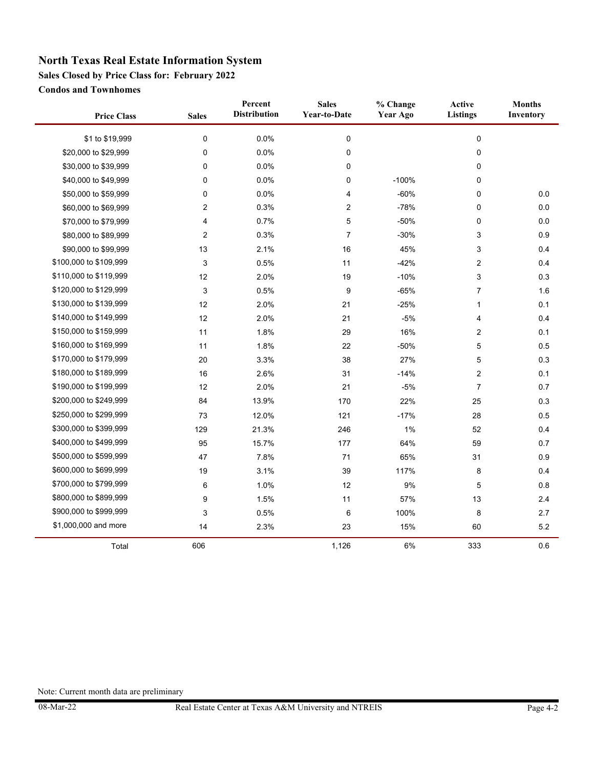# North Texas Real Estate Information System

### Sales Closed by Price Class for: February 2022

### Condos and Townhomes

| Price Class | Sales | Percent Distribution | Sales Year-to-Date | % Change Year Ago | Active Listings | Months Inventory |
|---|---|---|---|---|---|---|
| $1 to $19,999 | 0 | 0.0% | 0 | | 0 | |
| $20,000 to $29,999 | 0 | 0.0% | 0 | | 0 | |
| $30,000 to $39,999 | 0 | 0.0% | 0 | | 0 | |
| $40,000 to $49,999 | 0 | 0.0% | 0 | -100% | 0 | |
| $50,000 to $59,999 | 0 | 0.0% | 4 | -60% | 0 | 0.0 |
| $60,000 to $69,999 | 2 | 0.3% | 2 | -78% | 0 | 0.0 |
| $70,000 to $79,999 | 4 | 0.7% | 5 | -50% | 0 | 0.0 |
| $80,000 to $89,999 | 2 | 0.3% | 7 | -30% | 3 | 0.9 |
| $90,000 to $99,999 | 13 | 2.1% | 16 | 45% | 3 | 0.4 |
| $100,000 to $109,999 | 3 | 0.5% | 11 | -42% | 2 | 0.4 |
| $110,000 to $119,999 | 12 | 2.0% | 19 | -10% | 3 | 0.3 |
| $120,000 to $129,999 | 3 | 0.5% | 9 | -65% | 7 | 1.6 |
| $130,000 to $139,999 | 12 | 2.0% | 21 | -25% | 1 | 0.1 |
| $140,000 to $149,999 | 12 | 2.0% | 21 | -5% | 4 | 0.4 |
| $150,000 to $159,999 | 11 | 1.8% | 29 | 16% | 2 | 0.1 |
| $160,000 to $169,999 | 11 | 1.8% | 22 | -50% | 5 | 0.5 |
| $170,000 to $179,999 | 20 | 3.3% | 38 | 27% | 5 | 0.3 |
| $180,000 to $189,999 | 16 | 2.6% | 31 | -14% | 2 | 0.1 |
| $190,000 to $199,999 | 12 | 2.0% | 21 | -5% | 7 | 0.7 |
| $200,000 to $249,999 | 84 | 13.9% | 170 | 22% | 25 | 0.3 |
| $250,000 to $299,999 | 73 | 12.0% | 121 | -17% | 28 | 0.5 |
| $300,000 to $399,999 | 129 | 21.3% | 246 | 1% | 52 | 0.4 |
| $400,000 to $499,999 | 95 | 15.7% | 177 | 64% | 59 | 0.7 |
| $500,000 to $599,999 | 47 | 7.8% | 71 | 65% | 31 | 0.9 |
| $600,000 to $699,999 | 19 | 3.1% | 39 | 117% | 8 | 0.4 |
| $700,000 to $799,999 | 6 | 1.0% | 12 | 9% | 5 | 0.8 |
| $800,000 to $899,999 | 9 | 1.5% | 11 | 57% | 13 | 2.4 |
| $900,000 to $999,999 | 3 | 0.5% | 6 | 100% | 8 | 2.7 |
| $1,000,000 and more | 14 | 2.3% | 23 | 15% | 60 | 5.2 |
| Total | 606 | | 1,126 | 6% | 333 | 0.6 |

Note: Current month data are preliminary

08-Mar-22 Real Estate Center at Texas A&M University and NTREIS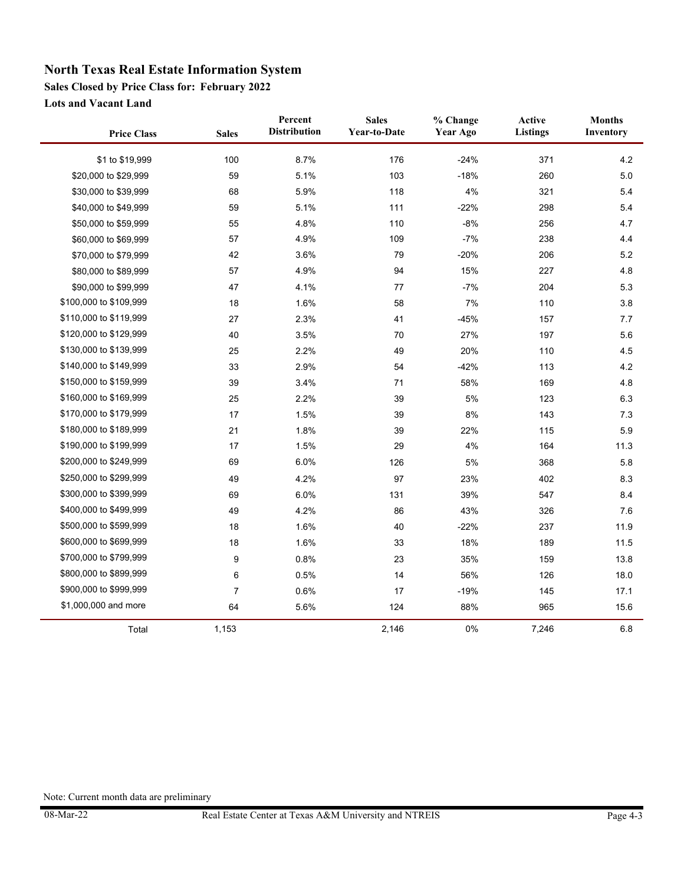# North Texas Real Estate Information System

## Sales Closed by Price Class for: February 2022

### Lots and Vacant Land

| Price Class | Sales | Percent Distribution | Sales Year-to-Date | % Change Year Ago | Active Listings | Months Inventory |
|---|---|---|---|---|---|---|
| $1 to $19,999 | 100 | 8.7% | 176 | -24% | 371 | 4.2 |
| $20,000 to $29,999 | 59 | 5.1% | 103 | -18% | 260 | 5.0 |
| $30,000 to $39,999 | 68 | 5.9% | 118 | 4% | 321 | 5.4 |
| $40,000 to $49,999 | 59 | 5.1% | 111 | -22% | 298 | 5.4 |
| $50,000 to $59,999 | 55 | 4.8% | 110 | -8% | 256 | 4.7 |
| $60,000 to $69,999 | 57 | 4.9% | 109 | -7% | 238 | 4.4 |
| $70,000 to $79,999 | 42 | 3.6% | 79 | -20% | 206 | 5.2 |
| $80,000 to $89,999 | 57 | 4.9% | 94 | 15% | 227 | 4.8 |
| $90,000 to $99,999 | 47 | 4.1% | 77 | -7% | 204 | 5.3 |
| $100,000 to $109,999 | 18 | 1.6% | 58 | 7% | 110 | 3.8 |
| $110,000 to $119,999 | 27 | 2.3% | 41 | -45% | 157 | 7.7 |
| $120,000 to $129,999 | 40 | 3.5% | 70 | 27% | 197 | 5.6 |
| $130,000 to $139,999 | 25 | 2.2% | 49 | 20% | 110 | 4.5 |
| $140,000 to $149,999 | 33 | 2.9% | 54 | -42% | 113 | 4.2 |
| $150,000 to $159,999 | 39 | 3.4% | 71 | 58% | 169 | 4.8 |
| $160,000 to $169,999 | 25 | 2.2% | 39 | 5% | 123 | 6.3 |
| $170,000 to $179,999 | 17 | 1.5% | 39 | 8% | 143 | 7.3 |
| $180,000 to $189,999 | 21 | 1.8% | 39 | 22% | 115 | 5.9 |
| $190,000 to $199,999 | 17 | 1.5% | 29 | 4% | 164 | 11.3 |
| $200,000 to $249,999 | 69 | 6.0% | 126 | 5% | 368 | 5.8 |
| $250,000 to $299,999 | 49 | 4.2% | 97 | 23% | 402 | 8.3 |
| $300,000 to $399,999 | 69 | 6.0% | 131 | 39% | 547 | 8.4 |
| $400,000 to $499,999 | 49 | 4.2% | 86 | 43% | 326 | 7.6 |
| $500,000 to $599,999 | 18 | 1.6% | 40 | -22% | 237 | 11.9 |
| $600,000 to $699,999 | 18 | 1.6% | 33 | 18% | 189 | 11.5 |
| $700,000 to $799,999 | 9 | 0.8% | 23 | 35% | 159 | 13.8 |
| $800,000 to $899,999 | 6 | 0.5% | 14 | 56% | 126 | 18.0 |
| $900,000 to $999,999 | 7 | 0.6% | 17 | -19% | 145 | 17.1 |
| $1,000,000 and more | 64 | 5.6% | 124 | 88% | 965 | 15.6 |
| Total | 1,153 | | 2,146 | 0% | 7,246 | 6.8 |

Note: Current month data are preliminary

08-Mar-22 Real Estate Center at Texas A&M University and NTREIS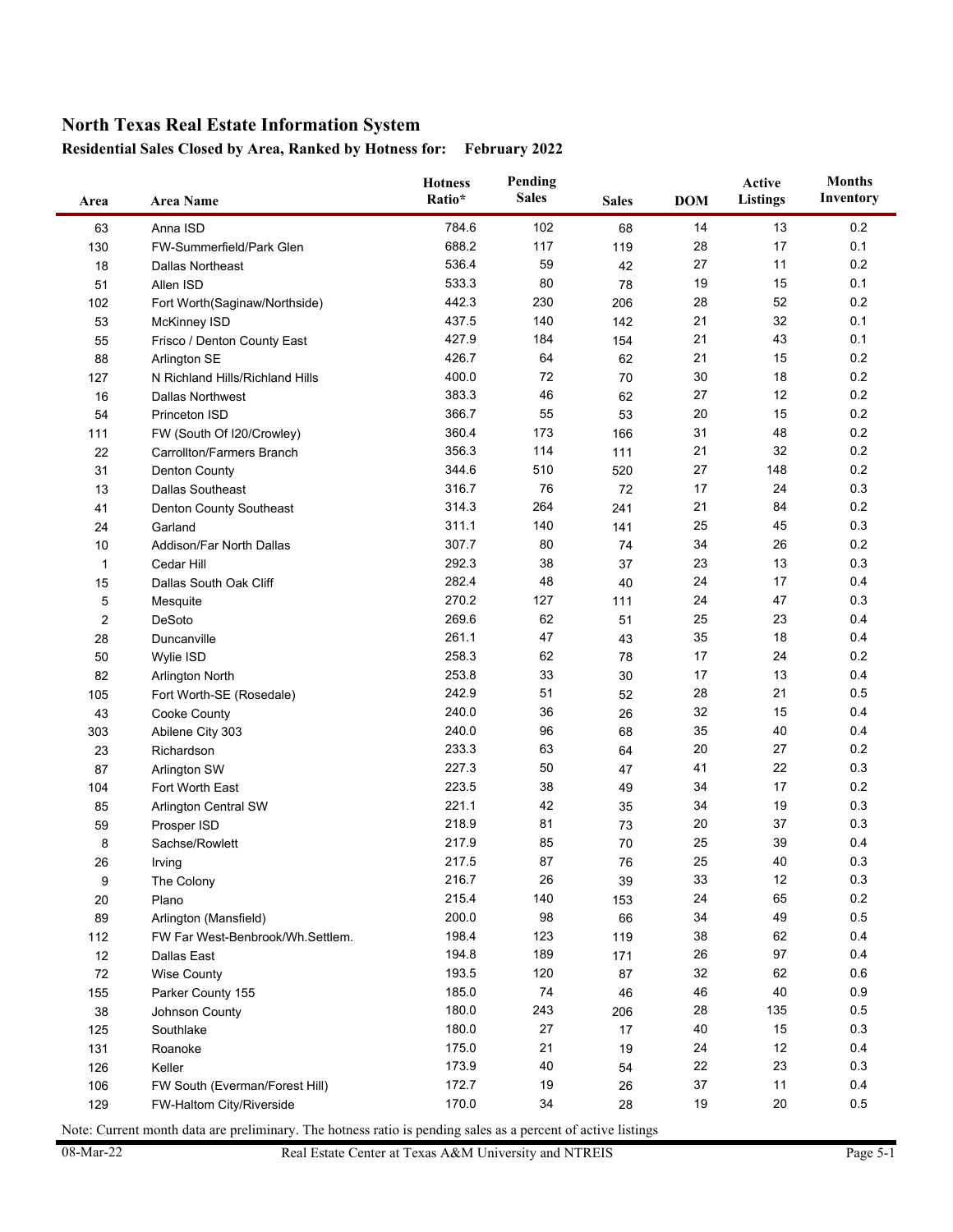## North Texas Real Estate Information System

### Residential Sales Closed by Area, Ranked by Hotness for: February 2022

| Area | Area Name | Hotness Ratio* | Pending Sales | Sales | DOM | Active Listings | Months Inventory |
|---|---|---|---|---|---|---|---|
| 63 | Anna ISD | 784.6 | 102 | 68 | 14 | 13 | 0.2 |
| 130 | FW-Summerfield/Park Glen | 688.2 | 117 | 119 | 28 | 17 | 0.1 |
| 18 | Dallas Northeast | 536.4 | 59 | 42 | 27 | 11 | 0.2 |
| 51 | Allen ISD | 533.3 | 80 | 78 | 19 | 15 | 0.1 |
| 102 | Fort Worth(Saginaw/Northside) | 442.3 | 230 | 206 | 28 | 52 | 0.2 |
| 53 | McKinney ISD | 437.5 | 140 | 142 | 21 | 32 | 0.1 |
| 55 | Frisco / Denton County East | 427.9 | 184 | 154 | 21 | 43 | 0.1 |
| 88 | Arlington SE | 426.7 | 64 | 62 | 21 | 15 | 0.2 |
| 127 | N Richland Hills/Richland Hills | 400.0 | 72 | 70 | 30 | 18 | 0.2 |
| 16 | Dallas Northwest | 383.3 | 46 | 62 | 27 | 12 | 0.2 |
| 54 | Princeton ISD | 366.7 | 55 | 53 | 20 | 15 | 0.2 |
| 111 | FW (South Of I20/Crowley) | 360.4 | 173 | 166 | 31 | 48 | 0.2 |
| 22 | Carrollton/Farmers Branch | 356.3 | 114 | 111 | 21 | 32 | 0.2 |
| 31 | Denton County | 344.6 | 510 | 520 | 27 | 148 | 0.2 |
| 13 | Dallas Southeast | 316.7 | 76 | 72 | 17 | 24 | 0.3 |
| 41 | Denton County Southeast | 314.3 | 264 | 241 | 21 | 84 | 0.2 |
| 24 | Garland | 311.1 | 140 | 141 | 25 | 45 | 0.3 |
| 10 | Addison/Far North Dallas | 307.7 | 80 | 74 | 34 | 26 | 0.2 |
| 1 | Cedar Hill | 292.3 | 38 | 37 | 23 | 13 | 0.3 |
| 15 | Dallas South Oak Cliff | 282.4 | 48 | 40 | 24 | 17 | 0.4 |
| 5 | Mesquite | 270.2 | 127 | 111 | 24 | 47 | 0.3 |
| 2 | DeSoto | 269.6 | 62 | 51 | 25 | 23 | 0.4 |
| 28 | Duncanville | 261.1 | 47 | 43 | 35 | 18 | 0.4 |
| 50 | Wylie ISD | 258.3 | 62 | 78 | 17 | 24 | 0.2 |
| 82 | Arlington North | 253.8 | 33 | 30 | 17 | 13 | 0.4 |
| 105 | Fort Worth-SE (Rosedale) | 242.9 | 51 | 52 | 28 | 21 | 0.5 |
| 43 | Cooke County | 240.0 | 36 | 26 | 32 | 15 | 0.4 |
| 303 | Abilene City 303 | 240.0 | 96 | 68 | 35 | 40 | 0.4 |
| 23 | Richardson | 233.3 | 63 | 64 | 20 | 27 | 0.2 |
| 87 | Arlington SW | 227.3 | 50 | 47 | 41 | 22 | 0.3 |
| 104 | Fort Worth East | 223.5 | 38 | 49 | 34 | 17 | 0.2 |
| 85 | Arlington Central SW | 221.1 | 42 | 35 | 34 | 19 | 0.3 |
| 59 | Prosper ISD | 218.9 | 81 | 73 | 20 | 37 | 0.3 |
| 8 | Sachse/Rowlett | 217.9 | 85 | 70 | 25 | 39 | 0.4 |
| 26 | Irving | 217.5 | 87 | 76 | 25 | 40 | 0.3 |
| 9 | The Colony | 216.7 | 26 | 39 | 33 | 12 | 0.3 |
| 20 | Plano | 215.4 | 140 | 153 | 24 | 65 | 0.2 |
| 89 | Arlington (Mansfield) | 200.0 | 98 | 66 | 34 | 49 | 0.5 |
| 112 | FW Far West-Benbrook/Wh.Settlem. | 198.4 | 123 | 119 | 38 | 62 | 0.4 |
| 12 | Dallas East | 194.8 | 189 | 171 | 26 | 97 | 0.4 |
| 72 | Wise County | 193.5 | 120 | 87 | 32 | 62 | 0.6 |
| 155 | Parker County 155 | 185.0 | 74 | 46 | 46 | 40 | 0.9 |
| 38 | Johnson County | 180.0 | 243 | 206 | 28 | 135 | 0.5 |
| 125 | Southlake | 180.0 | 27 | 17 | 40 | 15 | 0.3 |
| 131 | Roanoke | 175.0 | 21 | 19 | 24 | 12 | 0.4 |
| 126 | Keller | 173.9 | 40 | 54 | 22 | 23 | 0.3 |
| 106 | FW South (Everman/Forest Hill) | 172.7 | 19 | 26 | 37 | 11 | 0.4 |
| 129 | FW-Haltom City/Riverside | 170.0 | 34 | 28 | 19 | 20 | 0.5 |

Note: Current month data are preliminary. The hotness ratio is pending sales as a percent of active listings

08-Mar-22 Real Estate Center at Texas A&M University and NTREIS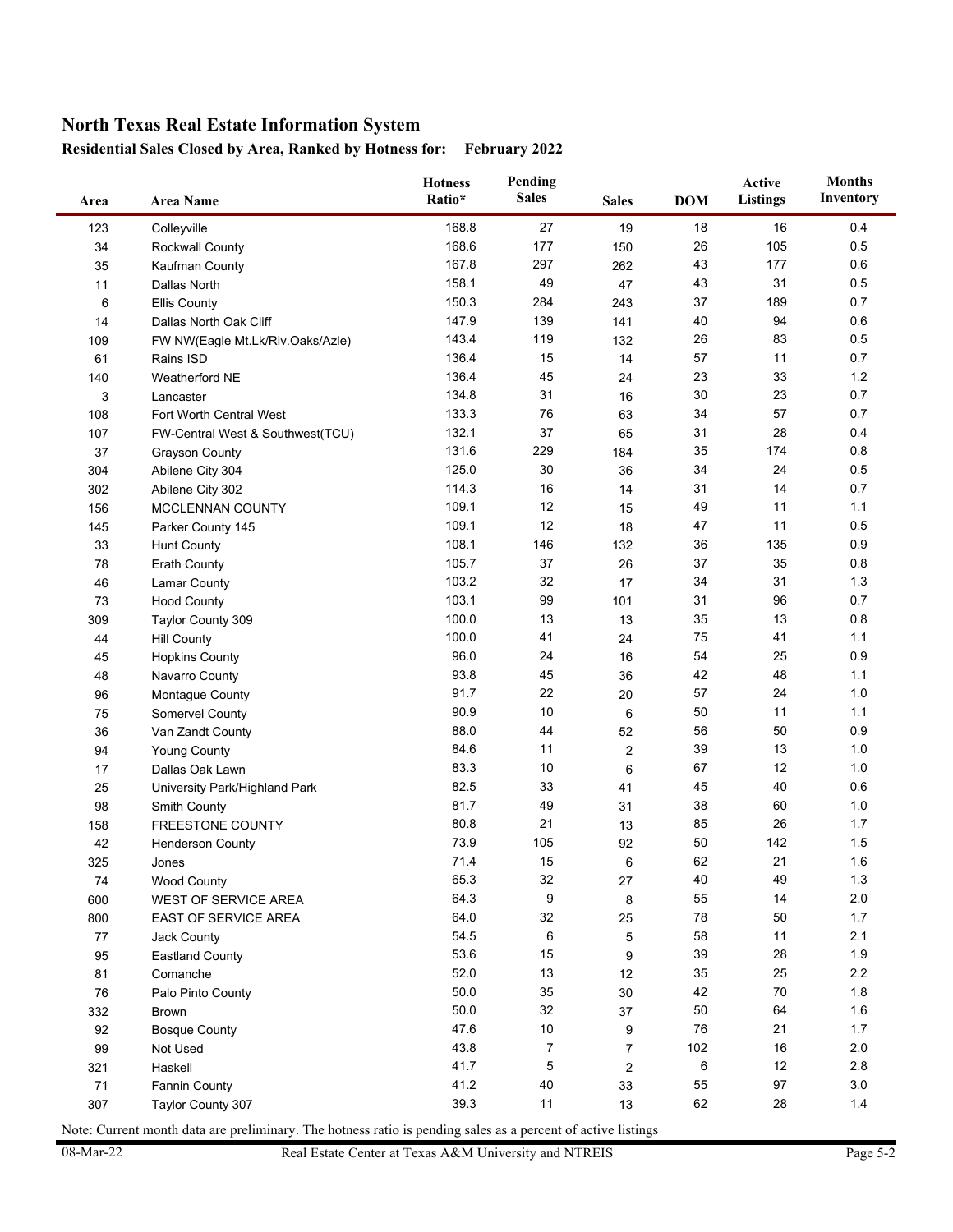## North Texas Real Estate Information System

**Residential Sales Closed by Area, Ranked by Hotness for: February 2022**

| Area | Area Name | Hotness Ratio* | Pending Sales | Sales | DOM | Active Listings | Months Inventory |
|---|---|---|---|---|---|---|---|
| 123 | Colleyville | 168.8 | 27 | 19 | 18 | 16 | 0.4 |
| 34 | Rockwall County | 168.6 | 177 | 150 | 26 | 105 | 0.5 |
| 35 | Kaufman County | 167.8 | 297 | 262 | 43 | 177 | 0.6 |
| 11 | Dallas North | 158.1 | 49 | 47 | 43 | 31 | 0.5 |
| 6 | Ellis County | 150.3 | 284 | 243 | 37 | 189 | 0.7 |
| 14 | Dallas North Oak Cliff | 147.9 | 139 | 141 | 40 | 94 | 0.6 |
| 109 | FW NW(Eagle Mt.Lk/Riv.Oaks/Azle) | 143.4 | 119 | 132 | 26 | 83 | 0.5 |
| 61 | Rains ISD | 136.4 | 15 | 14 | 57 | 11 | 0.7 |
| 140 | Weatherford NE | 136.4 | 45 | 24 | 23 | 33 | 1.2 |
| 3 | Lancaster | 134.8 | 31 | 16 | 30 | 23 | 0.7 |
| 108 | Fort Worth Central West | 133.3 | 76 | 63 | 34 | 57 | 0.7 |
| 107 | FW-Central West & Southwest(TCU) | 132.1 | 37 | 65 | 31 | 28 | 0.4 |
| 37 | Grayson County | 131.6 | 229 | 184 | 35 | 174 | 0.8 |
| 304 | Abilene City 304 | 125.0 | 30 | 36 | 34 | 24 | 0.5 |
| 302 | Abilene City 302 | 114.3 | 16 | 14 | 31 | 14 | 0.7 |
| 156 | MCCLENNAN COUNTY | 109.1 | 12 | 15 | 49 | 11 | 1.1 |
| 145 | Parker County 145 | 109.1 | 12 | 18 | 47 | 11 | 0.5 |
| 33 | Hunt County | 108.1 | 146 | 132 | 36 | 135 | 0.9 |
| 78 | Erath County | 105.7 | 37 | 26 | 37 | 35 | 0.8 |
| 46 | Lamar County | 103.2 | 32 | 17 | 34 | 31 | 1.3 |
| 73 | Hood County | 103.1 | 99 | 101 | 31 | 96 | 0.7 |
| 309 | Taylor County 309 | 100.0 | 13 | 13 | 35 | 13 | 0.8 |
| 44 | Hill County | 100.0 | 41 | 24 | 75 | 41 | 1.1 |
| 45 | Hopkins County | 96.0 | 24 | 16 | 54 | 25 | 0.9 |
| 48 | Navarro County | 93.8 | 45 | 36 | 42 | 48 | 1.1 |
| 96 | Montague County | 91.7 | 22 | 20 | 57 | 24 | 1.0 |
| 75 | Somervel County | 90.9 | 10 | 6 | 50 | 11 | 1.1 |
| 36 | Van Zandt County | 88.0 | 44 | 52 | 56 | 50 | 0.9 |
| 94 | Young County | 84.6 | 11 | 2 | 39 | 13 | 1.0 |
| 17 | Dallas Oak Lawn | 83.3 | 10 | 6 | 67 | 12 | 1.0 |
| 25 | University Park/Highland Park | 82.5 | 33 | 41 | 45 | 40 | 0.6 |
| 98 | Smith County | 81.7 | 49 | 31 | 38 | 60 | 1.0 |
| 158 | FREESTONE COUNTY | 80.8 | 21 | 13 | 85 | 26 | 1.7 |
| 42 | Henderson County | 73.9 | 105 | 92 | 50 | 142 | 1.5 |
| 325 | Jones | 71.4 | 15 | 6 | 62 | 21 | 1.6 |
| 74 | Wood County | 65.3 | 32 | 27 | 40 | 49 | 1.3 |
| 600 | WEST OF SERVICE AREA | 64.3 | 9 | 8 | 55 | 14 | 2.0 |
| 800 | EAST OF SERVICE AREA | 64.0 | 32 | 25 | 78 | 50 | 1.7 |
| 77 | Jack County | 54.5 | 6 | 5 | 58 | 11 | 2.1 |
| 95 | Eastland County | 53.6 | 15 | 9 | 39 | 28 | 1.9 |
| 81 | Comanche | 52.0 | 13 | 12 | 35 | 25 | 2.2 |
| 76 | Palo Pinto County | 50.0 | 35 | 30 | 42 | 70 | 1.8 |
| 332 | Brown | 50.0 | 32 | 37 | 50 | 64 | 1.6 |
| 92 | Bosque County | 47.6 | 10 | 9 | 76 | 21 | 1.7 |
| 99 | Not Used | 43.8 | 7 | 7 | 102 | 16 | 2.0 |
| 321 | Haskell | 41.7 | 5 | 2 | 6 | 12 | 2.8 |
| 71 | Fannin County | 41.2 | 40 | 33 | 55 | 97 | 3.0 |
| 307 | Taylor County 307 | 39.3 | 11 | 13 | 62 | 28 | 1.4 |

Note: Current month data are preliminary. The hotness ratio is pending sales as a percent of active listings

08-Mar-22 Real Estate Center at Texas A&M University and NTREIS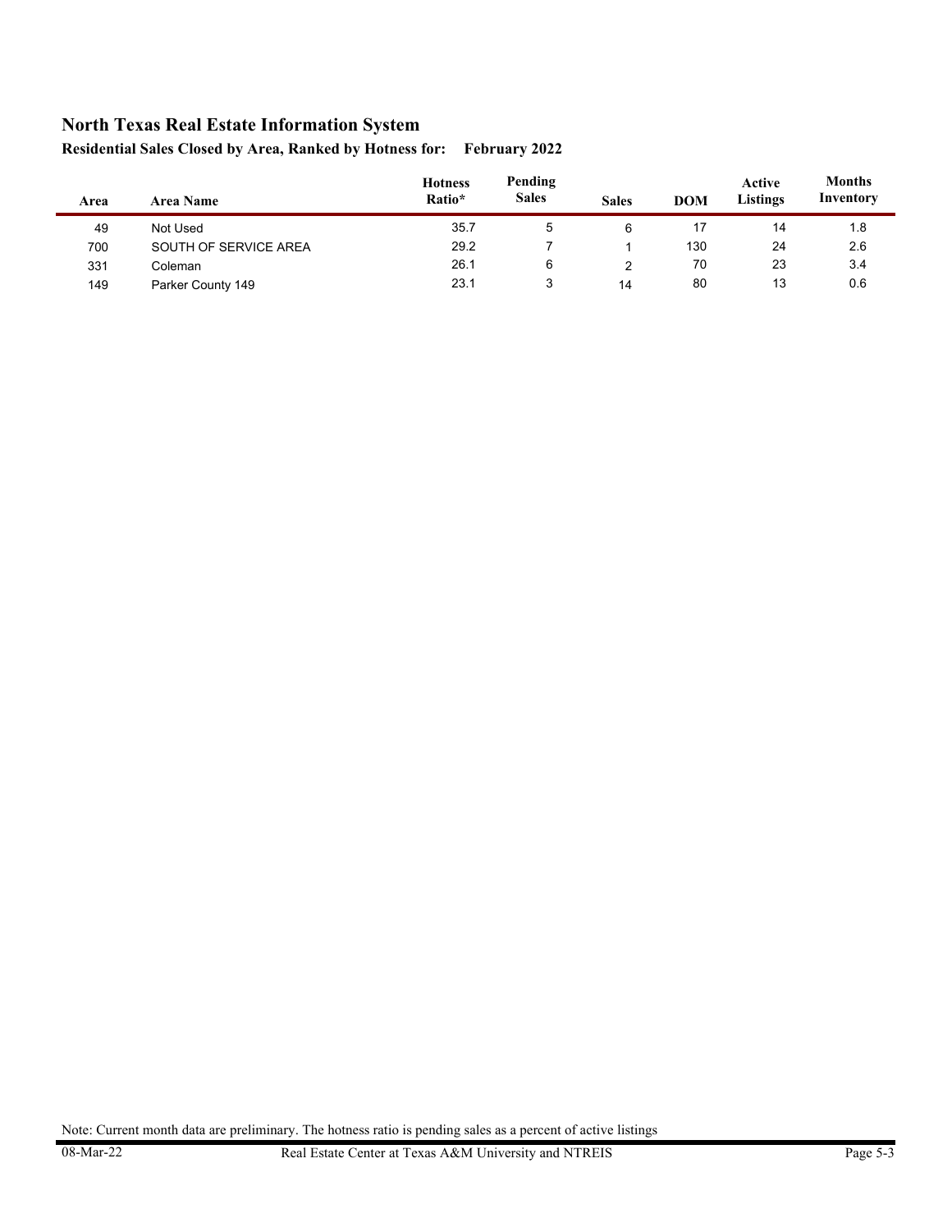# North Texas Real Estate Information System

**Residential Sales Closed by Area, Ranked by Hotness for: February 2022**

| Area | Area Name | Hotness Ratio* | Pending Sales | Sales | DOM | Active Listings | Months Inventory |
|---|---|---|---|---|---|---|---|
| 49 | Not Used | 35.7 | 5 | 6 | 17 | 14 | 1.8 |
| 700 | SOUTH OF SERVICE AREA | 29.2 | 7 | 1 | 130 | 24 | 2.6 |
| 331 | Coleman | 26.1 | 6 | 2 | 70 | 23 | 3.4 |
| 149 | Parker County 149 | 23.1 | 3 | 14 | 80 | 13 | 0.6 |

Note: Current month data are preliminary. The hotness ratio is pending sales as a percent of active listings

08-Mar-22 Real Estate Center at Texas A&M University and NTREIS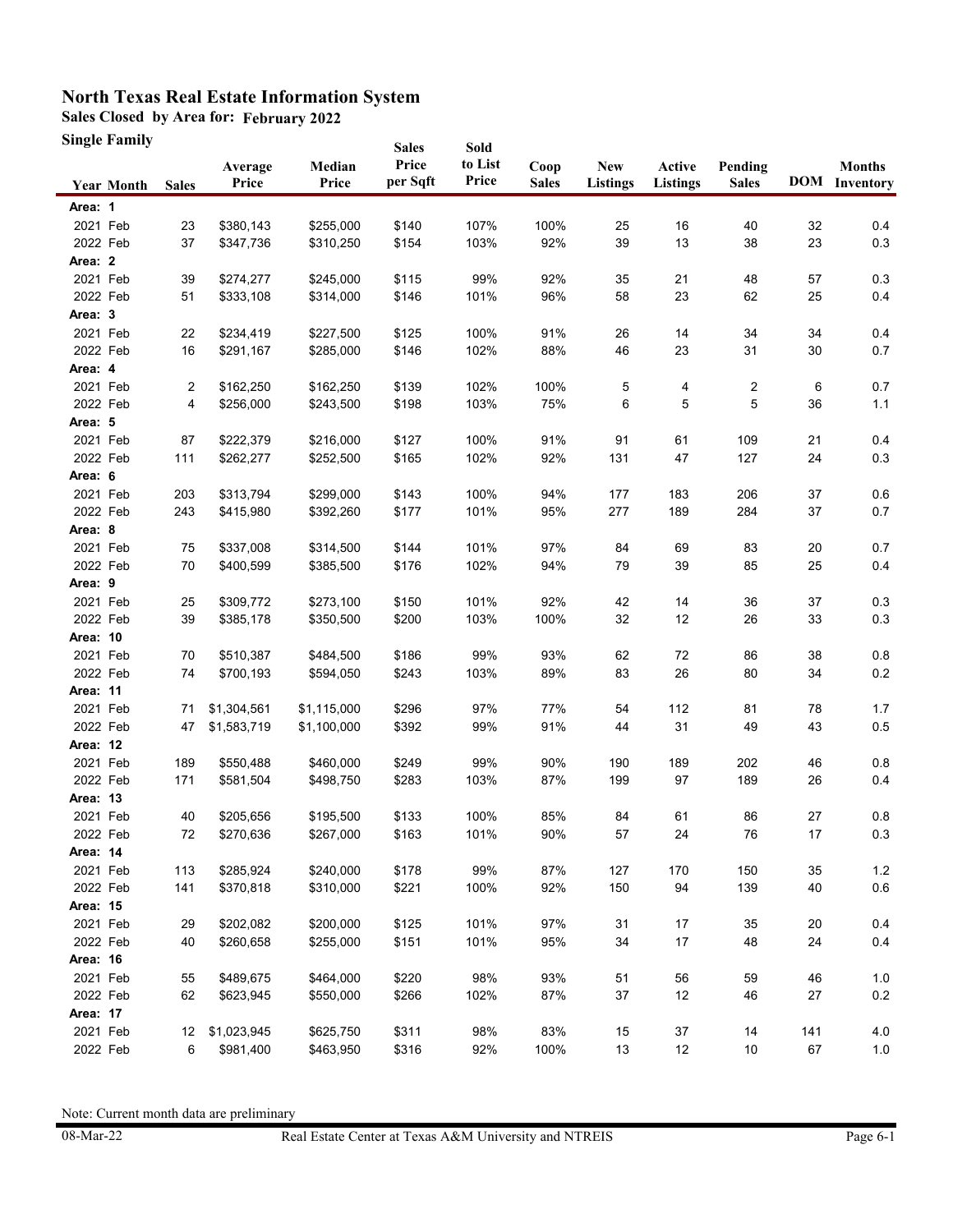# North Texas Real Estate Information System

**Sales Closed by Area for: February 2022**

**Single Family**

| Year | Month | Sales | Average Price | Median Price | Sales Price per Sqft | Sold to List Price | Coop Sales | New Listings | Active Listings | Pending Sales | DOM | Months Inventory |
|---|---|---|---|---|---|---|---|---|---|---|---|---|
| **Area: 1** | | | | | | | | | | | | |
| 2021 | Feb | 23 | $380,143 | $255,000 | $140 | 107% | 100% | 25 | 16 | 40 | 32 | 0.4 |
| 2022 | Feb | 37 | $347,736 | $310,250 | $154 | 103% | 92% | 39 | 13 | 38 | 23 | 0.3 |
| **Area: 2** | | | | | | | | | | | | |
| 2021 | Feb | 39 | $274,277 | $245,000 | $115 | 99% | 92% | 35 | 21 | 48 | 57 | 0.3 |
| 2022 | Feb | 51 | $333,108 | $314,000 | $146 | 101% | 96% | 58 | 23 | 62 | 25 | 0.4 |
| **Area: 3** | | | | | | | | | | | | |
| 2021 | Feb | 22 | $234,419 | $227,500 | $125 | 100% | 91% | 26 | 14 | 34 | 34 | 0.4 |
| 2022 | Feb | 16 | $291,167 | $285,000 | $146 | 102% | 88% | 46 | 23 | 31 | 30 | 0.7 |
| **Area: 4** | | | | | | | | | | | | |
| 2021 | Feb | 2 | $162,250 | $162,250 | $139 | 102% | 100% | 5 | 4 | 2 | 6 | 0.7 |
| 2022 | Feb | 4 | $256,000 | $243,500 | $198 | 103% | 75% | 6 | 5 | 5 | 36 | 1.1 |
| **Area: 5** | | | | | | | | | | | | |
| 2021 | Feb | 87 | $222,379 | $216,000 | $127 | 100% | 91% | 91 | 61 | 109 | 21 | 0.4 |
| 2022 | Feb | 111 | $262,277 | $252,500 | $165 | 102% | 92% | 131 | 47 | 127 | 24 | 0.3 |
| **Area: 6** | | | | | | | | | | | | |
| 2021 | Feb | 203 | $313,794 | $299,000 | $143 | 100% | 94% | 177 | 183 | 206 | 37 | 0.6 |
| 2022 | Feb | 243 | $415,980 | $392,260 | $177 | 101% | 95% | 277 | 189 | 284 | 37 | 0.7 |
| **Area: 8** | | | | | | | | | | | | |
| 2021 | Feb | 75 | $337,008 | $314,500 | $144 | 101% | 97% | 84 | 69 | 83 | 20 | 0.7 |
| 2022 | Feb | 70 | $400,599 | $385,500 | $176 | 102% | 94% | 79 | 39 | 85 | 25 | 0.4 |
| **Area: 9** | | | | | | | | | | | | |
| 2021 | Feb | 25 | $309,772 | $273,100 | $150 | 101% | 92% | 42 | 14 | 36 | 37 | 0.3 |
| 2022 | Feb | 39 | $385,178 | $350,500 | $200 | 103% | 100% | 32 | 12 | 26 | 33 | 0.3 |
| **Area: 10** | | | | | | | | | | | | |
| 2021 | Feb | 70 | $510,387 | $484,500 | $186 | 99% | 93% | 62 | 72 | 86 | 38 | 0.8 |
| 2022 | Feb | 74 | $700,193 | $594,050 | $243 | 103% | 89% | 83 | 26 | 80 | 34 | 0.2 |
| **Area: 11** | | | | | | | | | | | | |
| 2021 | Feb | 71 | $1,304,561 | $1,115,000 | $296 | 97% | 77% | 54 | 112 | 81 | 78 | 1.7 |
| 2022 | Feb | 47 | $1,583,719 | $1,100,000 | $392 | 99% | 91% | 44 | 31 | 49 | 43 | 0.5 |
| **Area: 12** | | | | | | | | | | | | |
| 2021 | Feb | 189 | $550,488 | $460,000 | $249 | 99% | 90% | 190 | 189 | 202 | 46 | 0.8 |
| 2022 | Feb | 171 | $581,504 | $498,750 | $283 | 103% | 87% | 199 | 97 | 189 | 26 | 0.4 |
| **Area: 13** | | | | | | | | | | | | |
| 2021 | Feb | 40 | $205,656 | $195,500 | $133 | 100% | 85% | 84 | 61 | 86 | 27 | 0.8 |
| 2022 | Feb | 72 | $270,636 | $267,000 | $163 | 101% | 90% | 57 | 24 | 76 | 17 | 0.3 |
| **Area: 14** | | | | | | | | | | | | |
| 2021 | Feb | 113 | $285,924 | $240,000 | $178 | 99% | 87% | 127 | 170 | 150 | 35 | 1.2 |
| 2022 | Feb | 141 | $370,818 | $310,000 | $221 | 100% | 92% | 150 | 94 | 139 | 40 | 0.6 |
| **Area: 15** | | | | | | | | | | | | |
| 2021 | Feb | 29 | $202,082 | $200,000 | $125 | 101% | 97% | 31 | 17 | 35 | 20 | 0.4 |
| 2022 | Feb | 40 | $260,658 | $255,000 | $151 | 101% | 95% | 34 | 17 | 48 | 24 | 0.4 |
| **Area: 16** | | | | | | | | | | | | |
| 2021 | Feb | 55 | $489,675 | $464,000 | $220 | 98% | 93% | 51 | 56 | 59 | 46 | 1.0 |
| 2022 | Feb | 62 | $623,945 | $550,000 | $266 | 102% | 87% | 37 | 12 | 46 | 27 | 0.2 |
| **Area: 17** | | | | | | | | | | | | |
| 2021 | Feb | 12 | $1,023,945 | $625,750 | $311 | 98% | 83% | 15 | 37 | 14 | 141 | 4.0 |
| 2022 | Feb | 6 | $981,400 | $463,950 | $316 | 92% | 100% | 13 | 12 | 10 | 67 | 1.0 |

Note: Current month data are preliminary

08-Mar-22 Real Estate Center at Texas A&M University and NTREIS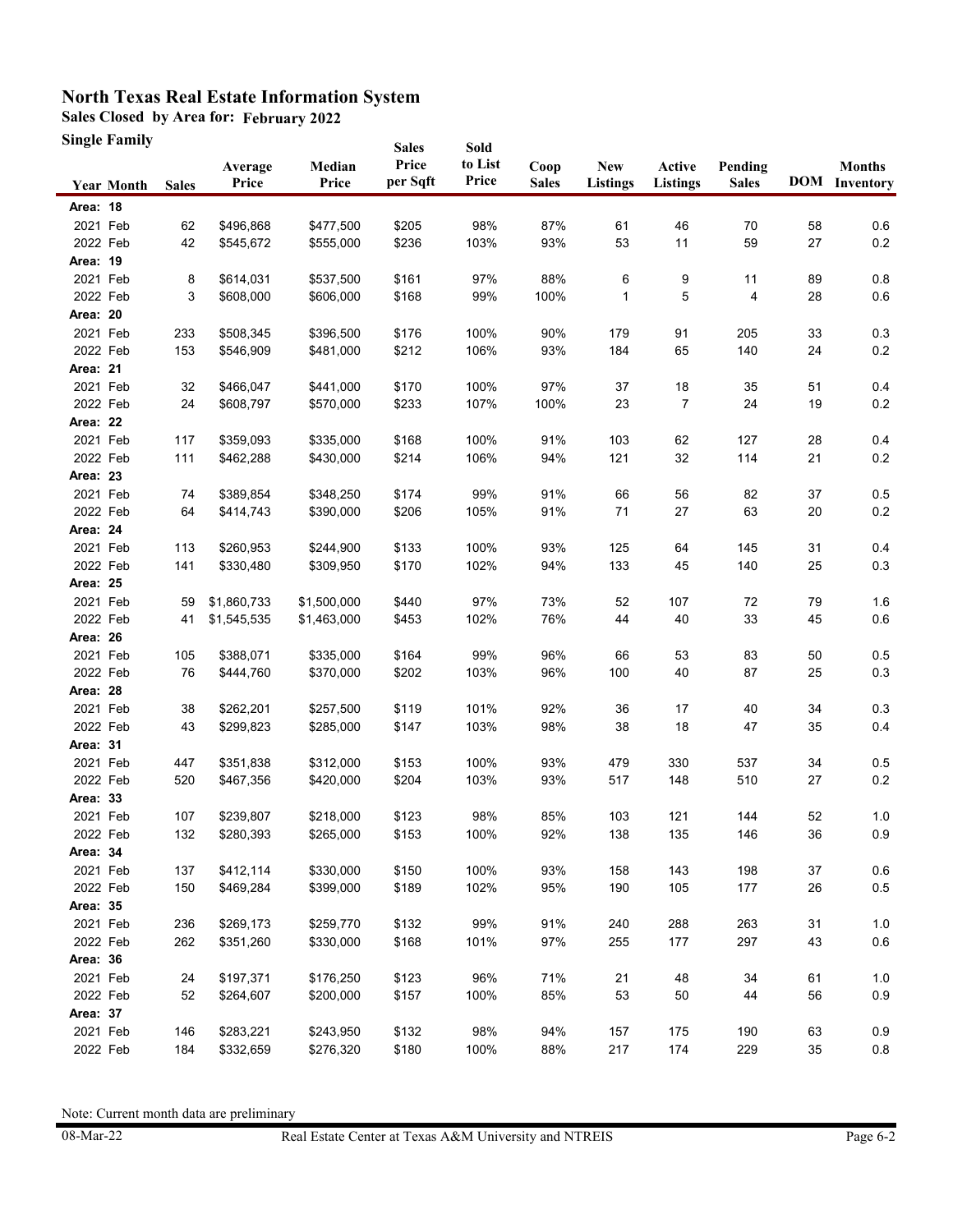# North Texas Real Estate Information System

**Sales Closed by Area for: February 2022**

**Single Family**

| Year | Month | Sales | Average Price | Median Price | Sales Price per Sqft | Sold to List Price | Coop Sales | New Listings | Active Listings | Pending Sales | DOM | Months Inventory |
|---|---|---|---|---|---|---|---|---|---|---|---|---|
| **Area: 18** | | | | | | | | | | | | |
| 2021 | Feb | 62 | $496,868 | $477,500 | $205 | 98% | 87% | 61 | 46 | 70 | 58 | 0.6 |
| 2022 | Feb | 42 | $545,672 | $555,000 | $236 | 103% | 93% | 53 | 11 | 59 | 27 | 0.2 |
| **Area: 19** | | | | | | | | | | | | |
| 2021 | Feb | 8 | $614,031 | $537,500 | $161 | 97% | 88% | 6 | 9 | 11 | 89 | 0.8 |
| 2022 | Feb | 3 | $608,000 | $606,000 | $168 | 99% | 100% | 1 | 5 | 4 | 28 | 0.6 |
| **Area: 20** | | | | | | | | | | | | |
| 2021 | Feb | 233 | $508,345 | $396,500 | $176 | 100% | 90% | 179 | 91 | 205 | 33 | 0.3 |
| 2022 | Feb | 153 | $546,909 | $481,000 | $212 | 106% | 93% | 184 | 65 | 140 | 24 | 0.2 |
| **Area: 21** | | | | | | | | | | | | |
| 2021 | Feb | 32 | $466,047 | $441,000 | $170 | 100% | 97% | 37 | 18 | 35 | 51 | 0.4 |
| 2022 | Feb | 24 | $608,797 | $570,000 | $233 | 107% | 100% | 23 | 7 | 24 | 19 | 0.2 |
| **Area: 22** | | | | | | | | | | | | |
| 2021 | Feb | 117 | $359,093 | $335,000 | $168 | 100% | 91% | 103 | 62 | 127 | 28 | 0.4 |
| 2022 | Feb | 111 | $462,288 | $430,000 | $214 | 106% | 94% | 121 | 32 | 114 | 21 | 0.2 |
| **Area: 23** | | | | | | | | | | | | |
| 2021 | Feb | 74 | $389,854 | $348,250 | $174 | 99% | 91% | 66 | 56 | 82 | 37 | 0.5 |
| 2022 | Feb | 64 | $414,743 | $390,000 | $206 | 105% | 91% | 71 | 27 | 63 | 20 | 0.2 |
| **Area: 24** | | | | | | | | | | | | |
| 2021 | Feb | 113 | $260,953 | $244,900 | $133 | 100% | 93% | 125 | 64 | 145 | 31 | 0.4 |
| 2022 | Feb | 141 | $330,480 | $309,950 | $170 | 102% | 94% | 133 | 45 | 140 | 25 | 0.3 |
| **Area: 25** | | | | | | | | | | | | |
| 2021 | Feb | 59 | $1,860,733 | $1,500,000 | $440 | 97% | 73% | 52 | 107 | 72 | 79 | 1.6 |
| 2022 | Feb | 41 | $1,545,535 | $1,463,000 | $453 | 102% | 76% | 44 | 40 | 33 | 45 | 0.6 |
| **Area: 26** | | | | | | | | | | | | |
| 2021 | Feb | 105 | $388,071 | $335,000 | $164 | 99% | 96% | 66 | 53 | 83 | 50 | 0.5 |
| 2022 | Feb | 76 | $444,760 | $370,000 | $202 | 103% | 96% | 100 | 40 | 87 | 25 | 0.3 |
| **Area: 28** | | | | | | | | | | | | |
| 2021 | Feb | 38 | $262,201 | $257,500 | $119 | 101% | 92% | 36 | 17 | 40 | 34 | 0.3 |
| 2022 | Feb | 43 | $299,823 | $285,000 | $147 | 103% | 98% | 38 | 18 | 47 | 35 | 0.4 |
| **Area: 31** | | | | | | | | | | | | |
| 2021 | Feb | 447 | $351,838 | $312,000 | $153 | 100% | 93% | 479 | 330 | 537 | 34 | 0.5 |
| 2022 | Feb | 520 | $467,356 | $420,000 | $204 | 103% | 93% | 517 | 148 | 510 | 27 | 0.2 |
| **Area: 33** | | | | | | | | | | | | |
| 2021 | Feb | 107 | $239,807 | $218,000 | $123 | 98% | 85% | 103 | 121 | 144 | 52 | 1.0 |
| 2022 | Feb | 132 | $280,393 | $265,000 | $153 | 100% | 92% | 138 | 135 | 146 | 36 | 0.9 |
| **Area: 34** | | | | | | | | | | | | |
| 2021 | Feb | 137 | $412,114 | $330,000 | $150 | 100% | 93% | 158 | 143 | 198 | 37 | 0.6 |
| 2022 | Feb | 150 | $469,284 | $399,000 | $189 | 102% | 95% | 190 | 105 | 177 | 26 | 0.5 |
| **Area: 35** | | | | | | | | | | | | |
| 2021 | Feb | 236 | $269,173 | $259,770 | $132 | 99% | 91% | 240 | 288 | 263 | 31 | 1.0 |
| 2022 | Feb | 262 | $351,260 | $330,000 | $168 | 101% | 97% | 255 | 177 | 297 | 43 | 0.6 |
| **Area: 36** | | | | | | | | | | | | |
| 2021 | Feb | 24 | $197,371 | $176,250 | $123 | 96% | 71% | 21 | 48 | 34 | 61 | 1.0 |
| 2022 | Feb | 52 | $264,607 | $200,000 | $157 | 100% | 85% | 53 | 50 | 44 | 56 | 0.9 |
| **Area: 37** | | | | | | | | | | | | |
| 2021 | Feb | 146 | $283,221 | $243,950 | $132 | 98% | 94% | 157 | 175 | 190 | 63 | 0.9 |
| 2022 | Feb | 184 | $332,659 | $276,320 | $180 | 100% | 88% | 217 | 174 | 229 | 35 | 0.8 |

Note: Current month data are preliminary

08-Mar-22 Real Estate Center at Texas A&M University and NTREIS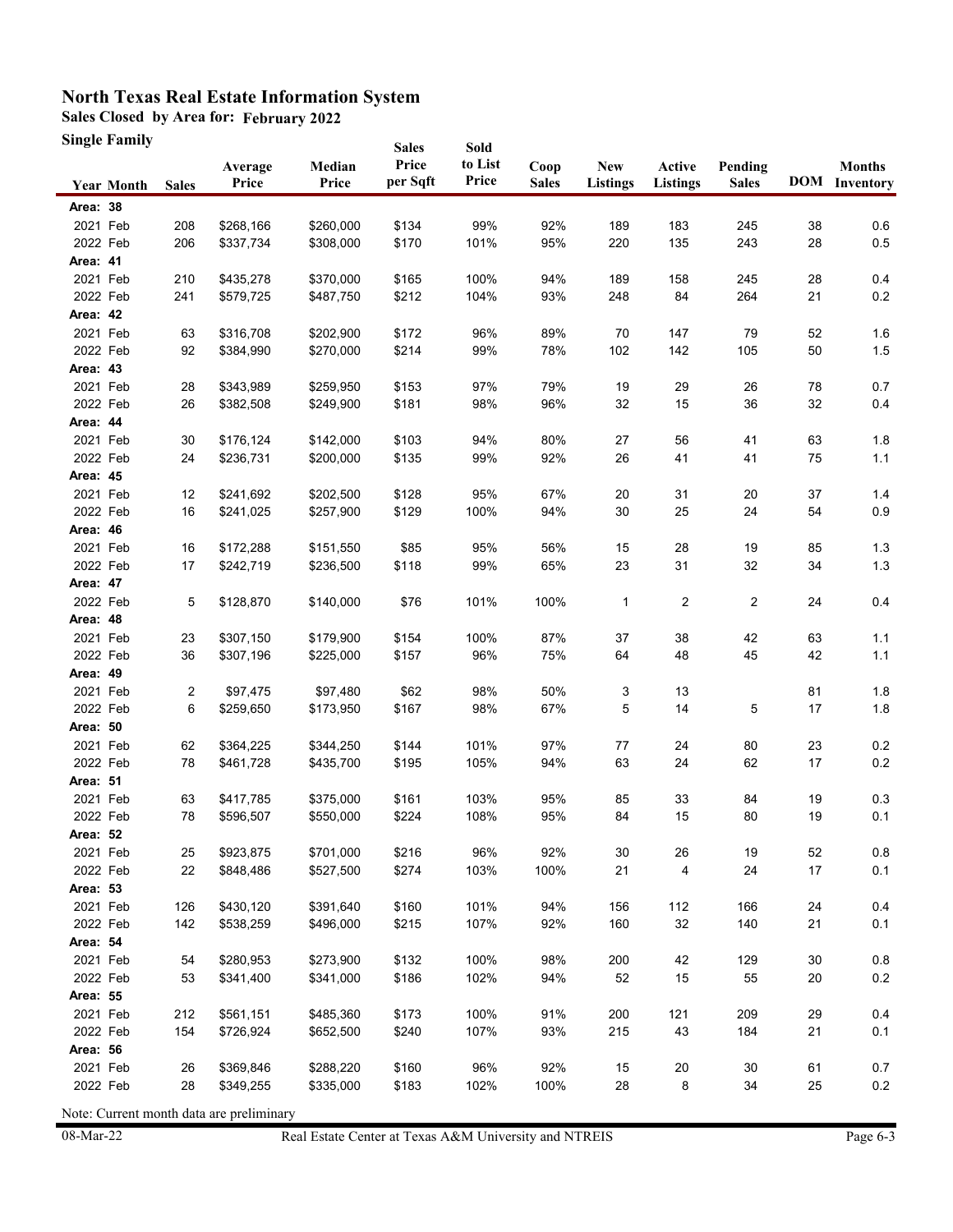# North Texas Real Estate Information System

**Sales Closed by Area for: February 2022**

**Single Family**

| Year | Month | Sales | Average Price | Median Price | Sales Price per Sqft | Sold to List Price | Coop Sales | New Listings | Active Listings | Pending Sales | DOM | Months Inventory |
|---|---|---|---|---|---|---|---|---|---|---|---|---|
| **Area: 38** | | | | | | | | | | | | |
| 2021 | Feb | 208 | $268,166 | $260,000 | $134 | 99% | 92% | 189 | 183 | 245 | 38 | 0.6 |
| 2022 | Feb | 206 | $337,734 | $308,000 | $170 | 101% | 95% | 220 | 135 | 243 | 28 | 0.5 |
| **Area: 41** | | | | | | | | | | | | |
| 2021 | Feb | 210 | $435,278 | $370,000 | $165 | 100% | 94% | 189 | 158 | 245 | 28 | 0.4 |
| 2022 | Feb | 241 | $579,725 | $487,750 | $212 | 104% | 93% | 248 | 84 | 264 | 21 | 0.2 |
| **Area: 42** | | | | | | | | | | | | |
| 2021 | Feb | 63 | $316,708 | $202,900 | $172 | 96% | 89% | 70 | 147 | 79 | 52 | 1.6 |
| 2022 | Feb | 92 | $384,990 | $270,000 | $214 | 99% | 78% | 102 | 142 | 105 | 50 | 1.5 |
| **Area: 43** | | | | | | | | | | | | |
| 2021 | Feb | 28 | $343,989 | $259,950 | $153 | 97% | 79% | 19 | 29 | 26 | 78 | 0.7 |
| 2022 | Feb | 26 | $382,508 | $249,900 | $181 | 98% | 96% | 32 | 15 | 36 | 32 | 0.4 |
| **Area: 44** | | | | | | | | | | | | |
| 2021 | Feb | 30 | $176,124 | $142,000 | $103 | 94% | 80% | 27 | 56 | 41 | 63 | 1.8 |
| 2022 | Feb | 24 | $236,731 | $200,000 | $135 | 99% | 92% | 26 | 41 | 41 | 75 | 1.1 |
| **Area: 45** | | | | | | | | | | | | |
| 2021 | Feb | 12 | $241,692 | $202,500 | $128 | 95% | 67% | 20 | 31 | 20 | 37 | 1.4 |
| 2022 | Feb | 16 | $241,025 | $257,900 | $129 | 100% | 94% | 30 | 25 | 24 | 54 | 0.9 |
| **Area: 46** | | | | | | | | | | | | |
| 2021 | Feb | 16 | $172,288 | $151,550 | $85 | 95% | 56% | 15 | 28 | 19 | 85 | 1.3 |
| 2022 | Feb | 17 | $242,719 | $236,500 | $118 | 99% | 65% | 23 | 31 | 32 | 34 | 1.3 |
| **Area: 47** | | | | | | | | | | | | |
| 2022 | Feb | 5 | $128,870 | $140,000 | $76 | 101% | 100% | 1 | 2 | 2 | 24 | 0.4 |
| **Area: 48** | | | | | | | | | | | | |
| 2021 | Feb | 23 | $307,150 | $179,900 | $154 | 100% | 87% | 37 | 38 | 42 | 63 | 1.1 |
| 2022 | Feb | 36 | $307,196 | $225,000 | $157 | 96% | 75% | 64 | 48 | 45 | 42 | 1.1 |
| **Area: 49** | | | | | | | | | | | | |
| 2021 | Feb | 2 | $97,475 | $97,480 | $62 | 98% | 50% | 3 | 13 | | 81 | 1.8 |
| 2022 | Feb | 6 | $259,650 | $173,950 | $167 | 98% | 67% | 5 | 14 | 5 | 17 | 1.8 |
| **Area: 50** | | | | | | | | | | | | |
| 2021 | Feb | 62 | $364,225 | $344,250 | $144 | 101% | 97% | 77 | 24 | 80 | 23 | 0.2 |
| 2022 | Feb | 78 | $461,728 | $435,700 | $195 | 105% | 94% | 63 | 24 | 62 | 17 | 0.2 |
| **Area: 51** | | | | | | | | | | | | |
| 2021 | Feb | 63 | $417,785 | $375,000 | $161 | 103% | 95% | 85 | 33 | 84 | 19 | 0.3 |
| 2022 | Feb | 78 | $596,507 | $550,000 | $224 | 108% | 95% | 84 | 15 | 80 | 19 | 0.1 |
| **Area: 52** | | | | | | | | | | | | |
| 2021 | Feb | 25 | $923,875 | $701,000 | $216 | 96% | 92% | 30 | 26 | 19 | 52 | 0.8 |
| 2022 | Feb | 22 | $848,486 | $527,500 | $274 | 103% | 100% | 21 | 4 | 24 | 17 | 0.1 |
| **Area: 53** | | | | | | | | | | | | |
| 2021 | Feb | 126 | $430,120 | $391,640 | $160 | 101% | 94% | 156 | 112 | 166 | 24 | 0.4 |
| 2022 | Feb | 142 | $538,259 | $496,000 | $215 | 107% | 92% | 160 | 32 | 140 | 21 | 0.1 |
| **Area: 54** | | | | | | | | | | | | |
| 2021 | Feb | 54 | $280,953 | $273,900 | $132 | 100% | 98% | 200 | 42 | 129 | 30 | 0.8 |
| 2022 | Feb | 53 | $341,400 | $341,000 | $186 | 102% | 94% | 52 | 15 | 55 | 20 | 0.2 |
| **Area: 55** | | | | | | | | | | | | |
| 2021 | Feb | 212 | $561,151 | $485,360 | $173 | 100% | 91% | 200 | 121 | 209 | 29 | 0.4 |
| 2022 | Feb | 154 | $726,924 | $652,500 | $240 | 107% | 93% | 215 | 43 | 184 | 21 | 0.1 |
| **Area: 56** | | | | | | | | | | | | |
| 2021 | Feb | 26 | $369,846 | $288,220 | $160 | 96% | 92% | 15 | 20 | 30 | 61 | 0.7 |
| 2022 | Feb | 28 | $349,255 | $335,000 | $183 | 102% | 100% | 28 | 8 | 34 | 25 | 0.2 |

Note: Current month data are preliminary

08-Mar-22 Real Estate Center at Texas A&M University and NTREIS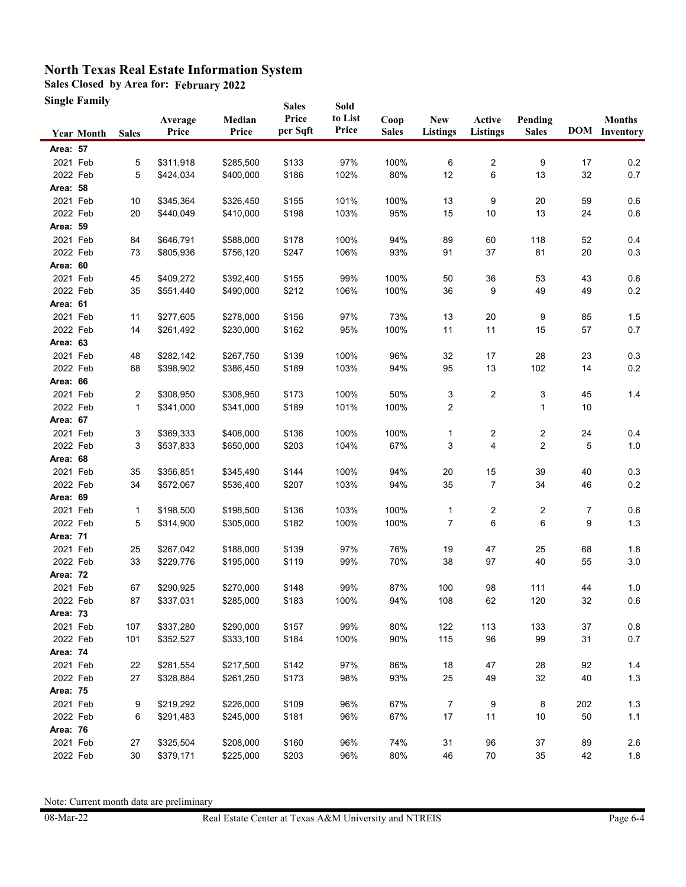# North Texas Real Estate Information System

## Sales Closed by Area for: February 2022

### Single Family

| Year | Month | Sales | Average Price | Median Price | Sales Price per Sqft | Sold to List Price | Coop Sales | New Listings | Active Listings | Pending Sales | DOM | Months Inventory |
|---|---|---|---|---|---|---|---|---|---|---|---|---|
| **Area: 57** | | | | | | | | | | | | |
| 2021 | Feb | 5 | $311,918 | $285,500 | $133 | 97% | 100% | 6 | 2 | 9 | 17 | 0.2 |
| 2022 | Feb | 5 | $424,034 | $400,000 | $186 | 102% | 80% | 12 | 6 | 13 | 32 | 0.7 |
| **Area: 58** | | | | | | | | | | | | |
| 2021 | Feb | 10 | $345,364 | $326,450 | $155 | 101% | 100% | 13 | 9 | 20 | 59 | 0.6 |
| 2022 | Feb | 20 | $440,049 | $410,000 | $198 | 103% | 95% | 15 | 10 | 13 | 24 | 0.6 |
| **Area: 59** | | | | | | | | | | | | |
| 2021 | Feb | 84 | $646,791 | $588,000 | $178 | 100% | 94% | 89 | 60 | 118 | 52 | 0.4 |
| 2022 | Feb | 73 | $805,936 | $756,120 | $247 | 106% | 93% | 91 | 37 | 81 | 20 | 0.3 |
| **Area: 60** | | | | | | | | | | | | |
| 2021 | Feb | 45 | $409,272 | $392,400 | $155 | 99% | 100% | 50 | 36 | 53 | 43 | 0.6 |
| 2022 | Feb | 35 | $551,440 | $490,000 | $212 | 106% | 100% | 36 | 9 | 49 | 49 | 0.2 |
| **Area: 61** | | | | | | | | | | | | |
| 2021 | Feb | 11 | $277,605 | $278,000 | $156 | 97% | 73% | 13 | 20 | 9 | 85 | 1.5 |
| 2022 | Feb | 14 | $261,492 | $230,000 | $162 | 95% | 100% | 11 | 11 | 15 | 57 | 0.7 |
| **Area: 63** | | | | | | | | | | | | |
| 2021 | Feb | 48 | $282,142 | $267,750 | $139 | 100% | 96% | 32 | 17 | 28 | 23 | 0.3 |
| 2022 | Feb | 68 | $398,902 | $386,450 | $189 | 103% | 94% | 95 | 13 | 102 | 14 | 0.2 |
| **Area: 66** | | | | | | | | | | | | |
| 2021 | Feb | 2 | $308,950 | $308,950 | $173 | 100% | 50% | 3 | 2 | 3 | 45 | 1.4 |
| 2022 | Feb | 1 | $341,000 | $341,000 | $189 | 101% | 100% | 2 | | 1 | 10 | |
| **Area: 67** | | | | | | | | | | | | |
| 2021 | Feb | 3 | $369,333 | $408,000 | $136 | 100% | 100% | 1 | 2 | 2 | 24 | 0.4 |
| 2022 | Feb | 3 | $537,833 | $650,000 | $203 | 104% | 67% | 3 | 4 | 2 | 5 | 1.0 |
| **Area: 68** | | | | | | | | | | | | |
| 2021 | Feb | 35 | $356,851 | $345,490 | $144 | 100% | 94% | 20 | 15 | 39 | 40 | 0.3 |
| 2022 | Feb | 34 | $572,067 | $536,400 | $207 | 103% | 94% | 35 | 7 | 34 | 46 | 0.2 |
| **Area: 69** | | | | | | | | | | | | |
| 2021 | Feb | 1 | $198,500 | $198,500 | $136 | 103% | 100% | 1 | 2 | 2 | 7 | 0.6 |
| 2022 | Feb | 5 | $314,900 | $305,000 | $182 | 100% | 100% | 7 | 6 | 6 | 9 | 1.3 |
| **Area: 71** | | | | | | | | | | | | |
| 2021 | Feb | 25 | $267,042 | $188,000 | $139 | 97% | 76% | 19 | 47 | 25 | 68 | 1.8 |
| 2022 | Feb | 33 | $229,776 | $195,000 | $119 | 99% | 70% | 38 | 97 | 40 | 55 | 3.0 |
| **Area: 72** | | | | | | | | | | | | |
| 2021 | Feb | 67 | $290,925 | $270,000 | $148 | 99% | 87% | 100 | 98 | 111 | 44 | 1.0 |
| 2022 | Feb | 87 | $337,031 | $285,000 | $183 | 100% | 94% | 108 | 62 | 120 | 32 | 0.6 |
| **Area: 73** | | | | | | | | | | | | |
| 2021 | Feb | 107 | $337,280 | $290,000 | $157 | 99% | 80% | 122 | 113 | 133 | 37 | 0.8 |
| 2022 | Feb | 101 | $352,527 | $333,100 | $184 | 100% | 90% | 115 | 96 | 99 | 31 | 0.7 |
| **Area: 74** | | | | | | | | | | | | |
| 2021 | Feb | 22 | $281,554 | $217,500 | $142 | 97% | 86% | 18 | 47 | 28 | 92 | 1.4 |
| 2022 | Feb | 27 | $328,884 | $261,250 | $173 | 98% | 93% | 25 | 49 | 32 | 40 | 1.3 |
| **Area: 75** | | | | | | | | | | | | |
| 2021 | Feb | 9 | $219,292 | $226,000 | $109 | 96% | 67% | 7 | 9 | 8 | 202 | 1.3 |
| 2022 | Feb | 6 | $291,483 | $245,000 | $181 | 96% | 67% | 17 | 11 | 10 | 50 | 1.1 |
| **Area: 76** | | | | | | | | | | | | |
| 2021 | Feb | 27 | $325,504 | $208,000 | $160 | 96% | 74% | 31 | 96 | 37 | 89 | 2.6 |
| 2022 | Feb | 30 | $379,171 | $225,000 | $203 | 96% | 80% | 46 | 70 | 35 | 42 | 1.8 |

Note: Current month data are preliminary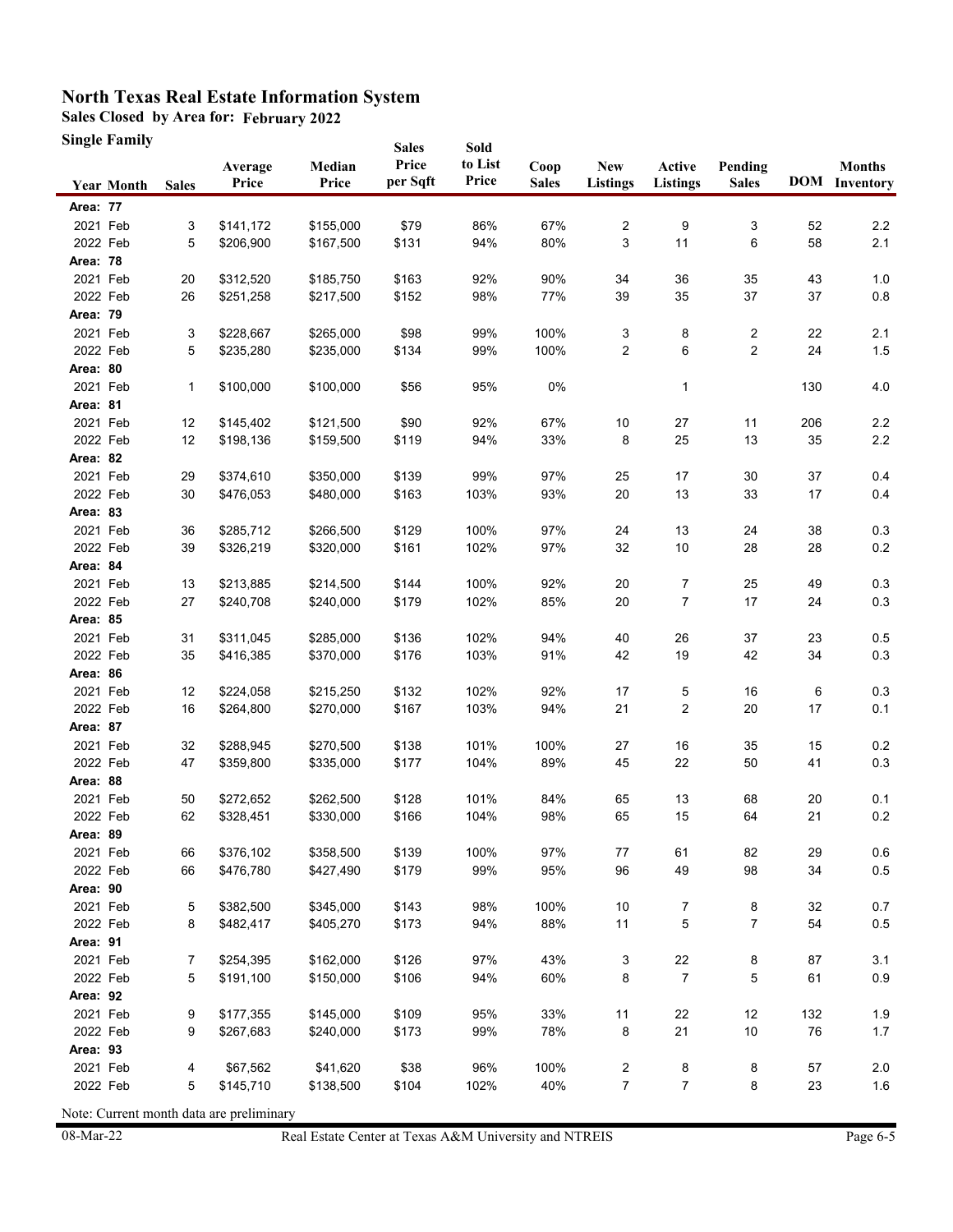# North Texas Real Estate Information System

**Sales Closed by Area for: February 2022**

**Single Family**

| Year | Month | Sales | Average Price | Median Price | Sales Price per Sqft | Sold to List Price | Coop Sales | New Listings | Active Listings | Pending Sales | DOM | Months Inventory |
|---|---|---|---|---|---|---|---|---|---|---|---|---|
| **Area: 77** | | | | | | | | | | | | |
| 2021 | Feb | 3 | $141,172 | $155,000 | $79 | 86% | 67% | 2 | 9 | 3 | 52 | 2.2 |
| 2022 | Feb | 5 | $206,900 | $167,500 | $131 | 94% | 80% | 3 | 11 | 6 | 58 | 2.1 |
| **Area: 78** | | | | | | | | | | | | |
| 2021 | Feb | 20 | $312,520 | $185,750 | $163 | 92% | 90% | 34 | 36 | 35 | 43 | 1.0 |
| 2022 | Feb | 26 | $251,258 | $217,500 | $152 | 98% | 77% | 39 | 35 | 37 | 37 | 0.8 |
| **Area: 79** | | | | | | | | | | | | |
| 2021 | Feb | 3 | $228,667 | $265,000 | $98 | 99% | 100% | 3 | 8 | 2 | 22 | 2.1 |
| 2022 | Feb | 5 | $235,280 | $235,000 | $134 | 99% | 100% | 2 | 6 | 2 | 24 | 1.5 |
| **Area: 80** | | | | | | | | | | | | |
| 2021 | Feb | 1 | $100,000 | $100,000 | $56 | 95% | 0% | | 1 | | 130 | 4.0 |
| **Area: 81** | | | | | | | | | | | | |
| 2021 | Feb | 12 | $145,402 | $121,500 | $90 | 92% | 67% | 10 | 27 | 11 | 206 | 2.2 |
| 2022 | Feb | 12 | $198,136 | $159,500 | $119 | 94% | 33% | 8 | 25 | 13 | 35 | 2.2 |
| **Area: 82** | | | | | | | | | | | | |
| 2021 | Feb | 29 | $374,610 | $350,000 | $139 | 99% | 97% | 25 | 17 | 30 | 37 | 0.4 |
| 2022 | Feb | 30 | $476,053 | $480,000 | $163 | 103% | 93% | 20 | 13 | 33 | 17 | 0.4 |
| **Area: 83** | | | | | | | | | | | | |
| 2021 | Feb | 36 | $285,712 | $266,500 | $129 | 100% | 97% | 24 | 13 | 24 | 38 | 0.3 |
| 2022 | Feb | 39 | $326,219 | $320,000 | $161 | 102% | 97% | 32 | 10 | 28 | 28 | 0.2 |
| **Area: 84** | | | | | | | | | | | | |
| 2021 | Feb | 13 | $213,885 | $214,500 | $144 | 100% | 92% | 20 | 7 | 25 | 49 | 0.3 |
| 2022 | Feb | 27 | $240,708 | $240,000 | $179 | 102% | 85% | 20 | 7 | 17 | 24 | 0.3 |
| **Area: 85** | | | | | | | | | | | | |
| 2021 | Feb | 31 | $311,045 | $285,000 | $136 | 102% | 94% | 40 | 26 | 37 | 23 | 0.5 |
| 2022 | Feb | 35 | $416,385 | $370,000 | $176 | 103% | 91% | 42 | 19 | 42 | 34 | 0.3 |
| **Area: 86** | | | | | | | | | | | | |
| 2021 | Feb | 12 | $224,058 | $215,250 | $132 | 102% | 92% | 17 | 5 | 16 | 6 | 0.3 |
| 2022 | Feb | 16 | $264,800 | $270,000 | $167 | 103% | 94% | 21 | 2 | 20 | 17 | 0.1 |
| **Area: 87** | | | | | | | | | | | | |
| 2021 | Feb | 32 | $288,945 | $270,500 | $138 | 101% | 100% | 27 | 16 | 35 | 15 | 0.2 |
| 2022 | Feb | 47 | $359,800 | $335,000 | $177 | 104% | 89% | 45 | 22 | 50 | 41 | 0.3 |
| **Area: 88** | | | | | | | | | | | | |
| 2021 | Feb | 50 | $272,652 | $262,500 | $128 | 101% | 84% | 65 | 13 | 68 | 20 | 0.1 |
| 2022 | Feb | 62 | $328,451 | $330,000 | $166 | 104% | 98% | 65 | 15 | 64 | 21 | 0.2 |
| **Area: 89** | | | | | | | | | | | | |
| 2021 | Feb | 66 | $376,102 | $358,500 | $139 | 100% | 97% | 77 | 61 | 82 | 29 | 0.6 |
| 2022 | Feb | 66 | $476,780 | $427,490 | $179 | 99% | 95% | 96 | 49 | 98 | 34 | 0.5 |
| **Area: 90** | | | | | | | | | | | | |
| 2021 | Feb | 5 | $382,500 | $345,000 | $143 | 98% | 100% | 10 | 7 | 8 | 32 | 0.7 |
| 2022 | Feb | 8 | $482,417 | $405,270 | $173 | 94% | 88% | 11 | 5 | 7 | 54 | 0.5 |
| **Area: 91** | | | | | | | | | | | | |
| 2021 | Feb | 7 | $254,395 | $162,000 | $126 | 97% | 43% | 3 | 22 | 8 | 87 | 3.1 |
| 2022 | Feb | 5 | $191,100 | $150,000 | $106 | 94% | 60% | 8 | 7 | 5 | 61 | 0.9 |
| **Area: 92** | | | | | | | | | | | | |
| 2021 | Feb | 9 | $177,355 | $145,000 | $109 | 95% | 33% | 11 | 22 | 12 | 132 | 1.9 |
| 2022 | Feb | 9 | $267,683 | $240,000 | $173 | 99% | 78% | 8 | 21 | 10 | 76 | 1.7 |
| **Area: 93** | | | | | | | | | | | | |
| 2021 | Feb | 4 | $67,562 | $41,620 | $38 | 96% | 100% | 2 | 8 | 8 | 57 | 2.0 |
| 2022 | Feb | 5 | $145,710 | $138,500 | $104 | 102% | 40% | 7 | 7 | 8 | 23 | 1.6 |

Note: Current month data are preliminary

08-Mar-22 — Real Estate Center at Texas A&M University and NTREIS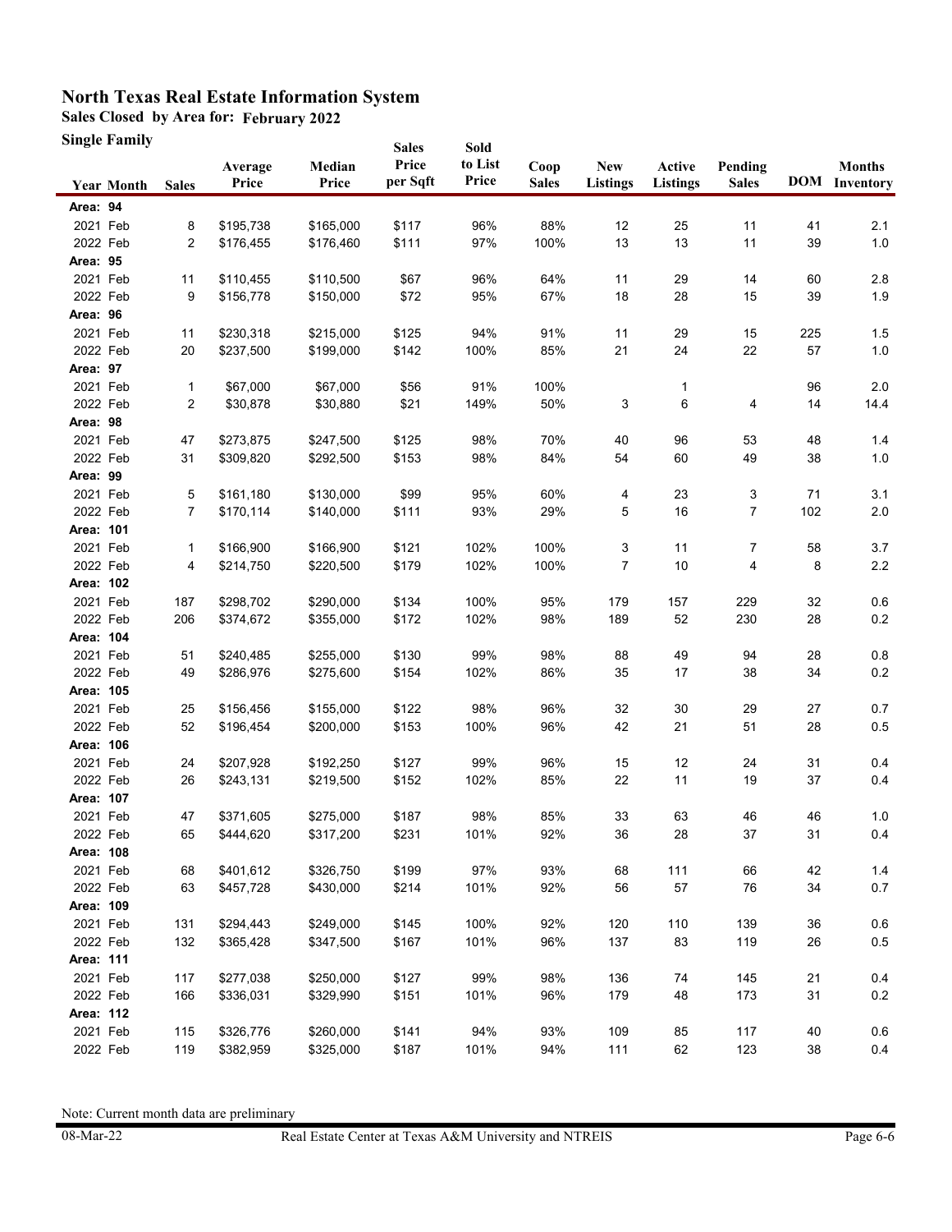# North Texas Real Estate Information System

**Sales Closed by Area for: February 2022**

**Single Family**

| Year | Month | Sales | Average Price | Median Price | Sales Price per Sqft | Sold to List Price | Coop Sales | New Listings | Active Listings | Pending Sales | DOM | Months Inventory |
|---|---|---|---|---|---|---|---|---|---|---|---|---|
| **Area: 94** | | | | | | | | | | | | |
| 2021 | Feb | 8 | $195,738 | $165,000 | $117 | 96% | 88% | 12 | 25 | 11 | 41 | 2.1 |
| 2022 | Feb | 2 | $176,455 | $176,460 | $111 | 97% | 100% | 13 | 13 | 11 | 39 | 1.0 |
| **Area: 95** | | | | | | | | | | | | |
| 2021 | Feb | 11 | $110,455 | $110,500 | $67 | 96% | 64% | 11 | 29 | 14 | 60 | 2.8 |
| 2022 | Feb | 9 | $156,778 | $150,000 | $72 | 95% | 67% | 18 | 28 | 15 | 39 | 1.9 |
| **Area: 96** | | | | | | | | | | | | |
| 2021 | Feb | 11 | $230,318 | $215,000 | $125 | 94% | 91% | 11 | 29 | 15 | 225 | 1.5 |
| 2022 | Feb | 20 | $237,500 | $199,000 | $142 | 100% | 85% | 21 | 24 | 22 | 57 | 1.0 |
| **Area: 97** | | | | | | | | | | | | |
| 2021 | Feb | 1 | $67,000 | $67,000 | $56 | 91% | 100% | | 1 | | 96 | 2.0 |
| 2022 | Feb | 2 | $30,878 | $30,880 | $21 | 149% | 50% | 3 | 6 | 4 | 14 | 14.4 |
| **Area: 98** | | | | | | | | | | | | |
| 2021 | Feb | 47 | $273,875 | $247,500 | $125 | 98% | 70% | 40 | 96 | 53 | 48 | 1.4 |
| 2022 | Feb | 31 | $309,820 | $292,500 | $153 | 98% | 84% | 54 | 60 | 49 | 38 | 1.0 |
| **Area: 99** | | | | | | | | | | | | |
| 2021 | Feb | 5 | $161,180 | $130,000 | $99 | 95% | 60% | 4 | 23 | 3 | 71 | 3.1 |
| 2022 | Feb | 7 | $170,114 | $140,000 | $111 | 93% | 29% | 5 | 16 | 7 | 102 | 2.0 |
| **Area: 101** | | | | | | | | | | | | |
| 2021 | Feb | 1 | $166,900 | $166,900 | $121 | 102% | 100% | 3 | 11 | 7 | 58 | 3.7 |
| 2022 | Feb | 4 | $214,750 | $220,500 | $179 | 102% | 100% | 7 | 10 | 4 | 8 | 2.2 |
| **Area: 102** | | | | | | | | | | | | |
| 2021 | Feb | 187 | $298,702 | $290,000 | $134 | 100% | 95% | 179 | 157 | 229 | 32 | 0.6 |
| 2022 | Feb | 206 | $374,672 | $355,000 | $172 | 102% | 98% | 189 | 52 | 230 | 28 | 0.2 |
| **Area: 104** | | | | | | | | | | | | |
| 2021 | Feb | 51 | $240,485 | $255,000 | $130 | 99% | 98% | 88 | 49 | 94 | 28 | 0.8 |
| 2022 | Feb | 49 | $286,976 | $275,600 | $154 | 102% | 86% | 35 | 17 | 38 | 34 | 0.2 |
| **Area: 105** | | | | | | | | | | | | |
| 2021 | Feb | 25 | $156,456 | $155,000 | $122 | 98% | 96% | 32 | 30 | 29 | 27 | 0.7 |
| 2022 | Feb | 52 | $196,454 | $200,000 | $153 | 100% | 96% | 42 | 21 | 51 | 28 | 0.5 |
| **Area: 106** | | | | | | | | | | | | |
| 2021 | Feb | 24 | $207,928 | $192,250 | $127 | 99% | 96% | 15 | 12 | 24 | 31 | 0.4 |
| 2022 | Feb | 26 | $243,131 | $219,500 | $152 | 102% | 85% | 22 | 11 | 19 | 37 | 0.4 |
| **Area: 107** | | | | | | | | | | | | |
| 2021 | Feb | 47 | $371,605 | $275,000 | $187 | 98% | 85% | 33 | 63 | 46 | 46 | 1.0 |
| 2022 | Feb | 65 | $444,620 | $317,200 | $231 | 101% | 92% | 36 | 28 | 37 | 31 | 0.4 |
| **Area: 108** | | | | | | | | | | | | |
| 2021 | Feb | 68 | $401,612 | $326,750 | $199 | 97% | 93% | 68 | 111 | 66 | 42 | 1.4 |
| 2022 | Feb | 63 | $457,728 | $430,000 | $214 | 101% | 92% | 56 | 57 | 76 | 34 | 0.7 |
| **Area: 109** | | | | | | | | | | | | |
| 2021 | Feb | 131 | $294,443 | $249,000 | $145 | 100% | 92% | 120 | 110 | 139 | 36 | 0.6 |
| 2022 | Feb | 132 | $365,428 | $347,500 | $167 | 101% | 96% | 137 | 83 | 119 | 26 | 0.5 |
| **Area: 111** | | | | | | | | | | | | |
| 2021 | Feb | 117 | $277,038 | $250,000 | $127 | 99% | 98% | 136 | 74 | 145 | 21 | 0.4 |
| 2022 | Feb | 166 | $336,031 | $329,990 | $151 | 101% | 96% | 179 | 48 | 173 | 31 | 0.2 |
| **Area: 112** | | | | | | | | | | | | |
| 2021 | Feb | 115 | $326,776 | $260,000 | $141 | 94% | 93% | 109 | 85 | 117 | 40 | 0.6 |
| 2022 | Feb | 119 | $382,959 | $325,000 | $187 | 101% | 94% | 111 | 62 | 123 | 38 | 0.4 |

Note: Current month data are preliminary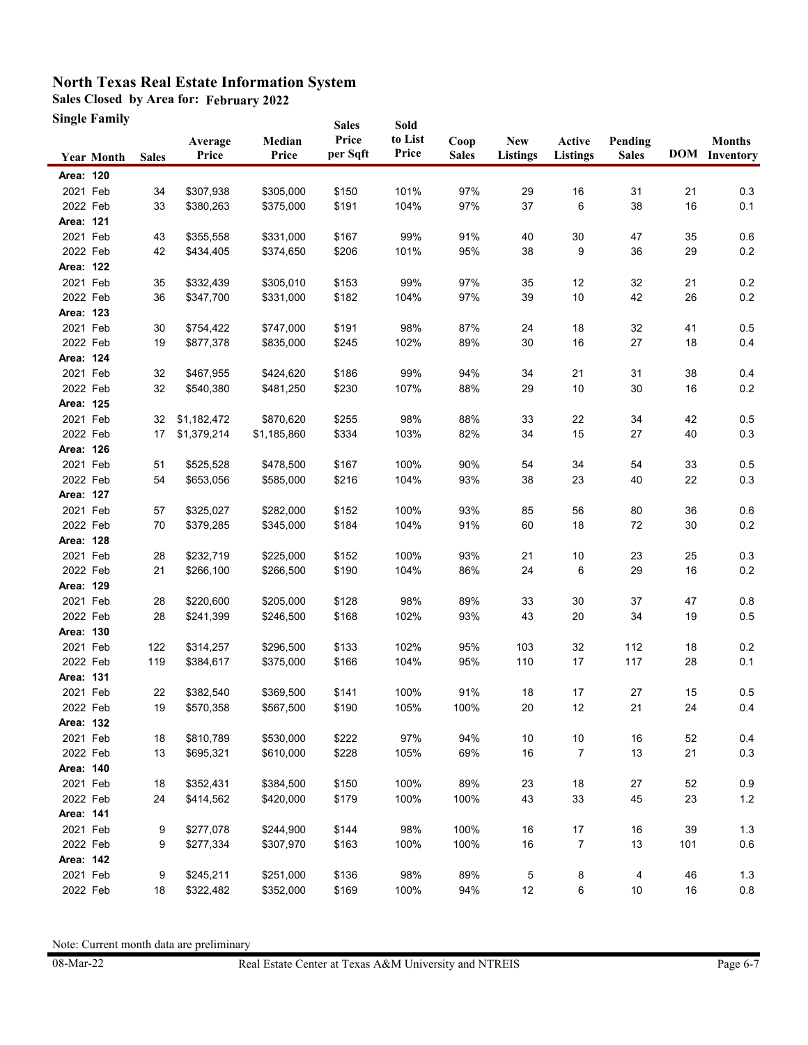# North Texas Real Estate Information System

**Sales Closed by Area for: February 2022**

**Single Family**

| Year | Month | Sales | Average Price | Median Price | Sales Price per Sqft | Sold to List Price | Coop Sales | New Listings | Active Listings | Pending Sales | DOM | Months Inventory |
|---|---|---|---|---|---|---|---|---|---|---|---|---|
| **Area: 120** | | | | | | | | | | | | |
| 2021 | Feb | 34 | $307,938 | $305,000 | $150 | 101% | 97% | 29 | 16 | 31 | 21 | 0.3 |
| 2022 | Feb | 33 | $380,263 | $375,000 | $191 | 104% | 97% | 37 | 6 | 38 | 16 | 0.1 |
| **Area: 121** | | | | | | | | | | | | |
| 2021 | Feb | 43 | $355,558 | $331,000 | $167 | 99% | 91% | 40 | 30 | 47 | 35 | 0.6 |
| 2022 | Feb | 42 | $434,405 | $374,650 | $206 | 101% | 95% | 38 | 9 | 36 | 29 | 0.2 |
| **Area: 122** | | | | | | | | | | | | |
| 2021 | Feb | 35 | $332,439 | $305,010 | $153 | 99% | 97% | 35 | 12 | 32 | 21 | 0.2 |
| 2022 | Feb | 36 | $347,700 | $331,000 | $182 | 104% | 97% | 39 | 10 | 42 | 26 | 0.2 |
| **Area: 123** | | | | | | | | | | | | |
| 2021 | Feb | 30 | $754,422 | $747,000 | $191 | 98% | 87% | 24 | 18 | 32 | 41 | 0.5 |
| 2022 | Feb | 19 | $877,378 | $835,000 | $245 | 102% | 89% | 30 | 16 | 27 | 18 | 0.4 |
| **Area: 124** | | | | | | | | | | | | |
| 2021 | Feb | 32 | $467,955 | $424,620 | $186 | 99% | 94% | 34 | 21 | 31 | 38 | 0.4 |
| 2022 | Feb | 32 | $540,380 | $481,250 | $230 | 107% | 88% | 29 | 10 | 30 | 16 | 0.2 |
| **Area: 125** | | | | | | | | | | | | |
| 2021 | Feb | 32 | $1,182,472 | $870,620 | $255 | 98% | 88% | 33 | 22 | 34 | 42 | 0.5 |
| 2022 | Feb | 17 | $1,379,214 | $1,185,860 | $334 | 103% | 82% | 34 | 15 | 27 | 40 | 0.3 |
| **Area: 126** | | | | | | | | | | | | |
| 2021 | Feb | 51 | $525,528 | $478,500 | $167 | 100% | 90% | 54 | 34 | 54 | 33 | 0.5 |
| 2022 | Feb | 54 | $653,056 | $585,000 | $216 | 104% | 93% | 38 | 23 | 40 | 22 | 0.3 |
| **Area: 127** | | | | | | | | | | | | |
| 2021 | Feb | 57 | $325,027 | $282,000 | $152 | 100% | 93% | 85 | 56 | 80 | 36 | 0.6 |
| 2022 | Feb | 70 | $379,285 | $345,000 | $184 | 104% | 91% | 60 | 18 | 72 | 30 | 0.2 |
| **Area: 128** | | | | | | | | | | | | |
| 2021 | Feb | 28 | $232,719 | $225,000 | $152 | 100% | 93% | 21 | 10 | 23 | 25 | 0.3 |
| 2022 | Feb | 21 | $266,100 | $266,500 | $190 | 104% | 86% | 24 | 6 | 29 | 16 | 0.2 |
| **Area: 129** | | | | | | | | | | | | |
| 2021 | Feb | 28 | $220,600 | $205,000 | $128 | 98% | 89% | 33 | 30 | 37 | 47 | 0.8 |
| 2022 | Feb | 28 | $241,399 | $246,500 | $168 | 102% | 93% | 43 | 20 | 34 | 19 | 0.5 |
| **Area: 130** | | | | | | | | | | | | |
| 2021 | Feb | 122 | $314,257 | $296,500 | $133 | 102% | 95% | 103 | 32 | 112 | 18 | 0.2 |
| 2022 | Feb | 119 | $384,617 | $375,000 | $166 | 104% | 95% | 110 | 17 | 117 | 28 | 0.1 |
| **Area: 131** | | | | | | | | | | | | |
| 2021 | Feb | 22 | $382,540 | $369,500 | $141 | 100% | 91% | 18 | 17 | 27 | 15 | 0.5 |
| 2022 | Feb | 19 | $570,358 | $567,500 | $190 | 105% | 100% | 20 | 12 | 21 | 24 | 0.4 |
| **Area: 132** | | | | | | | | | | | | |
| 2021 | Feb | 18 | $810,789 | $530,000 | $222 | 97% | 94% | 10 | 10 | 16 | 52 | 0.4 |
| 2022 | Feb | 13 | $695,321 | $610,000 | $228 | 105% | 69% | 16 | 7 | 13 | 21 | 0.3 |
| **Area: 140** | | | | | | | | | | | | |
| 2021 | Feb | 18 | $352,431 | $384,500 | $150 | 100% | 89% | 23 | 18 | 27 | 52 | 0.9 |
| 2022 | Feb | 24 | $414,562 | $420,000 | $179 | 100% | 100% | 43 | 33 | 45 | 23 | 1.2 |
| **Area: 141** | | | | | | | | | | | | |
| 2021 | Feb | 9 | $277,078 | $244,900 | $144 | 98% | 100% | 16 | 17 | 16 | 39 | 1.3 |
| 2022 | Feb | 9 | $277,334 | $307,970 | $163 | 100% | 100% | 16 | 7 | 13 | 101 | 0.6 |
| **Area: 142** | | | | | | | | | | | | |
| 2021 | Feb | 9 | $245,211 | $251,000 | $136 | 98% | 89% | 5 | 8 | 4 | 46 | 1.3 |
| 2022 | Feb | 18 | $322,482 | $352,000 | $169 | 100% | 94% | 12 | 6 | 10 | 16 | 0.8 |

Note: Current month data are preliminary

08-Mar-22 Real Estate Center at Texas A&M University and NTREIS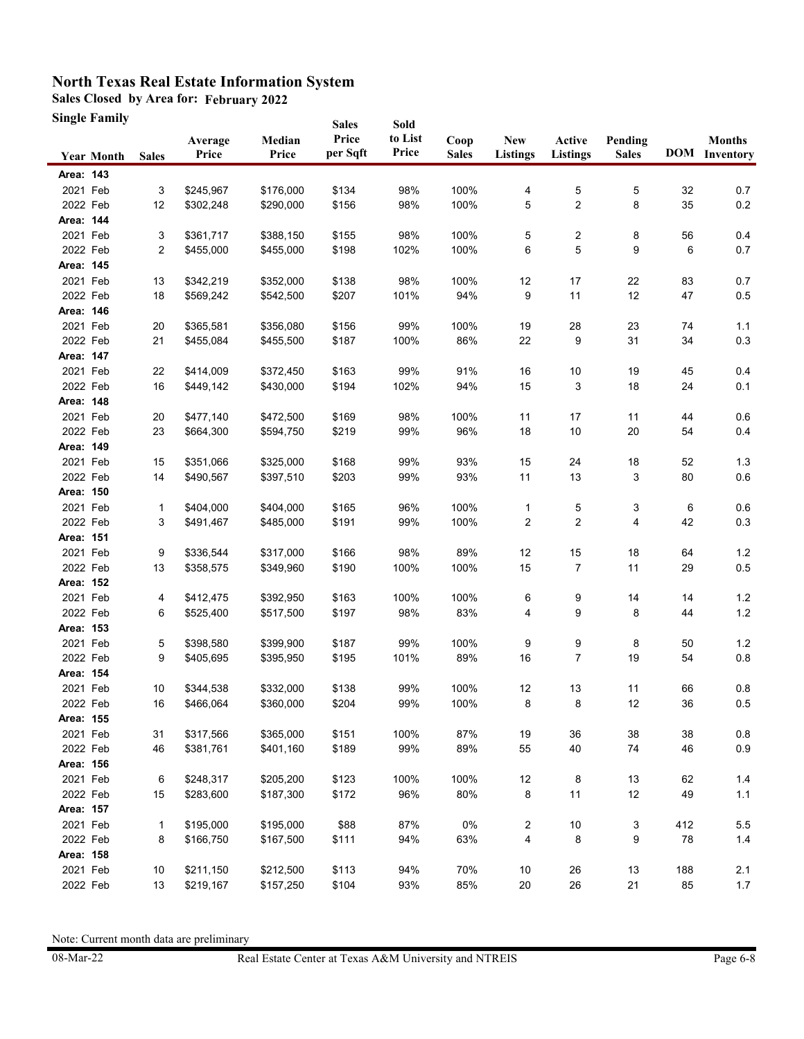# North Texas Real Estate Information System

**Sales Closed by Area for: February 2022**

**Single Family**

| Year | Month | Sales | Average Price | Median Price | Sales Price per Sqft | Sold to List Price | Coop Sales | New Listings | Active Listings | Pending Sales | DOM | Months Inventory |
|---|---|---|---|---|---|---|---|---|---|---|---|---|
| **Area: 143** | | | | | | | | | | | | |
| 2021 | Feb | 3 | $245,967 | $176,000 | $134 | 98% | 100% | 4 | 5 | 5 | 32 | 0.7 |
| 2022 | Feb | 12 | $302,248 | $290,000 | $156 | 98% | 100% | 5 | 2 | 8 | 35 | 0.2 |
| **Area: 144** | | | | | | | | | | | | |
| 2021 | Feb | 3 | $361,717 | $388,150 | $155 | 98% | 100% | 5 | 2 | 8 | 56 | 0.4 |
| 2022 | Feb | 2 | $455,000 | $455,000 | $198 | 102% | 100% | 6 | 5 | 9 | 6 | 0.7 |
| **Area: 145** | | | | | | | | | | | | |
| 2021 | Feb | 13 | $342,219 | $352,000 | $138 | 98% | 100% | 12 | 17 | 22 | 83 | 0.7 |
| 2022 | Feb | 18 | $569,242 | $542,500 | $207 | 101% | 94% | 9 | 11 | 12 | 47 | 0.5 |
| **Area: 146** | | | | | | | | | | | | |
| 2021 | Feb | 20 | $365,581 | $356,080 | $156 | 99% | 100% | 19 | 28 | 23 | 74 | 1.1 |
| 2022 | Feb | 21 | $455,084 | $455,500 | $187 | 100% | 86% | 22 | 9 | 31 | 34 | 0.3 |
| **Area: 147** | | | | | | | | | | | | |
| 2021 | Feb | 22 | $414,009 | $372,450 | $163 | 99% | 91% | 16 | 10 | 19 | 45 | 0.4 |
| 2022 | Feb | 16 | $449,142 | $430,000 | $194 | 102% | 94% | 15 | 3 | 18 | 24 | 0.1 |
| **Area: 148** | | | | | | | | | | | | |
| 2021 | Feb | 20 | $477,140 | $472,500 | $169 | 98% | 100% | 11 | 17 | 11 | 44 | 0.6 |
| 2022 | Feb | 23 | $664,300 | $594,750 | $219 | 99% | 96% | 18 | 10 | 20 | 54 | 0.4 |
| **Area: 149** | | | | | | | | | | | | |
| 2021 | Feb | 15 | $351,066 | $325,000 | $168 | 99% | 93% | 15 | 24 | 18 | 52 | 1.3 |
| 2022 | Feb | 14 | $490,567 | $397,510 | $203 | 99% | 93% | 11 | 13 | 3 | 80 | 0.6 |
| **Area: 150** | | | | | | | | | | | | |
| 2021 | Feb | 1 | $404,000 | $404,000 | $165 | 96% | 100% | 1 | 5 | 3 | 6 | 0.6 |
| 2022 | Feb | 3 | $491,467 | $485,000 | $191 | 99% | 100% | 2 | 2 | 4 | 42 | 0.3 |
| **Area: 151** | | | | | | | | | | | | |
| 2021 | Feb | 9 | $336,544 | $317,000 | $166 | 98% | 89% | 12 | 15 | 18 | 64 | 1.2 |
| 2022 | Feb | 13 | $358,575 | $349,960 | $190 | 100% | 100% | 15 | 7 | 11 | 29 | 0.5 |
| **Area: 152** | | | | | | | | | | | | |
| 2021 | Feb | 4 | $412,475 | $392,950 | $163 | 100% | 100% | 6 | 9 | 14 | 14 | 1.2 |
| 2022 | Feb | 6 | $525,400 | $517,500 | $197 | 98% | 83% | 4 | 9 | 8 | 44 | 1.2 |
| **Area: 153** | | | | | | | | | | | | |
| 2021 | Feb | 5 | $398,580 | $399,900 | $187 | 99% | 100% | 9 | 9 | 8 | 50 | 1.2 |
| 2022 | Feb | 9 | $405,695 | $395,950 | $195 | 101% | 89% | 16 | 7 | 19 | 54 | 0.8 |
| **Area: 154** | | | | | | | | | | | | |
| 2021 | Feb | 10 | $344,538 | $332,000 | $138 | 99% | 100% | 12 | 13 | 11 | 66 | 0.8 |
| 2022 | Feb | 16 | $466,064 | $360,000 | $204 | 99% | 100% | 8 | 8 | 12 | 36 | 0.5 |
| **Area: 155** | | | | | | | | | | | | |
| 2021 | Feb | 31 | $317,566 | $365,000 | $151 | 100% | 87% | 19 | 36 | 38 | 38 | 0.8 |
| 2022 | Feb | 46 | $381,761 | $401,160 | $189 | 99% | 89% | 55 | 40 | 74 | 46 | 0.9 |
| **Area: 156** | | | | | | | | | | | | |
| 2021 | Feb | 6 | $248,317 | $205,200 | $123 | 100% | 100% | 12 | 8 | 13 | 62 | 1.4 |
| 2022 | Feb | 15 | $283,600 | $187,300 | $172 | 96% | 80% | 8 | 11 | 12 | 49 | 1.1 |
| **Area: 157** | | | | | | | | | | | | |
| 2021 | Feb | 1 | $195,000 | $195,000 | $88 | 87% | 0% | 2 | 10 | 3 | 412 | 5.5 |
| 2022 | Feb | 8 | $166,750 | $167,500 | $111 | 94% | 63% | 4 | 8 | 9 | 78 | 1.4 |
| **Area: 158** | | | | | | | | | | | | |
| 2021 | Feb | 10 | $211,150 | $212,500 | $113 | 94% | 70% | 10 | 26 | 13 | 188 | 2.1 |
| 2022 | Feb | 13 | $219,167 | $157,250 | $104 | 93% | 85% | 20 | 26 | 21 | 85 | 1.7 |

Note: Current month data are preliminary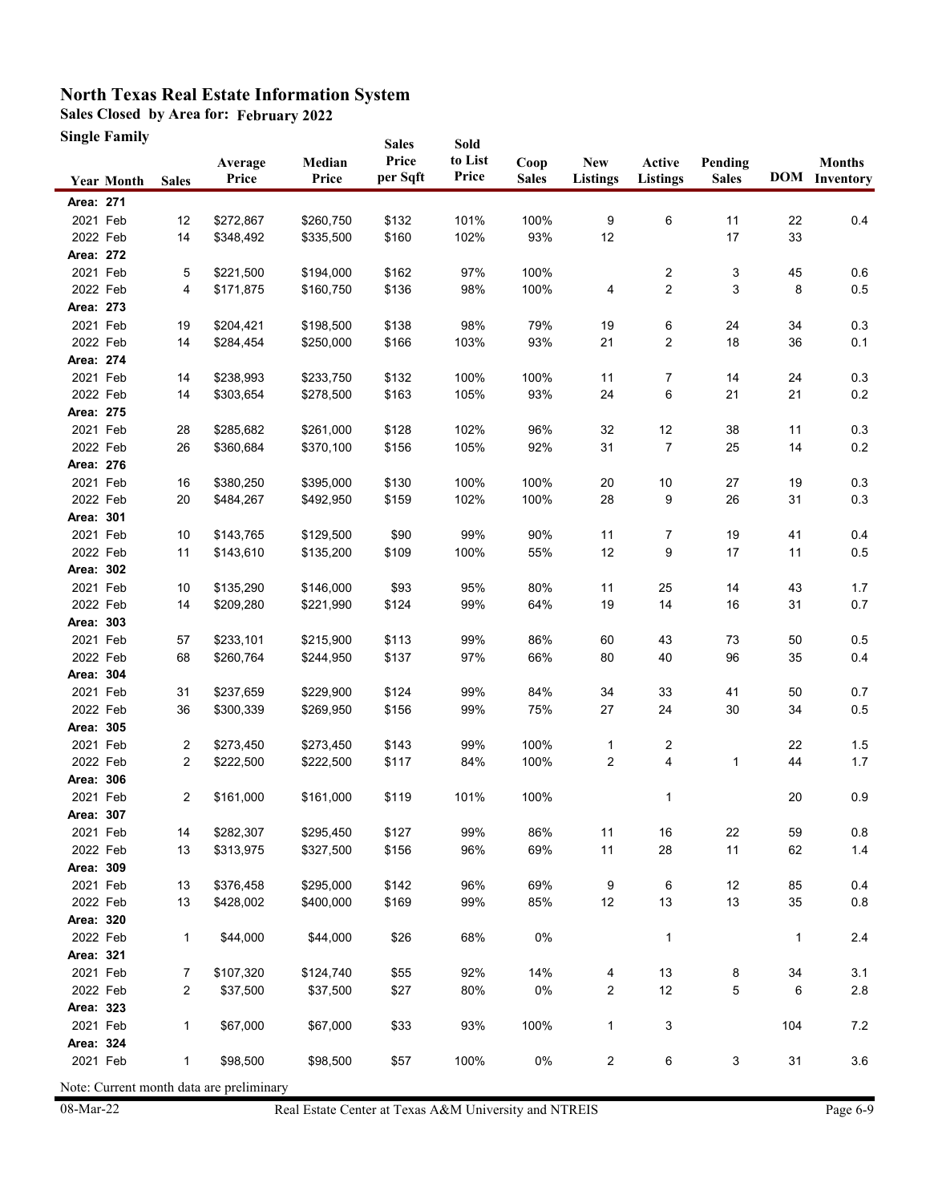# North Texas Real Estate Information System

**Sales Closed by Area for: February 2022**

**Single Family**

| Year | Month | Sales | Average Price | Median Price | Sales Price per Sqft | Sold to List Price | Coop Sales | New Listings | Active Listings | Pending Sales | DOM | Months Inventory |
|---|---|---|---|---|---|---|---|---|---|---|---|---|
| **Area: 271** | | | | | | | | | | | | |
| 2021 | Feb | 12 | $272,867 | $260,750 | $132 | 101% | 100% | 9 | 6 | 11 | 22 | 0.4 |
| 2022 | Feb | 14 | $348,492 | $335,500 | $160 | 102% | 93% | 12 | | 17 | 33 | |
| **Area: 272** | | | | | | | | | | | | |
| 2021 | Feb | 5 | $221,500 | $194,000 | $162 | 97% | 100% | | 2 | 3 | 45 | 0.6 |
| 2022 | Feb | 4 | $171,875 | $160,750 | $136 | 98% | 100% | 4 | 2 | 3 | 8 | 0.5 |
| **Area: 273** | | | | | | | | | | | | |
| 2021 | Feb | 19 | $204,421 | $198,500 | $138 | 98% | 79% | 19 | 6 | 24 | 34 | 0.3 |
| 2022 | Feb | 14 | $284,454 | $250,000 | $166 | 103% | 93% | 21 | 2 | 18 | 36 | 0.1 |
| **Area: 274** | | | | | | | | | | | | |
| 2021 | Feb | 14 | $238,993 | $233,750 | $132 | 100% | 100% | 11 | 7 | 14 | 24 | 0.3 |
| 2022 | Feb | 14 | $303,654 | $278,500 | $163 | 105% | 93% | 24 | 6 | 21 | 21 | 0.2 |
| **Area: 275** | | | | | | | | | | | | |
| 2021 | Feb | 28 | $285,682 | $261,000 | $128 | 102% | 96% | 32 | 12 | 38 | 11 | 0.3 |
| 2022 | Feb | 26 | $360,684 | $370,100 | $156 | 105% | 92% | 31 | 7 | 25 | 14 | 0.2 |
| **Area: 276** | | | | | | | | | | | | |
| 2021 | Feb | 16 | $380,250 | $395,000 | $130 | 100% | 100% | 20 | 10 | 27 | 19 | 0.3 |
| 2022 | Feb | 20 | $484,267 | $492,950 | $159 | 102% | 100% | 28 | 9 | 26 | 31 | 0.3 |
| **Area: 301** | | | | | | | | | | | | |
| 2021 | Feb | 10 | $143,765 | $129,500 | $90 | 99% | 90% | 11 | 7 | 19 | 41 | 0.4 |
| 2022 | Feb | 11 | $143,610 | $135,200 | $109 | 100% | 55% | 12 | 9 | 17 | 11 | 0.5 |
| **Area: 302** | | | | | | | | | | | | |
| 2021 | Feb | 10 | $135,290 | $146,000 | $93 | 95% | 80% | 11 | 25 | 14 | 43 | 1.7 |
| 2022 | Feb | 14 | $209,280 | $221,990 | $124 | 99% | 64% | 19 | 14 | 16 | 31 | 0.7 |
| **Area: 303** | | | | | | | | | | | | |
| 2021 | Feb | 57 | $233,101 | $215,900 | $113 | 99% | 86% | 60 | 43 | 73 | 50 | 0.5 |
| 2022 | Feb | 68 | $260,764 | $244,950 | $137 | 97% | 66% | 80 | 40 | 96 | 35 | 0.4 |
| **Area: 304** | | | | | | | | | | | | |
| 2021 | Feb | 31 | $237,659 | $229,900 | $124 | 99% | 84% | 34 | 33 | 41 | 50 | 0.7 |
| 2022 | Feb | 36 | $300,339 | $269,950 | $156 | 99% | 75% | 27 | 24 | 30 | 34 | 0.5 |
| **Area: 305** | | | | | | | | | | | | |
| 2021 | Feb | 2 | $273,450 | $273,450 | $143 | 99% | 100% | 1 | 2 | | 22 | 1.5 |
| 2022 | Feb | 2 | $222,500 | $222,500 | $117 | 84% | 100% | 2 | 4 | 1 | 44 | 1.7 |
| **Area: 306** | | | | | | | | | | | | |
| 2021 | Feb | 2 | $161,000 | $161,000 | $119 | 101% | 100% | | 1 | | 20 | 0.9 |
| **Area: 307** | | | | | | | | | | | | |
| 2021 | Feb | 14 | $282,307 | $295,450 | $127 | 99% | 86% | 11 | 16 | 22 | 59 | 0.8 |
| 2022 | Feb | 13 | $313,975 | $327,500 | $156 | 96% | 69% | 11 | 28 | 11 | 62 | 1.4 |
| **Area: 309** | | | | | | | | | | | | |
| 2021 | Feb | 13 | $376,458 | $295,000 | $142 | 96% | 69% | 9 | 6 | 12 | 85 | 0.4 |
| 2022 | Feb | 13 | $428,002 | $400,000 | $169 | 99% | 85% | 12 | 13 | 13 | 35 | 0.8 |
| **Area: 320** | | | | | | | | | | | | |
| 2022 | Feb | 1 | $44,000 | $44,000 | $26 | 68% | 0% | | 1 | | 1 | 2.4 |
| **Area: 321** | | | | | | | | | | | | |
| 2021 | Feb | 7 | $107,320 | $124,740 | $55 | 92% | 14% | 4 | 13 | 8 | 34 | 3.1 |
| 2022 | Feb | 2 | $37,500 | $37,500 | $27 | 80% | 0% | 2 | 12 | 5 | 6 | 2.8 |
| **Area: 323** | | | | | | | | | | | | |
| 2021 | Feb | 1 | $67,000 | $67,000 | $33 | 93% | 100% | 1 | 3 | | 104 | 7.2 |
| **Area: 324** | | | | | | | | | | | | |
| 2021 | Feb | 1 | $98,500 | $98,500 | $57 | 100% | 0% | 2 | 6 | 3 | 31 | 3.6 |

Note: Current month data are preliminary

08-Mar-22 Real Estate Center at Texas A&M University and NTREIS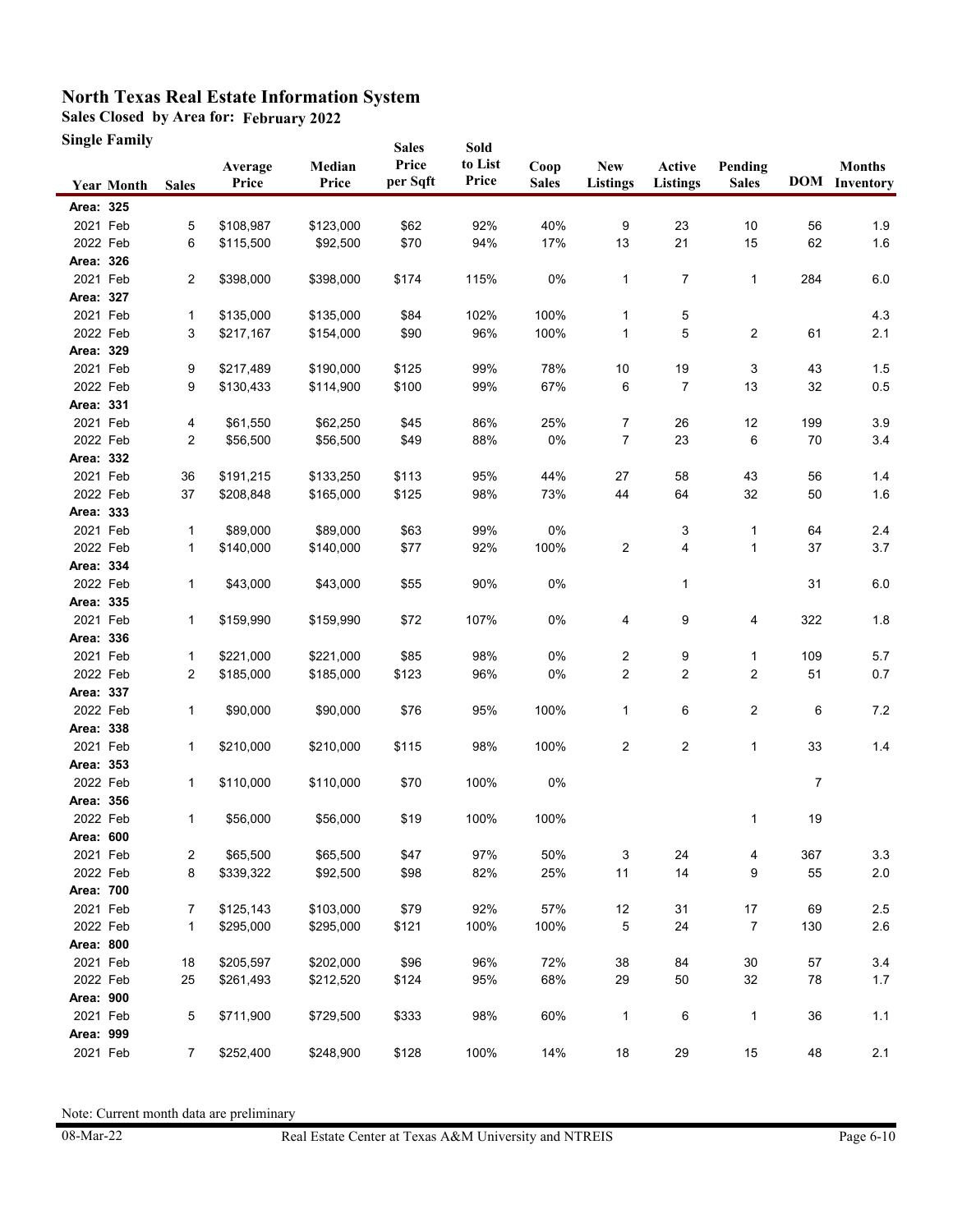# North Texas Real Estate Information System

**Sales Closed by Area for: February 2022**

**Single Family**

| Year | Month | Sales | Average Price | Median Price | Sales Price per Sqft | Sold to List Price | Coop Sales | New Listings | Active Listings | Pending Sales | DOM | Months Inventory |
|---|---|---|---|---|---|---|---|---|---|---|---|---|
| **Area: 325** | | | | | | | | | | | | |
| 2021 | Feb | 5 | $108,987 | $123,000 | $62 | 92% | 40% | 9 | 23 | 10 | 56 | 1.9 |
| 2022 | Feb | 6 | $115,500 | $92,500 | $70 | 94% | 17% | 13 | 21 | 15 | 62 | 1.6 |
| **Area: 326** | | | | | | | | | | | | |
| 2021 | Feb | 2 | $398,000 | $398,000 | $174 | 115% | 0% | 1 | 7 | 1 | 284 | 6.0 |
| **Area: 327** | | | | | | | | | | | | |
| 2021 | Feb | 1 | $135,000 | $135,000 | $84 | 102% | 100% | 1 | 5 | | | 4.3 |
| 2022 | Feb | 3 | $217,167 | $154,000 | $90 | 96% | 100% | 1 | 5 | 2 | 61 | 2.1 |
| **Area: 329** | | | | | | | | | | | | |
| 2021 | Feb | 9 | $217,489 | $190,000 | $125 | 99% | 78% | 10 | 19 | 3 | 43 | 1.5 |
| 2022 | Feb | 9 | $130,433 | $114,900 | $100 | 99% | 67% | 6 | 7 | 13 | 32 | 0.5 |
| **Area: 331** | | | | | | | | | | | | |
| 2021 | Feb | 4 | $61,550 | $62,250 | $45 | 86% | 25% | 7 | 26 | 12 | 199 | 3.9 |
| 2022 | Feb | 2 | $56,500 | $56,500 | $49 | 88% | 0% | 7 | 23 | 6 | 70 | 3.4 |
| **Area: 332** | | | | | | | | | | | | |
| 2021 | Feb | 36 | $191,215 | $133,250 | $113 | 95% | 44% | 27 | 58 | 43 | 56 | 1.4 |
| 2022 | Feb | 37 | $208,848 | $165,000 | $125 | 98% | 73% | 44 | 64 | 32 | 50 | 1.6 |
| **Area: 333** | | | | | | | | | | | | |
| 2021 | Feb | 1 | $89,000 | $89,000 | $63 | 99% | 0% | | 3 | 1 | 64 | 2.4 |
| 2022 | Feb | 1 | $140,000 | $140,000 | $77 | 92% | 100% | 2 | 4 | 1 | 37 | 3.7 |
| **Area: 334** | | | | | | | | | | | | |
| 2022 | Feb | 1 | $43,000 | $43,000 | $55 | 90% | 0% | | 1 | | 31 | 6.0 |
| **Area: 335** | | | | | | | | | | | | |
| 2021 | Feb | 1 | $159,990 | $159,990 | $72 | 107% | 0% | 4 | 9 | 4 | 322 | 1.8 |
| **Area: 336** | | | | | | | | | | | | |
| 2021 | Feb | 1 | $221,000 | $221,000 | $85 | 98% | 0% | 2 | 9 | 1 | 109 | 5.7 |
| 2022 | Feb | 2 | $185,000 | $185,000 | $123 | 96% | 0% | 2 | 2 | 2 | 51 | 0.7 |
| **Area: 337** | | | | | | | | | | | | |
| 2022 | Feb | 1 | $90,000 | $90,000 | $76 | 95% | 100% | 1 | 6 | 2 | 6 | 7.2 |
| **Area: 338** | | | | | | | | | | | | |
| 2021 | Feb | 1 | $210,000 | $210,000 | $115 | 98% | 100% | 2 | 2 | 1 | 33 | 1.4 |
| **Area: 353** | | | | | | | | | | | | |
| 2022 | Feb | 1 | $110,000 | $110,000 | $70 | 100% | 0% | | | | 7 | |
| **Area: 356** | | | | | | | | | | | | |
| 2022 | Feb | 1 | $56,000 | $56,000 | $19 | 100% | 100% | | | 1 | 19 | |
| **Area: 600** | | | | | | | | | | | | |
| 2021 | Feb | 2 | $65,500 | $65,500 | $47 | 97% | 50% | 3 | 24 | 4 | 367 | 3.3 |
| 2022 | Feb | 8 | $339,322 | $92,500 | $98 | 82% | 25% | 11 | 14 | 9 | 55 | 2.0 |
| **Area: 700** | | | | | | | | | | | | |
| 2021 | Feb | 7 | $125,143 | $103,000 | $79 | 92% | 57% | 12 | 31 | 17 | 69 | 2.5 |
| 2022 | Feb | 1 | $295,000 | $295,000 | $121 | 100% | 100% | 5 | 24 | 7 | 130 | 2.6 |
| **Area: 800** | | | | | | | | | | | | |
| 2021 | Feb | 18 | $205,597 | $202,000 | $96 | 96% | 72% | 38 | 84 | 30 | 57 | 3.4 |
| 2022 | Feb | 25 | $261,493 | $212,520 | $124 | 95% | 68% | 29 | 50 | 32 | 78 | 1.7 |
| **Area: 900** | | | | | | | | | | | | |
| 2021 | Feb | 5 | $711,900 | $729,500 | $333 | 98% | 60% | 1 | 6 | 1 | 36 | 1.1 |
| **Area: 999** | | | | | | | | | | | | |
| 2021 | Feb | 7 | $252,400 | $248,900 | $128 | 100% | 14% | 18 | 29 | 15 | 48 | 2.1 |

Note: Current month data are preliminary

08-Mar-22 — Real Estate Center at Texas A&M University and NTREIS — Page 6-10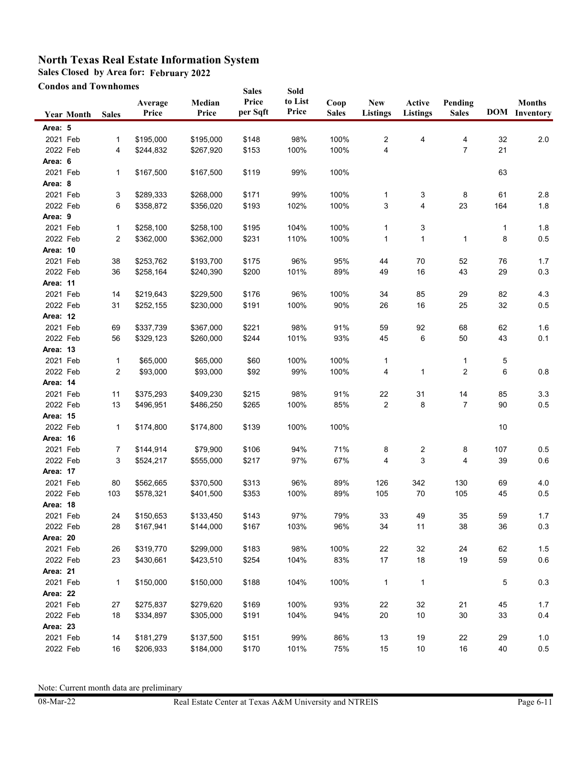# North Texas Real Estate Information System

## Sales Closed by Area for: February 2022

### Condos and Townhomes

| Year | Month | Sales | Average Price | Median Price | Sales Price per Sqft | Sold to List Price | Coop Sales | New Listings | Active Listings | Pending Sales | DOM | Months Inventory |
|---|---|---|---|---|---|---|---|---|---|---|---|---|
| **Area: 5** | | | | | | | | | | | | |
| 2021 | Feb | 1 | $195,000 | $195,000 | $148 | 98% | 100% | 2 | 4 | 4 | 32 | 2.0 |
| 2022 | Feb | 4 | $244,832 | $267,920 | $153 | 100% | 100% | 4 | | 7 | 21 | |
| **Area: 6** | | | | | | | | | | | | |
| 2021 | Feb | 1 | $167,500 | $167,500 | $119 | 99% | 100% | | | | 63 | |
| **Area: 8** | | | | | | | | | | | | |
| 2021 | Feb | 3 | $289,333 | $268,000 | $171 | 99% | 100% | 1 | 3 | 8 | 61 | 2.8 |
| 2022 | Feb | 6 | $358,872 | $356,020 | $193 | 102% | 100% | 3 | 4 | 23 | 164 | 1.8 |
| **Area: 9** | | | | | | | | | | | | |
| 2021 | Feb | 1 | $258,100 | $258,100 | $195 | 104% | 100% | 1 | 3 | | 1 | 1.8 |
| 2022 | Feb | 2 | $362,000 | $362,000 | $231 | 110% | 100% | 1 | 1 | 1 | 8 | 0.5 |
| **Area: 10** | | | | | | | | | | | | |
| 2021 | Feb | 38 | $253,762 | $193,700 | $175 | 96% | 95% | 44 | 70 | 52 | 76 | 1.7 |
| 2022 | Feb | 36 | $258,164 | $240,390 | $200 | 101% | 89% | 49 | 16 | 43 | 29 | 0.3 |
| **Area: 11** | | | | | | | | | | | | |
| 2021 | Feb | 14 | $219,643 | $229,500 | $176 | 96% | 100% | 34 | 85 | 29 | 82 | 4.3 |
| 2022 | Feb | 31 | $252,155 | $230,000 | $191 | 100% | 90% | 26 | 16 | 25 | 32 | 0.5 |
| **Area: 12** | | | | | | | | | | | | |
| 2021 | Feb | 69 | $337,739 | $367,000 | $221 | 98% | 91% | 59 | 92 | 68 | 62 | 1.6 |
| 2022 | Feb | 56 | $329,123 | $260,000 | $244 | 101% | 93% | 45 | 6 | 50 | 43 | 0.1 |
| **Area: 13** | | | | | | | | | | | | |
| 2021 | Feb | 1 | $65,000 | $65,000 | $60 | 100% | 100% | 1 | | 1 | 5 | |
| 2022 | Feb | 2 | $93,000 | $93,000 | $92 | 99% | 100% | 4 | 1 | 2 | 6 | 0.8 |
| **Area: 14** | | | | | | | | | | | | |
| 2021 | Feb | 11 | $375,293 | $409,230 | $215 | 98% | 91% | 22 | 31 | 14 | 85 | 3.3 |
| 2022 | Feb | 13 | $496,951 | $486,250 | $265 | 100% | 85% | 2 | 8 | 7 | 90 | 0.5 |
| **Area: 15** | | | | | | | | | | | | |
| 2022 | Feb | 1 | $174,800 | $174,800 | $139 | 100% | 100% | | | | 10 | |
| **Area: 16** | | | | | | | | | | | | |
| 2021 | Feb | 7 | $144,914 | $79,900 | $106 | 94% | 71% | 8 | 2 | 8 | 107 | 0.5 |
| 2022 | Feb | 3 | $524,217 | $555,000 | $217 | 97% | 67% | 4 | 3 | 4 | 39 | 0.6 |
| **Area: 17** | | | | | | | | | | | | |
| 2021 | Feb | 80 | $562,665 | $370,500 | $313 | 96% | 89% | 126 | 342 | 130 | 69 | 4.0 |
| 2022 | Feb | 103 | $578,321 | $401,500 | $353 | 100% | 89% | 105 | 70 | 105 | 45 | 0.5 |
| **Area: 18** | | | | | | | | | | | | |
| 2021 | Feb | 24 | $150,653 | $133,450 | $143 | 97% | 79% | 33 | 49 | 35 | 59 | 1.7 |
| 2022 | Feb | 28 | $167,941 | $144,000 | $167 | 103% | 96% | 34 | 11 | 38 | 36 | 0.3 |
| **Area: 20** | | | | | | | | | | | | |
| 2021 | Feb | 26 | $319,770 | $299,000 | $183 | 98% | 100% | 22 | 32 | 24 | 62 | 1.5 |
| 2022 | Feb | 23 | $430,661 | $423,510 | $254 | 104% | 83% | 17 | 18 | 19 | 59 | 0.6 |
| **Area: 21** | | | | | | | | | | | | |
| 2021 | Feb | 1 | $150,000 | $150,000 | $188 | 104% | 100% | 1 | 1 | | 5 | 0.3 |
| **Area: 22** | | | | | | | | | | | | |
| 2021 | Feb | 27 | $275,837 | $279,620 | $169 | 100% | 93% | 22 | 32 | 21 | 45 | 1.7 |
| 2022 | Feb | 18 | $334,897 | $305,000 | $191 | 104% | 94% | 20 | 10 | 30 | 33 | 0.4 |
| **Area: 23** | | | | | | | | | | | | |
| 2021 | Feb | 14 | $181,279 | $137,500 | $151 | 99% | 86% | 13 | 19 | 22 | 29 | 1.0 |
| 2022 | Feb | 16 | $206,933 | $184,000 | $170 | 101% | 75% | 15 | 10 | 16 | 40 | 0.5 |

Note: Current month data are preliminary

08-Mar-22 Real Estate Center at Texas A&M University and NTREIS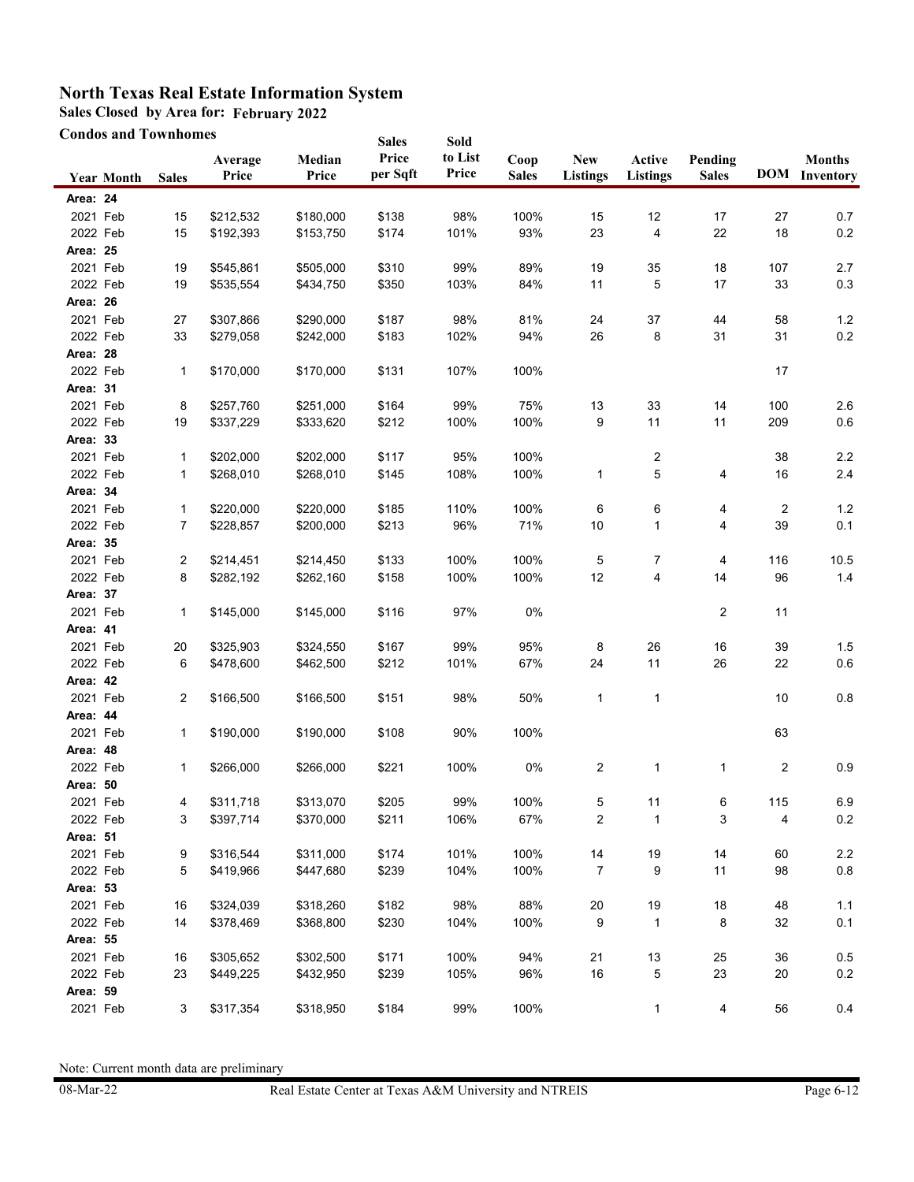# North Texas Real Estate Information System

**Sales Closed by Area for: February 2022**

**Condos and Townhomes**

| Year | Month | Sales | Average Price | Median Price | Sales Price per Sqft | Sold to List Price | Coop Sales | New Listings | Active Listings | Pending Sales | DOM | Months Inventory |
|---|---|---|---|---|---|---|---|---|---|---|---|---|
| **Area: 24** | | | | | | | | | | | | |
| 2021 | Feb | 15 | $212,532 | $180,000 | $138 | 98% | 100% | 15 | 12 | 17 | 27 | 0.7 |
| 2022 | Feb | 15 | $192,393 | $153,750 | $174 | 101% | 93% | 23 | 4 | 22 | 18 | 0.2 |
| **Area: 25** | | | | | | | | | | | | |
| 2021 | Feb | 19 | $545,861 | $505,000 | $310 | 99% | 89% | 19 | 35 | 18 | 107 | 2.7 |
| 2022 | Feb | 19 | $535,554 | $434,750 | $350 | 103% | 84% | 11 | 5 | 17 | 33 | 0.3 |
| **Area: 26** | | | | | | | | | | | | |
| 2021 | Feb | 27 | $307,866 | $290,000 | $187 | 98% | 81% | 24 | 37 | 44 | 58 | 1.2 |
| 2022 | Feb | 33 | $279,058 | $242,000 | $183 | 102% | 94% | 26 | 8 | 31 | 31 | 0.2 |
| **Area: 28** | | | | | | | | | | | | |
| 2022 | Feb | 1 | $170,000 | $170,000 | $131 | 107% | 100% | | | | 17 | |
| **Area: 31** | | | | | | | | | | | | |
| 2021 | Feb | 8 | $257,760 | $251,000 | $164 | 99% | 75% | 13 | 33 | 14 | 100 | 2.6 |
| 2022 | Feb | 19 | $337,229 | $333,620 | $212 | 100% | 100% | 9 | 11 | 11 | 209 | 0.6 |
| **Area: 33** | | | | | | | | | | | | |
| 2021 | Feb | 1 | $202,000 | $202,000 | $117 | 95% | 100% | | 2 | | 38 | 2.2 |
| 2022 | Feb | 1 | $268,010 | $268,010 | $145 | 108% | 100% | 1 | 5 | 4 | 16 | 2.4 |
| **Area: 34** | | | | | | | | | | | | |
| 2021 | Feb | 1 | $220,000 | $220,000 | $185 | 110% | 100% | 6 | 6 | 4 | 2 | 1.2 |
| 2022 | Feb | 7 | $228,857 | $200,000 | $213 | 96% | 71% | 10 | 1 | 4 | 39 | 0.1 |
| **Area: 35** | | | | | | | | | | | | |
| 2021 | Feb | 2 | $214,451 | $214,450 | $133 | 100% | 100% | 5 | 7 | 4 | 116 | 10.5 |
| 2022 | Feb | 8 | $282,192 | $262,160 | $158 | 100% | 100% | 12 | 4 | 14 | 96 | 1.4 |
| **Area: 37** | | | | | | | | | | | | |
| 2021 | Feb | 1 | $145,000 | $145,000 | $116 | 97% | 0% | | | 2 | 11 | |
| **Area: 41** | | | | | | | | | | | | |
| 2021 | Feb | 20 | $325,903 | $324,550 | $167 | 99% | 95% | 8 | 26 | 16 | 39 | 1.5 |
| 2022 | Feb | 6 | $478,600 | $462,500 | $212 | 101% | 67% | 24 | 11 | 26 | 22 | 0.6 |
| **Area: 42** | | | | | | | | | | | | |
| 2021 | Feb | 2 | $166,500 | $166,500 | $151 | 98% | 50% | 1 | 1 | | 10 | 0.8 |
| **Area: 44** | | | | | | | | | | | | |
| 2021 | Feb | 1 | $190,000 | $190,000 | $108 | 90% | 100% | | | | 63 | |
| **Area: 48** | | | | | | | | | | | | |
| 2022 | Feb | 1 | $266,000 | $266,000 | $221 | 100% | 0% | 2 | 1 | 1 | 2 | 0.9 |
| **Area: 50** | | | | | | | | | | | | |
| 2021 | Feb | 4 | $311,718 | $313,070 | $205 | 99% | 100% | 5 | 11 | 6 | 115 | 6.9 |
| 2022 | Feb | 3 | $397,714 | $370,000 | $211 | 106% | 67% | 2 | 1 | 3 | 4 | 0.2 |
| **Area: 51** | | | | | | | | | | | | |
| 2021 | Feb | 9 | $316,544 | $311,000 | $174 | 101% | 100% | 14 | 19 | 14 | 60 | 2.2 |
| 2022 | Feb | 5 | $419,966 | $447,680 | $239 | 104% | 100% | 7 | 9 | 11 | 98 | 0.8 |
| **Area: 53** | | | | | | | | | | | | |
| 2021 | Feb | 16 | $324,039 | $318,260 | $182 | 98% | 88% | 20 | 19 | 18 | 48 | 1.1 |
| 2022 | Feb | 14 | $378,469 | $368,800 | $230 | 104% | 100% | 9 | 1 | 8 | 32 | 0.1 |
| **Area: 55** | | | | | | | | | | | | |
| 2021 | Feb | 16 | $305,652 | $302,500 | $171 | 100% | 94% | 21 | 13 | 25 | 36 | 0.5 |
| 2022 | Feb | 23 | $449,225 | $432,950 | $239 | 105% | 96% | 16 | 5 | 23 | 20 | 0.2 |
| **Area: 59** | | | | | | | | | | | | |
| 2021 | Feb | 3 | $317,354 | $318,950 | $184 | 99% | 100% | | 1 | 4 | 56 | 0.4 |

Note: Current month data are preliminary

08-Mar-22 Real Estate Center at Texas A&M University and NTREIS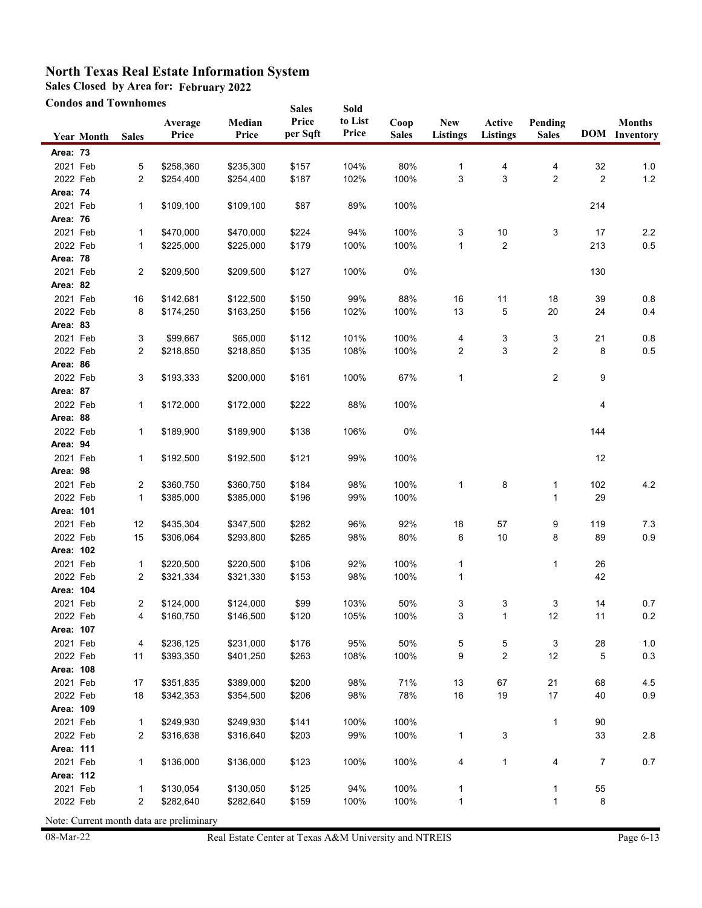# North Texas Real Estate Information System

**Sales Closed by Area for: February 2022**

**Condos and Townhomes**

| Year | Month | Sales | Average Price | Median Price | Sales Price per Sqft | Sold to List Price | Coop Sales | New Listings | Active Listings | Pending Sales | DOM | Months Inventory |
|---|---|---|---|---|---|---|---|---|---|---|---|---|
| **Area: 73** | | | | | | | | | | | | |
| 2021 | Feb | 5 | $258,360 | $235,300 | $157 | 104% | 80% | 1 | 4 | 4 | 32 | 1.0 |
| 2022 | Feb | 2 | $254,400 | $254,400 | $187 | 102% | 100% | 3 | 3 | 2 | 2 | 1.2 |
| **Area: 74** | | | | | | | | | | | | |
| 2021 | Feb | 1 | $109,100 | $109,100 | $87 | 89% | 100% | | | | 214 | |
| **Area: 76** | | | | | | | | | | | | |
| 2021 | Feb | 1 | $470,000 | $470,000 | $224 | 94% | 100% | 3 | 10 | 3 | 17 | 2.2 |
| 2022 | Feb | 1 | $225,000 | $225,000 | $179 | 100% | 100% | 1 | 2 | | 213 | 0.5 |
| **Area: 78** | | | | | | | | | | | | |
| 2021 | Feb | 2 | $209,500 | $209,500 | $127 | 100% | 0% | | | | 130 | |
| **Area: 82** | | | | | | | | | | | | |
| 2021 | Feb | 16 | $142,681 | $122,500 | $150 | 99% | 88% | 16 | 11 | 18 | 39 | 0.8 |
| 2022 | Feb | 8 | $174,250 | $163,250 | $156 | 102% | 100% | 13 | 5 | 20 | 24 | 0.4 |
| **Area: 83** | | | | | | | | | | | | |
| 2021 | Feb | 3 | $99,667 | $65,000 | $112 | 101% | 100% | 4 | 3 | 3 | 21 | 0.8 |
| 2022 | Feb | 2 | $218,850 | $218,850 | $135 | 108% | 100% | 2 | 3 | 2 | 8 | 0.5 |
| **Area: 86** | | | | | | | | | | | | |
| 2022 | Feb | 3 | $193,333 | $200,000 | $161 | 100% | 67% | 1 | | 2 | 9 | |
| **Area: 87** | | | | | | | | | | | | |
| 2022 | Feb | 1 | $172,000 | $172,000 | $222 | 88% | 100% | | | | 4 | |
| **Area: 88** | | | | | | | | | | | | |
| 2022 | Feb | 1 | $189,900 | $189,900 | $138 | 106% | 0% | | | | 144 | |
| **Area: 94** | | | | | | | | | | | | |
| 2021 | Feb | 1 | $192,500 | $192,500 | $121 | 99% | 100% | | | | 12 | |
| **Area: 98** | | | | | | | | | | | | |
| 2021 | Feb | 2 | $360,750 | $360,750 | $184 | 98% | 100% | 1 | 8 | 1 | 102 | 4.2 |
| 2022 | Feb | 1 | $385,000 | $385,000 | $196 | 99% | 100% | | | 1 | 29 | |
| **Area: 101** | | | | | | | | | | | | |
| 2021 | Feb | 12 | $435,304 | $347,500 | $282 | 96% | 92% | 18 | 57 | 9 | 119 | 7.3 |
| 2022 | Feb | 15 | $306,064 | $293,800 | $265 | 98% | 80% | 6 | 10 | 8 | 89 | 0.9 |
| **Area: 102** | | | | | | | | | | | | |
| 2021 | Feb | 1 | $220,500 | $220,500 | $106 | 92% | 100% | 1 | | 1 | 26 | |
| 2022 | Feb | 2 | $321,334 | $321,330 | $153 | 98% | 100% | 1 | | | 42 | |
| **Area: 104** | | | | | | | | | | | | |
| 2021 | Feb | 2 | $124,000 | $124,000 | $99 | 103% | 50% | 3 | 3 | 3 | 14 | 0.7 |
| 2022 | Feb | 4 | $160,750 | $146,500 | $120 | 105% | 100% | 3 | 1 | 12 | 11 | 0.2 |
| **Area: 107** | | | | | | | | | | | | |
| 2021 | Feb | 4 | $236,125 | $231,000 | $176 | 95% | 50% | 5 | 5 | 3 | 28 | 1.0 |
| 2022 | Feb | 11 | $393,350 | $401,250 | $263 | 108% | 100% | 9 | 2 | 12 | 5 | 0.3 |
| **Area: 108** | | | | | | | | | | | | |
| 2021 | Feb | 17 | $351,835 | $389,000 | $200 | 98% | 71% | 13 | 67 | 21 | 68 | 4.5 |
| 2022 | Feb | 18 | $342,353 | $354,500 | $206 | 98% | 78% | 16 | 19 | 17 | 40 | 0.9 |
| **Area: 109** | | | | | | | | | | | | |
| 2021 | Feb | 1 | $249,930 | $249,930 | $141 | 100% | 100% | | | 1 | 90 | |
| 2022 | Feb | 2 | $316,638 | $316,640 | $203 | 99% | 100% | 1 | 3 | | 33 | 2.8 |
| **Area: 111** | | | | | | | | | | | | |
| 2021 | Feb | 1 | $136,000 | $136,000 | $123 | 100% | 100% | 4 | 1 | 4 | 7 | 0.7 |
| **Area: 112** | | | | | | | | | | | | |
| 2021 | Feb | 1 | $130,054 | $130,050 | $125 | 94% | 100% | 1 | | 1 | 55 | |
| 2022 | Feb | 2 | $282,640 | $282,640 | $159 | 100% | 100% | 1 | | 1 | 8 | |

Note: Current month data are preliminary

08-Mar-22 Real Estate Center at Texas A&M University and NTREIS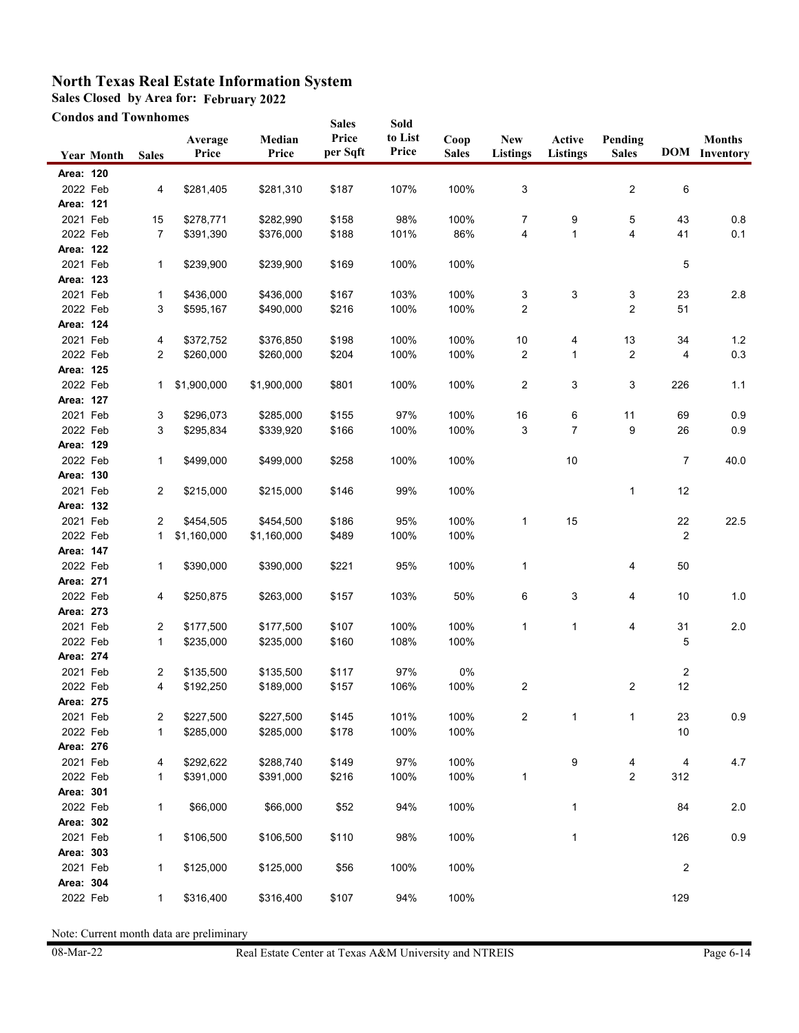# North Texas Real Estate Information System

## Sales Closed by Area for: February 2022

### Condos and Townhomes

| Year | Month | Sales | Average Price | Median Price | Sales Price per Sqft | Sold to List Price | Coop Sales | New Listings | Active Listings | Pending Sales | DOM | Months Inventory |
|---|---|---|---|---|---|---|---|---|---|---|---|---|
| **Area: 120** | | | | | | | | | | | | |
| 2022 | Feb | 4 | $281,405 | $281,310 | $187 | 107% | 100% | 3 | | 2 | 6 | |
| **Area: 121** | | | | | | | | | | | | |
| 2021 | Feb | 15 | $278,771 | $282,990 | $158 | 98% | 100% | 7 | 9 | 5 | 43 | 0.8 |
| 2022 | Feb | 7 | $391,390 | $376,000 | $188 | 101% | 86% | 4 | 1 | 4 | 41 | 0.1 |
| **Area: 122** | | | | | | | | | | | | |
| 2021 | Feb | 1 | $239,900 | $239,900 | $169 | 100% | 100% | | | | 5 | |
| **Area: 123** | | | | | | | | | | | | |
| 2021 | Feb | 1 | $436,000 | $436,000 | $167 | 103% | 100% | 3 | 3 | 3 | 23 | 2.8 |
| 2022 | Feb | 3 | $595,167 | $490,000 | $216 | 100% | 100% | 2 | | 2 | 51 | |
| **Area: 124** | | | | | | | | | | | | |
| 2021 | Feb | 4 | $372,752 | $376,850 | $198 | 100% | 100% | 10 | 4 | 13 | 34 | 1.2 |
| 2022 | Feb | 2 | $260,000 | $260,000 | $204 | 100% | 100% | 2 | 1 | 2 | 4 | 0.3 |
| **Area: 125** | | | | | | | | | | | | |
| 2022 | Feb | 1 | $1,900,000 | $1,900,000 | $801 | 100% | 100% | 2 | 3 | 3 | 226 | 1.1 |
| **Area: 127** | | | | | | | | | | | | |
| 2021 | Feb | 3 | $296,073 | $285,000 | $155 | 97% | 100% | 16 | 6 | 11 | 69 | 0.9 |
| 2022 | Feb | 3 | $295,834 | $339,920 | $166 | 100% | 100% | 3 | 7 | 9 | 26 | 0.9 |
| **Area: 129** | | | | | | | | | | | | |
| 2022 | Feb | 1 | $499,000 | $499,000 | $258 | 100% | 100% | | 10 | | 7 | 40.0 |
| **Area: 130** | | | | | | | | | | | | |
| 2021 | Feb | 2 | $215,000 | $215,000 | $146 | 99% | 100% | | | 1 | 12 | |
| **Area: 132** | | | | | | | | | | | | |
| 2021 | Feb | 2 | $454,505 | $454,500 | $186 | 95% | 100% | 1 | 15 | | 22 | 22.5 |
| 2022 | Feb | 1 | $1,160,000 | $1,160,000 | $489 | 100% | 100% | | | | 2 | |
| **Area: 147** | | | | | | | | | | | | |
| 2022 | Feb | 1 | $390,000 | $390,000 | $221 | 95% | 100% | 1 | | 4 | 50 | |
| **Area: 271** | | | | | | | | | | | | |
| 2022 | Feb | 4 | $250,875 | $263,000 | $157 | 103% | 50% | 6 | 3 | 4 | 10 | 1.0 |
| **Area: 273** | | | | | | | | | | | | |
| 2021 | Feb | 2 | $177,500 | $177,500 | $107 | 100% | 100% | 1 | 1 | 4 | 31 | 2.0 |
| 2022 | Feb | 1 | $235,000 | $235,000 | $160 | 108% | 100% | | | | 5 | |
| **Area: 274** | | | | | | | | | | | | |
| 2021 | Feb | 2 | $135,500 | $135,500 | $117 | 97% | 0% | | | | 2 | |
| 2022 | Feb | 4 | $192,250 | $189,000 | $157 | 106% | 100% | 2 | | 2 | 12 | |
| **Area: 275** | | | | | | | | | | | | |
| 2021 | Feb | 2 | $227,500 | $227,500 | $145 | 101% | 100% | 2 | 1 | 1 | 23 | 0.9 |
| 2022 | Feb | 1 | $285,000 | $285,000 | $178 | 100% | 100% | | | | 10 | |
| **Area: 276** | | | | | | | | | | | | |
| 2021 | Feb | 4 | $292,622 | $288,740 | $149 | 97% | 100% | | 9 | 4 | 4 | 4.7 |
| 2022 | Feb | 1 | $391,000 | $391,000 | $216 | 100% | 100% | 1 | | 2 | 312 | |
| **Area: 301** | | | | | | | | | | | | |
| 2022 | Feb | 1 | $66,000 | $66,000 | $52 | 94% | 100% | | 1 | | 84 | 2.0 |
| **Area: 302** | | | | | | | | | | | | |
| 2021 | Feb | 1 | $106,500 | $106,500 | $110 | 98% | 100% | | 1 | | 126 | 0.9 |
| **Area: 303** | | | | | | | | | | | | |
| 2021 | Feb | 1 | $125,000 | $125,000 | $56 | 100% | 100% | | | | 2 | |
| **Area: 304** | | | | | | | | | | | | |
| 2022 | Feb | 1 | $316,400 | $316,400 | $107 | 94% | 100% | | | | 129 | |

Note: Current month data are preliminary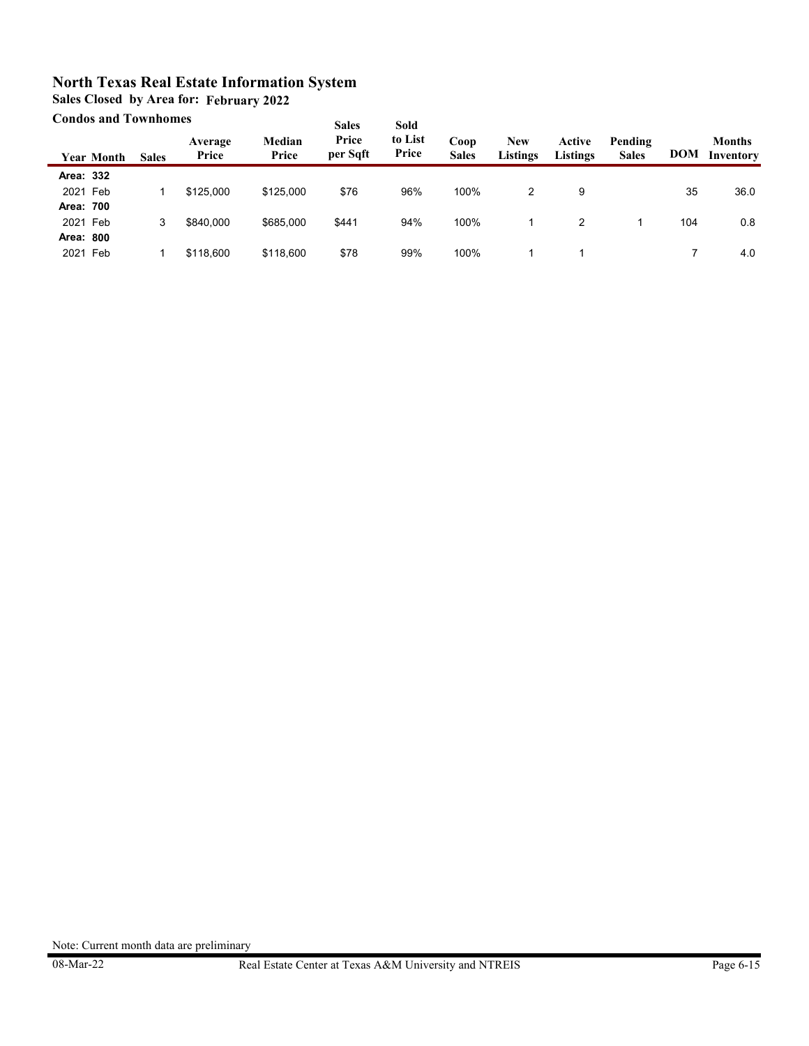# North Texas Real Estate Information System

**Sales Closed by Area for: February 2022**

**Condos and Townhomes**

| Year | Month | Sales | Average Price | Median Price | Sales Price per Sqft | Sold to List Price | Coop Sales | New Listings | Active Listings | Pending Sales | DOM | Months Inventory |
|---|---|---|---|---|---|---|---|---|---|---|---|---|
| **Area: 332** | | | | | | | | | | | | |
| 2021 | Feb | 1 | $125,000 | $125,000 | $76 | 96% | 100% | 2 | 9 | | 35 | 36.0 |
| **Area: 700** | | | | | | | | | | | | |
| 2021 | Feb | 3 | $840,000 | $685,000 | $441 | 94% | 100% | 1 | 2 | 1 | 104 | 0.8 |
| **Area: 800** | | | | | | | | | | | | |
| 2021 | Feb | 1 | $118,600 | $118,600 | $78 | 99% | 100% | 1 | 1 | | 7 | 4.0 |

Note: Current month data are preliminary

08-Mar-22 Real Estate Center at Texas A&M University and NTREIS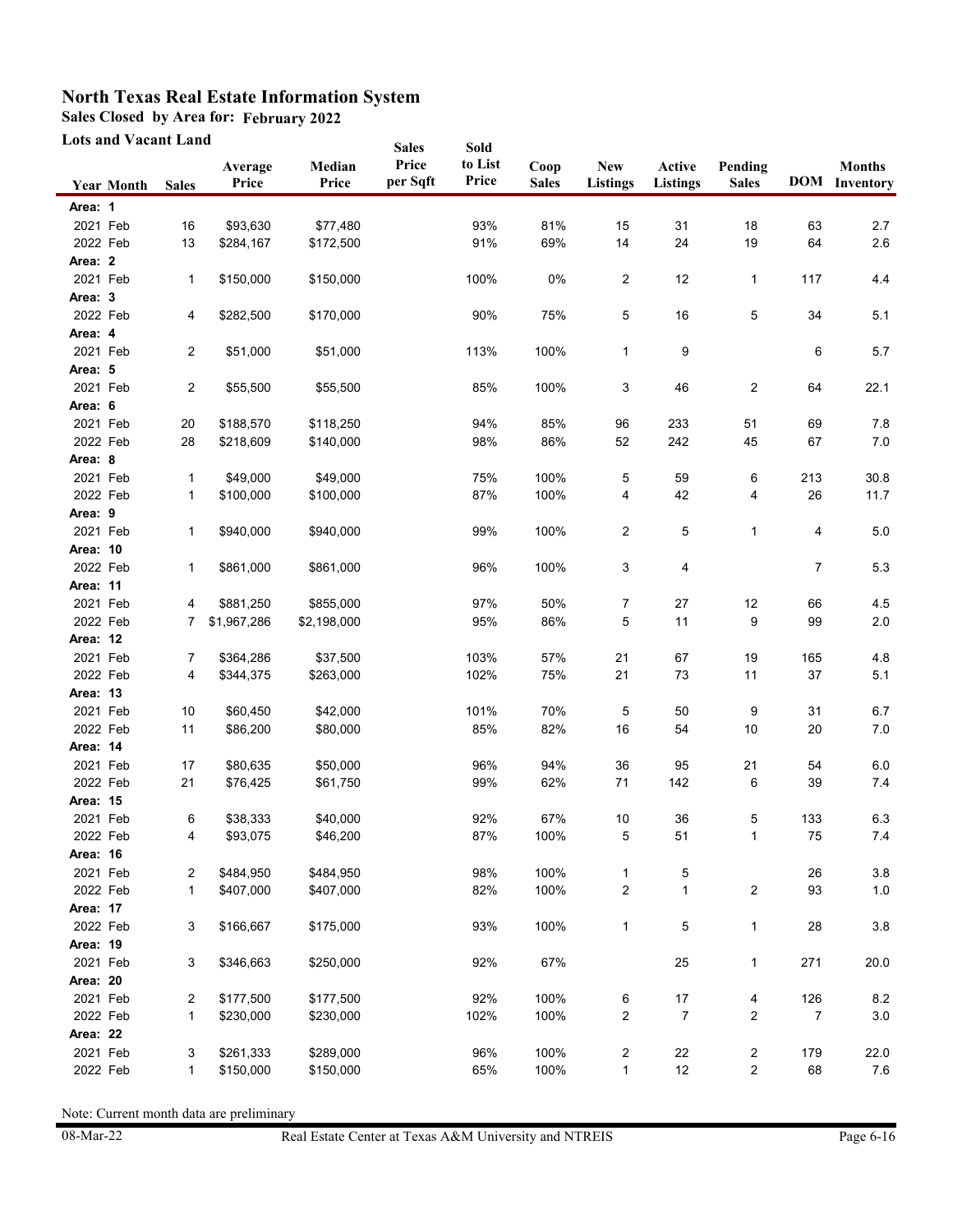# North Texas Real Estate Information System

## Sales Closed by Area for: February 2022

### Lots and Vacant Land

| Year | Month | Sales | Average Price | Median Price | Sales Price per Sqft | Sold to List Price | Coop Sales | New Listings | Active Listings | Pending Sales | DOM | Months Inventory |
|---|---|---|---|---|---|---|---|---|---|---|---|---|
| **Area: 1** | | | | | | | | | | | | |
| 2021 | Feb | 16 | $93,630 | $77,480 | | 93% | 81% | 15 | 31 | 18 | 63 | 2.7 |
| 2022 | Feb | 13 | $284,167 | $172,500 | | 91% | 69% | 14 | 24 | 19 | 64 | 2.6 |
| **Area: 2** | | | | | | | | | | | | |
| 2021 | Feb | 1 | $150,000 | $150,000 | | 100% | 0% | 2 | 12 | 1 | 117 | 4.4 |
| **Area: 3** | | | | | | | | | | | | |
| 2022 | Feb | 4 | $282,500 | $170,000 | | 90% | 75% | 5 | 16 | 5 | 34 | 5.1 |
| **Area: 4** | | | | | | | | | | | | |
| 2021 | Feb | 2 | $51,000 | $51,000 | | 113% | 100% | 1 | 9 | | 6 | 5.7 |
| **Area: 5** | | | | | | | | | | | | |
| 2021 | Feb | 2 | $55,500 | $55,500 | | 85% | 100% | 3 | 46 | 2 | 64 | 22.1 |
| **Area: 6** | | | | | | | | | | | | |
| 2021 | Feb | 20 | $188,570 | $118,250 | | 94% | 85% | 96 | 233 | 51 | 69 | 7.8 |
| 2022 | Feb | 28 | $218,609 | $140,000 | | 98% | 86% | 52 | 242 | 45 | 67 | 7.0 |
| **Area: 8** | | | | | | | | | | | | |
| 2021 | Feb | 1 | $49,000 | $49,000 | | 75% | 100% | 5 | 59 | 6 | 213 | 30.8 |
| 2022 | Feb | 1 | $100,000 | $100,000 | | 87% | 100% | 4 | 42 | 4 | 26 | 11.7 |
| **Area: 9** | | | | | | | | | | | | |
| 2021 | Feb | 1 | $940,000 | $940,000 | | 99% | 100% | 2 | 5 | 1 | 4 | 5.0 |
| **Area: 10** | | | | | | | | | | | | |
| 2022 | Feb | 1 | $861,000 | $861,000 | | 96% | 100% | 3 | 4 | | 7 | 5.3 |
| **Area: 11** | | | | | | | | | | | | |
| 2021 | Feb | 4 | $881,250 | $855,000 | | 97% | 50% | 7 | 27 | 12 | 66 | 4.5 |
| 2022 | Feb | 7 | $1,967,286 | $2,198,000 | | 95% | 86% | 5 | 11 | 9 | 99 | 2.0 |
| **Area: 12** | | | | | | | | | | | | |
| 2021 | Feb | 7 | $364,286 | $37,500 | | 103% | 57% | 21 | 67 | 19 | 165 | 4.8 |
| 2022 | Feb | 4 | $344,375 | $263,000 | | 102% | 75% | 21 | 73 | 11 | 37 | 5.1 |
| **Area: 13** | | | | | | | | | | | | |
| 2021 | Feb | 10 | $60,450 | $42,000 | | 101% | 70% | 5 | 50 | 9 | 31 | 6.7 |
| 2022 | Feb | 11 | $86,200 | $80,000 | | 85% | 82% | 16 | 54 | 10 | 20 | 7.0 |
| **Area: 14** | | | | | | | | | | | | |
| 2021 | Feb | 17 | $80,635 | $50,000 | | 96% | 94% | 36 | 95 | 21 | 54 | 6.0 |
| 2022 | Feb | 21 | $76,425 | $61,750 | | 99% | 62% | 71 | 142 | 6 | 39 | 7.4 |
| **Area: 15** | | | | | | | | | | | | |
| 2021 | Feb | 6 | $38,333 | $40,000 | | 92% | 67% | 10 | 36 | 5 | 133 | 6.3 |
| 2022 | Feb | 4 | $93,075 | $46,200 | | 87% | 100% | 5 | 51 | 1 | 75 | 7.4 |
| **Area: 16** | | | | | | | | | | | | |
| 2021 | Feb | 2 | $484,950 | $484,950 | | 98% | 100% | 1 | 5 | | 26 | 3.8 |
| 2022 | Feb | 1 | $407,000 | $407,000 | | 82% | 100% | 2 | 1 | 2 | 93 | 1.0 |
| **Area: 17** | | | | | | | | | | | | |
| 2022 | Feb | 3 | $166,667 | $175,000 | | 93% | 100% | 1 | 5 | 1 | 28 | 3.8 |
| **Area: 19** | | | | | | | | | | | | |
| 2021 | Feb | 3 | $346,663 | $250,000 | | 92% | 67% | | 25 | 1 | 271 | 20.0 |
| **Area: 20** | | | | | | | | | | | | |
| 2021 | Feb | 2 | $177,500 | $177,500 | | 92% | 100% | 6 | 17 | 4 | 126 | 8.2 |
| 2022 | Feb | 1 | $230,000 | $230,000 | | 102% | 100% | 2 | 7 | 2 | 7 | 3.0 |
| **Area: 22** | | | | | | | | | | | | |
| 2021 | Feb | 3 | $261,333 | $289,000 | | 96% | 100% | 2 | 22 | 2 | 179 | 22.0 |
| 2022 | Feb | 1 | $150,000 | $150,000 | | 65% | 100% | 1 | 12 | 2 | 68 | 7.6 |

Note: Current month data are preliminary

08-Mar-22 Real Estate Center at Texas A&M University and NTREIS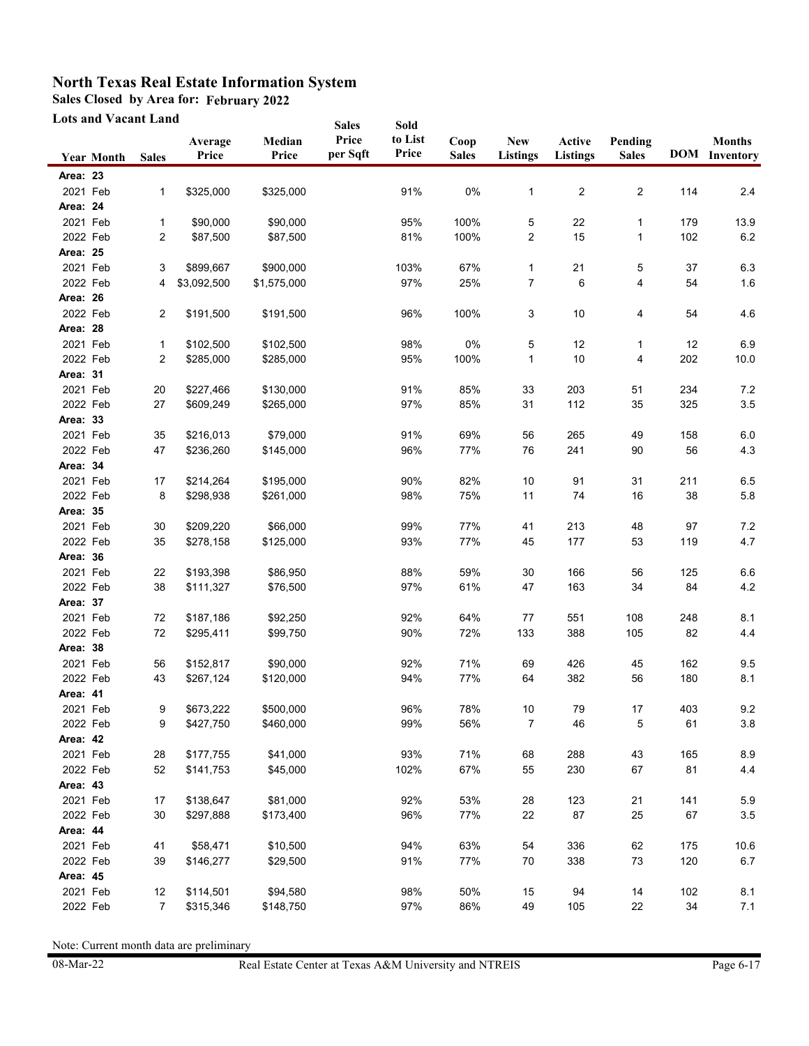# North Texas Real Estate Information System

**Sales Closed by Area for: February 2022**

**Lots and Vacant Land**

| Year | Month | Sales | Average Price | Median Price | Sales Price per Sqft | Sold to List Price | Coop Sales | New Listings | Active Listings | Pending Sales | DOM | Months Inventory |
|---|---|---|---|---|---|---|---|---|---|---|---|---|
| **Area: 23** | | | | | | | | | | | | |
| 2021 | Feb | 1 | $325,000 | $325,000 | | 91% | 0% | 1 | 2 | 2 | 114 | 2.4 |
| **Area: 24** | | | | | | | | | | | | |
| 2021 | Feb | 1 | $90,000 | $90,000 | | 95% | 100% | 5 | 22 | 1 | 179 | 13.9 |
| 2022 | Feb | 2 | $87,500 | $87,500 | | 81% | 100% | 2 | 15 | 1 | 102 | 6.2 |
| **Area: 25** | | | | | | | | | | | | |
| 2021 | Feb | 3 | $899,667 | $900,000 | | 103% | 67% | 1 | 21 | 5 | 37 | 6.3 |
| 2022 | Feb | 4 | $3,092,500 | $1,575,000 | | 97% | 25% | 7 | 6 | 4 | 54 | 1.6 |
| **Area: 26** | | | | | | | | | | | | |
| 2022 | Feb | 2 | $191,500 | $191,500 | | 96% | 100% | 3 | 10 | 4 | 54 | 4.6 |
| **Area: 28** | | | | | | | | | | | | |
| 2021 | Feb | 1 | $102,500 | $102,500 | | 98% | 0% | 5 | 12 | 1 | 12 | 6.9 |
| 2022 | Feb | 2 | $285,000 | $285,000 | | 95% | 100% | 1 | 10 | 4 | 202 | 10.0 |
| **Area: 31** | | | | | | | | | | | | |
| 2021 | Feb | 20 | $227,466 | $130,000 | | 91% | 85% | 33 | 203 | 51 | 234 | 7.2 |
| 2022 | Feb | 27 | $609,249 | $265,000 | | 97% | 85% | 31 | 112 | 35 | 325 | 3.5 |
| **Area: 33** | | | | | | | | | | | | |
| 2021 | Feb | 35 | $216,013 | $79,000 | | 91% | 69% | 56 | 265 | 49 | 158 | 6.0 |
| 2022 | Feb | 47 | $236,260 | $145,000 | | 96% | 77% | 76 | 241 | 90 | 56 | 4.3 |
| **Area: 34** | | | | | | | | | | | | |
| 2021 | Feb | 17 | $214,264 | $195,000 | | 90% | 82% | 10 | 91 | 31 | 211 | 6.5 |
| 2022 | Feb | 8 | $298,938 | $261,000 | | 98% | 75% | 11 | 74 | 16 | 38 | 5.8 |
| **Area: 35** | | | | | | | | | | | | |
| 2021 | Feb | 30 | $209,220 | $66,000 | | 99% | 77% | 41 | 213 | 48 | 97 | 7.2 |
| 2022 | Feb | 35 | $278,158 | $125,000 | | 93% | 77% | 45 | 177 | 53 | 119 | 4.7 |
| **Area: 36** | | | | | | | | | | | | |
| 2021 | Feb | 22 | $193,398 | $86,950 | | 88% | 59% | 30 | 166 | 56 | 125 | 6.6 |
| 2022 | Feb | 38 | $111,327 | $76,500 | | 97% | 61% | 47 | 163 | 34 | 84 | 4.2 |
| **Area: 37** | | | | | | | | | | | | |
| 2021 | Feb | 72 | $187,186 | $92,250 | | 92% | 64% | 77 | 551 | 108 | 248 | 8.1 |
| 2022 | Feb | 72 | $295,411 | $99,750 | | 90% | 72% | 133 | 388 | 105 | 82 | 4.4 |
| **Area: 38** | | | | | | | | | | | | |
| 2021 | Feb | 56 | $152,817 | $90,000 | | 92% | 71% | 69 | 426 | 45 | 162 | 9.5 |
| 2022 | Feb | 43 | $267,124 | $120,000 | | 94% | 77% | 64 | 382 | 56 | 180 | 8.1 |
| **Area: 41** | | | | | | | | | | | | |
| 2021 | Feb | 9 | $673,222 | $500,000 | | 96% | 78% | 10 | 79 | 17 | 403 | 9.2 |
| 2022 | Feb | 9 | $427,750 | $460,000 | | 99% | 56% | 7 | 46 | 5 | 61 | 3.8 |
| **Area: 42** | | | | | | | | | | | | |
| 2021 | Feb | 28 | $177,755 | $41,000 | | 93% | 71% | 68 | 288 | 43 | 165 | 8.9 |
| 2022 | Feb | 52 | $141,753 | $45,000 | | 102% | 67% | 55 | 230 | 67 | 81 | 4.4 |
| **Area: 43** | | | | | | | | | | | | |
| 2021 | Feb | 17 | $138,647 | $81,000 | | 92% | 53% | 28 | 123 | 21 | 141 | 5.9 |
| 2022 | Feb | 30 | $297,888 | $173,400 | | 96% | 77% | 22 | 87 | 25 | 67 | 3.5 |
| **Area: 44** | | | | | | | | | | | | |
| 2021 | Feb | 41 | $58,471 | $10,500 | | 94% | 63% | 54 | 336 | 62 | 175 | 10.6 |
| 2022 | Feb | 39 | $146,277 | $29,500 | | 91% | 77% | 70 | 338 | 73 | 120 | 6.7 |
| **Area: 45** | | | | | | | | | | | | |
| 2021 | Feb | 12 | $114,501 | $94,580 | | 98% | 50% | 15 | 94 | 14 | 102 | 8.1 |
| 2022 | Feb | 7 | $315,346 | $148,750 | | 97% | 86% | 49 | 105 | 22 | 34 | 7.1 |

Note: Current month data are preliminary

08-Mar-22 Real Estate Center at Texas A&M University and NTREIS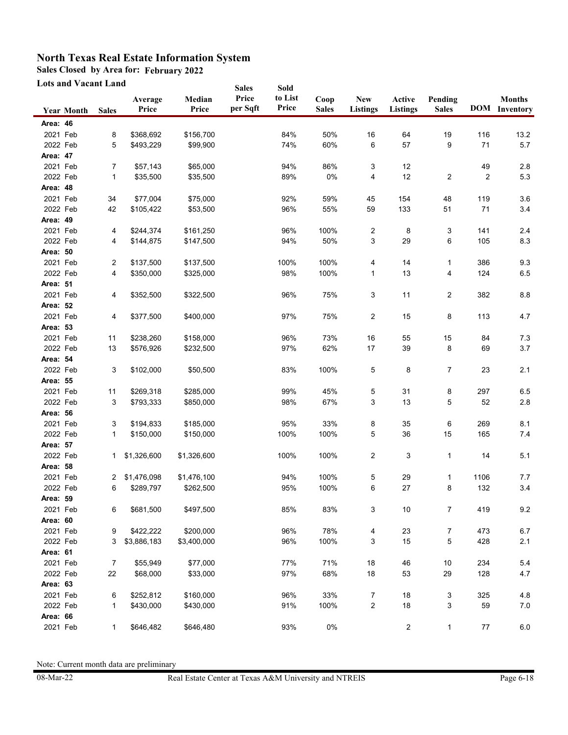# North Texas Real Estate Information System

**Sales Closed by Area for: February 2022**

**Lots and Vacant Land**

| Year | Month | Sales | Average Price | Median Price | Sales Price per Sqft | Sold to List Price | Coop Sales | New Listings | Active Listings | Pending Sales | DOM | Months Inventory |
|---|---|---|---|---|---|---|---|---|---|---|---|---|
| **Area: 46** | | | | | | | | | | | | |
| 2021 | Feb | 8 | $368,692 | $156,700 | | 84% | 50% | 16 | 64 | 19 | 116 | 13.2 |
| 2022 | Feb | 5 | $493,229 | $99,900 | | 74% | 60% | 6 | 57 | 9 | 71 | 5.7 |
| **Area: 47** | | | | | | | | | | | | |
| 2021 | Feb | 7 | $57,143 | $65,000 | | 94% | 86% | 3 | 12 | | 49 | 2.8 |
| 2022 | Feb | 1 | $35,500 | $35,500 | | 89% | 0% | 4 | 12 | 2 | 2 | 5.3 |
| **Area: 48** | | | | | | | | | | | | |
| 2021 | Feb | 34 | $77,004 | $75,000 | | 92% | 59% | 45 | 154 | 48 | 119 | 3.6 |
| 2022 | Feb | 42 | $105,422 | $53,500 | | 96% | 55% | 59 | 133 | 51 | 71 | 3.4 |
| **Area: 49** | | | | | | | | | | | | |
| 2021 | Feb | 4 | $244,374 | $161,250 | | 96% | 100% | 2 | 8 | 3 | 141 | 2.4 |
| 2022 | Feb | 4 | $144,875 | $147,500 | | 94% | 50% | 3 | 29 | 6 | 105 | 8.3 |
| **Area: 50** | | | | | | | | | | | | |
| 2021 | Feb | 2 | $137,500 | $137,500 | | 100% | 100% | 4 | 14 | 1 | 386 | 9.3 |
| 2022 | Feb | 4 | $350,000 | $325,000 | | 98% | 100% | 1 | 13 | 4 | 124 | 6.5 |
| **Area: 51** | | | | | | | | | | | | |
| 2021 | Feb | 4 | $352,500 | $322,500 | | 96% | 75% | 3 | 11 | 2 | 382 | 8.8 |
| **Area: 52** | | | | | | | | | | | | |
| 2021 | Feb | 4 | $377,500 | $400,000 | | 97% | 75% | 2 | 15 | 8 | 113 | 4.7 |
| **Area: 53** | | | | | | | | | | | | |
| 2021 | Feb | 11 | $238,260 | $158,000 | | 96% | 73% | 16 | 55 | 15 | 84 | 7.3 |
| 2022 | Feb | 13 | $576,926 | $232,500 | | 97% | 62% | 17 | 39 | 8 | 69 | 3.7 |
| **Area: 54** | | | | | | | | | | | | |
| 2022 | Feb | 3 | $102,000 | $50,500 | | 83% | 100% | 5 | 8 | 7 | 23 | 2.1 |
| **Area: 55** | | | | | | | | | | | | |
| 2021 | Feb | 11 | $269,318 | $285,000 | | 99% | 45% | 5 | 31 | 8 | 297 | 6.5 |
| 2022 | Feb | 3 | $793,333 | $850,000 | | 98% | 67% | 3 | 13 | 5 | 52 | 2.8 |
| **Area: 56** | | | | | | | | | | | | |
| 2021 | Feb | 3 | $194,833 | $185,000 | | 95% | 33% | 8 | 35 | 6 | 269 | 8.1 |
| 2022 | Feb | 1 | $150,000 | $150,000 | | 100% | 100% | 5 | 36 | 15 | 165 | 7.4 |
| **Area: 57** | | | | | | | | | | | | |
| 2022 | Feb | 1 | $1,326,600 | $1,326,600 | | 100% | 100% | 2 | 3 | 1 | 14 | 5.1 |
| **Area: 58** | | | | | | | | | | | | |
| 2021 | Feb | 2 | $1,476,098 | $1,476,100 | | 94% | 100% | 5 | 29 | 1 | 1106 | 7.7 |
| 2022 | Feb | 6 | $289,797 | $262,500 | | 95% | 100% | 6 | 27 | 8 | 132 | 3.4 |
| **Area: 59** | | | | | | | | | | | | |
| 2021 | Feb | 6 | $681,500 | $497,500 | | 85% | 83% | 3 | 10 | 7 | 419 | 9.2 |
| **Area: 60** | | | | | | | | | | | | |
| 2021 | Feb | 9 | $422,222 | $200,000 | | 96% | 78% | 4 | 23 | 7 | 473 | 6.7 |
| 2022 | Feb | 3 | $3,886,183 | $3,400,000 | | 96% | 100% | 3 | 15 | 5 | 428 | 2.1 |
| **Area: 61** | | | | | | | | | | | | |
| 2021 | Feb | 7 | $55,949 | $77,000 | | 77% | 71% | 18 | 46 | 10 | 234 | 5.4 |
| 2022 | Feb | 22 | $68,000 | $33,000 | | 97% | 68% | 18 | 53 | 29 | 128 | 4.7 |
| **Area: 63** | | | | | | | | | | | | |
| 2021 | Feb | 6 | $252,812 | $160,000 | | 96% | 33% | 7 | 18 | 3 | 325 | 4.8 |
| 2022 | Feb | 1 | $430,000 | $430,000 | | 91% | 100% | 2 | 18 | 3 | 59 | 7.0 |
| **Area: 66** | | | | | | | | | | | | |
| 2021 | Feb | 1 | $646,482 | $646,480 | | 93% | 0% | | 2 | 1 | 77 | 6.0 |

Note: Current month data are preliminary

08-Mar-22 — Real Estate Center at Texas A&M University and NTREIS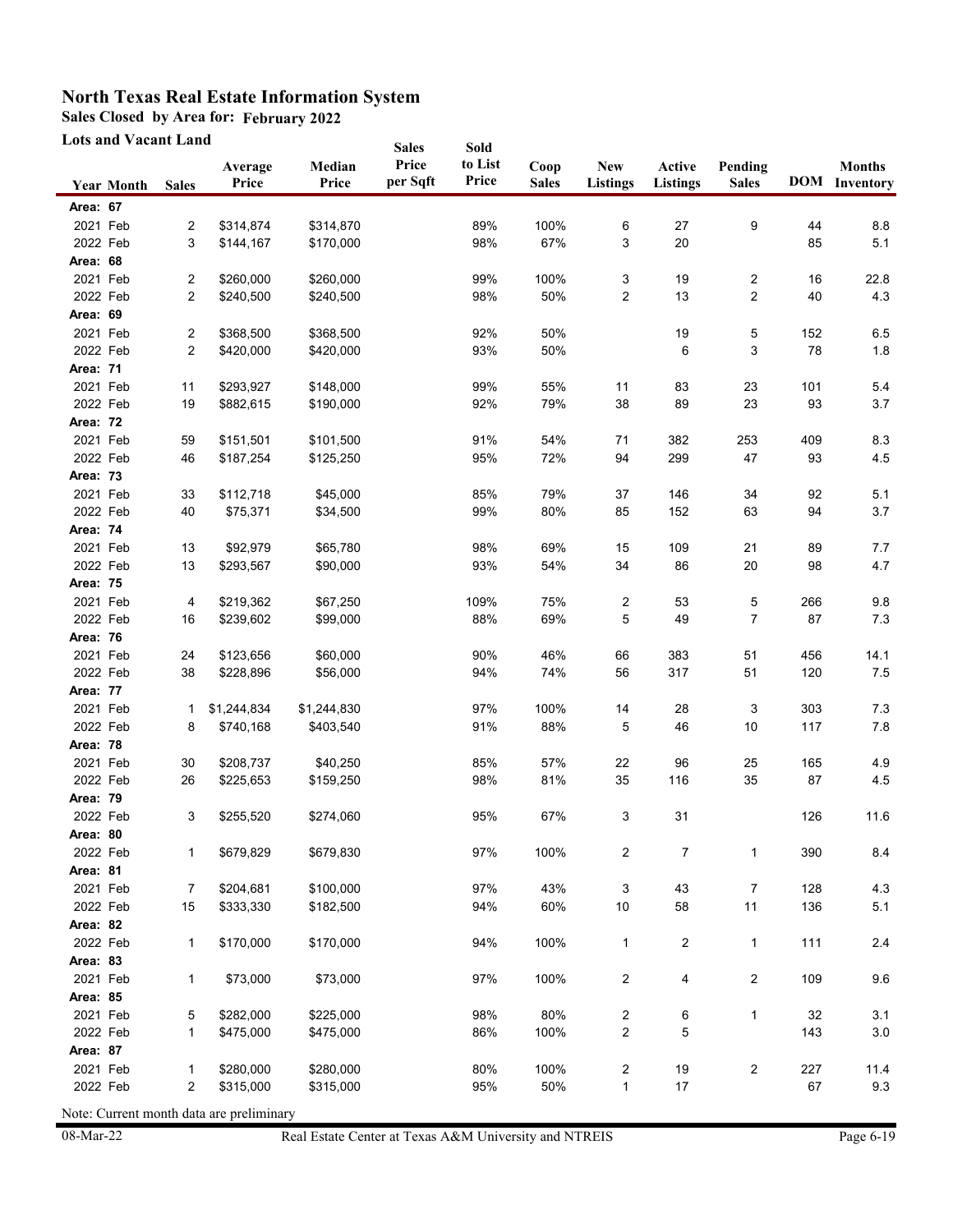# North Texas Real Estate Information System

**Sales Closed by Area for: February 2022**

**Lots and Vacant Land**

| Year | Month | Sales | Average Price | Median Price | Sales Price per Sqft | Sold to List Price | Coop Sales | New Listings | Active Listings | Pending Sales | DOM | Months Inventory |
|---|---|---|---|---|---|---|---|---|---|---|---|---|
| **Area: 67** | | | | | | | | | | | | |
| 2021 | Feb | 2 | $314,874 | $314,870 | | 89% | 100% | 6 | 27 | 9 | 44 | 8.8 |
| 2022 | Feb | 3 | $144,167 | $170,000 | | 98% | 67% | 3 | 20 | | 85 | 5.1 |
| **Area: 68** | | | | | | | | | | | | |
| 2021 | Feb | 2 | $260,000 | $260,000 | | 99% | 100% | 3 | 19 | 2 | 16 | 22.8 |
| 2022 | Feb | 2 | $240,500 | $240,500 | | 98% | 50% | 2 | 13 | 2 | 40 | 4.3 |
| **Area: 69** | | | | | | | | | | | | |
| 2021 | Feb | 2 | $368,500 | $368,500 | | 92% | 50% | | 19 | 5 | 152 | 6.5 |
| 2022 | Feb | 2 | $420,000 | $420,000 | | 93% | 50% | | 6 | 3 | 78 | 1.8 |
| **Area: 71** | | | | | | | | | | | | |
| 2021 | Feb | 11 | $293,927 | $148,000 | | 99% | 55% | 11 | 83 | 23 | 101 | 5.4 |
| 2022 | Feb | 19 | $882,615 | $190,000 | | 92% | 79% | 38 | 89 | 23 | 93 | 3.7 |
| **Area: 72** | | | | | | | | | | | | |
| 2021 | Feb | 59 | $151,501 | $101,500 | | 91% | 54% | 71 | 382 | 253 | 409 | 8.3 |
| 2022 | Feb | 46 | $187,254 | $125,250 | | 95% | 72% | 94 | 299 | 47 | 93 | 4.5 |
| **Area: 73** | | | | | | | | | | | | |
| 2021 | Feb | 33 | $112,718 | $45,000 | | 85% | 79% | 37 | 146 | 34 | 92 | 5.1 |
| 2022 | Feb | 40 | $75,371 | $34,500 | | 99% | 80% | 85 | 152 | 63 | 94 | 3.7 |
| **Area: 74** | | | | | | | | | | | | |
| 2021 | Feb | 13 | $92,979 | $65,780 | | 98% | 69% | 15 | 109 | 21 | 89 | 7.7 |
| 2022 | Feb | 13 | $293,567 | $90,000 | | 93% | 54% | 34 | 86 | 20 | 98 | 4.7 |
| **Area: 75** | | | | | | | | | | | | |
| 2021 | Feb | 4 | $219,362 | $67,250 | | 109% | 75% | 2 | 53 | 5 | 266 | 9.8 |
| 2022 | Feb | 16 | $239,602 | $99,000 | | 88% | 69% | 5 | 49 | 7 | 87 | 7.3 |
| **Area: 76** | | | | | | | | | | | | |
| 2021 | Feb | 24 | $123,656 | $60,000 | | 90% | 46% | 66 | 383 | 51 | 456 | 14.1 |
| 2022 | Feb | 38 | $228,896 | $56,000 | | 94% | 74% | 56 | 317 | 51 | 120 | 7.5 |
| **Area: 77** | | | | | | | | | | | | |
| 2021 | Feb | 1 | $1,244,834 | $1,244,830 | | 97% | 100% | 14 | 28 | 3 | 303 | 7.3 |
| 2022 | Feb | 8 | $740,168 | $403,540 | | 91% | 88% | 5 | 46 | 10 | 117 | 7.8 |
| **Area: 78** | | | | | | | | | | | | |
| 2021 | Feb | 30 | $208,737 | $40,250 | | 85% | 57% | 22 | 96 | 25 | 165 | 4.9 |
| 2022 | Feb | 26 | $225,653 | $159,250 | | 98% | 81% | 35 | 116 | 35 | 87 | 4.5 |
| **Area: 79** | | | | | | | | | | | | |
| 2022 | Feb | 3 | $255,520 | $274,060 | | 95% | 67% | 3 | 31 | | 126 | 11.6 |
| **Area: 80** | | | | | | | | | | | | |
| 2022 | Feb | 1 | $679,829 | $679,830 | | 97% | 100% | 2 | 7 | 1 | 390 | 8.4 |
| **Area: 81** | | | | | | | | | | | | |
| 2021 | Feb | 7 | $204,681 | $100,000 | | 97% | 43% | 3 | 43 | 7 | 128 | 4.3 |
| 2022 | Feb | 15 | $333,330 | $182,500 | | 94% | 60% | 10 | 58 | 11 | 136 | 5.1 |
| **Area: 82** | | | | | | | | | | | | |
| 2022 | Feb | 1 | $170,000 | $170,000 | | 94% | 100% | 1 | 2 | 1 | 111 | 2.4 |
| **Area: 83** | | | | | | | | | | | | |
| 2021 | Feb | 1 | $73,000 | $73,000 | | 97% | 100% | 2 | 4 | 2 | 109 | 9.6 |
| **Area: 85** | | | | | | | | | | | | |
| 2021 | Feb | 5 | $282,000 | $225,000 | | 98% | 80% | 2 | 6 | 1 | 32 | 3.1 |
| 2022 | Feb | 1 | $475,000 | $475,000 | | 86% | 100% | 2 | 5 | | 143 | 3.0 |
| **Area: 87** | | | | | | | | | | | | |
| 2021 | Feb | 1 | $280,000 | $280,000 | | 80% | 100% | 2 | 19 | 2 | 227 | 11.4 |
| 2022 | Feb | 2 | $315,000 | $315,000 | | 95% | 50% | 1 | 17 | | 67 | 9.3 |

Note: Current month data are preliminary

08-Mar-22 Real Estate Center at Texas A&M University and NTREIS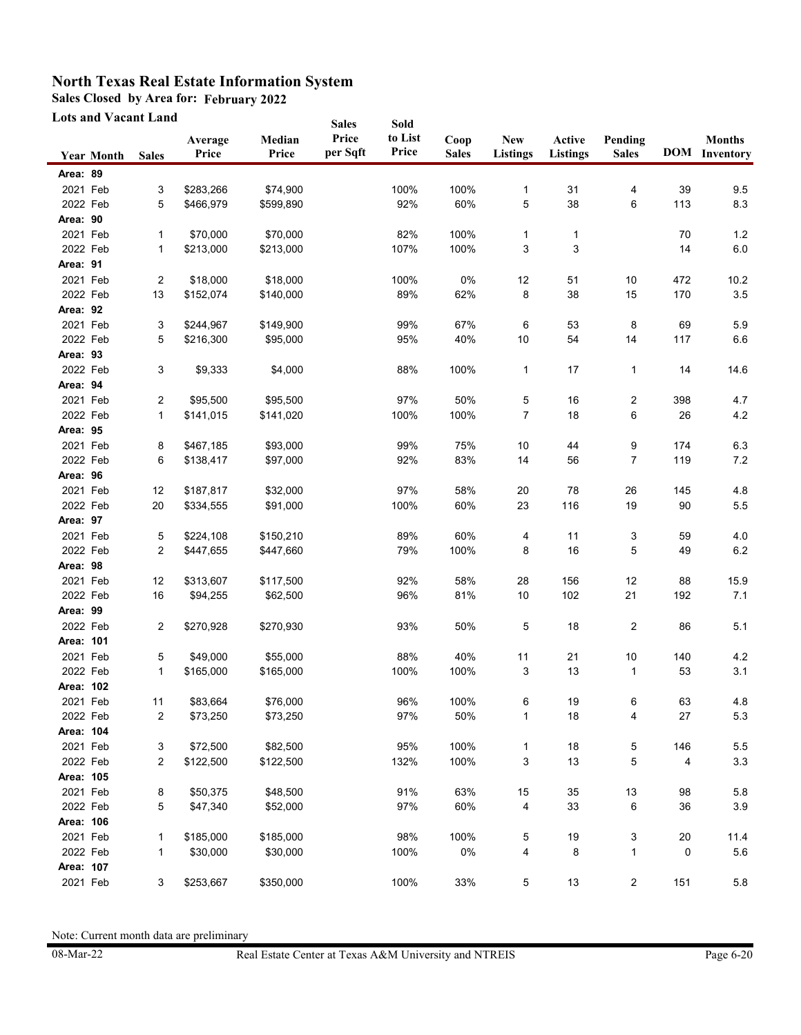# North Texas Real Estate Information System

**Sales Closed by Area for: February 2022**

**Lots and Vacant Land**

| Year | Month | Sales | Average Price | Median Price | Sales Price per Sqft | Sold to List Price | Coop Sales | New Listings | Active Listings | Pending Sales | DOM | Months Inventory |
|---|---|---|---|---|---|---|---|---|---|---|---|---|
| **Area: 89** | | | | | | | | | | | | |
| 2021 | Feb | 3 | $283,266 | $74,900 | | 100% | 100% | 1 | 31 | 4 | 39 | 9.5 |
| 2022 | Feb | 5 | $466,979 | $599,890 | | 92% | 60% | 5 | 38 | 6 | 113 | 8.3 |
| **Area: 90** | | | | | | | | | | | | |
| 2021 | Feb | 1 | $70,000 | $70,000 | | 82% | 100% | 1 | 1 | | 70 | 1.2 |
| 2022 | Feb | 1 | $213,000 | $213,000 | | 107% | 100% | 3 | 3 | | 14 | 6.0 |
| **Area: 91** | | | | | | | | | | | | |
| 2021 | Feb | 2 | $18,000 | $18,000 | | 100% | 0% | 12 | 51 | 10 | 472 | 10.2 |
| 2022 | Feb | 13 | $152,074 | $140,000 | | 89% | 62% | 8 | 38 | 15 | 170 | 3.5 |
| **Area: 92** | | | | | | | | | | | | |
| 2021 | Feb | 3 | $244,967 | $149,900 | | 99% | 67% | 6 | 53 | 8 | 69 | 5.9 |
| 2022 | Feb | 5 | $216,300 | $95,000 | | 95% | 40% | 10 | 54 | 14 | 117 | 6.6 |
| **Area: 93** | | | | | | | | | | | | |
| 2022 | Feb | 3 | $9,333 | $4,000 | | 88% | 100% | 1 | 17 | 1 | 14 | 14.6 |
| **Area: 94** | | | | | | | | | | | | |
| 2021 | Feb | 2 | $95,500 | $95,500 | | 97% | 50% | 5 | 16 | 2 | 398 | 4.7 |
| 2022 | Feb | 1 | $141,015 | $141,020 | | 100% | 100% | 7 | 18 | 6 | 26 | 4.2 |
| **Area: 95** | | | | | | | | | | | | |
| 2021 | Feb | 8 | $467,185 | $93,000 | | 99% | 75% | 10 | 44 | 9 | 174 | 6.3 |
| 2022 | Feb | 6 | $138,417 | $97,000 | | 92% | 83% | 14 | 56 | 7 | 119 | 7.2 |
| **Area: 96** | | | | | | | | | | | | |
| 2021 | Feb | 12 | $187,817 | $32,000 | | 97% | 58% | 20 | 78 | 26 | 145 | 4.8 |
| 2022 | Feb | 20 | $334,555 | $91,000 | | 100% | 60% | 23 | 116 | 19 | 90 | 5.5 |
| **Area: 97** | | | | | | | | | | | | |
| 2021 | Feb | 5 | $224,108 | $150,210 | | 89% | 60% | 4 | 11 | 3 | 59 | 4.0 |
| 2022 | Feb | 2 | $447,655 | $447,660 | | 79% | 100% | 8 | 16 | 5 | 49 | 6.2 |
| **Area: 98** | | | | | | | | | | | | |
| 2021 | Feb | 12 | $313,607 | $117,500 | | 92% | 58% | 28 | 156 | 12 | 88 | 15.9 |
| 2022 | Feb | 16 | $94,255 | $62,500 | | 96% | 81% | 10 | 102 | 21 | 192 | 7.1 |
| **Area: 99** | | | | | | | | | | | | |
| 2022 | Feb | 2 | $270,928 | $270,930 | | 93% | 50% | 5 | 18 | 2 | 86 | 5.1 |
| **Area: 101** | | | | | | | | | | | | |
| 2021 | Feb | 5 | $49,000 | $55,000 | | 88% | 40% | 11 | 21 | 10 | 140 | 4.2 |
| 2022 | Feb | 1 | $165,000 | $165,000 | | 100% | 100% | 3 | 13 | 1 | 53 | 3.1 |
| **Area: 102** | | | | | | | | | | | | |
| 2021 | Feb | 11 | $83,664 | $76,000 | | 96% | 100% | 6 | 19 | 6 | 63 | 4.8 |
| 2022 | Feb | 2 | $73,250 | $73,250 | | 97% | 50% | 1 | 18 | 4 | 27 | 5.3 |
| **Area: 104** | | | | | | | | | | | | |
| 2021 | Feb | 3 | $72,500 | $82,500 | | 95% | 100% | 1 | 18 | 5 | 146 | 5.5 |
| 2022 | Feb | 2 | $122,500 | $122,500 | | 132% | 100% | 3 | 13 | 5 | 4 | 3.3 |
| **Area: 105** | | | | | | | | | | | | |
| 2021 | Feb | 8 | $50,375 | $48,500 | | 91% | 63% | 15 | 35 | 13 | 98 | 5.8 |
| 2022 | Feb | 5 | $47,340 | $52,000 | | 97% | 60% | 4 | 33 | 6 | 36 | 3.9 |
| **Area: 106** | | | | | | | | | | | | |
| 2021 | Feb | 1 | $185,000 | $185,000 | | 98% | 100% | 5 | 19 | 3 | 20 | 11.4 |
| 2022 | Feb | 1 | $30,000 | $30,000 | | 100% | 0% | 4 | 8 | 1 | 0 | 5.6 |
| **Area: 107** | | | | | | | | | | | | |
| 2021 | Feb | 3 | $253,667 | $350,000 | | 100% | 33% | 5 | 13 | 2 | 151 | 5.8 |

Note: Current month data are preliminary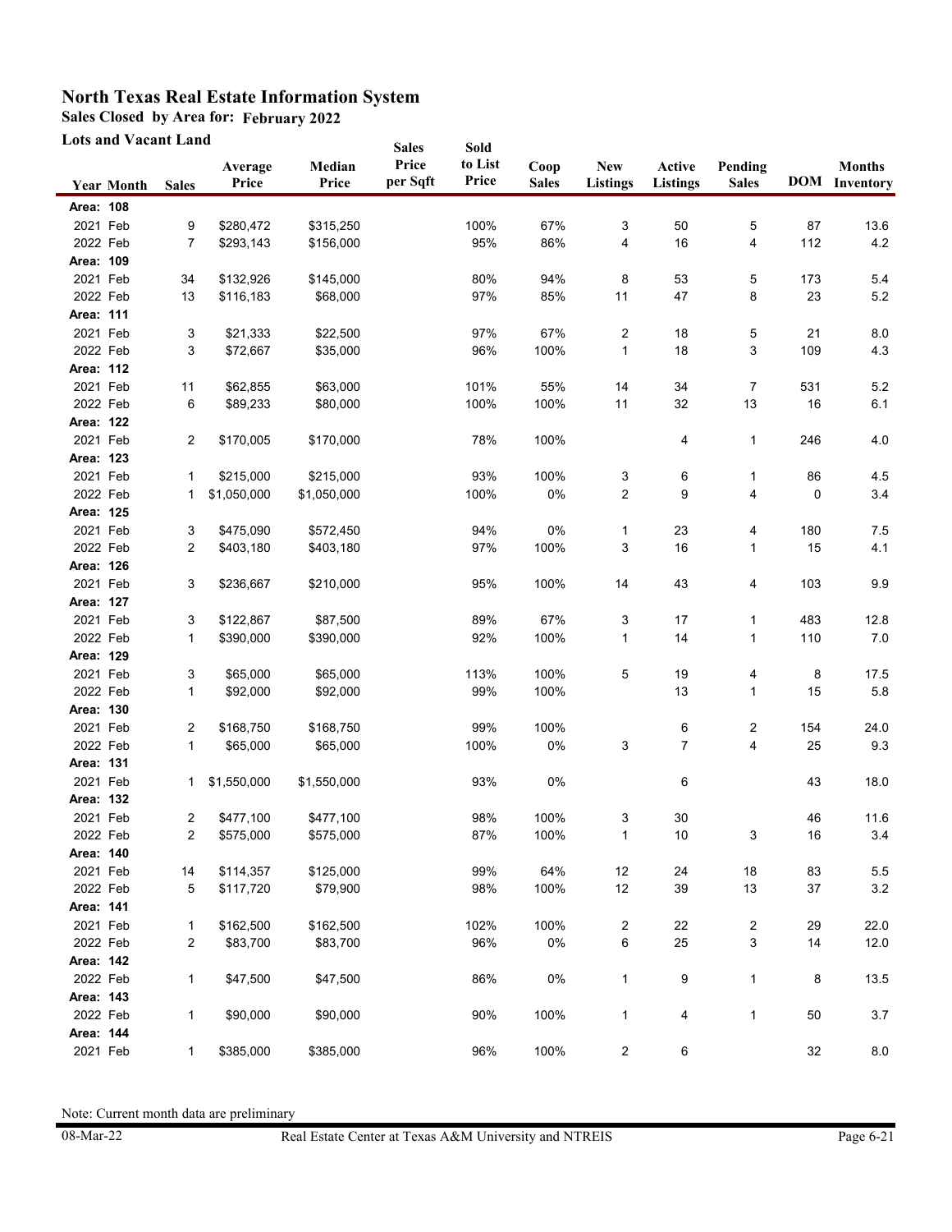# North Texas Real Estate Information System

**Sales Closed by Area for: February 2022**

**Lots and Vacant Land**

| Year | Month | Sales | Average Price | Median Price | Sales Price per Sqft | Sold to List Price | Coop Sales | New Listings | Active Listings | Pending Sales | DOM | Months Inventory |
|---|---|---|---|---|---|---|---|---|---|---|---|---|
| **Area: 108** | | | | | | | | | | | | |
| 2021 | Feb | 9 | $280,472 | $315,250 | | 100% | 67% | 3 | 50 | 5 | 87 | 13.6 |
| 2022 | Feb | 7 | $293,143 | $156,000 | | 95% | 86% | 4 | 16 | 4 | 112 | 4.2 |
| **Area: 109** | | | | | | | | | | | | |
| 2021 | Feb | 34 | $132,926 | $145,000 | | 80% | 94% | 8 | 53 | 5 | 173 | 5.4 |
| 2022 | Feb | 13 | $116,183 | $68,000 | | 97% | 85% | 11 | 47 | 8 | 23 | 5.2 |
| **Area: 111** | | | | | | | | | | | | |
| 2021 | Feb | 3 | $21,333 | $22,500 | | 97% | 67% | 2 | 18 | 5 | 21 | 8.0 |
| 2022 | Feb | 3 | $72,667 | $35,000 | | 96% | 100% | 1 | 18 | 3 | 109 | 4.3 |
| **Area: 112** | | | | | | | | | | | | |
| 2021 | Feb | 11 | $62,855 | $63,000 | | 101% | 55% | 14 | 34 | 7 | 531 | 5.2 |
| 2022 | Feb | 6 | $89,233 | $80,000 | | 100% | 100% | 11 | 32 | 13 | 16 | 6.1 |
| **Area: 122** | | | | | | | | | | | | |
| 2021 | Feb | 2 | $170,005 | $170,000 | | 78% | 100% | | 4 | 1 | 246 | 4.0 |
| **Area: 123** | | | | | | | | | | | | |
| 2021 | Feb | 1 | $215,000 | $215,000 | | 93% | 100% | 3 | 6 | 1 | 86 | 4.5 |
| 2022 | Feb | 1 | $1,050,000 | $1,050,000 | | 100% | 0% | 2 | 9 | 4 | 0 | 3.4 |
| **Area: 125** | | | | | | | | | | | | |
| 2021 | Feb | 3 | $475,090 | $572,450 | | 94% | 0% | 1 | 23 | 4 | 180 | 7.5 |
| 2022 | Feb | 2 | $403,180 | $403,180 | | 97% | 100% | 3 | 16 | 1 | 15 | 4.1 |
| **Area: 126** | | | | | | | | | | | | |
| 2021 | Feb | 3 | $236,667 | $210,000 | | 95% | 100% | 14 | 43 | 4 | 103 | 9.9 |
| **Area: 127** | | | | | | | | | | | | |
| 2021 | Feb | 3 | $122,867 | $87,500 | | 89% | 67% | 3 | 17 | 1 | 483 | 12.8 |
| 2022 | Feb | 1 | $390,000 | $390,000 | | 92% | 100% | 1 | 14 | 1 | 110 | 7.0 |
| **Area: 129** | | | | | | | | | | | | |
| 2021 | Feb | 3 | $65,000 | $65,000 | | 113% | 100% | 5 | 19 | 4 | 8 | 17.5 |
| 2022 | Feb | 1 | $92,000 | $92,000 | | 99% | 100% | | 13 | 1 | 15 | 5.8 |
| **Area: 130** | | | | | | | | | | | | |
| 2021 | Feb | 2 | $168,750 | $168,750 | | 99% | 100% | | 6 | 2 | 154 | 24.0 |
| 2022 | Feb | 1 | $65,000 | $65,000 | | 100% | 0% | 3 | 7 | 4 | 25 | 9.3 |
| **Area: 131** | | | | | | | | | | | | |
| 2021 | Feb | 1 | $1,550,000 | $1,550,000 | | 93% | 0% | | 6 | | 43 | 18.0 |
| **Area: 132** | | | | | | | | | | | | |
| 2021 | Feb | 2 | $477,100 | $477,100 | | 98% | 100% | 3 | 30 | | 46 | 11.6 |
| 2022 | Feb | 2 | $575,000 | $575,000 | | 87% | 100% | 1 | 10 | 3 | 16 | 3.4 |
| **Area: 140** | | | | | | | | | | | | |
| 2021 | Feb | 14 | $114,357 | $125,000 | | 99% | 64% | 12 | 24 | 18 | 83 | 5.5 |
| 2022 | Feb | 5 | $117,720 | $79,900 | | 98% | 100% | 12 | 39 | 13 | 37 | 3.2 |
| **Area: 141** | | | | | | | | | | | | |
| 2021 | Feb | 1 | $162,500 | $162,500 | | 102% | 100% | 2 | 22 | 2 | 29 | 22.0 |
| 2022 | Feb | 2 | $83,700 | $83,700 | | 96% | 0% | 6 | 25 | 3 | 14 | 12.0 |
| **Area: 142** | | | | | | | | | | | | |
| 2022 | Feb | 1 | $47,500 | $47,500 | | 86% | 0% | 1 | 9 | 1 | 8 | 13.5 |
| **Area: 143** | | | | | | | | | | | | |
| 2022 | Feb | 1 | $90,000 | $90,000 | | 90% | 100% | 1 | 4 | 1 | 50 | 3.7 |
| **Area: 144** | | | | | | | | | | | | |
| 2021 | Feb | 1 | $385,000 | $385,000 | | 96% | 100% | 2 | 6 | | 32 | 8.0 |

Note: Current month data are preliminary

08-Mar-22 Real Estate Center at Texas A&M University and NTREIS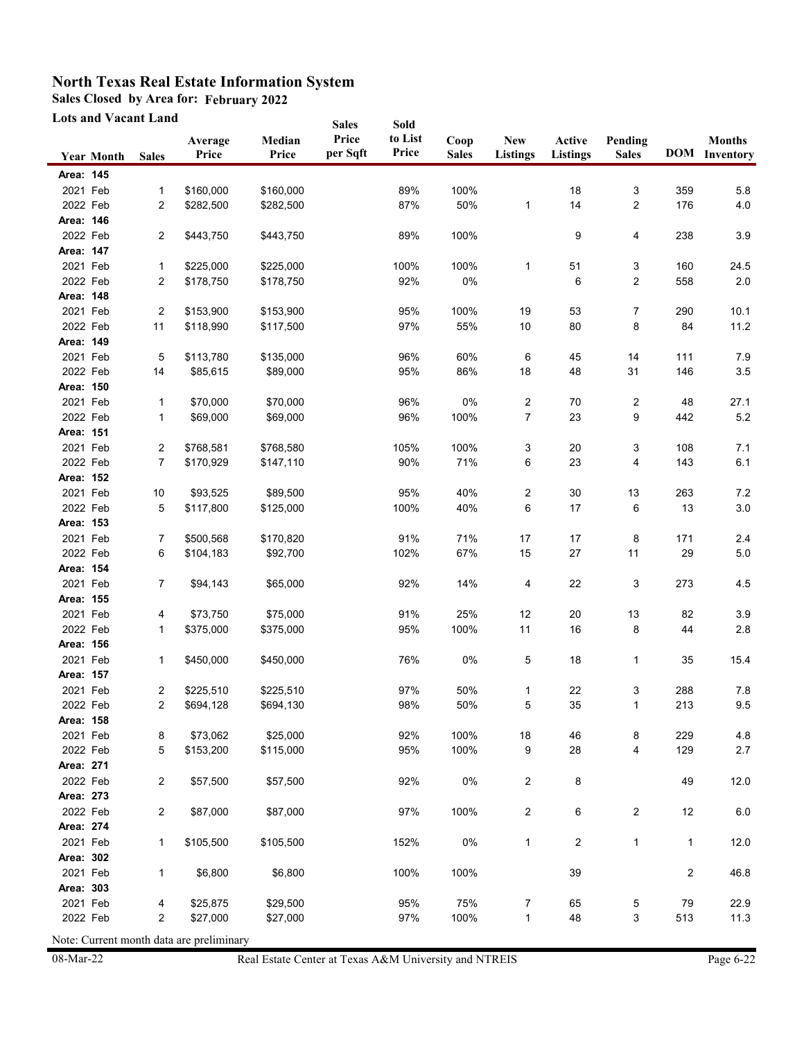# North Texas Real Estate Information System

**Sales Closed by Area for: February 2022**

**Lots and Vacant Land**

| Year | Month | Sales | Average Price | Median Price | Sales Price per Sqft | Sold to List Price | Coop Sales | New Listings | Active Listings | Pending Sales | DOM | Months Inventory |
|---|---|---|---|---|---|---|---|---|---|---|---|---|
| **Area: 145** | | | | | | | | | | | | |
| 2021 | Feb | 1 | $160,000 | $160,000 | | 89% | 100% | | 18 | 3 | 359 | 5.8 |
| 2022 | Feb | 2 | $282,500 | $282,500 | | 87% | 50% | 1 | 14 | 2 | 176 | 4.0 |
| **Area: 146** | | | | | | | | | | | | |
| 2022 | Feb | 2 | $443,750 | $443,750 | | 89% | 100% | | 9 | 4 | 238 | 3.9 |
| **Area: 147** | | | | | | | | | | | | |
| 2021 | Feb | 1 | $225,000 | $225,000 | | 100% | 100% | 1 | 51 | 3 | 160 | 24.5 |
| 2022 | Feb | 2 | $178,750 | $178,750 | | 92% | 0% | | 6 | 2 | 558 | 2.0 |
| **Area: 148** | | | | | | | | | | | | |
| 2021 | Feb | 2 | $153,900 | $153,900 | | 95% | 100% | 19 | 53 | 7 | 290 | 10.1 |
| 2022 | Feb | 11 | $118,990 | $117,500 | | 97% | 55% | 10 | 80 | 8 | 84 | 11.2 |
| **Area: 149** | | | | | | | | | | | | |
| 2021 | Feb | 5 | $113,780 | $135,000 | | 96% | 60% | 6 | 45 | 14 | 111 | 7.9 |
| 2022 | Feb | 14 | $85,615 | $89,000 | | 95% | 86% | 18 | 48 | 31 | 146 | 3.5 |
| **Area: 150** | | | | | | | | | | | | |
| 2021 | Feb | 1 | $70,000 | $70,000 | | 96% | 0% | 2 | 70 | 2 | 48 | 27.1 |
| 2022 | Feb | 1 | $69,000 | $69,000 | | 96% | 100% | 7 | 23 | 9 | 442 | 5.2 |
| **Area: 151** | | | | | | | | | | | | |
| 2021 | Feb | 2 | $768,581 | $768,580 | | 105% | 100% | 3 | 20 | 3 | 108 | 7.1 |
| 2022 | Feb | 7 | $170,929 | $147,110 | | 90% | 71% | 6 | 23 | 4 | 143 | 6.1 |
| **Area: 152** | | | | | | | | | | | | |
| 2021 | Feb | 10 | $93,525 | $89,500 | | 95% | 40% | 2 | 30 | 13 | 263 | 7.2 |
| 2022 | Feb | 5 | $117,800 | $125,000 | | 100% | 40% | 6 | 17 | 6 | 13 | 3.0 |
| **Area: 153** | | | | | | | | | | | | |
| 2021 | Feb | 7 | $500,568 | $170,820 | | 91% | 71% | 17 | 17 | 8 | 171 | 2.4 |
| 2022 | Feb | 6 | $104,183 | $92,700 | | 102% | 67% | 15 | 27 | 11 | 29 | 5.0 |
| **Area: 154** | | | | | | | | | | | | |
| 2021 | Feb | 7 | $94,143 | $65,000 | | 92% | 14% | 4 | 22 | 3 | 273 | 4.5 |
| **Area: 155** | | | | | | | | | | | | |
| 2021 | Feb | 4 | $73,750 | $75,000 | | 91% | 25% | 12 | 20 | 13 | 82 | 3.9 |
| 2022 | Feb | 1 | $375,000 | $375,000 | | 95% | 100% | 11 | 16 | 8 | 44 | 2.8 |
| **Area: 156** | | | | | | | | | | | | |
| 2021 | Feb | 1 | $450,000 | $450,000 | | 76% | 0% | 5 | 18 | 1 | 35 | 15.4 |
| **Area: 157** | | | | | | | | | | | | |
| 2021 | Feb | 2 | $225,510 | $225,510 | | 97% | 50% | 1 | 22 | 3 | 288 | 7.8 |
| 2022 | Feb | 2 | $694,128 | $694,130 | | 98% | 50% | 5 | 35 | 1 | 213 | 9.5 |
| **Area: 158** | | | | | | | | | | | | |
| 2021 | Feb | 8 | $73,062 | $25,000 | | 92% | 100% | 18 | 46 | 8 | 229 | 4.8 |
| 2022 | Feb | 5 | $153,200 | $115,000 | | 95% | 100% | 9 | 28 | 4 | 129 | 2.7 |
| **Area: 271** | | | | | | | | | | | | |
| 2022 | Feb | 2 | $57,500 | $57,500 | | 92% | 0% | 2 | 8 | | 49 | 12.0 |
| **Area: 273** | | | | | | | | | | | | |
| 2022 | Feb | 2 | $87,000 | $87,000 | | 97% | 100% | 2 | 6 | 2 | 12 | 6.0 |
| **Area: 274** | | | | | | | | | | | | |
| 2021 | Feb | 1 | $105,500 | $105,500 | | 152% | 0% | 1 | 2 | 1 | 1 | 12.0 |
| **Area: 302** | | | | | | | | | | | | |
| 2021 | Feb | 1 | $6,800 | $6,800 | | 100% | 100% | | 39 | | 2 | 46.8 |
| **Area: 303** | | | | | | | | | | | | |
| 2021 | Feb | 4 | $25,875 | $29,500 | | 95% | 75% | 7 | 65 | 5 | 79 | 22.9 |
| 2022 | Feb | 2 | $27,000 | $27,000 | | 97% | 100% | 1 | 48 | 3 | 513 | 11.3 |

Note: Current month data are preliminary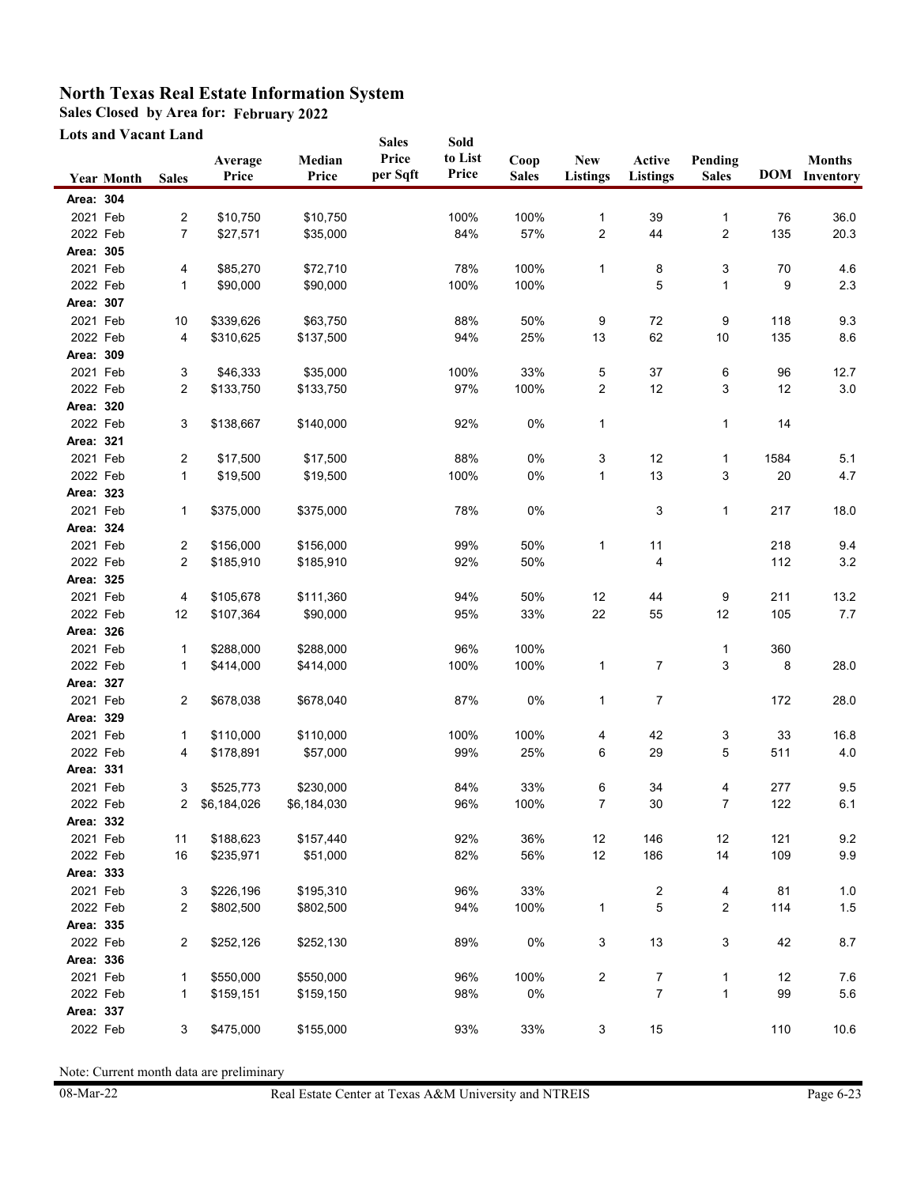# North Texas Real Estate Information System

**Sales Closed by Area for: February 2022**

**Lots and Vacant Land**

| Year | Month | Sales | Average Price | Median Price | Sales Price per Sqft | Sold to List Price | Coop Sales | New Listings | Active Listings | Pending Sales | DOM | Months Inventory |
|---|---|---|---|---|---|---|---|---|---|---|---|---|
| **Area: 304** | | | | | | | | | | | | |
| 2021 | Feb | 2 | $10,750 | $10,750 | | 100% | 100% | 1 | 39 | 1 | 76 | 36.0 |
| 2022 | Feb | 7 | $27,571 | $35,000 | | 84% | 57% | 2 | 44 | 2 | 135 | 20.3 |
| **Area: 305** | | | | | | | | | | | | |
| 2021 | Feb | 4 | $85,270 | $72,710 | | 78% | 100% | 1 | 8 | 3 | 70 | 4.6 |
| 2022 | Feb | 1 | $90,000 | $90,000 | | 100% | 100% | | 5 | 1 | 9 | 2.3 |
| **Area: 307** | | | | | | | | | | | | |
| 2021 | Feb | 10 | $339,626 | $63,750 | | 88% | 50% | 9 | 72 | 9 | 118 | 9.3 |
| 2022 | Feb | 4 | $310,625 | $137,500 | | 94% | 25% | 13 | 62 | 10 | 135 | 8.6 |
| **Area: 309** | | | | | | | | | | | | |
| 2021 | Feb | 3 | $46,333 | $35,000 | | 100% | 33% | 5 | 37 | 6 | 96 | 12.7 |
| 2022 | Feb | 2 | $133,750 | $133,750 | | 97% | 100% | 2 | 12 | 3 | 12 | 3.0 |
| **Area: 320** | | | | | | | | | | | | |
| 2022 | Feb | 3 | $138,667 | $140,000 | | 92% | 0% | 1 | | 1 | 14 | |
| **Area: 321** | | | | | | | | | | | | |
| 2021 | Feb | 2 | $17,500 | $17,500 | | 88% | 0% | 3 | 12 | 1 | 1584 | 5.1 |
| 2022 | Feb | 1 | $19,500 | $19,500 | | 100% | 0% | 1 | 13 | 3 | 20 | 4.7 |
| **Area: 323** | | | | | | | | | | | | |
| 2021 | Feb | 1 | $375,000 | $375,000 | | 78% | 0% | | 3 | 1 | 217 | 18.0 |
| **Area: 324** | | | | | | | | | | | | |
| 2021 | Feb | 2 | $156,000 | $156,000 | | 99% | 50% | 1 | 11 | | 218 | 9.4 |
| 2022 | Feb | 2 | $185,910 | $185,910 | | 92% | 50% | | 4 | | 112 | 3.2 |
| **Area: 325** | | | | | | | | | | | | |
| 2021 | Feb | 4 | $105,678 | $111,360 | | 94% | 50% | 12 | 44 | 9 | 211 | 13.2 |
| 2022 | Feb | 12 | $107,364 | $90,000 | | 95% | 33% | 22 | 55 | 12 | 105 | 7.7 |
| **Area: 326** | | | | | | | | | | | | |
| 2021 | Feb | 1 | $288,000 | $288,000 | | 96% | 100% | | | 1 | 360 | |
| 2022 | Feb | 1 | $414,000 | $414,000 | | 100% | 100% | 1 | 7 | 3 | 8 | 28.0 |
| **Area: 327** | | | | | | | | | | | | |
| 2021 | Feb | 2 | $678,038 | $678,040 | | 87% | 0% | 1 | 7 | | 172 | 28.0 |
| **Area: 329** | | | | | | | | | | | | |
| 2021 | Feb | 1 | $110,000 | $110,000 | | 100% | 100% | 4 | 42 | 3 | 33 | 16.8 |
| 2022 | Feb | 4 | $178,891 | $57,000 | | 99% | 25% | 6 | 29 | 5 | 511 | 4.0 |
| **Area: 331** | | | | | | | | | | | | |
| 2021 | Feb | 3 | $525,773 | $230,000 | | 84% | 33% | 6 | 34 | 4 | 277 | 9.5 |
| 2022 | Feb | 2 | $6,184,026 | $6,184,030 | | 96% | 100% | 7 | 30 | 7 | 122 | 6.1 |
| **Area: 332** | | | | | | | | | | | | |
| 2021 | Feb | 11 | $188,623 | $157,440 | | 92% | 36% | 12 | 146 | 12 | 121 | 9.2 |
| 2022 | Feb | 16 | $235,971 | $51,000 | | 82% | 56% | 12 | 186 | 14 | 109 | 9.9 |
| **Area: 333** | | | | | | | | | | | | |
| 2021 | Feb | 3 | $226,196 | $195,310 | | 96% | 33% | | 2 | 4 | 81 | 1.0 |
| 2022 | Feb | 2 | $802,500 | $802,500 | | 94% | 100% | 1 | 5 | 2 | 114 | 1.5 |
| **Area: 335** | | | | | | | | | | | | |
| 2022 | Feb | 2 | $252,126 | $252,130 | | 89% | 0% | 3 | 13 | 3 | 42 | 8.7 |
| **Area: 336** | | | | | | | | | | | | |
| 2021 | Feb | 1 | $550,000 | $550,000 | | 96% | 100% | 2 | 7 | 1 | 12 | 7.6 |
| 2022 | Feb | 1 | $159,151 | $159,150 | | 98% | 0% | | 7 | 1 | 99 | 5.6 |
| **Area: 337** | | | | | | | | | | | | |
| 2022 | Feb | 3 | $475,000 | $155,000 | | 93% | 33% | 3 | 15 | | 110 | 10.6 |

Note: Current month data are preliminary

08-Mar-22 Real Estate Center at Texas A&M University and NTREIS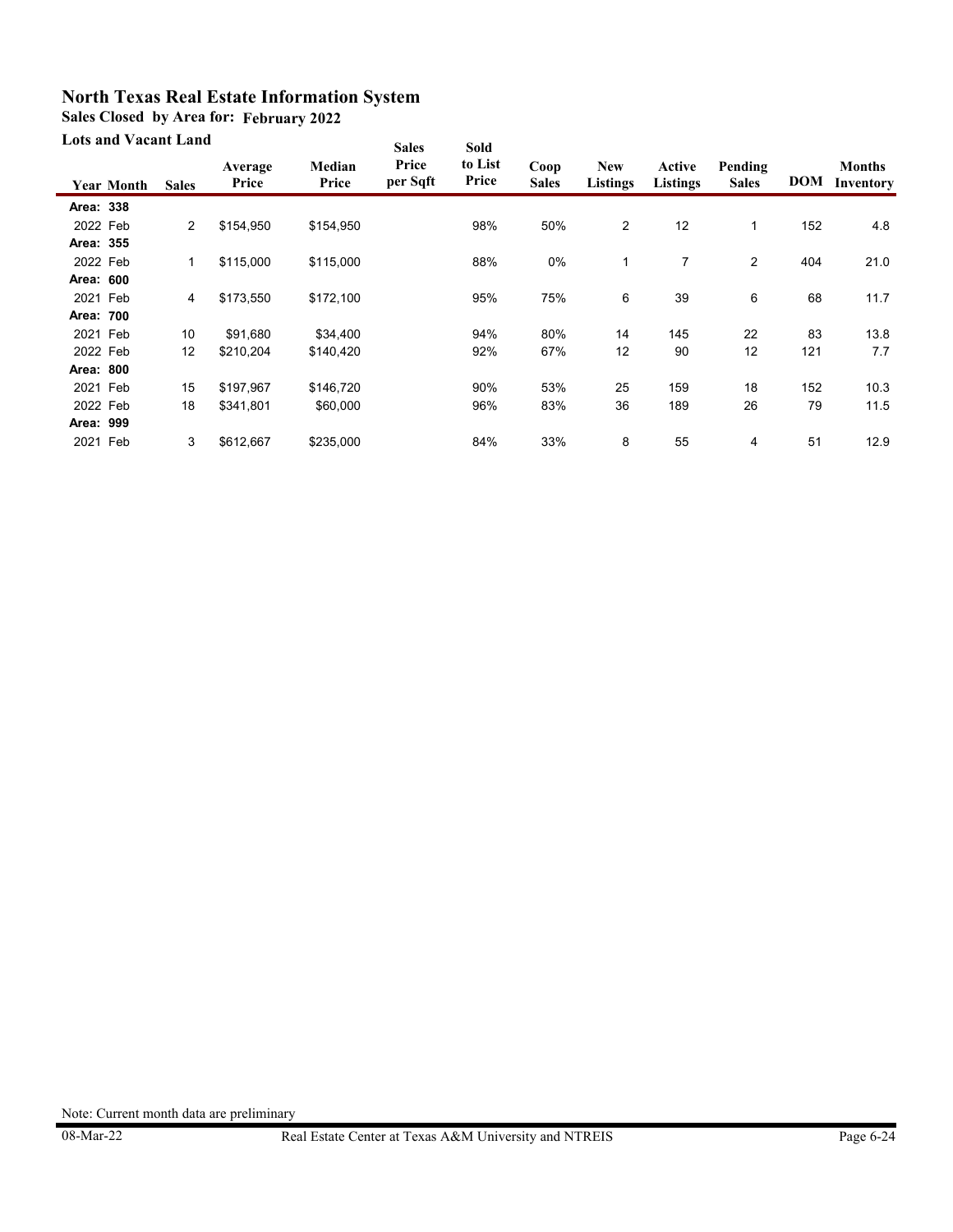# North Texas Real Estate Information System

## Sales Closed by Area for: February 2022

### Lots and Vacant Land

| Year | Month | Sales | Average Price | Median Price | Sales Price per Sqft | Sold to List Price | Coop Sales | New Listings | Active Listings | Pending Sales | DOM | Months Inventory |
|---|---|---|---|---|---|---|---|---|---|---|---|---|
| **Area: 338** | | | | | | | | | | | | |
| 2022 | Feb | 2 | $154,950 | $154,950 | | 98% | 50% | 2 | 12 | 1 | 152 | 4.8 |
| **Area: 355** | | | | | | | | | | | | |
| 2022 | Feb | 1 | $115,000 | $115,000 | | 88% | 0% | 1 | 7 | 2 | 404 | 21.0 |
| **Area: 600** | | | | | | | | | | | | |
| 2021 | Feb | 4 | $173,550 | $172,100 | | 95% | 75% | 6 | 39 | 6 | 68 | 11.7 |
| **Area: 700** | | | | | | | | | | | | |
| 2021 | Feb | 10 | $91,680 | $34,400 | | 94% | 80% | 14 | 145 | 22 | 83 | 13.8 |
| 2022 | Feb | 12 | $210,204 | $140,420 | | 92% | 67% | 12 | 90 | 12 | 121 | 7.7 |
| **Area: 800** | | | | | | | | | | | | |
| 2021 | Feb | 15 | $197,967 | $146,720 | | 90% | 53% | 25 | 159 | 18 | 152 | 10.3 |
| 2022 | Feb | 18 | $341,801 | $60,000 | | 96% | 83% | 36 | 189 | 26 | 79 | 11.5 |
| **Area: 999** | | | | | | | | | | | | |
| 2021 | Feb | 3 | $612,667 | $235,000 | | 84% | 33% | 8 | 55 | 4 | 51 | 12.9 |

Note: Current month data are preliminary

08-Mar-22 Real Estate Center at Texas A&M University and NTREIS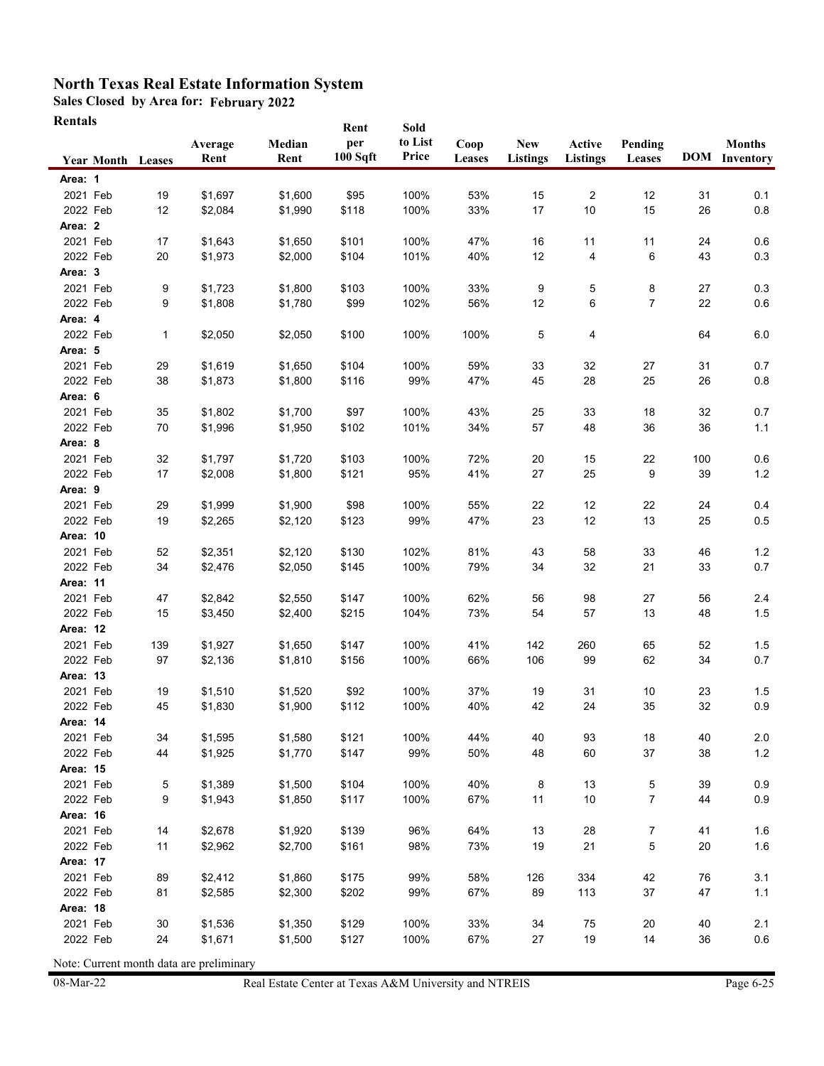# North Texas Real Estate Information System

## Sales Closed by Area for: February 2022

### Rentals

| Year | Month | Leases | Average Rent | Median Rent | Rent per 100 Sqft | Sold to List Price | Coop Leases | New Listings | Active Listings | Pending Leases | DOM | Months Inventory |
|---|---|---|---|---|---|---|---|---|---|---|---|---|
| **Area: 1** | | | | | | | | | | | | |
| 2021 | Feb | 19 | $1,697 | $1,600 | $95 | 100% | 53% | 15 | 2 | 12 | 31 | 0.1 |
| 2022 | Feb | 12 | $2,084 | $1,990 | $118 | 100% | 33% | 17 | 10 | 15 | 26 | 0.8 |
| **Area: 2** | | | | | | | | | | | | |
| 2021 | Feb | 17 | $1,643 | $1,650 | $101 | 100% | 47% | 16 | 11 | 11 | 24 | 0.6 |
| 2022 | Feb | 20 | $1,973 | $2,000 | $104 | 101% | 40% | 12 | 4 | 6 | 43 | 0.3 |
| **Area: 3** | | | | | | | | | | | | |
| 2021 | Feb | 9 | $1,723 | $1,800 | $103 | 100% | 33% | 9 | 5 | 8 | 27 | 0.3 |
| 2022 | Feb | 9 | $1,808 | $1,780 | $99 | 102% | 56% | 12 | 6 | 7 | 22 | 0.6 |
| **Area: 4** | | | | | | | | | | | | |
| 2022 | Feb | 1 | $2,050 | $2,050 | $100 | 100% | 100% | 5 | 4 | | 64 | 6.0 |
| **Area: 5** | | | | | | | | | | | | |
| 2021 | Feb | 29 | $1,619 | $1,650 | $104 | 100% | 59% | 33 | 32 | 27 | 31 | 0.7 |
| 2022 | Feb | 38 | $1,873 | $1,800 | $116 | 99% | 47% | 45 | 28 | 25 | 26 | 0.8 |
| **Area: 6** | | | | | | | | | | | | |
| 2021 | Feb | 35 | $1,802 | $1,700 | $97 | 100% | 43% | 25 | 33 | 18 | 32 | 0.7 |
| 2022 | Feb | 70 | $1,996 | $1,950 | $102 | 101% | 34% | 57 | 48 | 36 | 36 | 1.1 |
| **Area: 8** | | | | | | | | | | | | |
| 2021 | Feb | 32 | $1,797 | $1,720 | $103 | 100% | 72% | 20 | 15 | 22 | 100 | 0.6 |
| 2022 | Feb | 17 | $2,008 | $1,800 | $121 | 95% | 41% | 27 | 25 | 9 | 39 | 1.2 |
| **Area: 9** | | | | | | | | | | | | |
| 2021 | Feb | 29 | $1,999 | $1,900 | $98 | 100% | 55% | 22 | 12 | 22 | 24 | 0.4 |
| 2022 | Feb | 19 | $2,265 | $2,120 | $123 | 99% | 47% | 23 | 12 | 13 | 25 | 0.5 |
| **Area: 10** | | | | | | | | | | | | |
| 2021 | Feb | 52 | $2,351 | $2,120 | $130 | 102% | 81% | 43 | 58 | 33 | 46 | 1.2 |
| 2022 | Feb | 34 | $2,476 | $2,050 | $145 | 100% | 79% | 34 | 32 | 21 | 33 | 0.7 |
| **Area: 11** | | | | | | | | | | | | |
| 2021 | Feb | 47 | $2,842 | $2,550 | $147 | 100% | 62% | 56 | 98 | 27 | 56 | 2.4 |
| 2022 | Feb | 15 | $3,450 | $2,400 | $215 | 104% | 73% | 54 | 57 | 13 | 48 | 1.5 |
| **Area: 12** | | | | | | | | | | | | |
| 2021 | Feb | 139 | $1,927 | $1,650 | $147 | 100% | 41% | 142 | 260 | 65 | 52 | 1.5 |
| 2022 | Feb | 97 | $2,136 | $1,810 | $156 | 100% | 66% | 106 | 99 | 62 | 34 | 0.7 |
| **Area: 13** | | | | | | | | | | | | |
| 2021 | Feb | 19 | $1,510 | $1,520 | $92 | 100% | 37% | 19 | 31 | 10 | 23 | 1.5 |
| 2022 | Feb | 45 | $1,830 | $1,900 | $112 | 100% | 40% | 42 | 24 | 35 | 32 | 0.9 |
| **Area: 14** | | | | | | | | | | | | |
| 2021 | Feb | 34 | $1,595 | $1,580 | $121 | 100% | 44% | 40 | 93 | 18 | 40 | 2.0 |
| 2022 | Feb | 44 | $1,925 | $1,770 | $147 | 99% | 50% | 48 | 60 | 37 | 38 | 1.2 |
| **Area: 15** | | | | | | | | | | | | |
| 2021 | Feb | 5 | $1,389 | $1,500 | $104 | 100% | 40% | 8 | 13 | 5 | 39 | 0.9 |
| 2022 | Feb | 9 | $1,943 | $1,850 | $117 | 100% | 67% | 11 | 10 | 7 | 44 | 0.9 |
| **Area: 16** | | | | | | | | | | | | |
| 2021 | Feb | 14 | $2,678 | $1,920 | $139 | 96% | 64% | 13 | 28 | 7 | 41 | 1.6 |
| 2022 | Feb | 11 | $2,962 | $2,700 | $161 | 98% | 73% | 19 | 21 | 5 | 20 | 1.6 |
| **Area: 17** | | | | | | | | | | | | |
| 2021 | Feb | 89 | $2,412 | $1,860 | $175 | 99% | 58% | 126 | 334 | 42 | 76 | 3.1 |
| 2022 | Feb | 81 | $2,585 | $2,300 | $202 | 99% | 67% | 89 | 113 | 37 | 47 | 1.1 |
| **Area: 18** | | | | | | | | | | | | |
| 2021 | Feb | 30 | $1,536 | $1,350 | $129 | 100% | 33% | 34 | 75 | 20 | 40 | 2.1 |
| 2022 | Feb | 24 | $1,671 | $1,500 | $127 | 100% | 67% | 27 | 19 | 14 | 36 | 0.6 |

Note: Current month data are preliminary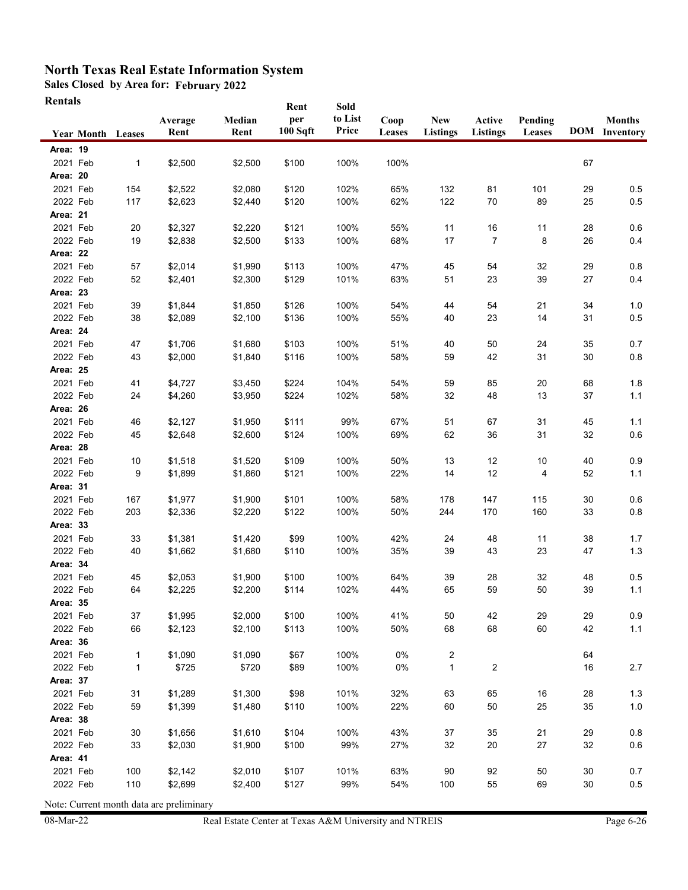# North Texas Real Estate Information System

**Sales Closed by Area for: February 2022**

**Rentals**

| Year | Month | Leases | Average Rent | Median Rent | Rent per 100 Sqft | Sold to List Price | Coop Leases | New Listings | Active Listings | Pending Leases | DOM | Months Inventory |
|---|---|---|---|---|---|---|---|---|---|---|---|---|
| **Area: 19** | | | | | | | | | | | | |
| 2021 | Feb | 1 | $2,500 | $2,500 | $100 | 100% | 100% | | | | 67 | |
| **Area: 20** | | | | | | | | | | | | |
| 2021 | Feb | 154 | $2,522 | $2,080 | $120 | 102% | 65% | 132 | 81 | 101 | 29 | 0.5 |
| 2022 | Feb | 117 | $2,623 | $2,440 | $120 | 100% | 62% | 122 | 70 | 89 | 25 | 0.5 |
| **Area: 21** | | | | | | | | | | | | |
| 2021 | Feb | 20 | $2,327 | $2,220 | $121 | 100% | 55% | 11 | 16 | 11 | 28 | 0.6 |
| 2022 | Feb | 19 | $2,838 | $2,500 | $133 | 100% | 68% | 17 | 7 | 8 | 26 | 0.4 |
| **Area: 22** | | | | | | | | | | | | |
| 2021 | Feb | 57 | $2,014 | $1,990 | $113 | 100% | 47% | 45 | 54 | 32 | 29 | 0.8 |
| 2022 | Feb | 52 | $2,401 | $2,300 | $129 | 101% | 63% | 51 | 23 | 39 | 27 | 0.4 |
| **Area: 23** | | | | | | | | | | | | |
| 2021 | Feb | 39 | $1,844 | $1,850 | $126 | 100% | 54% | 44 | 54 | 21 | 34 | 1.0 |
| 2022 | Feb | 38 | $2,089 | $2,100 | $136 | 100% | 55% | 40 | 23 | 14 | 31 | 0.5 |
| **Area: 24** | | | | | | | | | | | | |
| 2021 | Feb | 47 | $1,706 | $1,680 | $103 | 100% | 51% | 40 | 50 | 24 | 35 | 0.7 |
| 2022 | Feb | 43 | $2,000 | $1,840 | $116 | 100% | 58% | 59 | 42 | 31 | 30 | 0.8 |
| **Area: 25** | | | | | | | | | | | | |
| 2021 | Feb | 41 | $4,727 | $3,450 | $224 | 104% | 54% | 59 | 85 | 20 | 68 | 1.8 |
| 2022 | Feb | 24 | $4,260 | $3,950 | $224 | 102% | 58% | 32 | 48 | 13 | 37 | 1.1 |
| **Area: 26** | | | | | | | | | | | | |
| 2021 | Feb | 46 | $2,127 | $1,950 | $111 | 99% | 67% | 51 | 67 | 31 | 45 | 1.1 |
| 2022 | Feb | 45 | $2,648 | $2,600 | $124 | 100% | 69% | 62 | 36 | 31 | 32 | 0.6 |
| **Area: 28** | | | | | | | | | | | | |
| 2021 | Feb | 10 | $1,518 | $1,520 | $109 | 100% | 50% | 13 | 12 | 10 | 40 | 0.9 |
| 2022 | Feb | 9 | $1,899 | $1,860 | $121 | 100% | 22% | 14 | 12 | 4 | 52 | 1.1 |
| **Area: 31** | | | | | | | | | | | | |
| 2021 | Feb | 167 | $1,977 | $1,900 | $101 | 100% | 58% | 178 | 147 | 115 | 30 | 0.6 |
| 2022 | Feb | 203 | $2,336 | $2,220 | $122 | 100% | 50% | 244 | 170 | 160 | 33 | 0.8 |
| **Area: 33** | | | | | | | | | | | | |
| 2021 | Feb | 33 | $1,381 | $1,420 | $99 | 100% | 42% | 24 | 48 | 11 | 38 | 1.7 |
| 2022 | Feb | 40 | $1,662 | $1,680 | $110 | 100% | 35% | 39 | 43 | 23 | 47 | 1.3 |
| **Area: 34** | | | | | | | | | | | | |
| 2021 | Feb | 45 | $2,053 | $1,900 | $100 | 100% | 64% | 39 | 28 | 32 | 48 | 0.5 |
| 2022 | Feb | 64 | $2,225 | $2,200 | $114 | 102% | 44% | 65 | 59 | 50 | 39 | 1.1 |
| **Area: 35** | | | | | | | | | | | | |
| 2021 | Feb | 37 | $1,995 | $2,000 | $100 | 100% | 41% | 50 | 42 | 29 | 29 | 0.9 |
| 2022 | Feb | 66 | $2,123 | $2,100 | $113 | 100% | 50% | 68 | 68 | 60 | 42 | 1.1 |
| **Area: 36** | | | | | | | | | | | | |
| 2021 | Feb | 1 | $1,090 | $1,090 | $67 | 100% | 0% | 2 | | | 64 | |
| 2022 | Feb | 1 | $725 | $720 | $89 | 100% | 0% | 1 | 2 | | 16 | 2.7 |
| **Area: 37** | | | | | | | | | | | | |
| 2021 | Feb | 31 | $1,289 | $1,300 | $98 | 101% | 32% | 63 | 65 | 16 | 28 | 1.3 |
| 2022 | Feb | 59 | $1,399 | $1,480 | $110 | 100% | 22% | 60 | 50 | 25 | 35 | 1.0 |
| **Area: 38** | | | | | | | | | | | | |
| 2021 | Feb | 30 | $1,656 | $1,610 | $104 | 100% | 43% | 37 | 35 | 21 | 29 | 0.8 |
| 2022 | Feb | 33 | $2,030 | $1,900 | $100 | 99% | 27% | 32 | 20 | 27 | 32 | 0.6 |
| **Area: 41** | | | | | | | | | | | | |
| 2021 | Feb | 100 | $2,142 | $2,010 | $107 | 101% | 63% | 90 | 92 | 50 | 30 | 0.7 |
| 2022 | Feb | 110 | $2,699 | $2,400 | $127 | 99% | 54% | 100 | 55 | 69 | 30 | 0.5 |

Note: Current month data are preliminary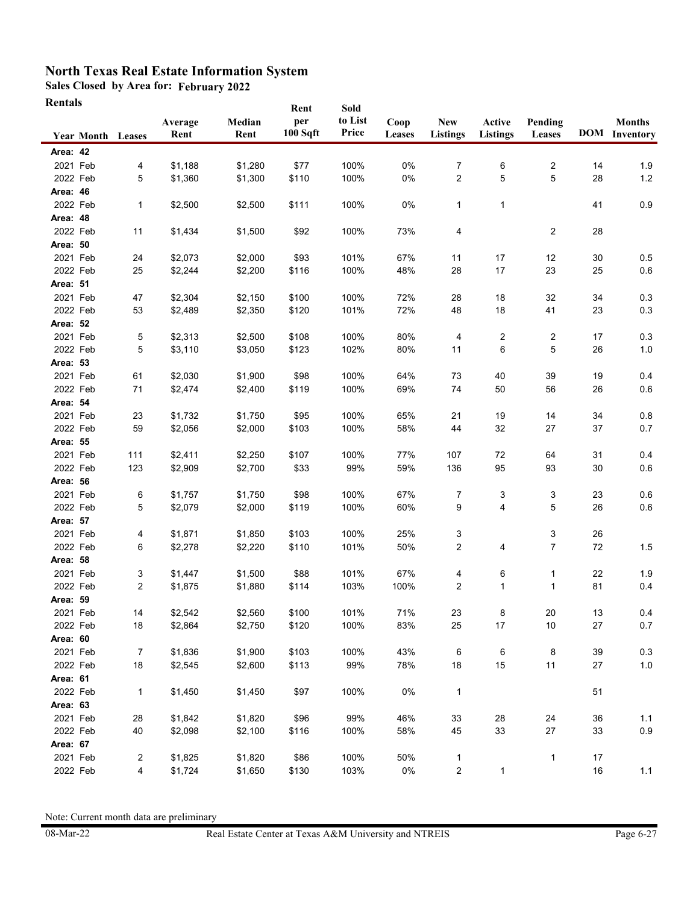# North Texas Real Estate Information System

**Sales Closed by Area for: February 2022**

**Rentals**

| Year | Month | Leases | Average Rent | Median Rent | Rent per 100 Sqft | Sold to List Price | Coop Leases | New Listings | Active Listings | Pending Leases | DOM | Months Inventory |
|---|---|---|---|---|---|---|---|---|---|---|---|---|
| **Area: 42** | | | | | | | | | | | | |
| 2021 | Feb | 4 | $1,188 | $1,280 | $77 | 100% | 0% | 7 | 6 | 2 | 14 | 1.9 |
| 2022 | Feb | 5 | $1,360 | $1,300 | $110 | 100% | 0% | 2 | 5 | 5 | 28 | 1.2 |
| **Area: 46** | | | | | | | | | | | | |
| 2022 | Feb | 1 | $2,500 | $2,500 | $111 | 100% | 0% | 1 | 1 | | 41 | 0.9 |
| **Area: 48** | | | | | | | | | | | | |
| 2022 | Feb | 11 | $1,434 | $1,500 | $92 | 100% | 73% | 4 | | 2 | 28 | |
| **Area: 50** | | | | | | | | | | | | |
| 2021 | Feb | 24 | $2,073 | $2,000 | $93 | 101% | 67% | 11 | 17 | 12 | 30 | 0.5 |
| 2022 | Feb | 25 | $2,244 | $2,200 | $116 | 100% | 48% | 28 | 17 | 23 | 25 | 0.6 |
| **Area: 51** | | | | | | | | | | | | |
| 2021 | Feb | 47 | $2,304 | $2,150 | $100 | 100% | 72% | 28 | 18 | 32 | 34 | 0.3 |
| 2022 | Feb | 53 | $2,489 | $2,350 | $120 | 101% | 72% | 48 | 18 | 41 | 23 | 0.3 |
| **Area: 52** | | | | | | | | | | | | |
| 2021 | Feb | 5 | $2,313 | $2,500 | $108 | 100% | 80% | 4 | 2 | 2 | 17 | 0.3 |
| 2022 | Feb | 5 | $3,110 | $3,050 | $123 | 102% | 80% | 11 | 6 | 5 | 26 | 1.0 |
| **Area: 53** | | | | | | | | | | | | |
| 2021 | Feb | 61 | $2,030 | $1,900 | $98 | 100% | 64% | 73 | 40 | 39 | 19 | 0.4 |
| 2022 | Feb | 71 | $2,474 | $2,400 | $119 | 100% | 69% | 74 | 50 | 56 | 26 | 0.6 |
| **Area: 54** | | | | | | | | | | | | |
| 2021 | Feb | 23 | $1,732 | $1,750 | $95 | 100% | 65% | 21 | 19 | 14 | 34 | 0.8 |
| 2022 | Feb | 59 | $2,056 | $2,000 | $103 | 100% | 58% | 44 | 32 | 27 | 37 | 0.7 |
| **Area: 55** | | | | | | | | | | | | |
| 2021 | Feb | 111 | $2,411 | $2,250 | $107 | 100% | 77% | 107 | 72 | 64 | 31 | 0.4 |
| 2022 | Feb | 123 | $2,909 | $2,700 | $33 | 99% | 59% | 136 | 95 | 93 | 30 | 0.6 |
| **Area: 56** | | | | | | | | | | | | |
| 2021 | Feb | 6 | $1,757 | $1,750 | $98 | 100% | 67% | 7 | 3 | 3 | 23 | 0.6 |
| 2022 | Feb | 5 | $2,079 | $2,000 | $119 | 100% | 60% | 9 | 4 | 5 | 26 | 0.6 |
| **Area: 57** | | | | | | | | | | | | |
| 2021 | Feb | 4 | $1,871 | $1,850 | $103 | 100% | 25% | 3 | | 3 | 26 | |
| 2022 | Feb | 6 | $2,278 | $2,220 | $110 | 101% | 50% | 2 | 4 | 7 | 72 | 1.5 |
| **Area: 58** | | | | | | | | | | | | |
| 2021 | Feb | 3 | $1,447 | $1,500 | $88 | 101% | 67% | 4 | 6 | 1 | 22 | 1.9 |
| 2022 | Feb | 2 | $1,875 | $1,880 | $114 | 103% | 100% | 2 | 1 | 1 | 81 | 0.4 |
| **Area: 59** | | | | | | | | | | | | |
| 2021 | Feb | 14 | $2,542 | $2,560 | $100 | 101% | 71% | 23 | 8 | 20 | 13 | 0.4 |
| 2022 | Feb | 18 | $2,864 | $2,750 | $120 | 100% | 83% | 25 | 17 | 10 | 27 | 0.7 |
| **Area: 60** | | | | | | | | | | | | |
| 2021 | Feb | 7 | $1,836 | $1,900 | $103 | 100% | 43% | 6 | 6 | 8 | 39 | 0.3 |
| 2022 | Feb | 18 | $2,545 | $2,600 | $113 | 99% | 78% | 18 | 15 | 11 | 27 | 1.0 |
| **Area: 61** | | | | | | | | | | | | |
| 2022 | Feb | 1 | $1,450 | $1,450 | $97 | 100% | 0% | 1 | | | 51 | |
| **Area: 63** | | | | | | | | | | | | |
| 2021 | Feb | 28 | $1,842 | $1,820 | $96 | 99% | 46% | 33 | 28 | 24 | 36 | 1.1 |
| 2022 | Feb | 40 | $2,098 | $2,100 | $116 | 100% | 58% | 45 | 33 | 27 | 33 | 0.9 |
| **Area: 67** | | | | | | | | | | | | |
| 2021 | Feb | 2 | $1,825 | $1,820 | $86 | 100% | 50% | 1 | | 1 | 17 | |
| 2022 | Feb | 4 | $1,724 | $1,650 | $130 | 103% | 0% | 2 | 1 | | 16 | 1.1 |

Note: Current month data are preliminary

08-Mar-22 Real Estate Center at Texas A&M University and NTREIS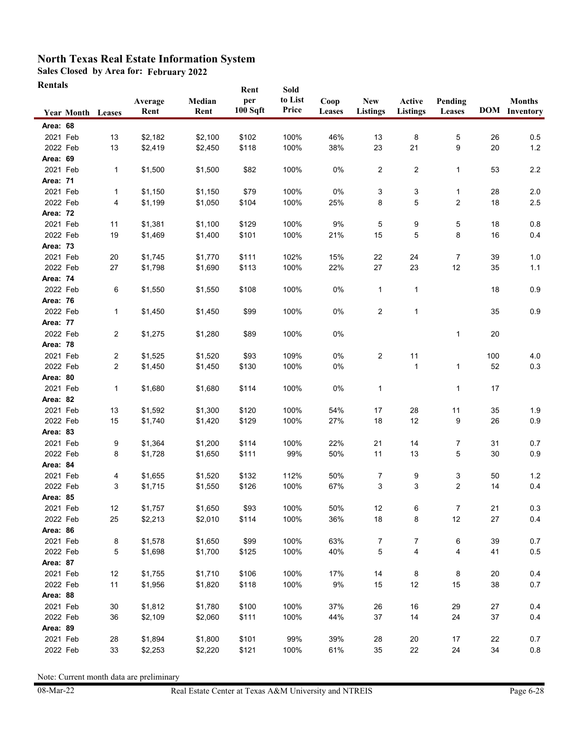# North Texas Real Estate Information System

**Sales Closed by Area for: February 2022**

**Rentals**

| Year | Month | Leases | Average Rent | Median Rent | Rent per 100 Sqft | Sold to List Price | Coop Leases | New Listings | Active Listings | Pending Leases | DOM | Months Inventory |
|---|---|---|---|---|---|---|---|---|---|---|---|---|
| **Area: 68** | | | | | | | | | | | | |
| 2021 | Feb | 13 | $2,182 | $2,100 | $102 | 100% | 46% | 13 | 8 | 5 | 26 | 0.5 |
| 2022 | Feb | 13 | $2,419 | $2,450 | $118 | 100% | 38% | 23 | 21 | 9 | 20 | 1.2 |
| **Area: 69** | | | | | | | | | | | | |
| 2021 | Feb | 1 | $1,500 | $1,500 | $82 | 100% | 0% | 2 | 2 | 1 | 53 | 2.2 |
| **Area: 71** | | | | | | | | | | | | |
| 2021 | Feb | 1 | $1,150 | $1,150 | $79 | 100% | 0% | 3 | 3 | 1 | 28 | 2.0 |
| 2022 | Feb | 4 | $1,199 | $1,050 | $104 | 100% | 25% | 8 | 5 | 2 | 18 | 2.5 |
| **Area: 72** | | | | | | | | | | | | |
| 2021 | Feb | 11 | $1,381 | $1,100 | $129 | 100% | 9% | 5 | 9 | 5 | 18 | 0.8 |
| 2022 | Feb | 19 | $1,469 | $1,400 | $101 | 100% | 21% | 15 | 5 | 8 | 16 | 0.4 |
| **Area: 73** | | | | | | | | | | | | |
| 2021 | Feb | 20 | $1,745 | $1,770 | $111 | 102% | 15% | 22 | 24 | 7 | 39 | 1.0 |
| 2022 | Feb | 27 | $1,798 | $1,690 | $113 | 100% | 22% | 27 | 23 | 12 | 35 | 1.1 |
| **Area: 74** | | | | | | | | | | | | |
| 2022 | Feb | 6 | $1,550 | $1,550 | $108 | 100% | 0% | 1 | 1 | | 18 | 0.9 |
| **Area: 76** | | | | | | | | | | | | |
| 2022 | Feb | 1 | $1,450 | $1,450 | $99 | 100% | 0% | 2 | 1 | | 35 | 0.9 |
| **Area: 77** | | | | | | | | | | | | |
| 2022 | Feb | 2 | $1,275 | $1,280 | $89 | 100% | 0% | | | 1 | 20 | |
| **Area: 78** | | | | | | | | | | | | |
| 2021 | Feb | 2 | $1,525 | $1,520 | $93 | 109% | 0% | 2 | 11 | | 100 | 4.0 |
| 2022 | Feb | 2 | $1,450 | $1,450 | $130 | 100% | 0% | | 1 | 1 | 52 | 0.3 |
| **Area: 80** | | | | | | | | | | | | |
| 2021 | Feb | 1 | $1,680 | $1,680 | $114 | 100% | 0% | 1 | | 1 | 17 | |
| **Area: 82** | | | | | | | | | | | | |
| 2021 | Feb | 13 | $1,592 | $1,300 | $120 | 100% | 54% | 17 | 28 | 11 | 35 | 1.9 |
| 2022 | Feb | 15 | $1,740 | $1,420 | $129 | 100% | 27% | 18 | 12 | 9 | 26 | 0.9 |
| **Area: 83** | | | | | | | | | | | | |
| 2021 | Feb | 9 | $1,364 | $1,200 | $114 | 100% | 22% | 21 | 14 | 7 | 31 | 0.7 |
| 2022 | Feb | 8 | $1,728 | $1,650 | $111 | 99% | 50% | 11 | 13 | 5 | 30 | 0.9 |
| **Area: 84** | | | | | | | | | | | | |
| 2021 | Feb | 4 | $1,655 | $1,520 | $132 | 112% | 50% | 7 | 9 | 3 | 50 | 1.2 |
| 2022 | Feb | 3 | $1,715 | $1,550 | $126 | 100% | 67% | 3 | 3 | 2 | 14 | 0.4 |
| **Area: 85** | | | | | | | | | | | | |
| 2021 | Feb | 12 | $1,757 | $1,650 | $93 | 100% | 50% | 12 | 6 | 7 | 21 | 0.3 |
| 2022 | Feb | 25 | $2,213 | $2,010 | $114 | 100% | 36% | 18 | 8 | 12 | 27 | 0.4 |
| **Area: 86** | | | | | | | | | | | | |
| 2021 | Feb | 8 | $1,578 | $1,650 | $99 | 100% | 63% | 7 | 7 | 6 | 39 | 0.7 |
| 2022 | Feb | 5 | $1,698 | $1,700 | $125 | 100% | 40% | 5 | 4 | 4 | 41 | 0.5 |
| **Area: 87** | | | | | | | | | | | | |
| 2021 | Feb | 12 | $1,755 | $1,710 | $106 | 100% | 17% | 14 | 8 | 8 | 20 | 0.4 |
| 2022 | Feb | 11 | $1,956 | $1,820 | $118 | 100% | 9% | 15 | 12 | 15 | 38 | 0.7 |
| **Area: 88** | | | | | | | | | | | | |
| 2021 | Feb | 30 | $1,812 | $1,780 | $100 | 100% | 37% | 26 | 16 | 29 | 27 | 0.4 |
| 2022 | Feb | 36 | $2,109 | $2,060 | $111 | 100% | 44% | 37 | 14 | 24 | 37 | 0.4 |
| **Area: 89** | | | | | | | | | | | | |
| 2021 | Feb | 28 | $1,894 | $1,800 | $101 | 99% | 39% | 28 | 20 | 17 | 22 | 0.7 |
| 2022 | Feb | 33 | $2,253 | $2,220 | $121 | 100% | 61% | 35 | 22 | 24 | 34 | 0.8 |

Note: Current month data are preliminary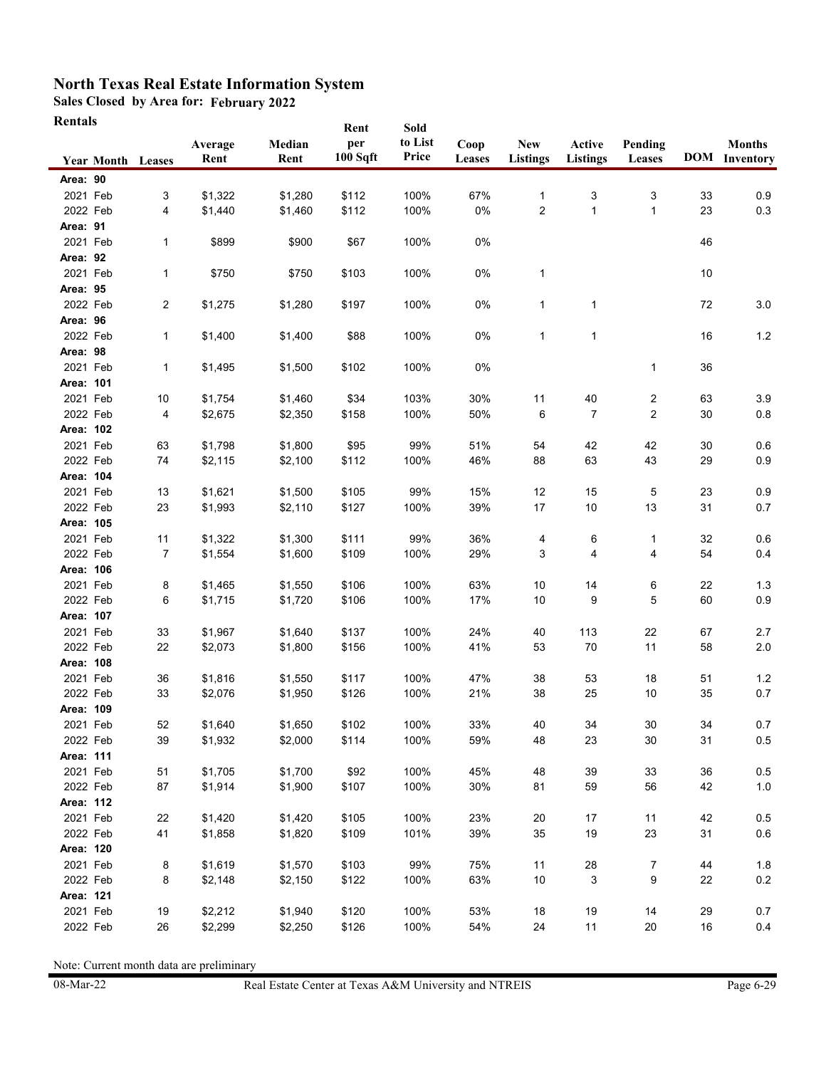# North Texas Real Estate Information System

**Sales Closed by Area for: February 2022**

**Rentals**

| Year | Month | Leases | Average Rent | Median Rent | Rent per 100 Sqft | Sold to List Price | Coop Leases | New Listings | Active Listings | Pending Leases | DOM | Months Inventory |
|---|---|---|---|---|---|---|---|---|---|---|---|---|
| **Area: 90** | | | | | | | | | | | | |
| 2021 | Feb | 3 | $1,322 | $1,280 | $112 | 100% | 67% | 1 | 3 | 3 | 33 | 0.9 |
| 2022 | Feb | 4 | $1,440 | $1,460 | $112 | 100% | 0% | 2 | 1 | 1 | 23 | 0.3 |
| **Area: 91** | | | | | | | | | | | | |
| 2021 | Feb | 1 | $899 | $900 | $67 | 100% | 0% | | | | 46 | |
| **Area: 92** | | | | | | | | | | | | |
| 2021 | Feb | 1 | $750 | $750 | $103 | 100% | 0% | 1 | | | 10 | |
| **Area: 95** | | | | | | | | | | | | |
| 2022 | Feb | 2 | $1,275 | $1,280 | $197 | 100% | 0% | 1 | 1 | | 72 | 3.0 |
| **Area: 96** | | | | | | | | | | | | |
| 2022 | Feb | 1 | $1,400 | $1,400 | $88 | 100% | 0% | 1 | 1 | | 16 | 1.2 |
| **Area: 98** | | | | | | | | | | | | |
| 2021 | Feb | 1 | $1,495 | $1,500 | $102 | 100% | 0% | | | 1 | 36 | |
| **Area: 101** | | | | | | | | | | | | |
| 2021 | Feb | 10 | $1,754 | $1,460 | $34 | 103% | 30% | 11 | 40 | 2 | 63 | 3.9 |
| 2022 | Feb | 4 | $2,675 | $2,350 | $158 | 100% | 50% | 6 | 7 | 2 | 30 | 0.8 |
| **Area: 102** | | | | | | | | | | | | |
| 2021 | Feb | 63 | $1,798 | $1,800 | $95 | 99% | 51% | 54 | 42 | 42 | 30 | 0.6 |
| 2022 | Feb | 74 | $2,115 | $2,100 | $112 | 100% | 46% | 88 | 63 | 43 | 29 | 0.9 |
| **Area: 104** | | | | | | | | | | | | |
| 2021 | Feb | 13 | $1,621 | $1,500 | $105 | 99% | 15% | 12 | 15 | 5 | 23 | 0.9 |
| 2022 | Feb | 23 | $1,993 | $2,110 | $127 | 100% | 39% | 17 | 10 | 13 | 31 | 0.7 |
| **Area: 105** | | | | | | | | | | | | |
| 2021 | Feb | 11 | $1,322 | $1,300 | $111 | 99% | 36% | 4 | 6 | 1 | 32 | 0.6 |
| 2022 | Feb | 7 | $1,554 | $1,600 | $109 | 100% | 29% | 3 | 4 | 4 | 54 | 0.4 |
| **Area: 106** | | | | | | | | | | | | |
| 2021 | Feb | 8 | $1,465 | $1,550 | $106 | 100% | 63% | 10 | 14 | 6 | 22 | 1.3 |
| 2022 | Feb | 6 | $1,715 | $1,720 | $106 | 100% | 17% | 10 | 9 | 5 | 60 | 0.9 |
| **Area: 107** | | | | | | | | | | | | |
| 2021 | Feb | 33 | $1,967 | $1,640 | $137 | 100% | 24% | 40 | 113 | 22 | 67 | 2.7 |
| 2022 | Feb | 22 | $2,073 | $1,800 | $156 | 100% | 41% | 53 | 70 | 11 | 58 | 2.0 |
| **Area: 108** | | | | | | | | | | | | |
| 2021 | Feb | 36 | $1,816 | $1,550 | $117 | 100% | 47% | 38 | 53 | 18 | 51 | 1.2 |
| 2022 | Feb | 33 | $2,076 | $1,950 | $126 | 100% | 21% | 38 | 25 | 10 | 35 | 0.7 |
| **Area: 109** | | | | | | | | | | | | |
| 2021 | Feb | 52 | $1,640 | $1,650 | $102 | 100% | 33% | 40 | 34 | 30 | 34 | 0.7 |
| 2022 | Feb | 39 | $1,932 | $2,000 | $114 | 100% | 59% | 48 | 23 | 30 | 31 | 0.5 |
| **Area: 111** | | | | | | | | | | | | |
| 2021 | Feb | 51 | $1,705 | $1,700 | $92 | 100% | 45% | 48 | 39 | 33 | 36 | 0.5 |
| 2022 | Feb | 87 | $1,914 | $1,900 | $107 | 100% | 30% | 81 | 59 | 56 | 42 | 1.0 |
| **Area: 112** | | | | | | | | | | | | |
| 2021 | Feb | 22 | $1,420 | $1,420 | $105 | 100% | 23% | 20 | 17 | 11 | 42 | 0.5 |
| 2022 | Feb | 41 | $1,858 | $1,820 | $109 | 101% | 39% | 35 | 19 | 23 | 31 | 0.6 |
| **Area: 120** | | | | | | | | | | | | |
| 2021 | Feb | 8 | $1,619 | $1,570 | $103 | 99% | 75% | 11 | 28 | 7 | 44 | 1.8 |
| 2022 | Feb | 8 | $2,148 | $2,150 | $122 | 100% | 63% | 10 | 3 | 9 | 22 | 0.2 |
| **Area: 121** | | | | | | | | | | | | |
| 2021 | Feb | 19 | $2,212 | $1,940 | $120 | 100% | 53% | 18 | 19 | 14 | 29 | 0.7 |
| 2022 | Feb | 26 | $2,299 | $2,250 | $126 | 100% | 54% | 24 | 11 | 20 | 16 | 0.4 |

Note: Current month data are preliminary

08-Mar-22 — Real Estate Center at Texas A&M University and NTREIS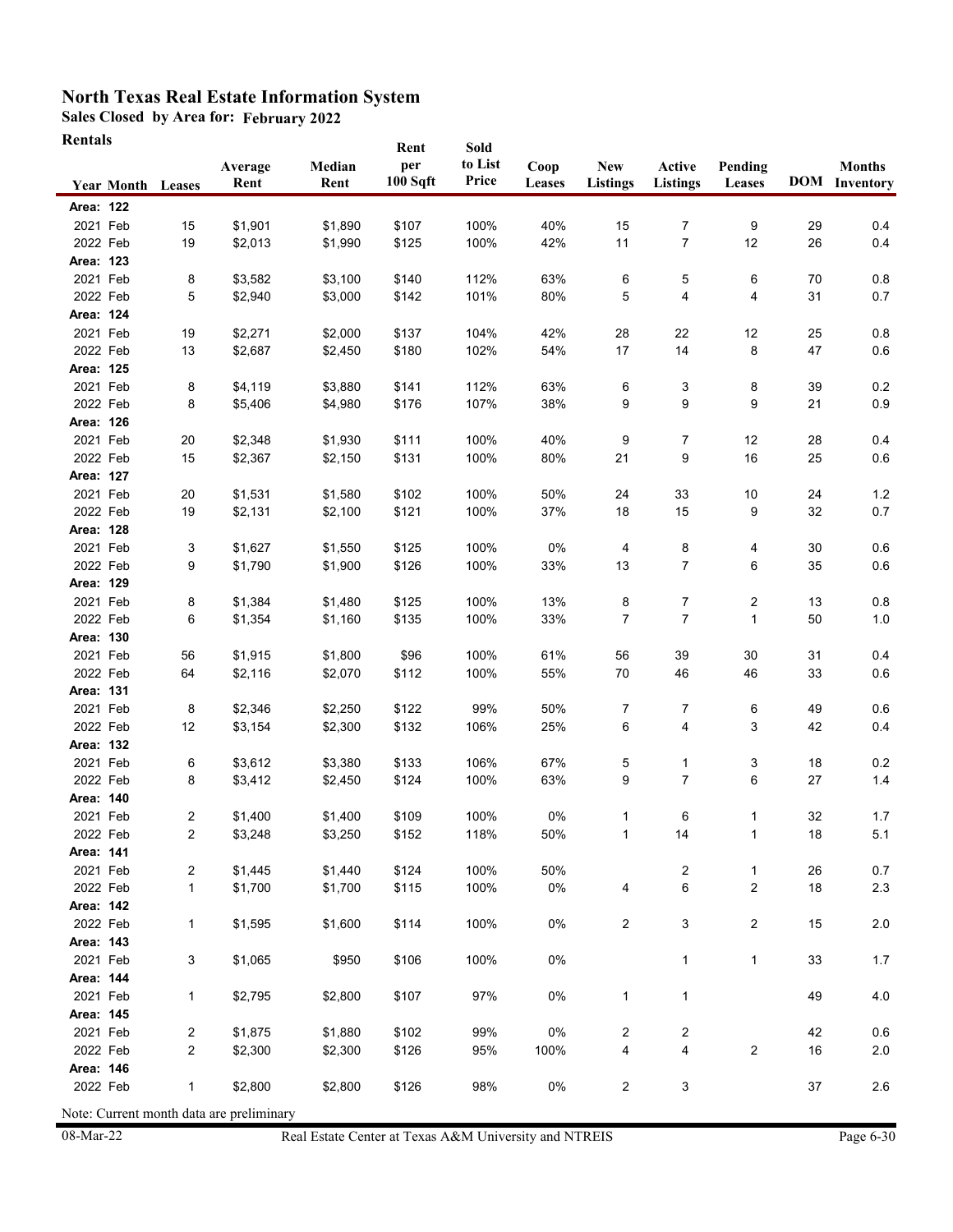# North Texas Real Estate Information System

**Sales Closed by Area for: February 2022**

**Rentals**

| Year | Month | Leases | Average Rent | Median Rent | Rent per 100 Sqft | Sold to List Price | Coop Leases | New Listings | Active Listings | Pending Leases | DOM | Months Inventory |
|---|---|---|---|---|---|---|---|---|---|---|---|---|
| **Area: 122** | | | | | | | | | | | | |
| 2021 | Feb | 15 | $1,901 | $1,890 | $107 | 100% | 40% | 15 | 7 | 9 | 29 | 0.4 |
| 2022 | Feb | 19 | $2,013 | $1,990 | $125 | 100% | 42% | 11 | 7 | 12 | 26 | 0.4 |
| **Area: 123** | | | | | | | | | | | | |
| 2021 | Feb | 8 | $3,582 | $3,100 | $140 | 112% | 63% | 6 | 5 | 6 | 70 | 0.8 |
| 2022 | Feb | 5 | $2,940 | $3,000 | $142 | 101% | 80% | 5 | 4 | 4 | 31 | 0.7 |
| **Area: 124** | | | | | | | | | | | | |
| 2021 | Feb | 19 | $2,271 | $2,000 | $137 | 104% | 42% | 28 | 22 | 12 | 25 | 0.8 |
| 2022 | Feb | 13 | $2,687 | $2,450 | $180 | 102% | 54% | 17 | 14 | 8 | 47 | 0.6 |
| **Area: 125** | | | | | | | | | | | | |
| 2021 | Feb | 8 | $4,119 | $3,880 | $141 | 112% | 63% | 6 | 3 | 8 | 39 | 0.2 |
| 2022 | Feb | 8 | $5,406 | $4,980 | $176 | 107% | 38% | 9 | 9 | 9 | 21 | 0.9 |
| **Area: 126** | | | | | | | | | | | | |
| 2021 | Feb | 20 | $2,348 | $1,930 | $111 | 100% | 40% | 9 | 7 | 12 | 28 | 0.4 |
| 2022 | Feb | 15 | $2,367 | $2,150 | $131 | 100% | 80% | 21 | 9 | 16 | 25 | 0.6 |
| **Area: 127** | | | | | | | | | | | | |
| 2021 | Feb | 20 | $1,531 | $1,580 | $102 | 100% | 50% | 24 | 33 | 10 | 24 | 1.2 |
| 2022 | Feb | 19 | $2,131 | $2,100 | $121 | 100% | 37% | 18 | 15 | 9 | 32 | 0.7 |
| **Area: 128** | | | | | | | | | | | | |
| 2021 | Feb | 3 | $1,627 | $1,550 | $125 | 100% | 0% | 4 | 8 | 4 | 30 | 0.6 |
| 2022 | Feb | 9 | $1,790 | $1,900 | $126 | 100% | 33% | 13 | 7 | 6 | 35 | 0.6 |
| **Area: 129** | | | | | | | | | | | | |
| 2021 | Feb | 8 | $1,384 | $1,480 | $125 | 100% | 13% | 8 | 7 | 2 | 13 | 0.8 |
| 2022 | Feb | 6 | $1,354 | $1,160 | $135 | 100% | 33% | 7 | 7 | 1 | 50 | 1.0 |
| **Area: 130** | | | | | | | | | | | | |
| 2021 | Feb | 56 | $1,915 | $1,800 | $96 | 100% | 61% | 56 | 39 | 30 | 31 | 0.4 |
| 2022 | Feb | 64 | $2,116 | $2,070 | $112 | 100% | 55% | 70 | 46 | 46 | 33 | 0.6 |
| **Area: 131** | | | | | | | | | | | | |
| 2021 | Feb | 8 | $2,346 | $2,250 | $122 | 99% | 50% | 7 | 7 | 6 | 49 | 0.6 |
| 2022 | Feb | 12 | $3,154 | $2,300 | $132 | 106% | 25% | 6 | 4 | 3 | 42 | 0.4 |
| **Area: 132** | | | | | | | | | | | | |
| 2021 | Feb | 6 | $3,612 | $3,380 | $133 | 106% | 67% | 5 | 1 | 3 | 18 | 0.2 |
| 2022 | Feb | 8 | $3,412 | $2,450 | $124 | 100% | 63% | 9 | 7 | 6 | 27 | 1.4 |
| **Area: 140** | | | | | | | | | | | | |
| 2021 | Feb | 2 | $1,400 | $1,400 | $109 | 100% | 0% | 1 | 6 | 1 | 32 | 1.7 |
| 2022 | Feb | 2 | $3,248 | $3,250 | $152 | 118% | 50% | 1 | 14 | 1 | 18 | 5.1 |
| **Area: 141** | | | | | | | | | | | | |
| 2021 | Feb | 2 | $1,445 | $1,440 | $124 | 100% | 50% | | 2 | 1 | 26 | 0.7 |
| 2022 | Feb | 1 | $1,700 | $1,700 | $115 | 100% | 0% | 4 | 6 | 2 | 18 | 2.3 |
| **Area: 142** | | | | | | | | | | | | |
| 2022 | Feb | 1 | $1,595 | $1,600 | $114 | 100% | 0% | 2 | 3 | 2 | 15 | 2.0 |
| **Area: 143** | | | | | | | | | | | | |
| 2021 | Feb | 3 | $1,065 | $950 | $106 | 100% | 0% | | 1 | 1 | 33 | 1.7 |
| **Area: 144** | | | | | | | | | | | | |
| 2021 | Feb | 1 | $2,795 | $2,800 | $107 | 97% | 0% | 1 | 1 | | 49 | 4.0 |
| **Area: 145** | | | | | | | | | | | | |
| 2021 | Feb | 2 | $1,875 | $1,880 | $102 | 99% | 0% | 2 | 2 | | 42 | 0.6 |
| 2022 | Feb | 2 | $2,300 | $2,300 | $126 | 95% | 100% | 4 | 4 | 2 | 16 | 2.0 |
| **Area: 146** | | | | | | | | | | | | |
| 2022 | Feb | 1 | $2,800 | $2,800 | $126 | 98% | 0% | 2 | 3 | | 37 | 2.6 |

Note: Current month data are preliminary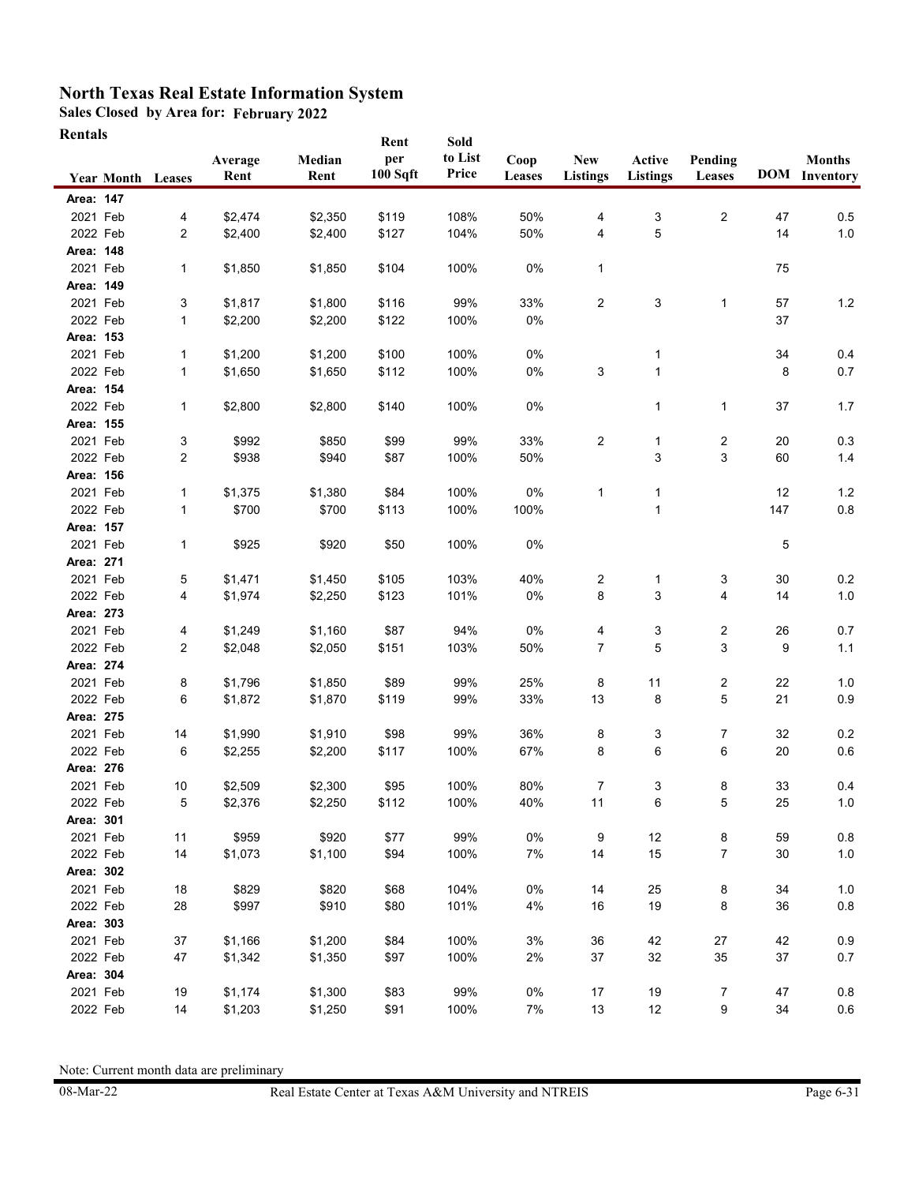# North Texas Real Estate Information System

**Sales Closed by Area for: February 2022**

**Rentals**

| Year | Month | Leases | Average Rent | Median Rent | Rent per 100 Sqft | Sold to List Price | Coop Leases | New Listings | Active Listings | Pending Leases | DOM | Months Inventory |
|---|---|---|---|---|---|---|---|---|---|---|---|---|
| **Area: 147** | | | | | | | | | | | | |
| 2021 | Feb | 4 | $2,474 | $2,350 | $119 | 108% | 50% | 4 | 3 | 2 | 47 | 0.5 |
| 2022 | Feb | 2 | $2,400 | $2,400 | $127 | 104% | 50% | 4 | 5 | | 14 | 1.0 |
| **Area: 148** | | | | | | | | | | | | |
| 2021 | Feb | 1 | $1,850 | $1,850 | $104 | 100% | 0% | 1 | | | 75 | |
| **Area: 149** | | | | | | | | | | | | |
| 2021 | Feb | 3 | $1,817 | $1,800 | $116 | 99% | 33% | 2 | 3 | 1 | 57 | 1.2 |
| 2022 | Feb | 1 | $2,200 | $2,200 | $122 | 100% | 0% | | | | 37 | |
| **Area: 153** | | | | | | | | | | | | |
| 2021 | Feb | 1 | $1,200 | $1,200 | $100 | 100% | 0% | | 1 | | 34 | 0.4 |
| 2022 | Feb | 1 | $1,650 | $1,650 | $112 | 100% | 0% | 3 | 1 | | 8 | 0.7 |
| **Area: 154** | | | | | | | | | | | | |
| 2022 | Feb | 1 | $2,800 | $2,800 | $140 | 100% | 0% | | 1 | 1 | 37 | 1.7 |
| **Area: 155** | | | | | | | | | | | | |
| 2021 | Feb | 3 | $992 | $850 | $99 | 99% | 33% | 2 | 1 | 2 | 20 | 0.3 |
| 2022 | Feb | 2 | $938 | $940 | $87 | 100% | 50% | | 3 | 3 | 60 | 1.4 |
| **Area: 156** | | | | | | | | | | | | |
| 2021 | Feb | 1 | $1,375 | $1,380 | $84 | 100% | 0% | 1 | 1 | | 12 | 1.2 |
| 2022 | Feb | 1 | $700 | $700 | $113 | 100% | 100% | | 1 | | 147 | 0.8 |
| **Area: 157** | | | | | | | | | | | | |
| 2021 | Feb | 1 | $925 | $920 | $50 | 100% | 0% | | | | 5 | |
| **Area: 271** | | | | | | | | | | | | |
| 2021 | Feb | 5 | $1,471 | $1,450 | $105 | 103% | 40% | 2 | 1 | 3 | 30 | 0.2 |
| 2022 | Feb | 4 | $1,974 | $2,250 | $123 | 101% | 0% | 8 | 3 | 4 | 14 | 1.0 |
| **Area: 273** | | | | | | | | | | | | |
| 2021 | Feb | 4 | $1,249 | $1,160 | $87 | 94% | 0% | 4 | 3 | 2 | 26 | 0.7 |
| 2022 | Feb | 2 | $2,048 | $2,050 | $151 | 103% | 50% | 7 | 5 | 3 | 9 | 1.1 |
| **Area: 274** | | | | | | | | | | | | |
| 2021 | Feb | 8 | $1,796 | $1,850 | $89 | 99% | 25% | 8 | 11 | 2 | 22 | 1.0 |
| 2022 | Feb | 6 | $1,872 | $1,870 | $119 | 99% | 33% | 13 | 8 | 5 | 21 | 0.9 |
| **Area: 275** | | | | | | | | | | | | |
| 2021 | Feb | 14 | $1,990 | $1,910 | $98 | 99% | 36% | 8 | 3 | 7 | 32 | 0.2 |
| 2022 | Feb | 6 | $2,255 | $2,200 | $117 | 100% | 67% | 8 | 6 | 6 | 20 | 0.6 |
| **Area: 276** | | | | | | | | | | | | |
| 2021 | Feb | 10 | $2,509 | $2,300 | $95 | 100% | 80% | 7 | 3 | 8 | 33 | 0.4 |
| 2022 | Feb | 5 | $2,376 | $2,250 | $112 | 100% | 40% | 11 | 6 | 5 | 25 | 1.0 |
| **Area: 301** | | | | | | | | | | | | |
| 2021 | Feb | 11 | $959 | $920 | $77 | 99% | 0% | 9 | 12 | 8 | 59 | 0.8 |
| 2022 | Feb | 14 | $1,073 | $1,100 | $94 | 100% | 7% | 14 | 15 | 7 | 30 | 1.0 |
| **Area: 302** | | | | | | | | | | | | |
| 2021 | Feb | 18 | $829 | $820 | $68 | 104% | 0% | 14 | 25 | 8 | 34 | 1.0 |
| 2022 | Feb | 28 | $997 | $910 | $80 | 101% | 4% | 16 | 19 | 8 | 36 | 0.8 |
| **Area: 303** | | | | | | | | | | | | |
| 2021 | Feb | 37 | $1,166 | $1,200 | $84 | 100% | 3% | 36 | 42 | 27 | 42 | 0.9 |
| 2022 | Feb | 47 | $1,342 | $1,350 | $97 | 100% | 2% | 37 | 32 | 35 | 37 | 0.7 |
| **Area: 304** | | | | | | | | | | | | |
| 2021 | Feb | 19 | $1,174 | $1,300 | $83 | 99% | 0% | 17 | 19 | 7 | 47 | 0.8 |
| 2022 | Feb | 14 | $1,203 | $1,250 | $91 | 100% | 7% | 13 | 12 | 9 | 34 | 0.6 |

Note: Current month data are preliminary

08-Mar-22 Real Estate Center at Texas A&M University and NTREIS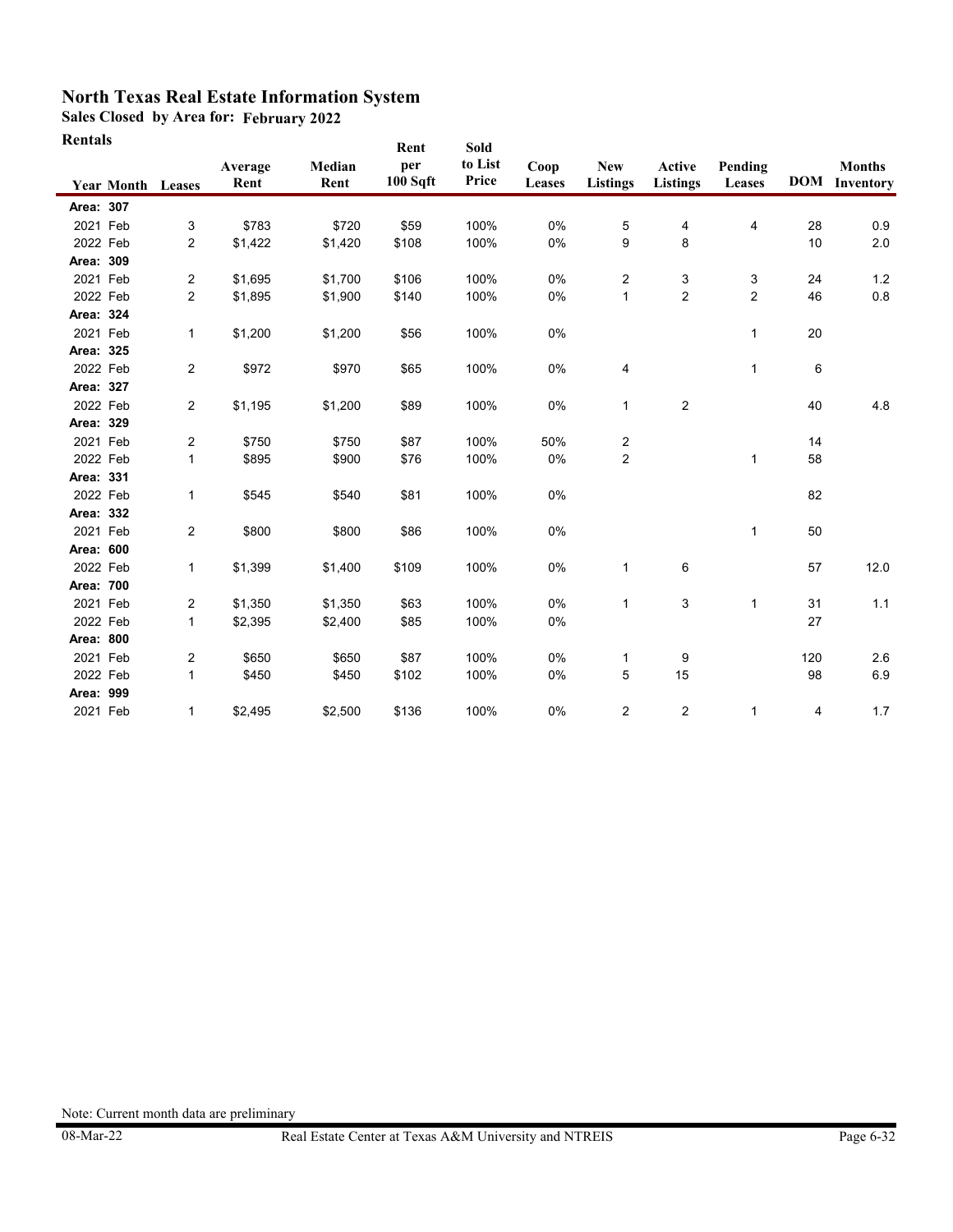# North Texas Real Estate Information System

**Sales Closed by Area for: February 2022**

**Rentals**

| Year | Month | Leases | Average Rent | Median Rent | Rent per 100 Sqft | Sold to List Price | Coop Leases | New Listings | Active Listings | Pending Leases | DOM | Months Inventory |
|---|---|---|---|---|---|---|---|---|---|---|---|---|
| **Area: 307** | | | | | | | | | | | | |
| 2021 | Feb | 3 | $783 | $720 | $59 | 100% | 0% | 5 | 4 | 4 | 28 | 0.9 |
| 2022 | Feb | 2 | $1,422 | $1,420 | $108 | 100% | 0% | 9 | 8 | | 10 | 2.0 |
| **Area: 309** | | | | | | | | | | | | |
| 2021 | Feb | 2 | $1,695 | $1,700 | $106 | 100% | 0% | 2 | 3 | 3 | 24 | 1.2 |
| 2022 | Feb | 2 | $1,895 | $1,900 | $140 | 100% | 0% | 1 | 2 | 2 | 46 | 0.8 |
| **Area: 324** | | | | | | | | | | | | |
| 2021 | Feb | 1 | $1,200 | $1,200 | $56 | 100% | 0% | | | 1 | 20 | |
| **Area: 325** | | | | | | | | | | | | |
| 2022 | Feb | 2 | $972 | $970 | $65 | 100% | 0% | 4 | | 1 | 6 | |
| **Area: 327** | | | | | | | | | | | | |
| 2022 | Feb | 2 | $1,195 | $1,200 | $89 | 100% | 0% | 1 | 2 | | 40 | 4.8 |
| **Area: 329** | | | | | | | | | | | | |
| 2021 | Feb | 2 | $750 | $750 | $87 | 100% | 50% | 2 | | | 14 | |
| 2022 | Feb | 1 | $895 | $900 | $76 | 100% | 0% | 2 | | 1 | 58 | |
| **Area: 331** | | | | | | | | | | | | |
| 2022 | Feb | 1 | $545 | $540 | $81 | 100% | 0% | | | | 82 | |
| **Area: 332** | | | | | | | | | | | | |
| 2021 | Feb | 2 | $800 | $800 | $86 | 100% | 0% | | | 1 | 50 | |
| **Area: 600** | | | | | | | | | | | | |
| 2022 | Feb | 1 | $1,399 | $1,400 | $109 | 100% | 0% | 1 | 6 | | 57 | 12.0 |
| **Area: 700** | | | | | | | | | | | | |
| 2021 | Feb | 2 | $1,350 | $1,350 | $63 | 100% | 0% | 1 | 3 | 1 | 31 | 1.1 |
| 2022 | Feb | 1 | $2,395 | $2,400 | $85 | 100% | 0% | | | | 27 | |
| **Area: 800** | | | | | | | | | | | | |
| 2021 | Feb | 2 | $650 | $650 | $87 | 100% | 0% | 1 | 9 | | 120 | 2.6 |
| 2022 | Feb | 1 | $450 | $450 | $102 | 100% | 0% | 5 | 15 | | 98 | 6.9 |
| **Area: 999** | | | | | | | | | | | | |
| 2021 | Feb | 1 | $2,495 | $2,500 | $136 | 100% | 0% | 2 | 2 | 1 | 4 | 1.7 |

Note: Current month data are preliminary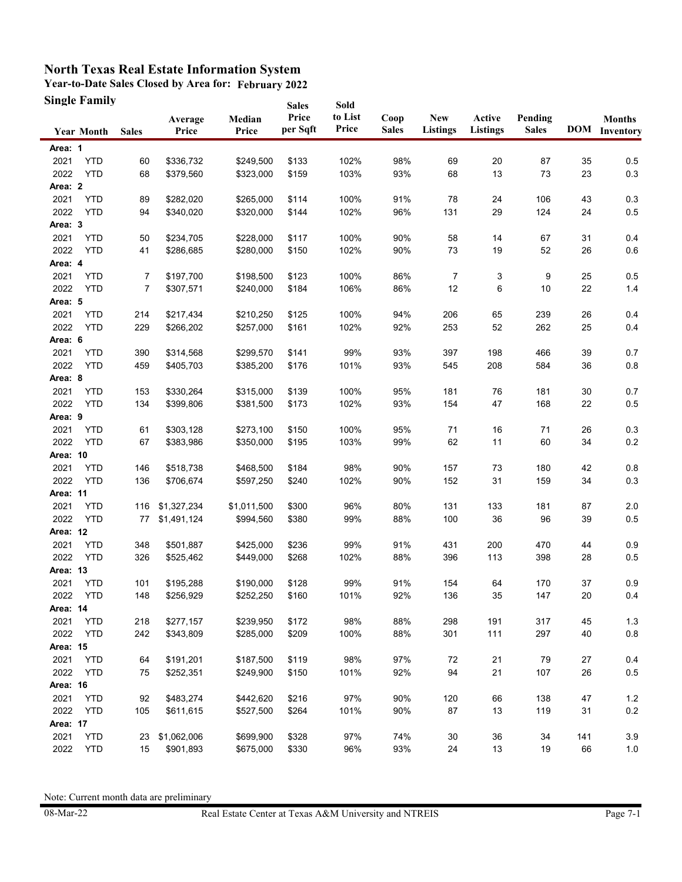# North Texas Real Estate Information System

**Year-to-Date Sales Closed by Area for: February 2022**

**Single Family**

| Year | Month | Sales | Average Price | Median Price | Sales Price per Sqft | Sold to List Price | Coop Sales | New Listings | Active Listings | Pending Sales | DOM | Months Inventory |
|---|---|---|---|---|---|---|---|---|---|---|---|---|
| **Area: 1** | | | | | | | | | | | | |
| 2021 | YTD | 60 | $336,732 | $249,500 | $133 | 102% | 98% | 69 | 20 | 87 | 35 | 0.5 |
| 2022 | YTD | 68 | $379,560 | $323,000 | $159 | 103% | 93% | 68 | 13 | 73 | 23 | 0.3 |
| **Area: 2** | | | | | | | | | | | | |
| 2021 | YTD | 89 | $282,020 | $265,000 | $114 | 100% | 91% | 78 | 24 | 106 | 43 | 0.3 |
| 2022 | YTD | 94 | $340,020 | $320,000 | $144 | 102% | 96% | 131 | 29 | 124 | 24 | 0.5 |
| **Area: 3** | | | | | | | | | | | | |
| 2021 | YTD | 50 | $234,705 | $228,000 | $117 | 100% | 90% | 58 | 14 | 67 | 31 | 0.4 |
| 2022 | YTD | 41 | $286,685 | $280,000 | $150 | 102% | 90% | 73 | 19 | 52 | 26 | 0.6 |
| **Area: 4** | | | | | | | | | | | | |
| 2021 | YTD | 7 | $197,700 | $198,500 | $123 | 100% | 86% | 7 | 3 | 9 | 25 | 0.5 |
| 2022 | YTD | 7 | $307,571 | $240,000 | $184 | 106% | 86% | 12 | 6 | 10 | 22 | 1.4 |
| **Area: 5** | | | | | | | | | | | | |
| 2021 | YTD | 214 | $217,434 | $210,250 | $125 | 100% | 94% | 206 | 65 | 239 | 26 | 0.4 |
| 2022 | YTD | 229 | $266,202 | $257,000 | $161 | 102% | 92% | 253 | 52 | 262 | 25 | 0.4 |
| **Area: 6** | | | | | | | | | | | | |
| 2021 | YTD | 390 | $314,568 | $299,570 | $141 | 99% | 93% | 397 | 198 | 466 | 39 | 0.7 |
| 2022 | YTD | 459 | $405,703 | $385,200 | $176 | 101% | 93% | 545 | 208 | 584 | 36 | 0.8 |
| **Area: 8** | | | | | | | | | | | | |
| 2021 | YTD | 153 | $330,264 | $315,000 | $139 | 100% | 95% | 181 | 76 | 181 | 30 | 0.7 |
| 2022 | YTD | 134 | $399,806 | $381,500 | $173 | 102% | 93% | 154 | 47 | 168 | 22 | 0.5 |
| **Area: 9** | | | | | | | | | | | | |
| 2021 | YTD | 61 | $303,128 | $273,100 | $150 | 100% | 95% | 71 | 16 | 71 | 26 | 0.3 |
| 2022 | YTD | 67 | $383,986 | $350,000 | $195 | 103% | 99% | 62 | 11 | 60 | 34 | 0.2 |
| **Area: 10** | | | | | | | | | | | | |
| 2021 | YTD | 146 | $518,738 | $468,500 | $184 | 98% | 90% | 157 | 73 | 180 | 42 | 0.8 |
| 2022 | YTD | 136 | $706,674 | $597,250 | $240 | 102% | 90% | 152 | 31 | 159 | 34 | 0.3 |
| **Area: 11** | | | | | | | | | | | | |
| 2021 | YTD | 116 | $1,327,234 | $1,011,500 | $300 | 96% | 80% | 131 | 133 | 181 | 87 | 2.0 |
| 2022 | YTD | 77 | $1,491,124 | $994,560 | $380 | 99% | 88% | 100 | 36 | 96 | 39 | 0.5 |
| **Area: 12** | | | | | | | | | | | | |
| 2021 | YTD | 348 | $501,887 | $425,000 | $236 | 99% | 91% | 431 | 200 | 470 | 44 | 0.9 |
| 2022 | YTD | 326 | $525,462 | $449,000 | $268 | 102% | 88% | 396 | 113 | 398 | 28 | 0.5 |
| **Area: 13** | | | | | | | | | | | | |
| 2021 | YTD | 101 | $195,288 | $190,000 | $128 | 99% | 91% | 154 | 64 | 170 | 37 | 0.9 |
| 2022 | YTD | 148 | $256,929 | $252,250 | $160 | 101% | 92% | 136 | 35 | 147 | 20 | 0.4 |
| **Area: 14** | | | | | | | | | | | | |
| 2021 | YTD | 218 | $277,157 | $239,950 | $172 | 98% | 88% | 298 | 191 | 317 | 45 | 1.3 |
| 2022 | YTD | 242 | $343,809 | $285,000 | $209 | 100% | 88% | 301 | 111 | 297 | 40 | 0.8 |
| **Area: 15** | | | | | | | | | | | | |
| 2021 | YTD | 64 | $191,201 | $187,500 | $119 | 98% | 97% | 72 | 21 | 79 | 27 | 0.4 |
| 2022 | YTD | 75 | $252,351 | $249,900 | $150 | 101% | 92% | 94 | 21 | 107 | 26 | 0.5 |
| **Area: 16** | | | | | | | | | | | | |
| 2021 | YTD | 92 | $483,274 | $442,620 | $216 | 97% | 90% | 120 | 66 | 138 | 47 | 1.2 |
| 2022 | YTD | 105 | $611,615 | $527,500 | $264 | 101% | 90% | 87 | 13 | 119 | 31 | 0.2 |
| **Area: 17** | | | | | | | | | | | | |
| 2021 | YTD | 23 | $1,062,006 | $699,900 | $328 | 97% | 74% | 30 | 36 | 34 | 141 | 3.9 |
| 2022 | YTD | 15 | $901,893 | $675,000 | $330 | 96% | 93% | 24 | 13 | 19 | 66 | 1.0 |

Note: Current month data are preliminary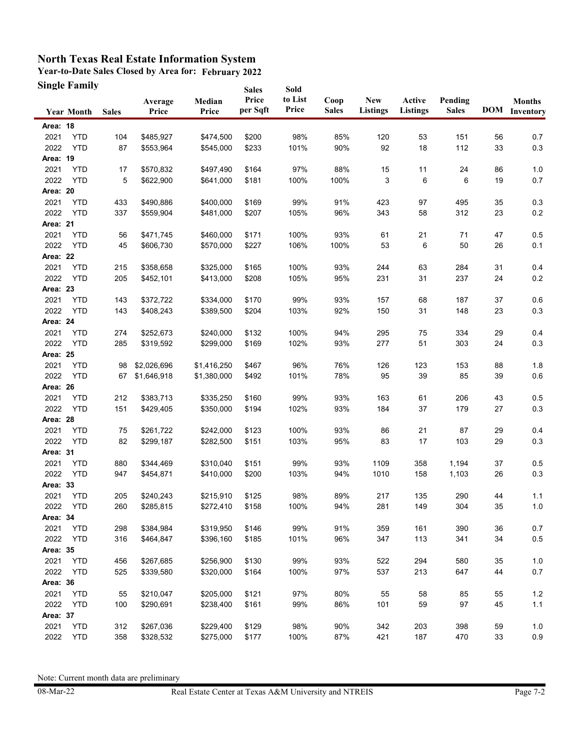# North Texas Real Estate Information System

## Year-to-Date Sales Closed by Area for: February 2022

### Single Family

| Year | Month | Sales | Average Price | Median Price | Sales Price per Sqft | Sold to List Price | Coop Sales | New Listings | Active Listings | Pending Sales | DOM | Months Inventory |
|---|---|---|---|---|---|---|---|---|---|---|---|---|
| **Area: 18** | | | | | | | | | | | | |
| 2021 | YTD | 104 | $485,927 | $474,500 | $200 | 98% | 85% | 120 | 53 | 151 | 56 | 0.7 |
| 2022 | YTD | 87 | $553,964 | $545,000 | $233 | 101% | 90% | 92 | 18 | 112 | 33 | 0.3 |
| **Area: 19** | | | | | | | | | | | | |
| 2021 | YTD | 17 | $570,832 | $497,490 | $164 | 97% | 88% | 15 | 11 | 24 | 86 | 1.0 |
| 2022 | YTD | 5 | $622,900 | $641,000 | $181 | 100% | 100% | 3 | 6 | 6 | 19 | 0.7 |
| **Area: 20** | | | | | | | | | | | | |
| 2021 | YTD | 433 | $490,886 | $400,000 | $169 | 99% | 91% | 423 | 97 | 495 | 35 | 0.3 |
| 2022 | YTD | 337 | $559,904 | $481,000 | $207 | 105% | 96% | 343 | 58 | 312 | 23 | 0.2 |
| **Area: 21** | | | | | | | | | | | | |
| 2021 | YTD | 56 | $471,745 | $460,000 | $171 | 100% | 93% | 61 | 21 | 71 | 47 | 0.5 |
| 2022 | YTD | 45 | $606,730 | $570,000 | $227 | 106% | 100% | 53 | 6 | 50 | 26 | 0.1 |
| **Area: 22** | | | | | | | | | | | | |
| 2021 | YTD | 215 | $358,658 | $325,000 | $165 | 100% | 93% | 244 | 63 | 284 | 31 | 0.4 |
| 2022 | YTD | 205 | $452,101 | $413,000 | $208 | 105% | 95% | 231 | 31 | 237 | 24 | 0.2 |
| **Area: 23** | | | | | | | | | | | | |
| 2021 | YTD | 143 | $372,722 | $334,000 | $170 | 99% | 93% | 157 | 68 | 187 | 37 | 0.6 |
| 2022 | YTD | 143 | $408,243 | $389,500 | $204 | 103% | 92% | 150 | 31 | 148 | 23 | 0.3 |
| **Area: 24** | | | | | | | | | | | | |
| 2021 | YTD | 274 | $252,673 | $240,000 | $132 | 100% | 94% | 295 | 75 | 334 | 29 | 0.4 |
| 2022 | YTD | 285 | $319,592 | $299,000 | $169 | 102% | 93% | 277 | 51 | 303 | 24 | 0.3 |
| **Area: 25** | | | | | | | | | | | | |
| 2021 | YTD | 98 | $2,026,696 | $1,416,250 | $467 | 96% | 76% | 126 | 123 | 153 | 88 | 1.8 |
| 2022 | YTD | 67 | $1,646,918 | $1,380,000 | $492 | 101% | 78% | 95 | 39 | 85 | 39 | 0.6 |
| **Area: 26** | | | | | | | | | | | | |
| 2021 | YTD | 212 | $383,713 | $335,250 | $160 | 99% | 93% | 163 | 61 | 206 | 43 | 0.5 |
| 2022 | YTD | 151 | $429,405 | $350,000 | $194 | 102% | 93% | 184 | 37 | 179 | 27 | 0.3 |
| **Area: 28** | | | | | | | | | | | | |
| 2021 | YTD | 75 | $261,722 | $242,000 | $123 | 100% | 93% | 86 | 21 | 87 | 29 | 0.4 |
| 2022 | YTD | 82 | $299,187 | $282,500 | $151 | 103% | 95% | 83 | 17 | 103 | 29 | 0.3 |
| **Area: 31** | | | | | | | | | | | | |
| 2021 | YTD | 880 | $344,469 | $310,040 | $151 | 99% | 93% | 1109 | 358 | 1,194 | 37 | 0.5 |
| 2022 | YTD | 947 | $454,871 | $410,000 | $200 | 103% | 94% | 1010 | 158 | 1,103 | 26 | 0.3 |
| **Area: 33** | | | | | | | | | | | | |
| 2021 | YTD | 205 | $240,243 | $215,910 | $125 | 98% | 89% | 217 | 135 | 290 | 44 | 1.1 |
| 2022 | YTD | 260 | $285,815 | $272,410 | $158 | 100% | 94% | 281 | 149 | 304 | 35 | 1.0 |
| **Area: 34** | | | | | | | | | | | | |
| 2021 | YTD | 298 | $384,984 | $319,950 | $146 | 99% | 91% | 359 | 161 | 390 | 36 | 0.7 |
| 2022 | YTD | 316 | $464,847 | $396,160 | $185 | 101% | 96% | 347 | 113 | 341 | 34 | 0.5 |
| **Area: 35** | | | | | | | | | | | | |
| 2021 | YTD | 456 | $267,685 | $256,900 | $130 | 99% | 93% | 522 | 294 | 580 | 35 | 1.0 |
| 2022 | YTD | 525 | $339,580 | $320,000 | $164 | 100% | 97% | 537 | 213 | 647 | 44 | 0.7 |
| **Area: 36** | | | | | | | | | | | | |
| 2021 | YTD | 55 | $210,047 | $205,000 | $121 | 97% | 80% | 55 | 58 | 85 | 55 | 1.2 |
| 2022 | YTD | 100 | $290,691 | $238,400 | $161 | 99% | 86% | 101 | 59 | 97 | 45 | 1.1 |
| **Area: 37** | | | | | | | | | | | | |
| 2021 | YTD | 312 | $267,036 | $229,400 | $129 | 98% | 90% | 342 | 203 | 398 | 59 | 1.0 |
| 2022 | YTD | 358 | $328,532 | $275,000 | $177 | 100% | 87% | 421 | 187 | 470 | 33 | 0.9 |

Note: Current month data are preliminary

08-Mar-22 Real Estate Center at Texas A&M University and NTREIS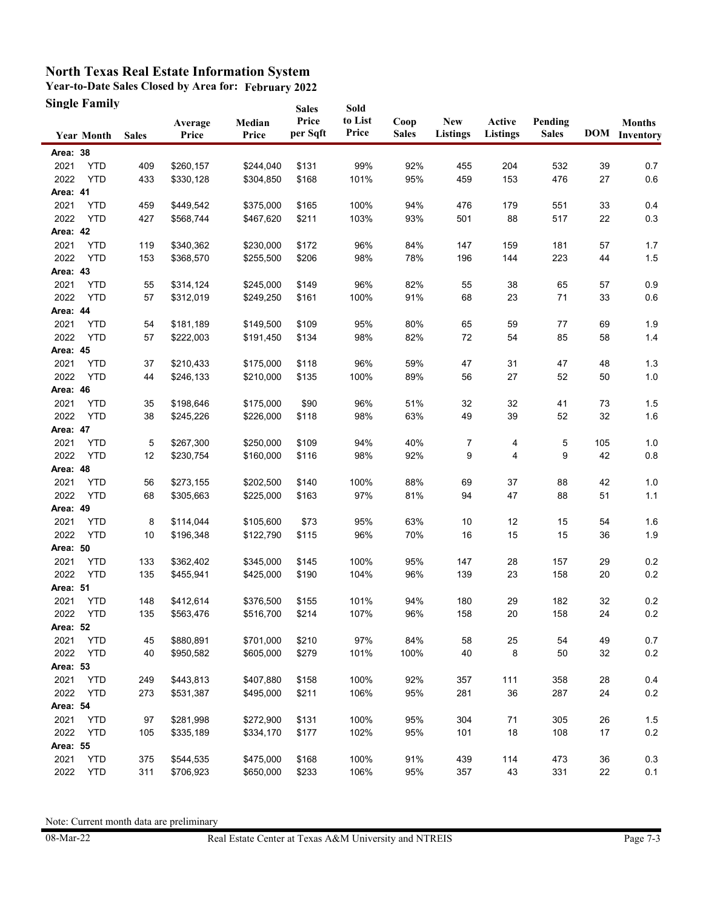# North Texas Real Estate Information System

**Year-to-Date Sales Closed by Area for: February 2022**

**Single Family**

| Year | Month | Sales | Average Price | Median Price | Sales Price per Sqft | Sold to List Price | Coop Sales | New Listings | Active Listings | Pending Sales | DOM | Months Inventory |
|---|---|---|---|---|---|---|---|---|---|---|---|---|
| **Area: 38** | | | | | | | | | | | | |
| 2021 | YTD | 409 | $260,157 | $244,040 | $131 | 99% | 92% | 455 | 204 | 532 | 39 | 0.7 |
| 2022 | YTD | 433 | $330,128 | $304,850 | $168 | 101% | 95% | 459 | 153 | 476 | 27 | 0.6 |
| **Area: 41** | | | | | | | | | | | | |
| 2021 | YTD | 459 | $449,542 | $375,000 | $165 | 100% | 94% | 476 | 179 | 551 | 33 | 0.4 |
| 2022 | YTD | 427 | $568,744 | $467,620 | $211 | 103% | 93% | 501 | 88 | 517 | 22 | 0.3 |
| **Area: 42** | | | | | | | | | | | | |
| 2021 | YTD | 119 | $340,362 | $230,000 | $172 | 96% | 84% | 147 | 159 | 181 | 57 | 1.7 |
| 2022 | YTD | 153 | $368,570 | $255,500 | $206 | 98% | 78% | 196 | 144 | 223 | 44 | 1.5 |
| **Area: 43** | | | | | | | | | | | | |
| 2021 | YTD | 55 | $314,124 | $245,000 | $149 | 96% | 82% | 55 | 38 | 65 | 57 | 0.9 |
| 2022 | YTD | 57 | $312,019 | $249,250 | $161 | 100% | 91% | 68 | 23 | 71 | 33 | 0.6 |
| **Area: 44** | | | | | | | | | | | | |
| 2021 | YTD | 54 | $181,189 | $149,500 | $109 | 95% | 80% | 65 | 59 | 77 | 69 | 1.9 |
| 2022 | YTD | 57 | $222,003 | $191,450 | $134 | 98% | 82% | 72 | 54 | 85 | 58 | 1.4 |
| **Area: 45** | | | | | | | | | | | | |
| 2021 | YTD | 37 | $210,433 | $175,000 | $118 | 96% | 59% | 47 | 31 | 47 | 48 | 1.3 |
| 2022 | YTD | 44 | $246,133 | $210,000 | $135 | 100% | 89% | 56 | 27 | 52 | 50 | 1.0 |
| **Area: 46** | | | | | | | | | | | | |
| 2021 | YTD | 35 | $198,646 | $175,000 | $90 | 96% | 51% | 32 | 32 | 41 | 73 | 1.5 |
| 2022 | YTD | 38 | $245,226 | $226,000 | $118 | 98% | 63% | 49 | 39 | 52 | 32 | 1.6 |
| **Area: 47** | | | | | | | | | | | | |
| 2021 | YTD | 5 | $267,300 | $250,000 | $109 | 94% | 40% | 7 | 4 | 5 | 105 | 1.0 |
| 2022 | YTD | 12 | $230,754 | $160,000 | $116 | 98% | 92% | 9 | 4 | 9 | 42 | 0.8 |
| **Area: 48** | | | | | | | | | | | | |
| 2021 | YTD | 56 | $273,155 | $202,500 | $140 | 100% | 88% | 69 | 37 | 88 | 42 | 1.0 |
| 2022 | YTD | 68 | $305,663 | $225,000 | $163 | 97% | 81% | 94 | 47 | 88 | 51 | 1.1 |
| **Area: 49** | | | | | | | | | | | | |
| 2021 | YTD | 8 | $114,044 | $105,600 | $73 | 95% | 63% | 10 | 12 | 15 | 54 | 1.6 |
| 2022 | YTD | 10 | $196,348 | $122,790 | $115 | 96% | 70% | 16 | 15 | 15 | 36 | 1.9 |
| **Area: 50** | | | | | | | | | | | | |
| 2021 | YTD | 133 | $362,402 | $345,000 | $145 | 100% | 95% | 147 | 28 | 157 | 29 | 0.2 |
| 2022 | YTD | 135 | $455,941 | $425,000 | $190 | 104% | 96% | 139 | 23 | 158 | 20 | 0.2 |
| **Area: 51** | | | | | | | | | | | | |
| 2021 | YTD | 148 | $412,614 | $376,500 | $155 | 101% | 94% | 180 | 29 | 182 | 32 | 0.2 |
| 2022 | YTD | 135 | $563,476 | $516,700 | $214 | 107% | 96% | 158 | 20 | 158 | 24 | 0.2 |
| **Area: 52** | | | | | | | | | | | | |
| 2021 | YTD | 45 | $880,891 | $701,000 | $210 | 97% | 84% | 58 | 25 | 54 | 49 | 0.7 |
| 2022 | YTD | 40 | $950,582 | $605,000 | $279 | 101% | 100% | 40 | 8 | 50 | 32 | 0.2 |
| **Area: 53** | | | | | | | | | | | | |
| 2021 | YTD | 249 | $443,813 | $407,880 | $158 | 100% | 92% | 357 | 111 | 358 | 28 | 0.4 |
| 2022 | YTD | 273 | $531,387 | $495,000 | $211 | 106% | 95% | 281 | 36 | 287 | 24 | 0.2 |
| **Area: 54** | | | | | | | | | | | | |
| 2021 | YTD | 97 | $281,998 | $272,900 | $131 | 100% | 95% | 304 | 71 | 305 | 26 | 1.5 |
| 2022 | YTD | 105 | $335,189 | $334,170 | $177 | 102% | 95% | 101 | 18 | 108 | 17 | 0.2 |
| **Area: 55** | | | | | | | | | | | | |
| 2021 | YTD | 375 | $544,535 | $475,000 | $168 | 100% | 91% | 439 | 114 | 473 | 36 | 0.3 |
| 2022 | YTD | 311 | $706,923 | $650,000 | $233 | 106% | 95% | 357 | 43 | 331 | 22 | 0.1 |

Note: Current month data are preliminary

08-Mar-22 — Real Estate Center at Texas A&M University and NTREIS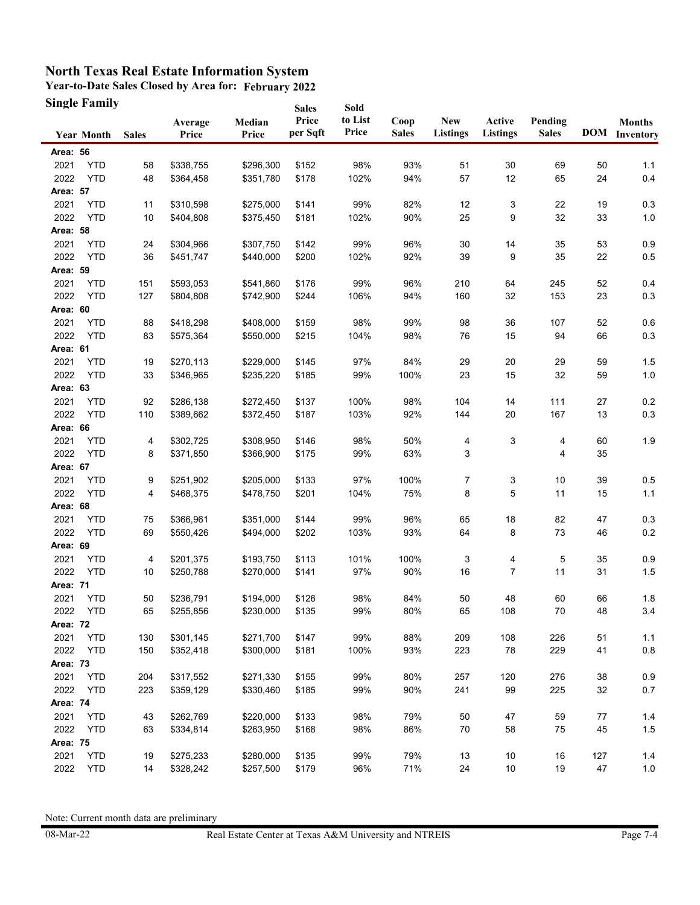# North Texas Real Estate Information System

**Year-to-Date Sales Closed by Area for: February 2022**

**Single Family**

| Year | Month | Sales | Average Price | Median Price | Sales Price per Sqft | Sold to List Price | Coop Sales | New Listings | Active Listings | Pending Sales | DOM | Months Inventory |
|---|---|---|---|---|---|---|---|---|---|---|---|---|
| **Area: 56** | | | | | | | | | | | | |
| 2021 | YTD | 58 | $338,755 | $296,300 | $152 | 98% | 93% | 51 | 30 | 69 | 50 | 1.1 |
| 2022 | YTD | 48 | $364,458 | $351,780 | $178 | 102% | 94% | 57 | 12 | 65 | 24 | 0.4 |
| **Area: 57** | | | | | | | | | | | | |
| 2021 | YTD | 11 | $310,598 | $275,000 | $141 | 99% | 82% | 12 | 3 | 22 | 19 | 0.3 |
| 2022 | YTD | 10 | $404,808 | $375,450 | $181 | 102% | 90% | 25 | 9 | 32 | 33 | 1.0 |
| **Area: 58** | | | | | | | | | | | | |
| 2021 | YTD | 24 | $304,966 | $307,750 | $142 | 99% | 96% | 30 | 14 | 35 | 53 | 0.9 |
| 2022 | YTD | 36 | $451,747 | $440,000 | $200 | 102% | 92% | 39 | 9 | 35 | 22 | 0.5 |
| **Area: 59** | | | | | | | | | | | | |
| 2021 | YTD | 151 | $593,053 | $541,860 | $176 | 99% | 96% | 210 | 64 | 245 | 52 | 0.4 |
| 2022 | YTD | 127 | $804,808 | $742,900 | $244 | 106% | 94% | 160 | 32 | 153 | 23 | 0.3 |
| **Area: 60** | | | | | | | | | | | | |
| 2021 | YTD | 88 | $418,298 | $408,000 | $159 | 98% | 99% | 98 | 36 | 107 | 52 | 0.6 |
| 2022 | YTD | 83 | $575,364 | $550,000 | $215 | 104% | 98% | 76 | 15 | 94 | 66 | 0.3 |
| **Area: 61** | | | | | | | | | | | | |
| 2021 | YTD | 19 | $270,113 | $229,000 | $145 | 97% | 84% | 29 | 20 | 29 | 59 | 1.5 |
| 2022 | YTD | 33 | $346,965 | $235,220 | $185 | 99% | 100% | 23 | 15 | 32 | 59 | 1.0 |
| **Area: 63** | | | | | | | | | | | | |
| 2021 | YTD | 92 | $286,138 | $272,450 | $137 | 100% | 98% | 104 | 14 | 111 | 27 | 0.2 |
| 2022 | YTD | 110 | $389,662 | $372,450 | $187 | 103% | 92% | 144 | 20 | 167 | 13 | 0.3 |
| **Area: 66** | | | | | | | | | | | | |
| 2021 | YTD | 4 | $302,725 | $308,950 | $146 | 98% | 50% | 4 | 3 | 4 | 60 | 1.9 |
| 2022 | YTD | 8 | $371,850 | $366,900 | $175 | 99% | 63% | 3 | | 4 | 35 | |
| **Area: 67** | | | | | | | | | | | | |
| 2021 | YTD | 9 | $251,902 | $205,000 | $133 | 97% | 100% | 7 | 3 | 10 | 39 | 0.5 |
| 2022 | YTD | 4 | $468,375 | $478,750 | $201 | 104% | 75% | 8 | 5 | 11 | 15 | 1.1 |
| **Area: 68** | | | | | | | | | | | | |
| 2021 | YTD | 75 | $366,961 | $351,000 | $144 | 99% | 96% | 65 | 18 | 82 | 47 | 0.3 |
| 2022 | YTD | 69 | $550,426 | $494,000 | $202 | 103% | 93% | 64 | 8 | 73 | 46 | 0.2 |
| **Area: 69** | | | | | | | | | | | | |
| 2021 | YTD | 4 | $201,375 | $193,750 | $113 | 101% | 100% | 3 | 4 | 5 | 35 | 0.9 |
| 2022 | YTD | 10 | $250,788 | $270,000 | $141 | 97% | 90% | 16 | 7 | 11 | 31 | 1.5 |
| **Area: 71** | | | | | | | | | | | | |
| 2021 | YTD | 50 | $236,791 | $194,000 | $126 | 98% | 84% | 50 | 48 | 60 | 66 | 1.8 |
| 2022 | YTD | 65 | $255,856 | $230,000 | $135 | 99% | 80% | 65 | 108 | 70 | 48 | 3.4 |
| **Area: 72** | | | | | | | | | | | | |
| 2021 | YTD | 130 | $301,145 | $271,700 | $147 | 99% | 88% | 209 | 108 | 226 | 51 | 1.1 |
| 2022 | YTD | 150 | $352,418 | $300,000 | $181 | 100% | 93% | 223 | 78 | 229 | 41 | 0.8 |
| **Area: 73** | | | | | | | | | | | | |
| 2021 | YTD | 204 | $317,552 | $271,330 | $155 | 99% | 80% | 257 | 120 | 276 | 38 | 0.9 |
| 2022 | YTD | 223 | $359,129 | $330,460 | $185 | 99% | 90% | 241 | 99 | 225 | 32 | 0.7 |
| **Area: 74** | | | | | | | | | | | | |
| 2021 | YTD | 43 | $262,769 | $220,000 | $133 | 98% | 79% | 50 | 47 | 59 | 77 | 1.4 |
| 2022 | YTD | 63 | $334,814 | $263,950 | $168 | 98% | 86% | 70 | 58 | 75 | 45 | 1.5 |
| **Area: 75** | | | | | | | | | | | | |
| 2021 | YTD | 19 | $275,233 | $280,000 | $135 | 99% | 79% | 13 | 10 | 16 | 127 | 1.4 |
| 2022 | YTD | 14 | $328,242 | $257,500 | $179 | 96% | 71% | 24 | 10 | 19 | 47 | 1.0 |

Note: Current month data are preliminary

08-Mar-22 Real Estate Center at Texas A&M University and NTREIS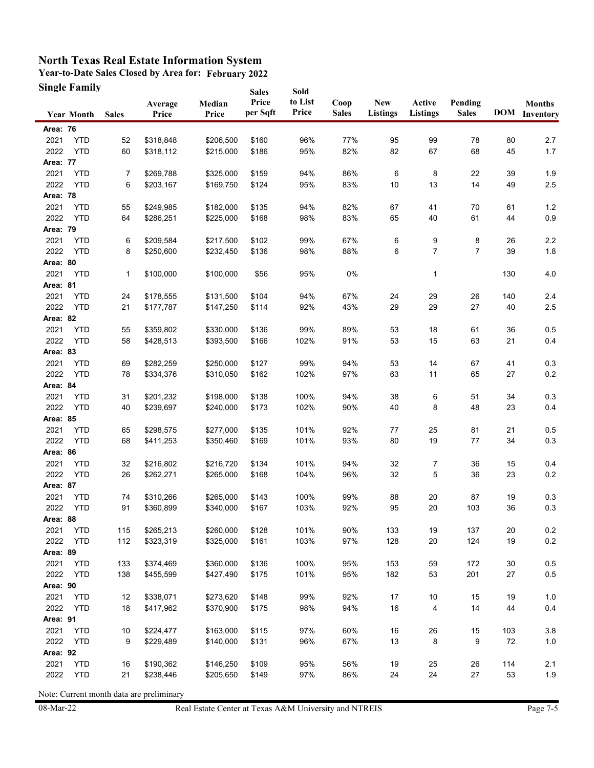# North Texas Real Estate Information System

## Year-to-Date Sales Closed by Area for: February 2022

### Single Family

| Year | Month | Sales | Average Price | Median Price | Sales Price per Sqft | Sold to List Price | Coop Sales | New Listings | Active Listings | Pending Sales | DOM | Months Inventory |
|---|---|---|---|---|---|---|---|---|---|---|---|---|
| **Area: 76** | | | | | | | | | | | | |
| 2021 | YTD | 52 | $318,848 | $206,500 | $160 | 96% | 77% | 95 | 99 | 78 | 80 | 2.7 |
| 2022 | YTD | 60 | $318,112 | $215,000 | $186 | 95% | 82% | 82 | 67 | 68 | 45 | 1.7 |
| **Area: 77** | | | | | | | | | | | | |
| 2021 | YTD | 7 | $269,788 | $325,000 | $159 | 94% | 86% | 6 | 8 | 22 | 39 | 1.9 |
| 2022 | YTD | 6 | $203,167 | $169,750 | $124 | 95% | 83% | 10 | 13 | 14 | 49 | 2.5 |
| **Area: 78** | | | | | | | | | | | | |
| 2021 | YTD | 55 | $249,985 | $182,000 | $135 | 94% | 82% | 67 | 41 | 70 | 61 | 1.2 |
| 2022 | YTD | 64 | $286,251 | $225,000 | $168 | 98% | 83% | 65 | 40 | 61 | 44 | 0.9 |
| **Area: 79** | | | | | | | | | | | | |
| 2021 | YTD | 6 | $209,584 | $217,500 | $102 | 99% | 67% | 6 | 9 | 8 | 26 | 2.2 |
| 2022 | YTD | 8 | $250,600 | $232,450 | $136 | 98% | 88% | 6 | 7 | 7 | 39 | 1.8 |
| **Area: 80** | | | | | | | | | | | | |
| 2021 | YTD | 1 | $100,000 | $100,000 | $56 | 95% | 0% | | 1 | | 130 | 4.0 |
| **Area: 81** | | | | | | | | | | | | |
| 2021 | YTD | 24 | $178,555 | $131,500 | $104 | 94% | 67% | 24 | 29 | 26 | 140 | 2.4 |
| 2022 | YTD | 21 | $177,787 | $147,250 | $114 | 92% | 43% | 29 | 29 | 27 | 40 | 2.5 |
| **Area: 82** | | | | | | | | | | | | |
| 2021 | YTD | 55 | $359,802 | $330,000 | $136 | 99% | 89% | 53 | 18 | 61 | 36 | 0.5 |
| 2022 | YTD | 58 | $428,513 | $393,500 | $166 | 102% | 91% | 53 | 15 | 63 | 21 | 0.4 |
| **Area: 83** | | | | | | | | | | | | |
| 2021 | YTD | 69 | $282,259 | $250,000 | $127 | 99% | 94% | 53 | 14 | 67 | 41 | 0.3 |
| 2022 | YTD | 78 | $334,376 | $310,050 | $162 | 102% | 97% | 63 | 11 | 65 | 27 | 0.2 |
| **Area: 84** | | | | | | | | | | | | |
| 2021 | YTD | 31 | $201,232 | $198,000 | $138 | 100% | 94% | 38 | 6 | 51 | 34 | 0.3 |
| 2022 | YTD | 40 | $239,697 | $240,000 | $173 | 102% | 90% | 40 | 8 | 48 | 23 | 0.4 |
| **Area: 85** | | | | | | | | | | | | |
| 2021 | YTD | 65 | $298,575 | $277,000 | $135 | 101% | 92% | 77 | 25 | 81 | 21 | 0.5 |
| 2022 | YTD | 68 | $411,253 | $350,460 | $169 | 101% | 93% | 80 | 19 | 77 | 34 | 0.3 |
| **Area: 86** | | | | | | | | | | | | |
| 2021 | YTD | 32 | $216,802 | $216,720 | $134 | 101% | 94% | 32 | 7 | 36 | 15 | 0.4 |
| 2022 | YTD | 26 | $262,271 | $265,000 | $168 | 104% | 96% | 32 | 5 | 36 | 23 | 0.2 |
| **Area: 87** | | | | | | | | | | | | |
| 2021 | YTD | 74 | $310,266 | $265,000 | $143 | 100% | 99% | 88 | 20 | 87 | 19 | 0.3 |
| 2022 | YTD | 91 | $360,899 | $340,000 | $167 | 103% | 92% | 95 | 20 | 103 | 36 | 0.3 |
| **Area: 88** | | | | | | | | | | | | |
| 2021 | YTD | 115 | $265,213 | $260,000 | $128 | 101% | 90% | 133 | 19 | 137 | 20 | 0.2 |
| 2022 | YTD | 112 | $323,319 | $325,000 | $161 | 103% | 97% | 128 | 20 | 124 | 19 | 0.2 |
| **Area: 89** | | | | | | | | | | | | |
| 2021 | YTD | 133 | $374,469 | $360,000 | $136 | 100% | 95% | 153 | 59 | 172 | 30 | 0.5 |
| 2022 | YTD | 138 | $455,599 | $427,490 | $175 | 101% | 95% | 182 | 53 | 201 | 27 | 0.5 |
| **Area: 90** | | | | | | | | | | | | |
| 2021 | YTD | 12 | $338,071 | $273,620 | $148 | 99% | 92% | 17 | 10 | 15 | 19 | 1.0 |
| 2022 | YTD | 18 | $417,962 | $370,900 | $175 | 98% | 94% | 16 | 4 | 14 | 44 | 0.4 |
| **Area: 91** | | | | | | | | | | | | |
| 2021 | YTD | 10 | $224,477 | $163,000 | $115 | 97% | 60% | 16 | 26 | 15 | 103 | 3.8 |
| 2022 | YTD | 9 | $229,489 | $140,000 | $131 | 96% | 67% | 13 | 8 | 9 | 72 | 1.0 |
| **Area: 92** | | | | | | | | | | | | |
| 2021 | YTD | 16 | $190,362 | $146,250 | $109 | 95% | 56% | 19 | 25 | 26 | 114 | 2.1 |
| 2022 | YTD | 21 | $238,446 | $205,650 | $149 | 97% | 86% | 24 | 24 | 27 | 53 | 1.9 |

Note: Current month data are preliminary

08-Mar-22 Real Estate Center at Texas A&M University and NTREIS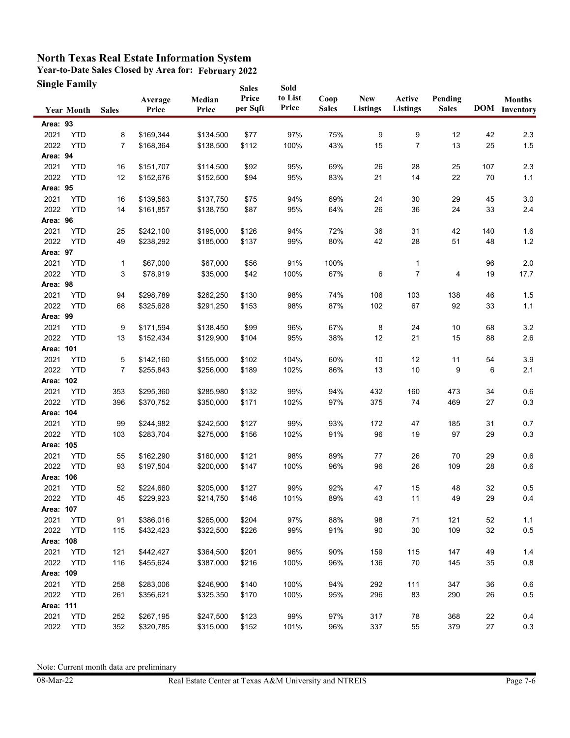# North Texas Real Estate Information System

**Year-to-Date Sales Closed by Area for: February 2022**

**Single Family**

| Year | Month | Sales | Average Price | Median Price | Sales Price per Sqft | Sold to List Price | Coop Sales | New Listings | Active Listings | Pending Sales | DOM | Months Inventory |
|---|---|---|---|---|---|---|---|---|---|---|---|---|
| **Area: 93** | | | | | | | | | | | | |
| 2021 | YTD | 8 | $169,344 | $134,500 | $77 | 97% | 75% | 9 | 9 | 12 | 42 | 2.3 |
| 2022 | YTD | 7 | $168,364 | $138,500 | $112 | 100% | 43% | 15 | 7 | 13 | 25 | 1.5 |
| **Area: 94** | | | | | | | | | | | | |
| 2021 | YTD | 16 | $151,707 | $114,500 | $92 | 95% | 69% | 26 | 28 | 25 | 107 | 2.3 |
| 2022 | YTD | 12 | $152,676 | $152,500 | $94 | 95% | 83% | 21 | 14 | 22 | 70 | 1.1 |
| **Area: 95** | | | | | | | | | | | | |
| 2021 | YTD | 16 | $139,563 | $137,750 | $75 | 94% | 69% | 24 | 30 | 29 | 45 | 3.0 |
| 2022 | YTD | 14 | $161,857 | $138,750 | $87 | 95% | 64% | 26 | 36 | 24 | 33 | 2.4 |
| **Area: 96** | | | | | | | | | | | | |
| 2021 | YTD | 25 | $242,100 | $195,000 | $126 | 94% | 72% | 36 | 31 | 42 | 140 | 1.6 |
| 2022 | YTD | 49 | $238,292 | $185,000 | $137 | 99% | 80% | 42 | 28 | 51 | 48 | 1.2 |
| **Area: 97** | | | | | | | | | | | | |
| 2021 | YTD | 1 | $67,000 | $67,000 | $56 | 91% | 100% | | 1 | | 96 | 2.0 |
| 2022 | YTD | 3 | $78,919 | $35,000 | $42 | 100% | 67% | 6 | 7 | 4 | 19 | 17.7 |
| **Area: 98** | | | | | | | | | | | | |
| 2021 | YTD | 94 | $298,789 | $262,250 | $130 | 98% | 74% | 106 | 103 | 138 | 46 | 1.5 |
| 2022 | YTD | 68 | $325,628 | $291,250 | $153 | 98% | 87% | 102 | 67 | 92 | 33 | 1.1 |
| **Area: 99** | | | | | | | | | | | | |
| 2021 | YTD | 9 | $171,594 | $138,450 | $99 | 96% | 67% | 8 | 24 | 10 | 68 | 3.2 |
| 2022 | YTD | 13 | $152,434 | $129,900 | $104 | 95% | 38% | 12 | 21 | 15 | 88 | 2.6 |
| **Area: 101** | | | | | | | | | | | | |
| 2021 | YTD | 5 | $142,160 | $155,000 | $102 | 104% | 60% | 10 | 12 | 11 | 54 | 3.9 |
| 2022 | YTD | 7 | $255,843 | $256,000 | $189 | 102% | 86% | 13 | 10 | 9 | 6 | 2.1 |
| **Area: 102** | | | | | | | | | | | | |
| 2021 | YTD | 353 | $295,360 | $285,980 | $132 | 99% | 94% | 432 | 160 | 473 | 34 | 0.6 |
| 2022 | YTD | 396 | $370,752 | $350,000 | $171 | 102% | 97% | 375 | 74 | 469 | 27 | 0.3 |
| **Area: 104** | | | | | | | | | | | | |
| 2021 | YTD | 99 | $244,982 | $242,500 | $127 | 99% | 93% | 172 | 47 | 185 | 31 | 0.7 |
| 2022 | YTD | 103 | $283,704 | $275,000 | $156 | 102% | 91% | 96 | 19 | 97 | 29 | 0.3 |
| **Area: 105** | | | | | | | | | | | | |
| 2021 | YTD | 55 | $162,290 | $160,000 | $121 | 98% | 89% | 77 | 26 | 70 | 29 | 0.6 |
| 2022 | YTD | 93 | $197,504 | $200,000 | $147 | 100% | 96% | 96 | 26 | 109 | 28 | 0.6 |
| **Area: 106** | | | | | | | | | | | | |
| 2021 | YTD | 52 | $224,660 | $205,000 | $127 | 99% | 92% | 47 | 15 | 48 | 32 | 0.5 |
| 2022 | YTD | 45 | $229,923 | $214,750 | $146 | 101% | 89% | 43 | 11 | 49 | 29 | 0.4 |
| **Area: 107** | | | | | | | | | | | | |
| 2021 | YTD | 91 | $386,016 | $265,000 | $204 | 97% | 88% | 98 | 71 | 121 | 52 | 1.1 |
| 2022 | YTD | 115 | $432,423 | $322,500 | $226 | 99% | 91% | 90 | 30 | 109 | 32 | 0.5 |
| **Area: 108** | | | | | | | | | | | | |
| 2021 | YTD | 121 | $442,427 | $364,500 | $201 | 96% | 90% | 159 | 115 | 147 | 49 | 1.4 |
| 2022 | YTD | 116 | $455,624 | $387,000 | $216 | 100% | 96% | 136 | 70 | 145 | 35 | 0.8 |
| **Area: 109** | | | | | | | | | | | | |
| 2021 | YTD | 258 | $283,006 | $246,900 | $140 | 100% | 94% | 292 | 111 | 347 | 36 | 0.6 |
| 2022 | YTD | 261 | $356,621 | $325,350 | $170 | 100% | 95% | 296 | 83 | 290 | 26 | 0.5 |
| **Area: 111** | | | | | | | | | | | | |
| 2021 | YTD | 252 | $267,195 | $247,500 | $123 | 99% | 97% | 317 | 78 | 368 | 22 | 0.4 |
| 2022 | YTD | 352 | $320,785 | $315,000 | $152 | 101% | 96% | 337 | 55 | 379 | 27 | 0.3 |

Note: Current month data are preliminary

08-Mar-22 Real Estate Center at Texas A&M University and NTREIS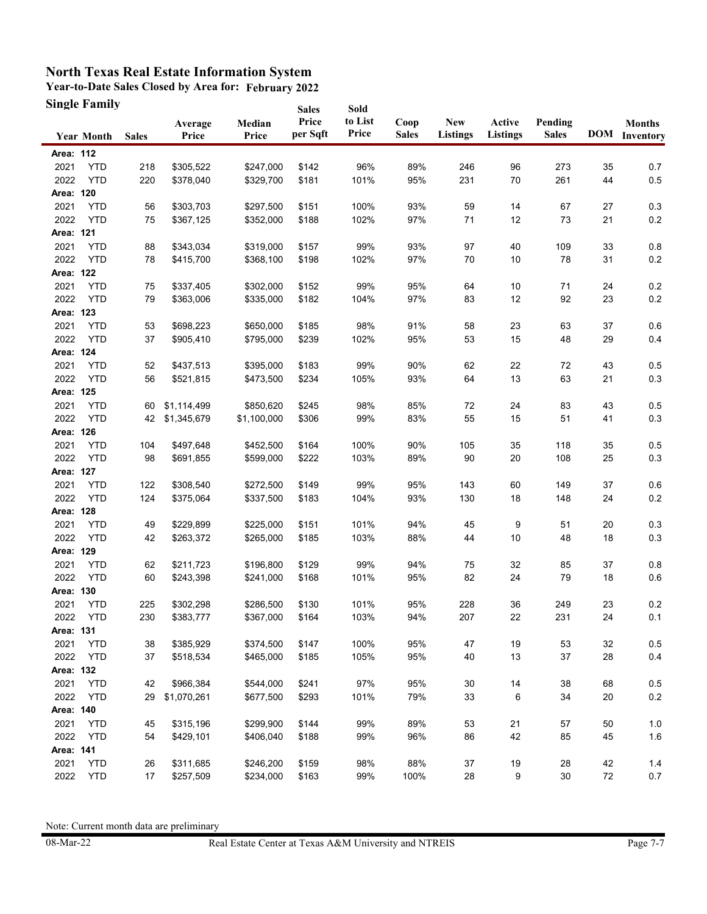# North Texas Real Estate Information System

## Year-to-Date Sales Closed by Area for: February 2022

### Single Family

| Year | Month | Sales | Average Price | Median Price | Sales Price per Sqft | Sold to List Price | Coop Sales | New Listings | Active Listings | Pending Sales | DOM | Months Inventory |
|---|---|---|---|---|---|---|---|---|---|---|---|---|
| **Area: 112** | | | | | | | | | | | | |
| 2021 | YTD | 218 | $305,522 | $247,000 | $142 | 96% | 89% | 246 | 96 | 273 | 35 | 0.7 |
| 2022 | YTD | 220 | $378,040 | $329,700 | $181 | 101% | 95% | 231 | 70 | 261 | 44 | 0.5 |
| **Area: 120** | | | | | | | | | | | | |
| 2021 | YTD | 56 | $303,703 | $297,500 | $151 | 100% | 93% | 59 | 14 | 67 | 27 | 0.3 |
| 2022 | YTD | 75 | $367,125 | $352,000 | $188 | 102% | 97% | 71 | 12 | 73 | 21 | 0.2 |
| **Area: 121** | | | | | | | | | | | | |
| 2021 | YTD | 88 | $343,034 | $319,000 | $157 | 99% | 93% | 97 | 40 | 109 | 33 | 0.8 |
| 2022 | YTD | 78 | $415,700 | $368,100 | $198 | 102% | 97% | 70 | 10 | 78 | 31 | 0.2 |
| **Area: 122** | | | | | | | | | | | | |
| 2021 | YTD | 75 | $337,405 | $302,000 | $152 | 99% | 95% | 64 | 10 | 71 | 24 | 0.2 |
| 2022 | YTD | 79 | $363,006 | $335,000 | $182 | 104% | 97% | 83 | 12 | 92 | 23 | 0.2 |
| **Area: 123** | | | | | | | | | | | | |
| 2021 | YTD | 53 | $698,223 | $650,000 | $185 | 98% | 91% | 58 | 23 | 63 | 37 | 0.6 |
| 2022 | YTD | 37 | $905,410 | $795,000 | $239 | 102% | 95% | 53 | 15 | 48 | 29 | 0.4 |
| **Area: 124** | | | | | | | | | | | | |
| 2021 | YTD | 52 | $437,513 | $395,000 | $183 | 99% | 90% | 62 | 22 | 72 | 43 | 0.5 |
| 2022 | YTD | 56 | $521,815 | $473,500 | $234 | 105% | 93% | 64 | 13 | 63 | 21 | 0.3 |
| **Area: 125** | | | | | | | | | | | | |
| 2021 | YTD | 60 | $1,114,499 | $850,620 | $245 | 98% | 85% | 72 | 24 | 83 | 43 | 0.5 |
| 2022 | YTD | 42 | $1,345,679 | $1,100,000 | $306 | 99% | 83% | 55 | 15 | 51 | 41 | 0.3 |
| **Area: 126** | | | | | | | | | | | | |
| 2021 | YTD | 104 | $497,648 | $452,500 | $164 | 100% | 90% | 105 | 35 | 118 | 35 | 0.5 |
| 2022 | YTD | 98 | $691,855 | $599,000 | $222 | 103% | 89% | 90 | 20 | 108 | 25 | 0.3 |
| **Area: 127** | | | | | | | | | | | | |
| 2021 | YTD | 122 | $308,540 | $272,500 | $149 | 99% | 95% | 143 | 60 | 149 | 37 | 0.6 |
| 2022 | YTD | 124 | $375,064 | $337,500 | $183 | 104% | 93% | 130 | 18 | 148 | 24 | 0.2 |
| **Area: 128** | | | | | | | | | | | | |
| 2021 | YTD | 49 | $229,899 | $225,000 | $151 | 101% | 94% | 45 | 9 | 51 | 20 | 0.3 |
| 2022 | YTD | 42 | $263,372 | $265,000 | $185 | 103% | 88% | 44 | 10 | 48 | 18 | 0.3 |
| **Area: 129** | | | | | | | | | | | | |
| 2021 | YTD | 62 | $211,723 | $196,800 | $129 | 99% | 94% | 75 | 32 | 85 | 37 | 0.8 |
| 2022 | YTD | 60 | $243,398 | $241,000 | $168 | 101% | 95% | 82 | 24 | 79 | 18 | 0.6 |
| **Area: 130** | | | | | | | | | | | | |
| 2021 | YTD | 225 | $302,298 | $286,500 | $130 | 101% | 95% | 228 | 36 | 249 | 23 | 0.2 |
| 2022 | YTD | 230 | $383,777 | $367,000 | $164 | 103% | 94% | 207 | 22 | 231 | 24 | 0.1 |
| **Area: 131** | | | | | | | | | | | | |
| 2021 | YTD | 38 | $385,929 | $374,500 | $147 | 100% | 95% | 47 | 19 | 53 | 32 | 0.5 |
| 2022 | YTD | 37 | $518,534 | $465,000 | $185 | 105% | 95% | 40 | 13 | 37 | 28 | 0.4 |
| **Area: 132** | | | | | | | | | | | | |
| 2021 | YTD | 42 | $966,384 | $544,000 | $241 | 97% | 95% | 30 | 14 | 38 | 68 | 0.5 |
| 2022 | YTD | 29 | $1,070,261 | $677,500 | $293 | 101% | 79% | 33 | 6 | 34 | 20 | 0.2 |
| **Area: 140** | | | | | | | | | | | | |
| 2021 | YTD | 45 | $315,196 | $299,900 | $144 | 99% | 89% | 53 | 21 | 57 | 50 | 1.0 |
| 2022 | YTD | 54 | $429,101 | $406,040 | $188 | 99% | 96% | 86 | 42 | 85 | 45 | 1.6 |
| **Area: 141** | | | | | | | | | | | | |
| 2021 | YTD | 26 | $311,685 | $246,200 | $159 | 98% | 88% | 37 | 19 | 28 | 42 | 1.4 |
| 2022 | YTD | 17 | $257,509 | $234,000 | $163 | 99% | 100% | 28 | 9 | 30 | 72 | 0.7 |

Note: Current month data are preliminary

08-Mar-22 Real Estate Center at Texas A&M University and NTREIS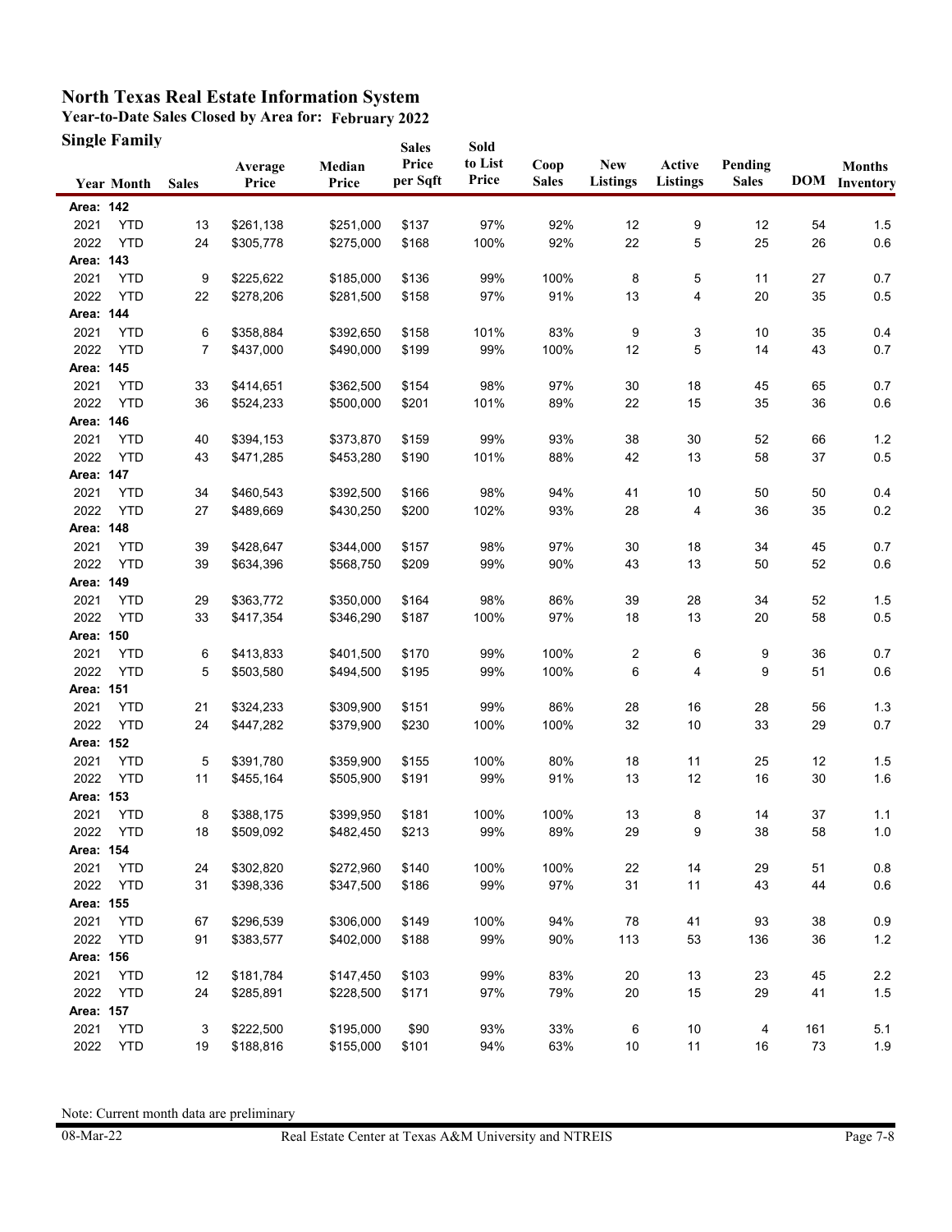# North Texas Real Estate Information System

**Year-to-Date Sales Closed by Area for: February 2022**

**Single Family**

| Year | Month | Sales | Average Price | Median Price | Sales Price per Sqft | Sold to List Price | Coop Sales | New Listings | Active Listings | Pending Sales | DOM | Months Inventory |
|---|---|---|---|---|---|---|---|---|---|---|---|---|
| **Area: 142** | | | | | | | | | | | | |
| 2021 | YTD | 13 | $261,138 | $251,000 | $137 | 97% | 92% | 12 | 9 | 12 | 54 | 1.5 |
| 2022 | YTD | 24 | $305,778 | $275,000 | $168 | 100% | 92% | 22 | 5 | 25 | 26 | 0.6 |
| **Area: 143** | | | | | | | | | | | | |
| 2021 | YTD | 9 | $225,622 | $185,000 | $136 | 99% | 100% | 8 | 5 | 11 | 27 | 0.7 |
| 2022 | YTD | 22 | $278,206 | $281,500 | $158 | 97% | 91% | 13 | 4 | 20 | 35 | 0.5 |
| **Area: 144** | | | | | | | | | | | | |
| 2021 | YTD | 6 | $358,884 | $392,650 | $158 | 101% | 83% | 9 | 3 | 10 | 35 | 0.4 |
| 2022 | YTD | 7 | $437,000 | $490,000 | $199 | 99% | 100% | 12 | 5 | 14 | 43 | 0.7 |
| **Area: 145** | | | | | | | | | | | | |
| 2021 | YTD | 33 | $414,651 | $362,500 | $154 | 98% | 97% | 30 | 18 | 45 | 65 | 0.7 |
| 2022 | YTD | 36 | $524,233 | $500,000 | $201 | 101% | 89% | 22 | 15 | 35 | 36 | 0.6 |
| **Area: 146** | | | | | | | | | | | | |
| 2021 | YTD | 40 | $394,153 | $373,870 | $159 | 99% | 93% | 38 | 30 | 52 | 66 | 1.2 |
| 2022 | YTD | 43 | $471,285 | $453,280 | $190 | 101% | 88% | 42 | 13 | 58 | 37 | 0.5 |
| **Area: 147** | | | | | | | | | | | | |
| 2021 | YTD | 34 | $460,543 | $392,500 | $166 | 98% | 94% | 41 | 10 | 50 | 50 | 0.4 |
| 2022 | YTD | 27 | $489,669 | $430,250 | $200 | 102% | 93% | 28 | 4 | 36 | 35 | 0.2 |
| **Area: 148** | | | | | | | | | | | | |
| 2021 | YTD | 39 | $428,647 | $344,000 | $157 | 98% | 97% | 30 | 18 | 34 | 45 | 0.7 |
| 2022 | YTD | 39 | $634,396 | $568,750 | $209 | 99% | 90% | 43 | 13 | 50 | 52 | 0.6 |
| **Area: 149** | | | | | | | | | | | | |
| 2021 | YTD | 29 | $363,772 | $350,000 | $164 | 98% | 86% | 39 | 28 | 34 | 52 | 1.5 |
| 2022 | YTD | 33 | $417,354 | $346,290 | $187 | 100% | 97% | 18 | 13 | 20 | 58 | 0.5 |
| **Area: 150** | | | | | | | | | | | | |
| 2021 | YTD | 6 | $413,833 | $401,500 | $170 | 99% | 100% | 2 | 6 | 9 | 36 | 0.7 |
| 2022 | YTD | 5 | $503,580 | $494,500 | $195 | 99% | 100% | 6 | 4 | 9 | 51 | 0.6 |
| **Area: 151** | | | | | | | | | | | | |
| 2021 | YTD | 21 | $324,233 | $309,900 | $151 | 99% | 86% | 28 | 16 | 28 | 56 | 1.3 |
| 2022 | YTD | 24 | $447,282 | $379,900 | $230 | 100% | 100% | 32 | 10 | 33 | 29 | 0.7 |
| **Area: 152** | | | | | | | | | | | | |
| 2021 | YTD | 5 | $391,780 | $359,900 | $155 | 100% | 80% | 18 | 11 | 25 | 12 | 1.5 |
| 2022 | YTD | 11 | $455,164 | $505,900 | $191 | 99% | 91% | 13 | 12 | 16 | 30 | 1.6 |
| **Area: 153** | | | | | | | | | | | | |
| 2021 | YTD | 8 | $388,175 | $399,950 | $181 | 100% | 100% | 13 | 8 | 14 | 37 | 1.1 |
| 2022 | YTD | 18 | $509,092 | $482,450 | $213 | 99% | 89% | 29 | 9 | 38 | 58 | 1.0 |
| **Area: 154** | | | | | | | | | | | | |
| 2021 | YTD | 24 | $302,820 | $272,960 | $140 | 100% | 100% | 22 | 14 | 29 | 51 | 0.8 |
| 2022 | YTD | 31 | $398,336 | $347,500 | $186 | 99% | 97% | 31 | 11 | 43 | 44 | 0.6 |
| **Area: 155** | | | | | | | | | | | | |
| 2021 | YTD | 67 | $296,539 | $306,000 | $149 | 100% | 94% | 78 | 41 | 93 | 38 | 0.9 |
| 2022 | YTD | 91 | $383,577 | $402,000 | $188 | 99% | 90% | 113 | 53 | 136 | 36 | 1.2 |
| **Area: 156** | | | | | | | | | | | | |
| 2021 | YTD | 12 | $181,784 | $147,450 | $103 | 99% | 83% | 20 | 13 | 23 | 45 | 2.2 |
| 2022 | YTD | 24 | $285,891 | $228,500 | $171 | 97% | 79% | 20 | 15 | 29 | 41 | 1.5 |
| **Area: 157** | | | | | | | | | | | | |
| 2021 | YTD | 3 | $222,500 | $195,000 | $90 | 93% | 33% | 6 | 10 | 4 | 161 | 5.1 |
| 2022 | YTD | 19 | $188,816 | $155,000 | $101 | 94% | 63% | 10 | 11 | 16 | 73 | 1.9 |

Note: Current month data are preliminary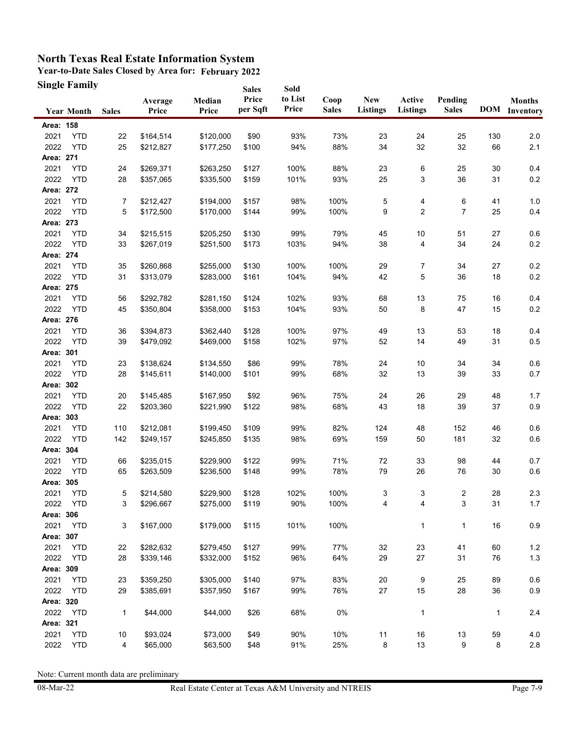# North Texas Real Estate Information System

**Year-to-Date Sales Closed by Area for: February 2022**

**Single Family**

| Year | Month | Sales | Average Price | Median Price | Sales Price per Sqft | Sold to List Price | Coop Sales | New Listings | Active Listings | Pending Sales | DOM | Months Inventory |
|---|---|---|---|---|---|---|---|---|---|---|---|---|
| **Area: 158** | | | | | | | | | | | | |
| 2021 | YTD | 22 | $164,514 | $120,000 | $90 | 93% | 73% | 23 | 24 | 25 | 130 | 2.0 |
| 2022 | YTD | 25 | $212,827 | $177,250 | $100 | 94% | 88% | 34 | 32 | 32 | 66 | 2.1 |
| **Area: 271** | | | | | | | | | | | | |
| 2021 | YTD | 24 | $269,371 | $263,250 | $127 | 100% | 88% | 23 | 6 | 25 | 30 | 0.4 |
| 2022 | YTD | 28 | $357,065 | $335,500 | $159 | 101% | 93% | 25 | 3 | 36 | 31 | 0.2 |
| **Area: 272** | | | | | | | | | | | | |
| 2021 | YTD | 7 | $212,427 | $194,000 | $157 | 98% | 100% | 5 | 4 | 6 | 41 | 1.0 |
| 2022 | YTD | 5 | $172,500 | $170,000 | $144 | 99% | 100% | 9 | 2 | 7 | 25 | 0.4 |
| **Area: 273** | | | | | | | | | | | | |
| 2021 | YTD | 34 | $215,515 | $205,250 | $130 | 99% | 79% | 45 | 10 | 51 | 27 | 0.6 |
| 2022 | YTD | 33 | $267,019 | $251,500 | $173 | 103% | 94% | 38 | 4 | 34 | 24 | 0.2 |
| **Area: 274** | | | | | | | | | | | | |
| 2021 | YTD | 35 | $260,868 | $255,000 | $130 | 100% | 100% | 29 | 7 | 34 | 27 | 0.2 |
| 2022 | YTD | 31 | $313,079 | $283,000 | $161 | 104% | 94% | 42 | 5 | 36 | 18 | 0.2 |
| **Area: 275** | | | | | | | | | | | | |
| 2021 | YTD | 56 | $292,782 | $281,150 | $124 | 102% | 93% | 68 | 13 | 75 | 16 | 0.4 |
| 2022 | YTD | 45 | $350,804 | $358,000 | $153 | 104% | 93% | 50 | 8 | 47 | 15 | 0.2 |
| **Area: 276** | | | | | | | | | | | | |
| 2021 | YTD | 36 | $394,873 | $362,440 | $128 | 100% | 97% | 49 | 13 | 53 | 18 | 0.4 |
| 2022 | YTD | 39 | $479,092 | $469,000 | $158 | 102% | 97% | 52 | 14 | 49 | 31 | 0.5 |
| **Area: 301** | | | | | | | | | | | | |
| 2021 | YTD | 23 | $138,624 | $134,550 | $86 | 99% | 78% | 24 | 10 | 34 | 34 | 0.6 |
| 2022 | YTD | 28 | $145,611 | $140,000 | $101 | 99% | 68% | 32 | 13 | 39 | 33 | 0.7 |
| **Area: 302** | | | | | | | | | | | | |
| 2021 | YTD | 20 | $145,485 | $167,950 | $92 | 96% | 75% | 24 | 26 | 29 | 48 | 1.7 |
| 2022 | YTD | 22 | $203,360 | $221,990 | $122 | 98% | 68% | 43 | 18 | 39 | 37 | 0.9 |
| **Area: 303** | | | | | | | | | | | | |
| 2021 | YTD | 110 | $212,081 | $199,450 | $109 | 99% | 82% | 124 | 48 | 152 | 46 | 0.6 |
| 2022 | YTD | 142 | $249,157 | $245,850 | $135 | 98% | 69% | 159 | 50 | 181 | 32 | 0.6 |
| **Area: 304** | | | | | | | | | | | | |
| 2021 | YTD | 66 | $235,015 | $229,900 | $122 | 99% | 71% | 72 | 33 | 98 | 44 | 0.7 |
| 2022 | YTD | 65 | $263,509 | $236,500 | $148 | 99% | 78% | 79 | 26 | 76 | 30 | 0.6 |
| **Area: 305** | | | | | | | | | | | | |
| 2021 | YTD | 5 | $214,580 | $229,900 | $128 | 102% | 100% | 3 | 3 | 2 | 28 | 2.3 |
| 2022 | YTD | 3 | $296,667 | $275,000 | $119 | 90% | 100% | 4 | 4 | 3 | 31 | 1.7 |
| **Area: 306** | | | | | | | | | | | | |
| 2021 | YTD | 3 | $167,000 | $179,000 | $115 | 101% | 100% | | 1 | 1 | 16 | 0.9 |
| **Area: 307** | | | | | | | | | | | | |
| 2021 | YTD | 22 | $282,632 | $279,450 | $127 | 99% | 77% | 32 | 23 | 41 | 60 | 1.2 |
| 2022 | YTD | 28 | $339,146 | $332,000 | $152 | 96% | 64% | 29 | 27 | 31 | 76 | 1.3 |
| **Area: 309** | | | | | | | | | | | | |
| 2021 | YTD | 23 | $359,250 | $305,000 | $140 | 97% | 83% | 20 | 9 | 25 | 89 | 0.6 |
| 2022 | YTD | 29 | $385,691 | $357,950 | $167 | 99% | 76% | 27 | 15 | 28 | 36 | 0.9 |
| **Area: 320** | | | | | | | | | | | | |
| 2022 | YTD | 1 | $44,000 | $44,000 | $26 | 68% | 0% | | 1 | | 1 | 2.4 |
| **Area: 321** | | | | | | | | | | | | |
| 2021 | YTD | 10 | $93,024 | $73,000 | $49 | 90% | 10% | 11 | 16 | 13 | 59 | 4.0 |
| 2022 | YTD | 4 | $65,000 | $63,500 | $48 | 91% | 25% | 8 | 13 | 9 | 8 | 2.8 |

Note: Current month data are preliminary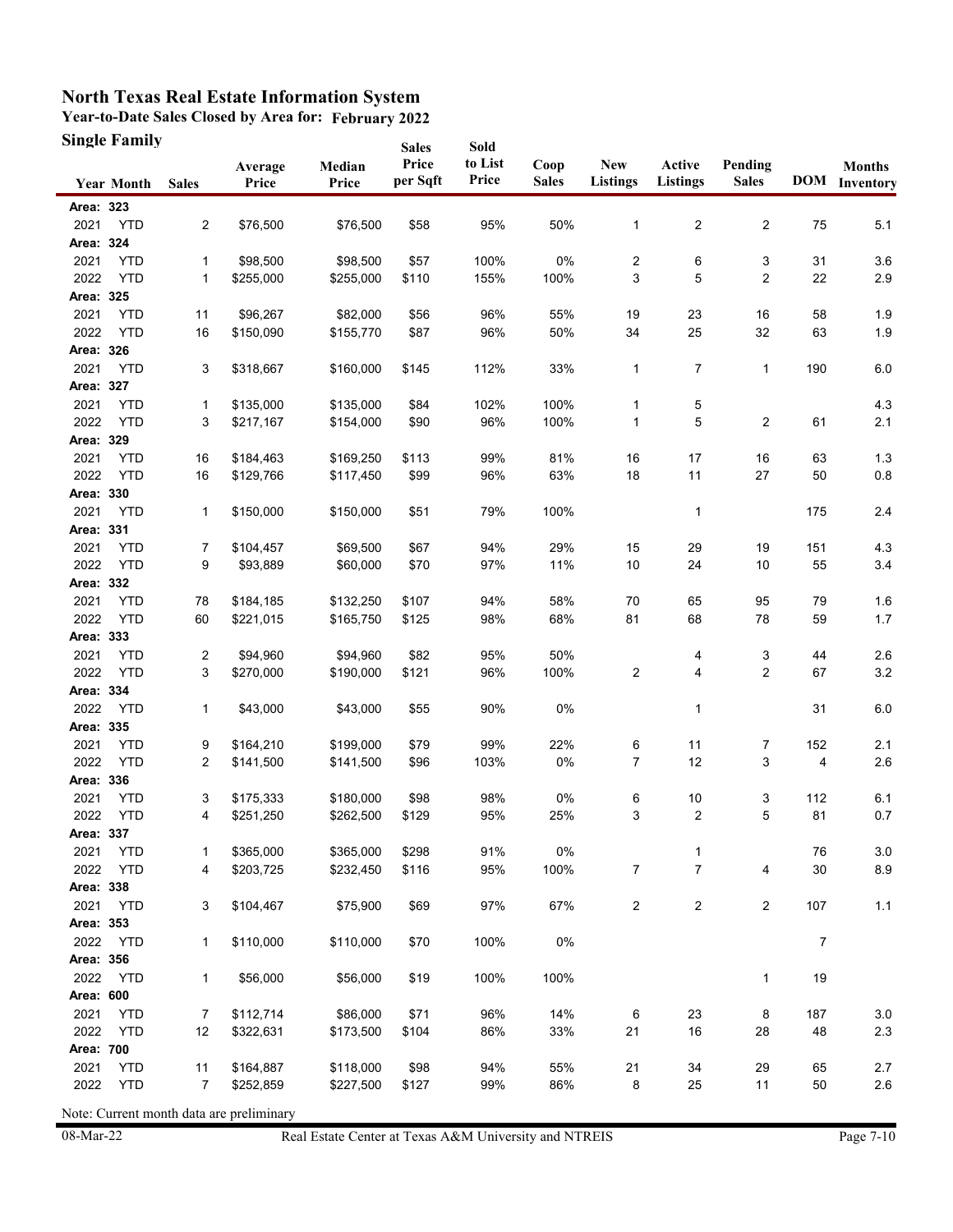# North Texas Real Estate Information System

## Year-to-Date Sales Closed by Area for: February 2022

### Single Family

| Year | Month | Sales | Average Price | Median Price | Sales Price per Sqft | Sold to List Price | Coop Sales | New Listings | Active Listings | Pending Sales | DOM | Months Inventory |
|---|---|---|---|---|---|---|---|---|---|---|---|---|
| **Area: 323** | | | | | | | | | | | | |
| 2021 | YTD | 2 | $76,500 | $76,500 | $58 | 95% | 50% | 1 | 2 | 2 | 75 | 5.1 |
| **Area: 324** | | | | | | | | | | | | |
| 2021 | YTD | 1 | $98,500 | $98,500 | $57 | 100% | 0% | 2 | 6 | 3 | 31 | 3.6 |
| 2022 | YTD | 1 | $255,000 | $255,000 | $110 | 155% | 100% | 3 | 5 | 2 | 22 | 2.9 |
| **Area: 325** | | | | | | | | | | | | |
| 2021 | YTD | 11 | $96,267 | $82,000 | $56 | 96% | 55% | 19 | 23 | 16 | 58 | 1.9 |
| 2022 | YTD | 16 | $150,090 | $155,770 | $87 | 96% | 50% | 34 | 25 | 32 | 63 | 1.9 |
| **Area: 326** | | | | | | | | | | | | |
| 2021 | YTD | 3 | $318,667 | $160,000 | $145 | 112% | 33% | 1 | 7 | 1 | 190 | 6.0 |
| **Area: 327** | | | | | | | | | | | | |
| 2021 | YTD | 1 | $135,000 | $135,000 | $84 | 102% | 100% | 1 | 5 | | | 4.3 |
| 2022 | YTD | 3 | $217,167 | $154,000 | $90 | 96% | 100% | 1 | 5 | 2 | 61 | 2.1 |
| **Area: 329** | | | | | | | | | | | | |
| 2021 | YTD | 16 | $184,463 | $169,250 | $113 | 99% | 81% | 16 | 17 | 16 | 63 | 1.3 |
| 2022 | YTD | 16 | $129,766 | $117,450 | $99 | 96% | 63% | 18 | 11 | 27 | 50 | 0.8 |
| **Area: 330** | | | | | | | | | | | | |
| 2021 | YTD | 1 | $150,000 | $150,000 | $51 | 79% | 100% | | 1 | | 175 | 2.4 |
| **Area: 331** | | | | | | | | | | | | |
| 2021 | YTD | 7 | $104,457 | $69,500 | $67 | 94% | 29% | 15 | 29 | 19 | 151 | 4.3 |
| 2022 | YTD | 9 | $93,889 | $60,000 | $70 | 97% | 11% | 10 | 24 | 10 | 55 | 3.4 |
| **Area: 332** | | | | | | | | | | | | |
| 2021 | YTD | 78 | $184,185 | $132,250 | $107 | 94% | 58% | 70 | 65 | 95 | 79 | 1.6 |
| 2022 | YTD | 60 | $221,015 | $165,750 | $125 | 98% | 68% | 81 | 68 | 78 | 59 | 1.7 |
| **Area: 333** | | | | | | | | | | | | |
| 2021 | YTD | 2 | $94,960 | $94,960 | $82 | 95% | 50% | | 4 | 3 | 44 | 2.6 |
| 2022 | YTD | 3 | $270,000 | $190,000 | $121 | 96% | 100% | 2 | 4 | 2 | 67 | 3.2 |
| **Area: 334** | | | | | | | | | | | | |
| 2022 | YTD | 1 | $43,000 | $43,000 | $55 | 90% | 0% | | 1 | | 31 | 6.0 |
| **Area: 335** | | | | | | | | | | | | |
| 2021 | YTD | 9 | $164,210 | $199,000 | $79 | 99% | 22% | 6 | 11 | 7 | 152 | 2.1 |
| 2022 | YTD | 2 | $141,500 | $141,500 | $96 | 103% | 0% | 7 | 12 | 3 | 4 | 2.6 |
| **Area: 336** | | | | | | | | | | | | |
| 2021 | YTD | 3 | $175,333 | $180,000 | $98 | 98% | 0% | 6 | 10 | 3 | 112 | 6.1 |
| 2022 | YTD | 4 | $251,250 | $262,500 | $129 | 95% | 25% | 3 | 2 | 5 | 81 | 0.7 |
| **Area: 337** | | | | | | | | | | | | |
| 2021 | YTD | 1 | $365,000 | $365,000 | $298 | 91% | 0% | | 1 | | 76 | 3.0 |
| 2022 | YTD | 4 | $203,725 | $232,450 | $116 | 95% | 100% | 7 | 7 | 4 | 30 | 8.9 |
| **Area: 338** | | | | | | | | | | | | |
| 2021 | YTD | 3 | $104,467 | $75,900 | $69 | 97% | 67% | 2 | 2 | 2 | 107 | 1.1 |
| **Area: 353** | | | | | | | | | | | | |
| 2022 | YTD | 1 | $110,000 | $110,000 | $70 | 100% | 0% | | | | 7 | |
| **Area: 356** | | | | | | | | | | | | |
| 2022 | YTD | 1 | $56,000 | $56,000 | $19 | 100% | 100% | | | 1 | 19 | |
| **Area: 600** | | | | | | | | | | | | |
| 2021 | YTD | 7 | $112,714 | $86,000 | $71 | 96% | 14% | 6 | 23 | 8 | 187 | 3.0 |
| 2022 | YTD | 12 | $322,631 | $173,500 | $104 | 86% | 33% | 21 | 16 | 28 | 48 | 2.3 |
| **Area: 700** | | | | | | | | | | | | |
| 2021 | YTD | 11 | $164,887 | $118,000 | $98 | 94% | 55% | 21 | 34 | 29 | 65 | 2.7 |
| 2022 | YTD | 7 | $252,859 | $227,500 | $127 | 99% | 86% | 8 | 25 | 11 | 50 | 2.6 |

Note: Current month data are preliminary

08-Mar-22 Real Estate Center at Texas A&M University and NTREIS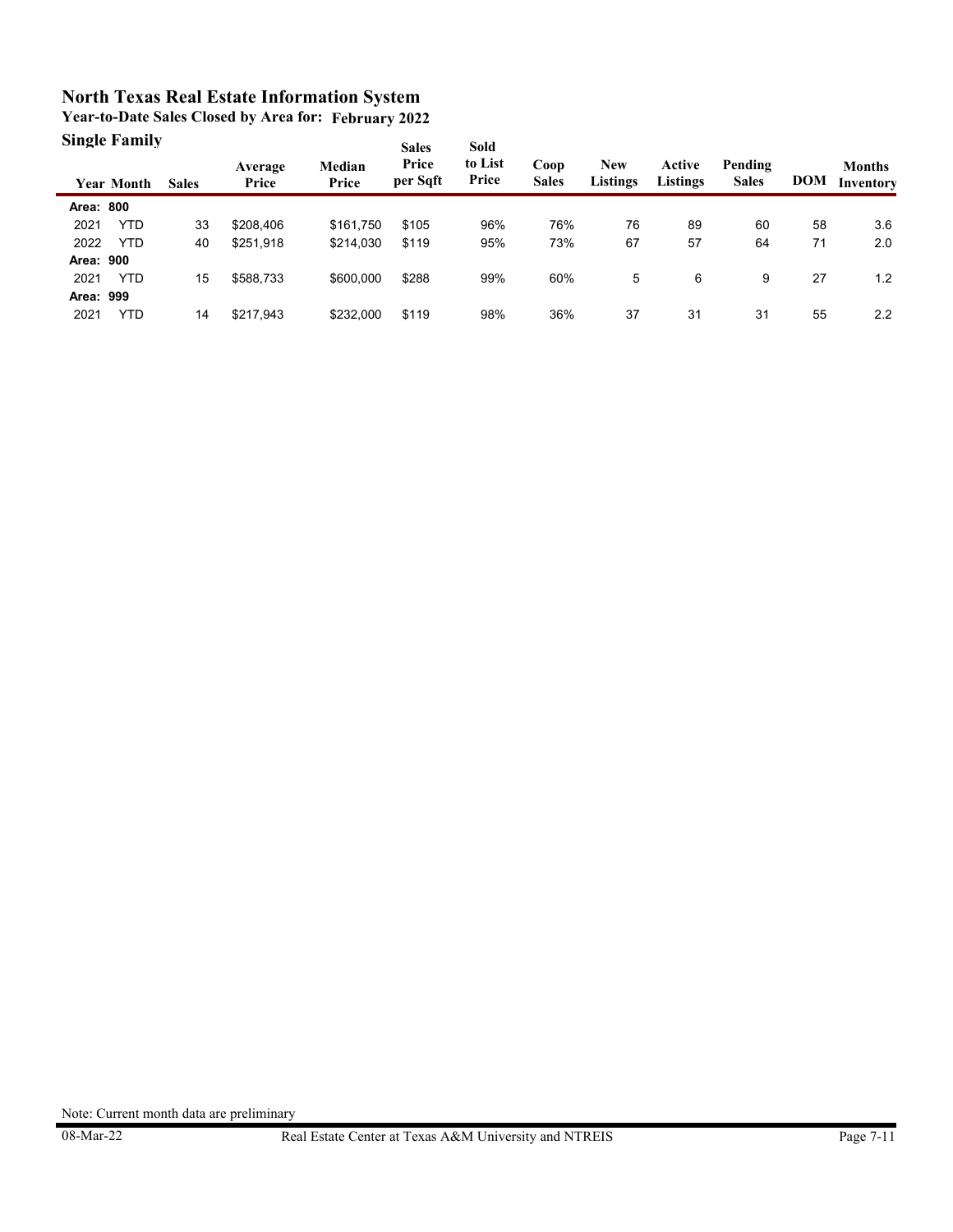# North Texas Real Estate Information System

## Year-to-Date Sales Closed by Area for: February 2022

### Single Family

| Year | Month | Sales | Average Price | Median Price | Sales Price per Sqft | Sold to List Price | Coop Sales | New Listings | Active Listings | Pending Sales | DOM | Months Inventory |
|---|---|---|---|---|---|---|---|---|---|---|---|---|
| **Area: 800** | | | | | | | | | | | | |
| 2021 | YTD | 33 | $208,406 | $161,750 | $105 | 96% | 76% | 76 | 89 | 60 | 58 | 3.6 |
| 2022 | YTD | 40 | $251,918 | $214,030 | $119 | 95% | 73% | 67 | 57 | 64 | 71 | 2.0 |
| **Area: 900** | | | | | | | | | | | | |
| 2021 | YTD | 15 | $588,733 | $600,000 | $288 | 99% | 60% | 5 | 6 | 9 | 27 | 1.2 |
| **Area: 999** | | | | | | | | | | | | |
| 2021 | YTD | 14 | $217,943 | $232,000 | $119 | 98% | 36% | 37 | 31 | 31 | 55 | 2.2 |

Note: Current month data are preliminary

08-Mar-22 Real Estate Center at Texas A&M University and NTREIS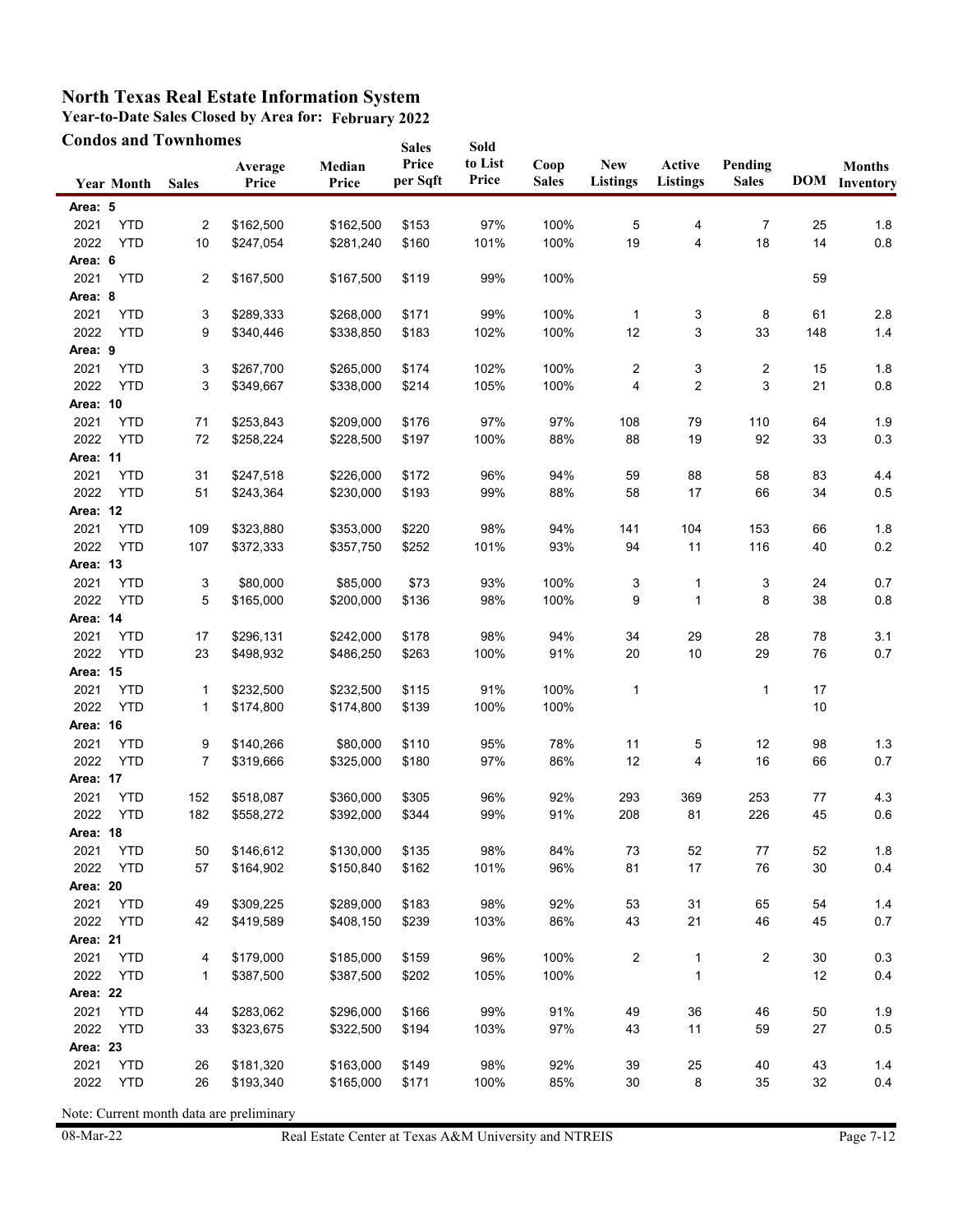# North Texas Real Estate Information System

## Year-to-Date Sales Closed by Area for: February 2022

### Condos and Townhomes

| Year | Month | Sales | Average Price | Median Price | Sales Price per Sqft | Sold to List Price | Coop Sales | New Listings | Active Listings | Pending Sales | DOM | Months Inventory |
|---|---|---|---|---|---|---|---|---|---|---|---|---|
| **Area: 5** | | | | | | | | | | | | |
| 2021 | YTD | 2 | $162,500 | $162,500 | $153 | 97% | 100% | 5 | 4 | 7 | 25 | 1.8 |
| 2022 | YTD | 10 | $247,054 | $281,240 | $160 | 101% | 100% | 19 | 4 | 18 | 14 | 0.8 |
| **Area: 6** | | | | | | | | | | | | |
| 2021 | YTD | 2 | $167,500 | $167,500 | $119 | 99% | 100% | | | | 59 | |
| **Area: 8** | | | | | | | | | | | | |
| 2021 | YTD | 3 | $289,333 | $268,000 | $171 | 99% | 100% | 1 | 3 | 8 | 61 | 2.8 |
| 2022 | YTD | 9 | $340,446 | $338,850 | $183 | 102% | 100% | 12 | 3 | 33 | 148 | 1.4 |
| **Area: 9** | | | | | | | | | | | | |
| 2021 | YTD | 3 | $267,700 | $265,000 | $174 | 102% | 100% | 2 | 3 | 2 | 15 | 1.8 |
| 2022 | YTD | 3 | $349,667 | $338,000 | $214 | 105% | 100% | 4 | 2 | 3 | 21 | 0.8 |
| **Area: 10** | | | | | | | | | | | | |
| 2021 | YTD | 71 | $253,843 | $209,000 | $176 | 97% | 97% | 108 | 79 | 110 | 64 | 1.9 |
| 2022 | YTD | 72 | $258,224 | $228,500 | $197 | 100% | 88% | 88 | 19 | 92 | 33 | 0.3 |
| **Area: 11** | | | | | | | | | | | | |
| 2021 | YTD | 31 | $247,518 | $226,000 | $172 | 96% | 94% | 59 | 88 | 58 | 83 | 4.4 |
| 2022 | YTD | 51 | $243,364 | $230,000 | $193 | 99% | 88% | 58 | 17 | 66 | 34 | 0.5 |
| **Area: 12** | | | | | | | | | | | | |
| 2021 | YTD | 109 | $323,880 | $353,000 | $220 | 98% | 94% | 141 | 104 | 153 | 66 | 1.8 |
| 2022 | YTD | 107 | $372,333 | $357,750 | $252 | 101% | 93% | 94 | 11 | 116 | 40 | 0.2 |
| **Area: 13** | | | | | | | | | | | | |
| 2021 | YTD | 3 | $80,000 | $85,000 | $73 | 93% | 100% | 3 | 1 | 3 | 24 | 0.7 |
| 2022 | YTD | 5 | $165,000 | $200,000 | $136 | 98% | 100% | 9 | 1 | 8 | 38 | 0.8 |
| **Area: 14** | | | | | | | | | | | | |
| 2021 | YTD | 17 | $296,131 | $242,000 | $178 | 98% | 94% | 34 | 29 | 28 | 78 | 3.1 |
| 2022 | YTD | 23 | $498,932 | $486,250 | $263 | 100% | 91% | 20 | 10 | 29 | 76 | 0.7 |
| **Area: 15** | | | | | | | | | | | | |
| 2021 | YTD | 1 | $232,500 | $232,500 | $115 | 91% | 100% | 1 | | 1 | 17 | |
| 2022 | YTD | 1 | $174,800 | $174,800 | $139 | 100% | 100% | | | | 10 | |
| **Area: 16** | | | | | | | | | | | | |
| 2021 | YTD | 9 | $140,266 | $80,000 | $110 | 95% | 78% | 11 | 5 | 12 | 98 | 1.3 |
| 2022 | YTD | 7 | $319,666 | $325,000 | $180 | 97% | 86% | 12 | 4 | 16 | 66 | 0.7 |
| **Area: 17** | | | | | | | | | | | | |
| 2021 | YTD | 152 | $518,087 | $360,000 | $305 | 96% | 92% | 293 | 369 | 253 | 77 | 4.3 |
| 2022 | YTD | 182 | $558,272 | $392,000 | $344 | 99% | 91% | 208 | 81 | 226 | 45 | 0.6 |
| **Area: 18** | | | | | | | | | | | | |
| 2021 | YTD | 50 | $146,612 | $130,000 | $135 | 98% | 84% | 73 | 52 | 77 | 52 | 1.8 |
| 2022 | YTD | 57 | $164,902 | $150,840 | $162 | 101% | 96% | 81 | 17 | 76 | 30 | 0.4 |
| **Area: 20** | | | | | | | | | | | | |
| 2021 | YTD | 49 | $309,225 | $289,000 | $183 | 98% | 92% | 53 | 31 | 65 | 54 | 1.4 |
| 2022 | YTD | 42 | $419,589 | $408,150 | $239 | 103% | 86% | 43 | 21 | 46 | 45 | 0.7 |
| **Area: 21** | | | | | | | | | | | | |
| 2021 | YTD | 4 | $179,000 | $185,000 | $159 | 96% | 100% | 2 | 1 | 2 | 30 | 0.3 |
| 2022 | YTD | 1 | $387,500 | $387,500 | $202 | 105% | 100% | | 1 | | 12 | 0.4 |
| **Area: 22** | | | | | | | | | | | | |
| 2021 | YTD | 44 | $283,062 | $296,000 | $166 | 99% | 91% | 49 | 36 | 46 | 50 | 1.9 |
| 2022 | YTD | 33 | $323,675 | $322,500 | $194 | 103% | 97% | 43 | 11 | 59 | 27 | 0.5 |
| **Area: 23** | | | | | | | | | | | | |
| 2021 | YTD | 26 | $181,320 | $163,000 | $149 | 98% | 92% | 39 | 25 | 40 | 43 | 1.4 |
| 2022 | YTD | 26 | $193,340 | $165,000 | $171 | 100% | 85% | 30 | 8 | 35 | 32 | 0.4 |

Note: Current month data are preliminary

08-Mar-22 — Real Estate Center at Texas A&M University and NTREIS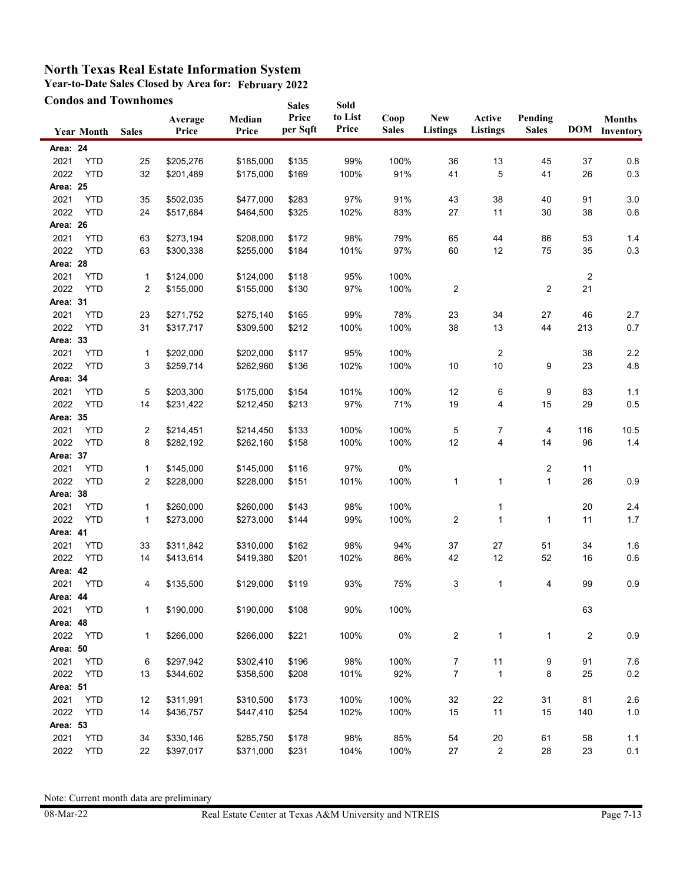# North Texas Real Estate Information System

**Year-to-Date Sales Closed by Area for: February 2022**

**Condos and Townhomes**

| Year | Month | Sales | Average Price | Median Price | Sales Price per Sqft | Sold to List Price | Coop Sales | New Listings | Active Listings | Pending Sales | DOM | Months Inventory |
|---|---|---|---|---|---|---|---|---|---|---|---|---|
| **Area: 24** | | | | | | | | | | | | |
| 2021 | YTD | 25 | $205,276 | $185,000 | $135 | 99% | 100% | 36 | 13 | 45 | 37 | 0.8 |
| 2022 | YTD | 32 | $201,489 | $175,000 | $169 | 100% | 91% | 41 | 5 | 41 | 26 | 0.3 |
| **Area: 25** | | | | | | | | | | | | |
| 2021 | YTD | 35 | $502,035 | $477,000 | $283 | 97% | 91% | 43 | 38 | 40 | 91 | 3.0 |
| 2022 | YTD | 24 | $517,684 | $464,500 | $325 | 102% | 83% | 27 | 11 | 30 | 38 | 0.6 |
| **Area: 26** | | | | | | | | | | | | |
| 2021 | YTD | 63 | $273,194 | $208,000 | $172 | 98% | 79% | 65 | 44 | 86 | 53 | 1.4 |
| 2022 | YTD | 63 | $300,338 | $255,000 | $184 | 101% | 97% | 60 | 12 | 75 | 35 | 0.3 |
| **Area: 28** | | | | | | | | | | | | |
| 2021 | YTD | 1 | $124,000 | $124,000 | $118 | 95% | 100% | | | | 2 | |
| 2022 | YTD | 2 | $155,000 | $155,000 | $130 | 97% | 100% | 2 | | 2 | 21 | |
| **Area: 31** | | | | | | | | | | | | |
| 2021 | YTD | 23 | $271,752 | $275,140 | $165 | 99% | 78% | 23 | 34 | 27 | 46 | 2.7 |
| 2022 | YTD | 31 | $317,717 | $309,500 | $212 | 100% | 100% | 38 | 13 | 44 | 213 | 0.7 |
| **Area: 33** | | | | | | | | | | | | |
| 2021 | YTD | 1 | $202,000 | $202,000 | $117 | 95% | 100% | | 2 | | 38 | 2.2 |
| 2022 | YTD | 3 | $259,714 | $262,960 | $136 | 102% | 100% | 10 | 10 | 9 | 23 | 4.8 |
| **Area: 34** | | | | | | | | | | | | |
| 2021 | YTD | 5 | $203,300 | $175,000 | $154 | 101% | 100% | 12 | 6 | 9 | 83 | 1.1 |
| 2022 | YTD | 14 | $231,422 | $212,450 | $213 | 97% | 71% | 19 | 4 | 15 | 29 | 0.5 |
| **Area: 35** | | | | | | | | | | | | |
| 2021 | YTD | 2 | $214,451 | $214,450 | $133 | 100% | 100% | 5 | 7 | 4 | 116 | 10.5 |
| 2022 | YTD | 8 | $282,192 | $262,160 | $158 | 100% | 100% | 12 | 4 | 14 | 96 | 1.4 |
| **Area: 37** | | | | | | | | | | | | |
| 2021 | YTD | 1 | $145,000 | $145,000 | $116 | 97% | 0% | | | 2 | 11 | |
| 2022 | YTD | 2 | $228,000 | $228,000 | $151 | 101% | 100% | 1 | 1 | 1 | 26 | 0.9 |
| **Area: 38** | | | | | | | | | | | | |
| 2021 | YTD | 1 | $260,000 | $260,000 | $143 | 98% | 100% | | 1 | | 20 | 2.4 |
| 2022 | YTD | 1 | $273,000 | $273,000 | $144 | 99% | 100% | 2 | 1 | 1 | 11 | 1.7 |
| **Area: 41** | | | | | | | | | | | | |
| 2021 | YTD | 33 | $311,842 | $310,000 | $162 | 98% | 94% | 37 | 27 | 51 | 34 | 1.6 |
| 2022 | YTD | 14 | $413,614 | $419,380 | $201 | 102% | 86% | 42 | 12 | 52 | 16 | 0.6 |
| **Area: 42** | | | | | | | | | | | | |
| 2021 | YTD | 4 | $135,500 | $129,000 | $119 | 93% | 75% | 3 | 1 | 4 | 99 | 0.9 |
| **Area: 44** | | | | | | | | | | | | |
| 2021 | YTD | 1 | $190,000 | $190,000 | $108 | 90% | 100% | | | | 63 | |
| **Area: 48** | | | | | | | | | | | | |
| 2022 | YTD | 1 | $266,000 | $266,000 | $221 | 100% | 0% | 2 | 1 | 1 | 2 | 0.9 |
| **Area: 50** | | | | | | | | | | | | |
| 2021 | YTD | 6 | $297,942 | $302,410 | $196 | 98% | 100% | 7 | 11 | 9 | 91 | 7.6 |
| 2022 | YTD | 13 | $344,602 | $358,500 | $208 | 101% | 92% | 7 | 1 | 8 | 25 | 0.2 |
| **Area: 51** | | | | | | | | | | | | |
| 2021 | YTD | 12 | $311,991 | $310,500 | $173 | 100% | 100% | 32 | 22 | 31 | 81 | 2.6 |
| 2022 | YTD | 14 | $436,757 | $447,410 | $254 | 102% | 100% | 15 | 11 | 15 | 140 | 1.0 |
| **Area: 53** | | | | | | | | | | | | |
| 2021 | YTD | 34 | $330,146 | $285,750 | $178 | 98% | 85% | 54 | 20 | 61 | 58 | 1.1 |
| 2022 | YTD | 22 | $397,017 | $371,000 | $231 | 104% | 100% | 27 | 2 | 28 | 23 | 0.1 |

Note: Current month data are preliminary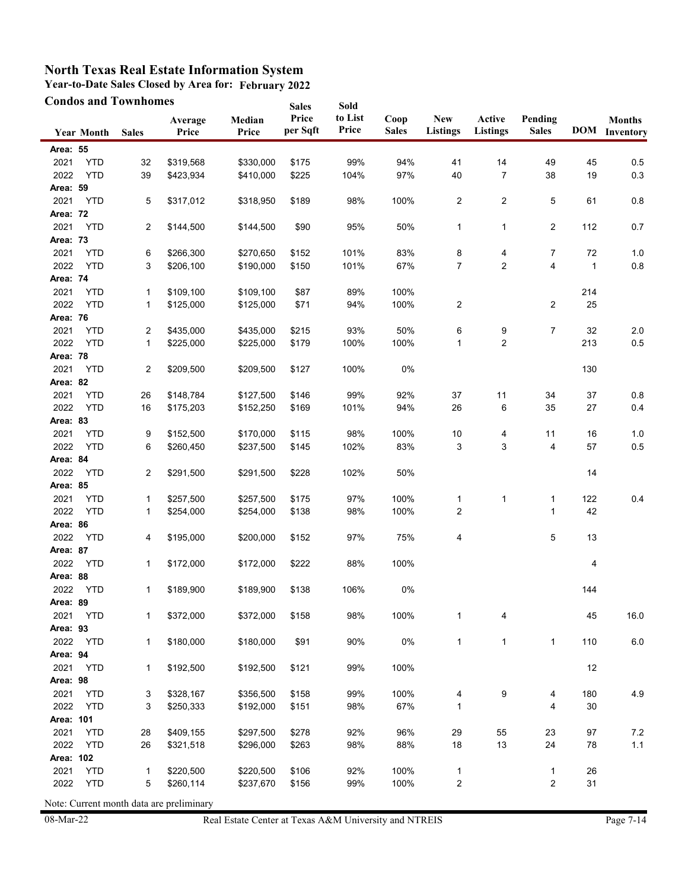# North Texas Real Estate Information System

## Year-to-Date Sales Closed by Area for: February 2022

### Condos and Townhomes

| Year | Month | Sales | Average Price | Median Price | Sales Price per Sqft | Sold to List Price | Coop Sales | New Listings | Active Listings | Pending Sales | DOM | Months Inventory |
|---|---|---|---|---|---|---|---|---|---|---|---|---|
| **Area: 55** | | | | | | | | | | | | |
| 2021 | YTD | 32 | $319,568 | $330,000 | $175 | 99% | 94% | 41 | 14 | 49 | 45 | 0.5 |
| 2022 | YTD | 39 | $423,934 | $410,000 | $225 | 104% | 97% | 40 | 7 | 38 | 19 | 0.3 |
| **Area: 59** | | | | | | | | | | | | |
| 2021 | YTD | 5 | $317,012 | $318,950 | $189 | 98% | 100% | 2 | 2 | 5 | 61 | 0.8 |
| **Area: 72** | | | | | | | | | | | | |
| 2021 | YTD | 2 | $144,500 | $144,500 | $90 | 95% | 50% | 1 | 1 | 2 | 112 | 0.7 |
| **Area: 73** | | | | | | | | | | | | |
| 2021 | YTD | 6 | $266,300 | $270,650 | $152 | 101% | 83% | 8 | 4 | 7 | 72 | 1.0 |
| 2022 | YTD | 3 | $206,100 | $190,000 | $150 | 101% | 67% | 7 | 2 | 4 | 1 | 0.8 |
| **Area: 74** | | | | | | | | | | | | |
| 2021 | YTD | 1 | $109,100 | $109,100 | $87 | 89% | 100% | | | | 214 | |
| 2022 | YTD | 1 | $125,000 | $125,000 | $71 | 94% | 100% | 2 | | 2 | 25 | |
| **Area: 76** | | | | | | | | | | | | |
| 2021 | YTD | 2 | $435,000 | $435,000 | $215 | 93% | 50% | 6 | 9 | 7 | 32 | 2.0 |
| 2022 | YTD | 1 | $225,000 | $225,000 | $179 | 100% | 100% | 1 | 2 | | 213 | 0.5 |
| **Area: 78** | | | | | | | | | | | | |
| 2021 | YTD | 2 | $209,500 | $209,500 | $127 | 100% | 0% | | | | 130 | |
| **Area: 82** | | | | | | | | | | | | |
| 2021 | YTD | 26 | $148,784 | $127,500 | $146 | 99% | 92% | 37 | 11 | 34 | 37 | 0.8 |
| 2022 | YTD | 16 | $175,203 | $152,250 | $169 | 101% | 94% | 26 | 6 | 35 | 27 | 0.4 |
| **Area: 83** | | | | | | | | | | | | |
| 2021 | YTD | 9 | $152,500 | $170,000 | $115 | 98% | 100% | 10 | 4 | 11 | 16 | 1.0 |
| 2022 | YTD | 6 | $260,450 | $237,500 | $145 | 102% | 83% | 3 | 3 | 4 | 57 | 0.5 |
| **Area: 84** | | | | | | | | | | | | |
| 2022 | YTD | 2 | $291,500 | $291,500 | $228 | 102% | 50% | | | | 14 | |
| **Area: 85** | | | | | | | | | | | | |
| 2021 | YTD | 1 | $257,500 | $257,500 | $175 | 97% | 100% | 1 | 1 | 1 | 122 | 0.4 |
| 2022 | YTD | 1 | $254,000 | $254,000 | $138 | 98% | 100% | 2 | | 1 | 42 | |
| **Area: 86** | | | | | | | | | | | | |
| 2022 | YTD | 4 | $195,000 | $200,000 | $152 | 97% | 75% | 4 | | 5 | 13 | |
| **Area: 87** | | | | | | | | | | | | |
| 2022 | YTD | 1 | $172,000 | $172,000 | $222 | 88% | 100% | | | | 4 | |
| **Area: 88** | | | | | | | | | | | | |
| 2022 | YTD | 1 | $189,900 | $189,900 | $138 | 106% | 0% | | | | 144 | |
| **Area: 89** | | | | | | | | | | | | |
| 2021 | YTD | 1 | $372,000 | $372,000 | $158 | 98% | 100% | 1 | 4 | | 45 | 16.0 |
| **Area: 93** | | | | | | | | | | | | |
| 2022 | YTD | 1 | $180,000 | $180,000 | $91 | 90% | 0% | 1 | 1 | 1 | 110 | 6.0 |
| **Area: 94** | | | | | | | | | | | | |
| 2021 | YTD | 1 | $192,500 | $192,500 | $121 | 99% | 100% | | | | 12 | |
| **Area: 98** | | | | | | | | | | | | |
| 2021 | YTD | 3 | $328,167 | $356,500 | $158 | 99% | 100% | 4 | 9 | 4 | 180 | 4.9 |
| 2022 | YTD | 3 | $250,333 | $192,000 | $151 | 98% | 67% | 1 | | 4 | 30 | |
| **Area: 101** | | | | | | | | | | | | |
| 2021 | YTD | 28 | $409,155 | $297,500 | $278 | 92% | 96% | 29 | 55 | 23 | 97 | 7.2 |
| 2022 | YTD | 26 | $321,518 | $296,000 | $263 | 98% | 88% | 18 | 13 | 24 | 78 | 1.1 |
| **Area: 102** | | | | | | | | | | | | |
| 2021 | YTD | 1 | $220,500 | $220,500 | $106 | 92% | 100% | 1 | | 1 | 26 | |
| 2022 | YTD | 5 | $260,114 | $237,670 | $156 | 99% | 100% | 2 | | 2 | 31 | |

Note: Current month data are preliminary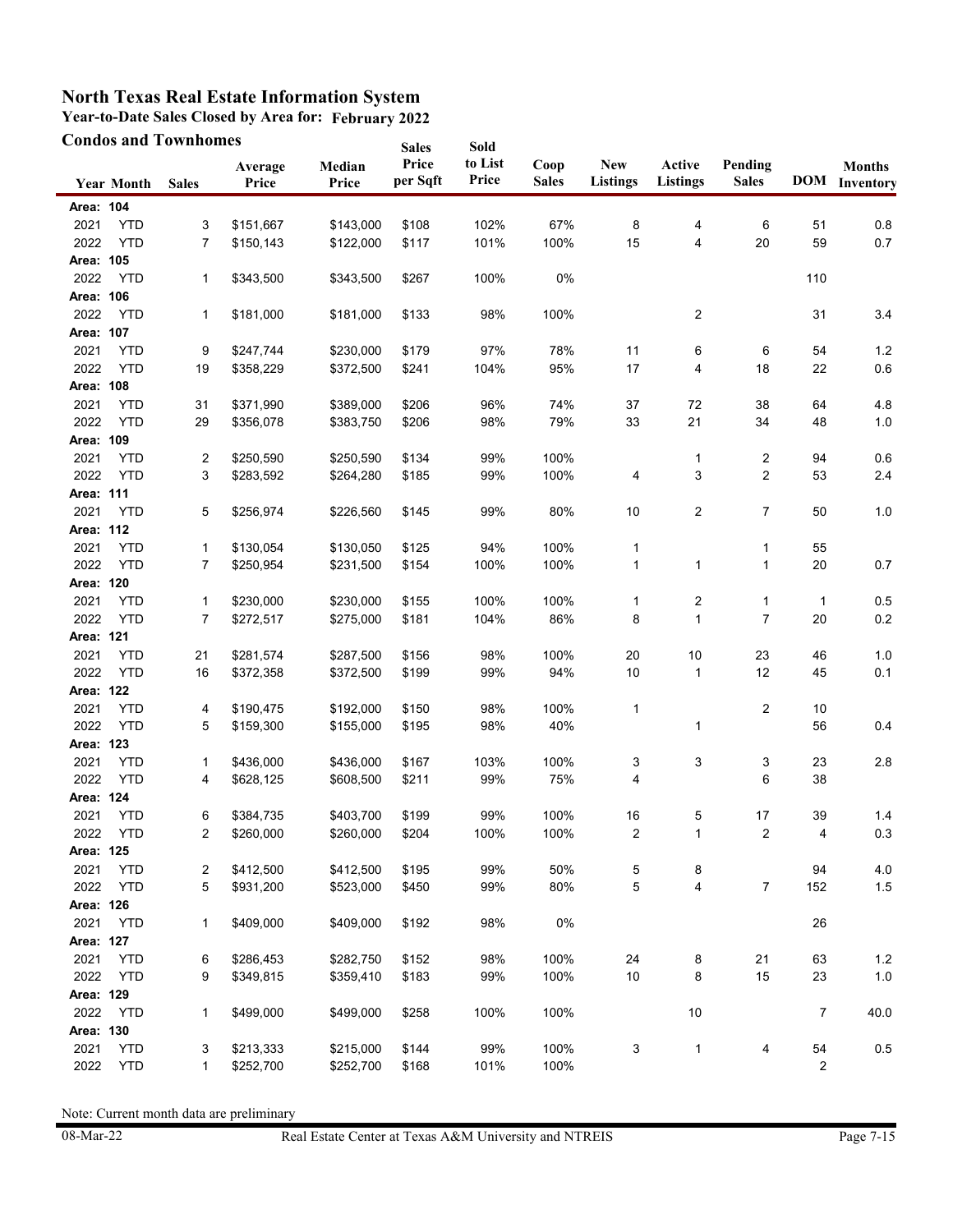# North Texas Real Estate Information System

## Year-to-Date Sales Closed by Area for: February 2022

### Condos and Townhomes

| Year | Month | Sales | Average Price | Median Price | Sales Price per Sqft | Sold to List Price | Coop Sales | New Listings | Active Listings | Pending Sales | DOM | Months Inventory |
|---|---|---|---|---|---|---|---|---|---|---|---|---|
| **Area: 104** | | | | | | | | | | | | |
| 2021 | YTD | 3 | $151,667 | $143,000 | $108 | 102% | 67% | 8 | 4 | 6 | 51 | 0.8 |
| 2022 | YTD | 7 | $150,143 | $122,000 | $117 | 101% | 100% | 15 | 4 | 20 | 59 | 0.7 |
| **Area: 105** | | | | | | | | | | | | |
| 2022 | YTD | 1 | $343,500 | $343,500 | $267 | 100% | 0% | | | | 110 | |
| **Area: 106** | | | | | | | | | | | | |
| 2022 | YTD | 1 | $181,000 | $181,000 | $133 | 98% | 100% | | 2 | | 31 | 3.4 |
| **Area: 107** | | | | | | | | | | | | |
| 2021 | YTD | 9 | $247,744 | $230,000 | $179 | 97% | 78% | 11 | 6 | 6 | 54 | 1.2 |
| 2022 | YTD | 19 | $358,229 | $372,500 | $241 | 104% | 95% | 17 | 4 | 18 | 22 | 0.6 |
| **Area: 108** | | | | | | | | | | | | |
| 2021 | YTD | 31 | $371,990 | $389,000 | $206 | 96% | 74% | 37 | 72 | 38 | 64 | 4.8 |
| 2022 | YTD | 29 | $356,078 | $383,750 | $206 | 98% | 79% | 33 | 21 | 34 | 48 | 1.0 |
| **Area: 109** | | | | | | | | | | | | |
| 2021 | YTD | 2 | $250,590 | $250,590 | $134 | 99% | 100% | | 1 | 2 | 94 | 0.6 |
| 2022 | YTD | 3 | $283,592 | $264,280 | $185 | 99% | 100% | 4 | 3 | 2 | 53 | 2.4 |
| **Area: 111** | | | | | | | | | | | | |
| 2021 | YTD | 5 | $256,974 | $226,560 | $145 | 99% | 80% | 10 | 2 | 7 | 50 | 1.0 |
| **Area: 112** | | | | | | | | | | | | |
| 2021 | YTD | 1 | $130,054 | $130,050 | $125 | 94% | 100% | 1 | | 1 | 55 | |
| 2022 | YTD | 7 | $250,954 | $231,500 | $154 | 100% | 100% | 1 | 1 | 1 | 20 | 0.7 |
| **Area: 120** | | | | | | | | | | | | |
| 2021 | YTD | 1 | $230,000 | $230,000 | $155 | 100% | 100% | 1 | 2 | 1 | 1 | 0.5 |
| 2022 | YTD | 7 | $272,517 | $275,000 | $181 | 104% | 86% | 8 | 1 | 7 | 20 | 0.2 |
| **Area: 121** | | | | | | | | | | | | |
| 2021 | YTD | 21 | $281,574 | $287,500 | $156 | 98% | 100% | 20 | 10 | 23 | 46 | 1.0 |
| 2022 | YTD | 16 | $372,358 | $372,500 | $199 | 99% | 94% | 10 | 1 | 12 | 45 | 0.1 |
| **Area: 122** | | | | | | | | | | | | |
| 2021 | YTD | 4 | $190,475 | $192,000 | $150 | 98% | 100% | 1 | | 2 | 10 | |
| 2022 | YTD | 5 | $159,300 | $155,000 | $195 | 98% | 40% | | 1 | | 56 | 0.4 |
| **Area: 123** | | | | | | | | | | | | |
| 2021 | YTD | 1 | $436,000 | $436,000 | $167 | 103% | 100% | 3 | 3 | 3 | 23 | 2.8 |
| 2022 | YTD | 4 | $628,125 | $608,500 | $211 | 99% | 75% | 4 | | 6 | 38 | |
| **Area: 124** | | | | | | | | | | | | |
| 2021 | YTD | 6 | $384,735 | $403,700 | $199 | 99% | 100% | 16 | 5 | 17 | 39 | 1.4 |
| 2022 | YTD | 2 | $260,000 | $260,000 | $204 | 100% | 100% | 2 | 1 | 2 | 4 | 0.3 |
| **Area: 125** | | | | | | | | | | | | |
| 2021 | YTD | 2 | $412,500 | $412,500 | $195 | 99% | 50% | 5 | 8 | | 94 | 4.0 |
| 2022 | YTD | 5 | $931,200 | $523,000 | $450 | 99% | 80% | 5 | 4 | 7 | 152 | 1.5 |
| **Area: 126** | | | | | | | | | | | | |
| 2021 | YTD | 1 | $409,000 | $409,000 | $192 | 98% | 0% | | | | 26 | |
| **Area: 127** | | | | | | | | | | | | |
| 2021 | YTD | 6 | $286,453 | $282,750 | $152 | 98% | 100% | 24 | 8 | 21 | 63 | 1.2 |
| 2022 | YTD | 9 | $349,815 | $359,410 | $183 | 99% | 100% | 10 | 8 | 15 | 23 | 1.0 |
| **Area: 129** | | | | | | | | | | | | |
| 2022 | YTD | 1 | $499,000 | $499,000 | $258 | 100% | 100% | | 10 | | 7 | 40.0 |
| **Area: 130** | | | | | | | | | | | | |
| 2021 | YTD | 3 | $213,333 | $215,000 | $144 | 99% | 100% | 3 | 1 | 4 | 54 | 0.5 |
| 2022 | YTD | 1 | $252,700 | $252,700 | $168 | 101% | 100% | | | | 2 | |

Note: Current month data are preliminary

08-Mar-22 Real Estate Center at Texas A&M University and NTREIS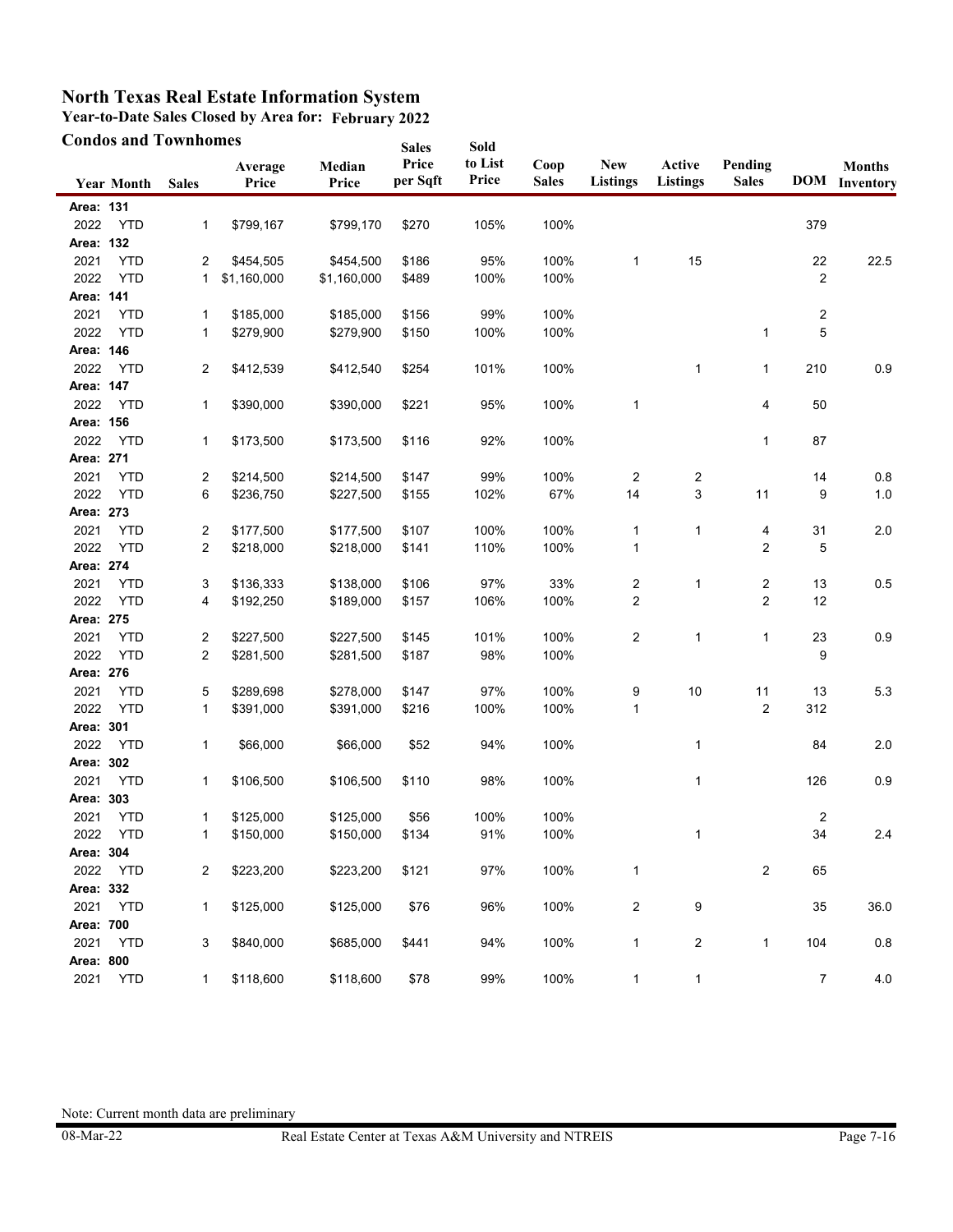# North Texas Real Estate Information System

## Year-to-Date Sales Closed by Area for: February 2022

### Condos and Townhomes

| Year | Month | Sales | Average Price | Median Price | Sales Price per Sqft | Sold to List Price | Coop Sales | New Listings | Active Listings | Pending Sales | DOM | Months Inventory |
|---|---|---|---|---|---|---|---|---|---|---|---|---|
| **Area: 131** | | | | | | | | | | | | |
| 2022 | YTD | 1 | $799,167 | $799,170 | $270 | 105% | 100% | | | | 379 | |
| **Area: 132** | | | | | | | | | | | | |
| 2021 | YTD | 2 | $454,505 | $454,500 | $186 | 95% | 100% | 1 | 15 | | 22 | 22.5 |
| 2022 | YTD | 1 | $1,160,000 | $1,160,000 | $489 | 100% | 100% | | | | 2 | |
| **Area: 141** | | | | | | | | | | | | |
| 2021 | YTD | 1 | $185,000 | $185,000 | $156 | 99% | 100% | | | | 2 | |
| 2022 | YTD | 1 | $279,900 | $279,900 | $150 | 100% | 100% | | | 1 | 5 | |
| **Area: 146** | | | | | | | | | | | | |
| 2022 | YTD | 2 | $412,539 | $412,540 | $254 | 101% | 100% | | 1 | 1 | 210 | 0.9 |
| **Area: 147** | | | | | | | | | | | | |
| 2022 | YTD | 1 | $390,000 | $390,000 | $221 | 95% | 100% | 1 | | 4 | 50 | |
| **Area: 156** | | | | | | | | | | | | |
| 2022 | YTD | 1 | $173,500 | $173,500 | $116 | 92% | 100% | | | 1 | 87 | |
| **Area: 271** | | | | | | | | | | | | |
| 2021 | YTD | 2 | $214,500 | $214,500 | $147 | 99% | 100% | 2 | 2 | | 14 | 0.8 |
| 2022 | YTD | 6 | $236,750 | $227,500 | $155 | 102% | 67% | 14 | 3 | 11 | 9 | 1.0 |
| **Area: 273** | | | | | | | | | | | | |
| 2021 | YTD | 2 | $177,500 | $177,500 | $107 | 100% | 100% | 1 | 1 | 4 | 31 | 2.0 |
| 2022 | YTD | 2 | $218,000 | $218,000 | $141 | 110% | 100% | 1 | | 2 | 5 | |
| **Area: 274** | | | | | | | | | | | | |
| 2021 | YTD | 3 | $136,333 | $138,000 | $106 | 97% | 33% | 2 | 1 | 2 | 13 | 0.5 |
| 2022 | YTD | 4 | $192,250 | $189,000 | $157 | 106% | 100% | 2 | | 2 | 12 | |
| **Area: 275** | | | | | | | | | | | | |
| 2021 | YTD | 2 | $227,500 | $227,500 | $145 | 101% | 100% | 2 | 1 | 1 | 23 | 0.9 |
| 2022 | YTD | 2 | $281,500 | $281,500 | $187 | 98% | 100% | | | | 9 | |
| **Area: 276** | | | | | | | | | | | | |
| 2021 | YTD | 5 | $289,698 | $278,000 | $147 | 97% | 100% | 9 | 10 | 11 | 13 | 5.3 |
| 2022 | YTD | 1 | $391,000 | $391,000 | $216 | 100% | 100% | 1 | | 2 | 312 | |
| **Area: 301** | | | | | | | | | | | | |
| 2022 | YTD | 1 | $66,000 | $66,000 | $52 | 94% | 100% | | 1 | | 84 | 2.0 |
| **Area: 302** | | | | | | | | | | | | |
| 2021 | YTD | 1 | $106,500 | $106,500 | $110 | 98% | 100% | | 1 | | 126 | 0.9 |
| **Area: 303** | | | | | | | | | | | | |
| 2021 | YTD | 1 | $125,000 | $125,000 | $56 | 100% | 100% | | | | 2 | |
| 2022 | YTD | 1 | $150,000 | $150,000 | $134 | 91% | 100% | | 1 | | 34 | 2.4 |
| **Area: 304** | | | | | | | | | | | | |
| 2022 | YTD | 2 | $223,200 | $223,200 | $121 | 97% | 100% | 1 | | 2 | 65 | |
| **Area: 332** | | | | | | | | | | | | |
| 2021 | YTD | 1 | $125,000 | $125,000 | $76 | 96% | 100% | 2 | 9 | | 35 | 36.0 |
| **Area: 700** | | | | | | | | | | | | |
| 2021 | YTD | 3 | $840,000 | $685,000 | $441 | 94% | 100% | 1 | 2 | 1 | 104 | 0.8 |
| **Area: 800** | | | | | | | | | | | | |
| 2021 | YTD | 1 | $118,600 | $118,600 | $78 | 99% | 100% | 1 | 1 | | 7 | 4.0 |

Note: Current month data are preliminary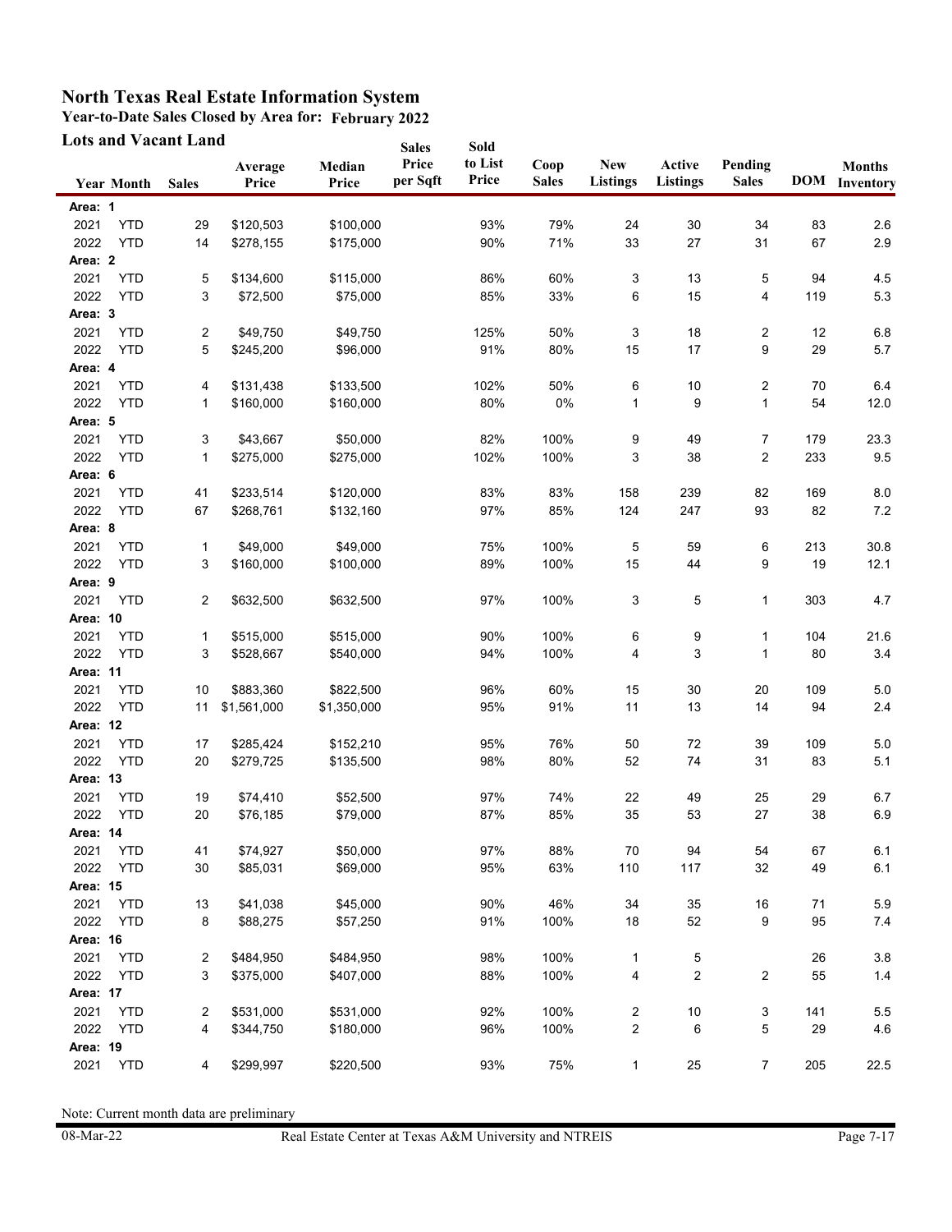# North Texas Real Estate Information System

**Year-to-Date Sales Closed by Area for: February 2022**

**Lots and Vacant Land**

| Year | Month | Sales | Average Price | Median Price | Sales Price per Sqft | Sold to List Price | Coop Sales | New Listings | Active Listings | Pending Sales | DOM | Months Inventory |
|---|---|---|---|---|---|---|---|---|---|---|---|---|
| **Area: 1** | | | | | | | | | | | | |
| 2021 | YTD | 29 | $120,503 | $100,000 | | 93% | 79% | 24 | 30 | 34 | 83 | 2.6 |
| 2022 | YTD | 14 | $278,155 | $175,000 | | 90% | 71% | 33 | 27 | 31 | 67 | 2.9 |
| **Area: 2** | | | | | | | | | | | | |
| 2021 | YTD | 5 | $134,600 | $115,000 | | 86% | 60% | 3 | 13 | 5 | 94 | 4.5 |
| 2022 | YTD | 3 | $72,500 | $75,000 | | 85% | 33% | 6 | 15 | 4 | 119 | 5.3 |
| **Area: 3** | | | | | | | | | | | | |
| 2021 | YTD | 2 | $49,750 | $49,750 | | 125% | 50% | 3 | 18 | 2 | 12 | 6.8 |
| 2022 | YTD | 5 | $245,200 | $96,000 | | 91% | 80% | 15 | 17 | 9 | 29 | 5.7 |
| **Area: 4** | | | | | | | | | | | | |
| 2021 | YTD | 4 | $131,438 | $133,500 | | 102% | 50% | 6 | 10 | 2 | 70 | 6.4 |
| 2022 | YTD | 1 | $160,000 | $160,000 | | 80% | 0% | 1 | 9 | 1 | 54 | 12.0 |
| **Area: 5** | | | | | | | | | | | | |
| 2021 | YTD | 3 | $43,667 | $50,000 | | 82% | 100% | 9 | 49 | 7 | 179 | 23.3 |
| 2022 | YTD | 1 | $275,000 | $275,000 | | 102% | 100% | 3 | 38 | 2 | 233 | 9.5 |
| **Area: 6** | | | | | | | | | | | | |
| 2021 | YTD | 41 | $233,514 | $120,000 | | 83% | 83% | 158 | 239 | 82 | 169 | 8.0 |
| 2022 | YTD | 67 | $268,761 | $132,160 | | 97% | 85% | 124 | 247 | 93 | 82 | 7.2 |
| **Area: 8** | | | | | | | | | | | | |
| 2021 | YTD | 1 | $49,000 | $49,000 | | 75% | 100% | 5 | 59 | 6 | 213 | 30.8 |
| 2022 | YTD | 3 | $160,000 | $100,000 | | 89% | 100% | 15 | 44 | 9 | 19 | 12.1 |
| **Area: 9** | | | | | | | | | | | | |
| 2021 | YTD | 2 | $632,500 | $632,500 | | 97% | 100% | 3 | 5 | 1 | 303 | 4.7 |
| **Area: 10** | | | | | | | | | | | | |
| 2021 | YTD | 1 | $515,000 | $515,000 | | 90% | 100% | 6 | 9 | 1 | 104 | 21.6 |
| 2022 | YTD | 3 | $528,667 | $540,000 | | 94% | 100% | 4 | 3 | 1 | 80 | 3.4 |
| **Area: 11** | | | | | | | | | | | | |
| 2021 | YTD | 10 | $883,360 | $822,500 | | 96% | 60% | 15 | 30 | 20 | 109 | 5.0 |
| 2022 | YTD | 11 | $1,561,000 | $1,350,000 | | 95% | 91% | 11 | 13 | 14 | 94 | 2.4 |
| **Area: 12** | | | | | | | | | | | | |
| 2021 | YTD | 17 | $285,424 | $152,210 | | 95% | 76% | 50 | 72 | 39 | 109 | 5.0 |
| 2022 | YTD | 20 | $279,725 | $135,500 | | 98% | 80% | 52 | 74 | 31 | 83 | 5.1 |
| **Area: 13** | | | | | | | | | | | | |
| 2021 | YTD | 19 | $74,410 | $52,500 | | 97% | 74% | 22 | 49 | 25 | 29 | 6.7 |
| 2022 | YTD | 20 | $76,185 | $79,000 | | 87% | 85% | 35 | 53 | 27 | 38 | 6.9 |
| **Area: 14** | | | | | | | | | | | | |
| 2021 | YTD | 41 | $74,927 | $50,000 | | 97% | 88% | 70 | 94 | 54 | 67 | 6.1 |
| 2022 | YTD | 30 | $85,031 | $69,000 | | 95% | 63% | 110 | 117 | 32 | 49 | 6.1 |
| **Area: 15** | | | | | | | | | | | | |
| 2021 | YTD | 13 | $41,038 | $45,000 | | 90% | 46% | 34 | 35 | 16 | 71 | 5.9 |
| 2022 | YTD | 8 | $88,275 | $57,250 | | 91% | 100% | 18 | 52 | 9 | 95 | 7.4 |
| **Area: 16** | | | | | | | | | | | | |
| 2021 | YTD | 2 | $484,950 | $484,950 | | 98% | 100% | 1 | 5 | | 26 | 3.8 |
| 2022 | YTD | 3 | $375,000 | $407,000 | | 88% | 100% | 4 | 2 | 2 | 55 | 1.4 |
| **Area: 17** | | | | | | | | | | | | |
| 2021 | YTD | 2 | $531,000 | $531,000 | | 92% | 100% | 2 | 10 | 3 | 141 | 5.5 |
| 2022 | YTD | 4 | $344,750 | $180,000 | | 96% | 100% | 2 | 6 | 5 | 29 | 4.6 |
| **Area: 19** | | | | | | | | | | | | |
| 2021 | YTD | 4 | $299,997 | $220,500 | | 93% | 75% | 1 | 25 | 7 | 205 | 22.5 |

Note: Current month data are preliminary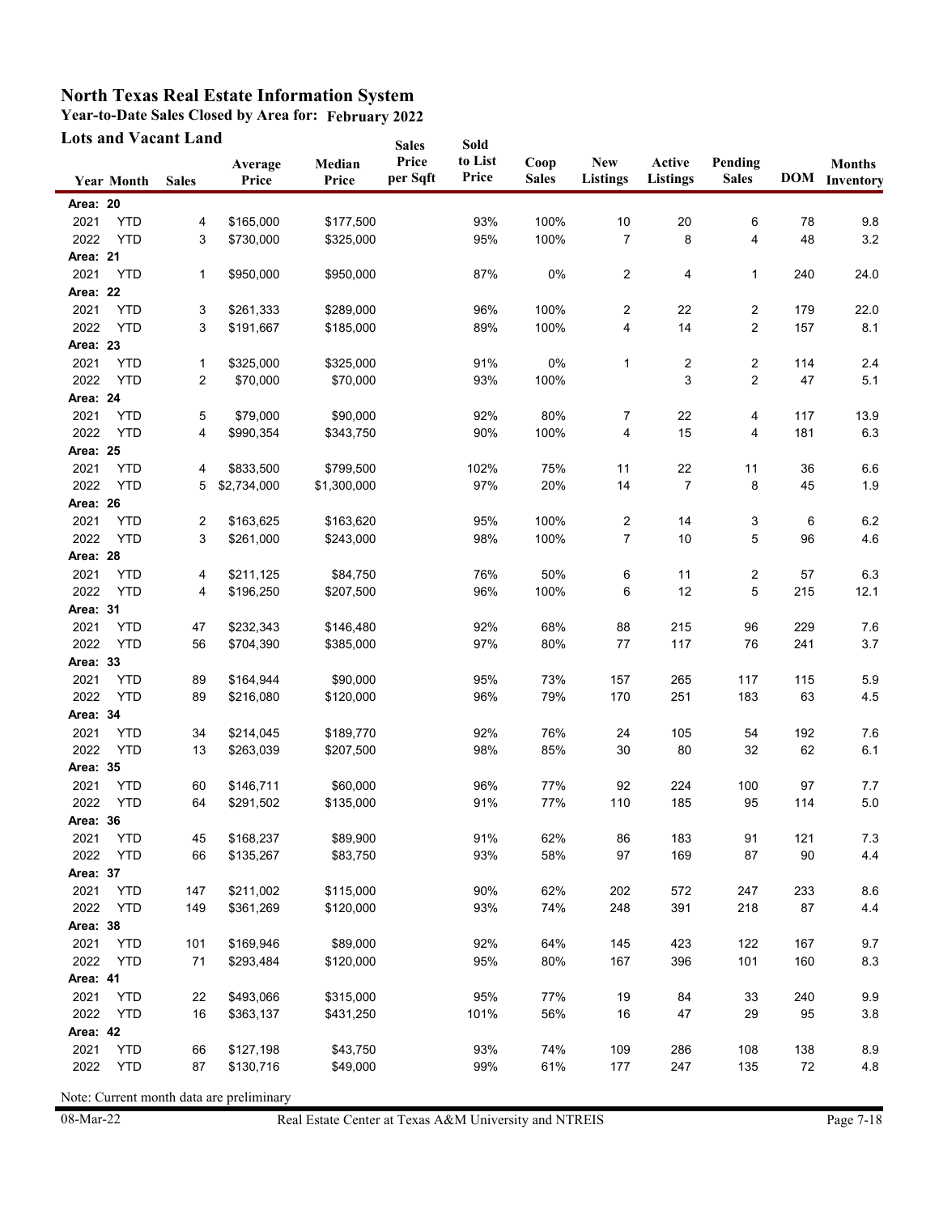# North Texas Real Estate Information System

## Year-to-Date Sales Closed by Area for: February 2022

### Lots and Vacant Land

| Year | Month | Sales | Average Price | Median Price | Sales Price per Sqft | Sold to List Price | Coop Sales | New Listings | Active Listings | Pending Sales | DOM | Months Inventory |
|---|---|---|---|---|---|---|---|---|---|---|---|---|
| **Area: 20** | | | | | | | | | | | | |
| 2021 | YTD | 4 | $165,000 | $177,500 | | 93% | 100% | 10 | 20 | 6 | 78 | 9.8 |
| 2022 | YTD | 3 | $730,000 | $325,000 | | 95% | 100% | 7 | 8 | 4 | 48 | 3.2 |
| **Area: 21** | | | | | | | | | | | | |
| 2021 | YTD | 1 | $950,000 | $950,000 | | 87% | 0% | 2 | 4 | 1 | 240 | 24.0 |
| **Area: 22** | | | | | | | | | | | | |
| 2021 | YTD | 3 | $261,333 | $289,000 | | 96% | 100% | 2 | 22 | 2 | 179 | 22.0 |
| 2022 | YTD | 3 | $191,667 | $185,000 | | 89% | 100% | 4 | 14 | 2 | 157 | 8.1 |
| **Area: 23** | | | | | | | | | | | | |
| 2021 | YTD | 1 | $325,000 | $325,000 | | 91% | 0% | 1 | 2 | 2 | 114 | 2.4 |
| 2022 | YTD | 2 | $70,000 | $70,000 | | 93% | 100% | | 3 | 2 | 47 | 5.1 |
| **Area: 24** | | | | | | | | | | | | |
| 2021 | YTD | 5 | $79,000 | $90,000 | | 92% | 80% | 7 | 22 | 4 | 117 | 13.9 |
| 2022 | YTD | 4 | $990,354 | $343,750 | | 90% | 100% | 4 | 15 | 4 | 181 | 6.3 |
| **Area: 25** | | | | | | | | | | | | |
| 2021 | YTD | 4 | $833,500 | $799,500 | | 102% | 75% | 11 | 22 | 11 | 36 | 6.6 |
| 2022 | YTD | 5 | $2,734,000 | $1,300,000 | | 97% | 20% | 14 | 7 | 8 | 45 | 1.9 |
| **Area: 26** | | | | | | | | | | | | |
| 2021 | YTD | 2 | $163,625 | $163,620 | | 95% | 100% | 2 | 14 | 3 | 6 | 6.2 |
| 2022 | YTD | 3 | $261,000 | $243,000 | | 98% | 100% | 7 | 10 | 5 | 96 | 4.6 |
| **Area: 28** | | | | | | | | | | | | |
| 2021 | YTD | 4 | $211,125 | $84,750 | | 76% | 50% | 6 | 11 | 2 | 57 | 6.3 |
| 2022 | YTD | 4 | $196,250 | $207,500 | | 96% | 100% | 6 | 12 | 5 | 215 | 12.1 |
| **Area: 31** | | | | | | | | | | | | |
| 2021 | YTD | 47 | $232,343 | $146,480 | | 92% | 68% | 88 | 215 | 96 | 229 | 7.6 |
| 2022 | YTD | 56 | $704,390 | $385,000 | | 97% | 80% | 77 | 117 | 76 | 241 | 3.7 |
| **Area: 33** | | | | | | | | | | | | |
| 2021 | YTD | 89 | $164,944 | $90,000 | | 95% | 73% | 157 | 265 | 117 | 115 | 5.9 |
| 2022 | YTD | 89 | $216,080 | $120,000 | | 96% | 79% | 170 | 251 | 183 | 63 | 4.5 |
| **Area: 34** | | | | | | | | | | | | |
| 2021 | YTD | 34 | $214,045 | $189,770 | | 92% | 76% | 24 | 105 | 54 | 192 | 7.6 |
| 2022 | YTD | 13 | $263,039 | $207,500 | | 98% | 85% | 30 | 80 | 32 | 62 | 6.1 |
| **Area: 35** | | | | | | | | | | | | |
| 2021 | YTD | 60 | $146,711 | $60,000 | | 96% | 77% | 92 | 224 | 100 | 97 | 7.7 |
| 2022 | YTD | 64 | $291,502 | $135,000 | | 91% | 77% | 110 | 185 | 95 | 114 | 5.0 |
| **Area: 36** | | | | | | | | | | | | |
| 2021 | YTD | 45 | $168,237 | $89,900 | | 91% | 62% | 86 | 183 | 91 | 121 | 7.3 |
| 2022 | YTD | 66 | $135,267 | $83,750 | | 93% | 58% | 97 | 169 | 87 | 90 | 4.4 |
| **Area: 37** | | | | | | | | | | | | |
| 2021 | YTD | 147 | $211,002 | $115,000 | | 90% | 62% | 202 | 572 | 247 | 233 | 8.6 |
| 2022 | YTD | 149 | $361,269 | $120,000 | | 93% | 74% | 248 | 391 | 218 | 87 | 4.4 |
| **Area: 38** | | | | | | | | | | | | |
| 2021 | YTD | 101 | $169,946 | $89,000 | | 92% | 64% | 145 | 423 | 122 | 167 | 9.7 |
| 2022 | YTD | 71 | $293,484 | $120,000 | | 95% | 80% | 167 | 396 | 101 | 160 | 8.3 |
| **Area: 41** | | | | | | | | | | | | |
| 2021 | YTD | 22 | $493,066 | $315,000 | | 95% | 77% | 19 | 84 | 33 | 240 | 9.9 |
| 2022 | YTD | 16 | $363,137 | $431,250 | | 101% | 56% | 16 | 47 | 29 | 95 | 3.8 |
| **Area: 42** | | | | | | | | | | | | |
| 2021 | YTD | 66 | $127,198 | $43,750 | | 93% | 74% | 109 | 286 | 108 | 138 | 8.9 |
| 2022 | YTD | 87 | $130,716 | $49,000 | | 99% | 61% | 177 | 247 | 135 | 72 | 4.8 |

Note: Current month data are preliminary

08-Mar-22 Real Estate Center at Texas A&M University and NTREIS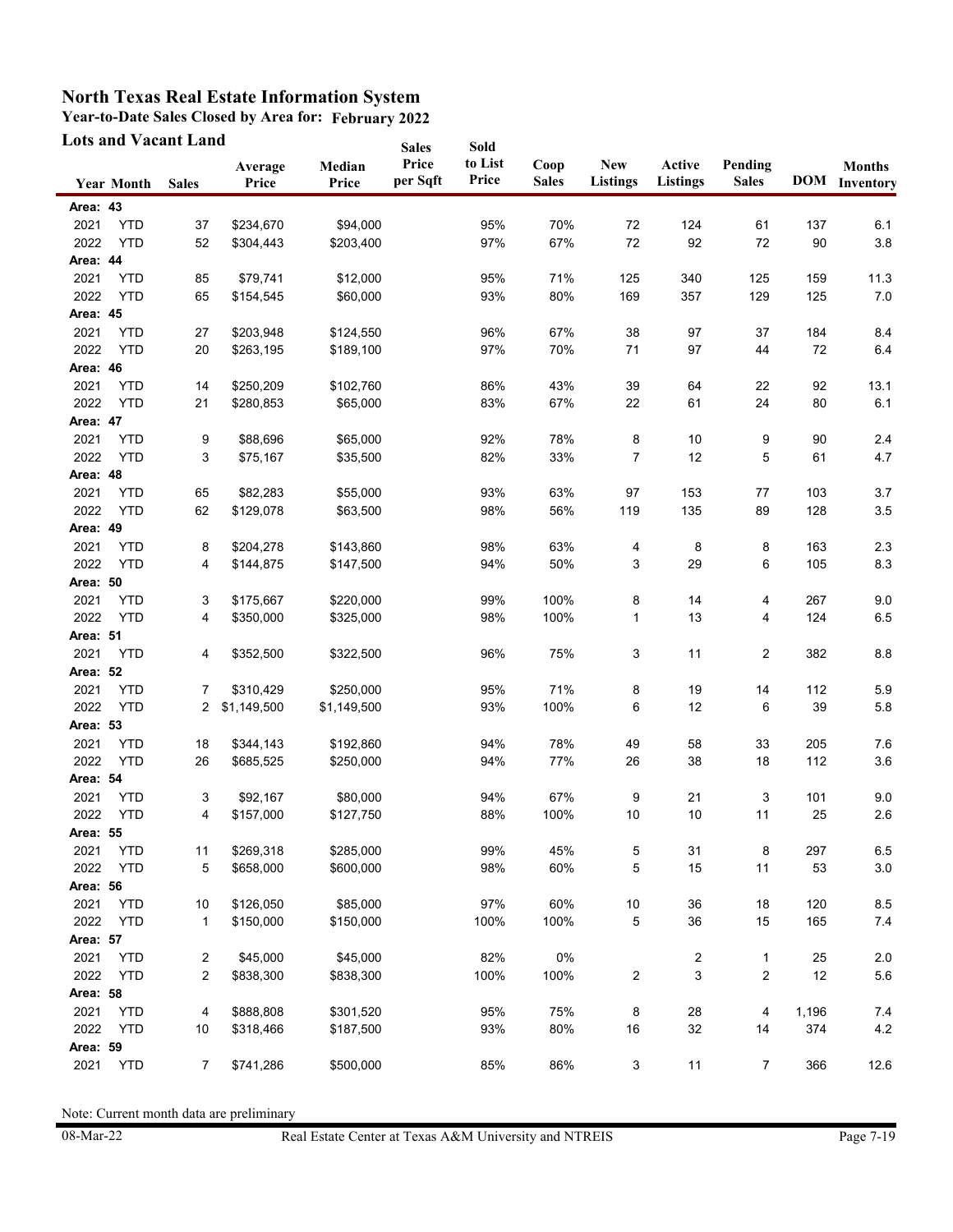# North Texas Real Estate Information System

## Year-to-Date Sales Closed by Area for: February 2022

### Lots and Vacant Land

| Year | Month | Sales | Average Price | Median Price | Sales Price per Sqft | Sold to List Price | Coop Sales | New Listings | Active Listings | Pending Sales | DOM | Months Inventory |
|---|---|---|---|---|---|---|---|---|---|---|---|---|
| **Area: 43** | | | | | | | | | | | | |
| 2021 | YTD | 37 | $234,670 | $94,000 | | 95% | 70% | 72 | 124 | 61 | 137 | 6.1 |
| 2022 | YTD | 52 | $304,443 | $203,400 | | 97% | 67% | 72 | 92 | 72 | 90 | 3.8 |
| **Area: 44** | | | | | | | | | | | | |
| 2021 | YTD | 85 | $79,741 | $12,000 | | 95% | 71% | 125 | 340 | 125 | 159 | 11.3 |
| 2022 | YTD | 65 | $154,545 | $60,000 | | 93% | 80% | 169 | 357 | 129 | 125 | 7.0 |
| **Area: 45** | | | | | | | | | | | | |
| 2021 | YTD | 27 | $203,948 | $124,550 | | 96% | 67% | 38 | 97 | 37 | 184 | 8.4 |
| 2022 | YTD | 20 | $263,195 | $189,100 | | 97% | 70% | 71 | 97 | 44 | 72 | 6.4 |
| **Area: 46** | | | | | | | | | | | | |
| 2021 | YTD | 14 | $250,209 | $102,760 | | 86% | 43% | 39 | 64 | 22 | 92 | 13.1 |
| 2022 | YTD | 21 | $280,853 | $65,000 | | 83% | 67% | 22 | 61 | 24 | 80 | 6.1 |
| **Area: 47** | | | | | | | | | | | | |
| 2021 | YTD | 9 | $88,696 | $65,000 | | 92% | 78% | 8 | 10 | 9 | 90 | 2.4 |
| 2022 | YTD | 3 | $75,167 | $35,500 | | 82% | 33% | 7 | 12 | 5 | 61 | 4.7 |
| **Area: 48** | | | | | | | | | | | | |
| 2021 | YTD | 65 | $82,283 | $55,000 | | 93% | 63% | 97 | 153 | 77 | 103 | 3.7 |
| 2022 | YTD | 62 | $129,078 | $63,500 | | 98% | 56% | 119 | 135 | 89 | 128 | 3.5 |
| **Area: 49** | | | | | | | | | | | | |
| 2021 | YTD | 8 | $204,278 | $143,860 | | 98% | 63% | 4 | 8 | 8 | 163 | 2.3 |
| 2022 | YTD | 4 | $144,875 | $147,500 | | 94% | 50% | 3 | 29 | 6 | 105 | 8.3 |
| **Area: 50** | | | | | | | | | | | | |
| 2021 | YTD | 3 | $175,667 | $220,000 | | 99% | 100% | 8 | 14 | 4 | 267 | 9.0 |
| 2022 | YTD | 4 | $350,000 | $325,000 | | 98% | 100% | 1 | 13 | 4 | 124 | 6.5 |
| **Area: 51** | | | | | | | | | | | | |
| 2021 | YTD | 4 | $352,500 | $322,500 | | 96% | 75% | 3 | 11 | 2 | 382 | 8.8 |
| **Area: 52** | | | | | | | | | | | | |
| 2021 | YTD | 7 | $310,429 | $250,000 | | 95% | 71% | 8 | 19 | 14 | 112 | 5.9 |
| 2022 | YTD | 2 | $1,149,500 | $1,149,500 | | 93% | 100% | 6 | 12 | 6 | 39 | 5.8 |
| **Area: 53** | | | | | | | | | | | | |
| 2021 | YTD | 18 | $344,143 | $192,860 | | 94% | 78% | 49 | 58 | 33 | 205 | 7.6 |
| 2022 | YTD | 26 | $685,525 | $250,000 | | 94% | 77% | 26 | 38 | 18 | 112 | 3.6 |
| **Area: 54** | | | | | | | | | | | | |
| 2021 | YTD | 3 | $92,167 | $80,000 | | 94% | 67% | 9 | 21 | 3 | 101 | 9.0 |
| 2022 | YTD | 4 | $157,000 | $127,750 | | 88% | 100% | 10 | 10 | 11 | 25 | 2.6 |
| **Area: 55** | | | | | | | | | | | | |
| 2021 | YTD | 11 | $269,318 | $285,000 | | 99% | 45% | 5 | 31 | 8 | 297 | 6.5 |
| 2022 | YTD | 5 | $658,000 | $600,000 | | 98% | 60% | 5 | 15 | 11 | 53 | 3.0 |
| **Area: 56** | | | | | | | | | | | | |
| 2021 | YTD | 10 | $126,050 | $85,000 | | 97% | 60% | 10 | 36 | 18 | 120 | 8.5 |
| 2022 | YTD | 1 | $150,000 | $150,000 | | 100% | 100% | 5 | 36 | 15 | 165 | 7.4 |
| **Area: 57** | | | | | | | | | | | | |
| 2021 | YTD | 2 | $45,000 | $45,000 | | 82% | 0% | | 2 | 1 | 25 | 2.0 |
| 2022 | YTD | 2 | $838,300 | $838,300 | | 100% | 100% | 2 | 3 | 2 | 12 | 5.6 |
| **Area: 58** | | | | | | | | | | | | |
| 2021 | YTD | 4 | $888,808 | $301,520 | | 95% | 75% | 8 | 28 | 4 | 1,196 | 7.4 |
| 2022 | YTD | 10 | $318,466 | $187,500 | | 93% | 80% | 16 | 32 | 14 | 374 | 4.2 |
| **Area: 59** | | | | | | | | | | | | |
| 2021 | YTD | 7 | $741,286 | $500,000 | | 85% | 86% | 3 | 11 | 7 | 366 | 12.6 |

Note: Current month data are preliminary

08-Mar-22 Real Estate Center at Texas A&M University and NTREIS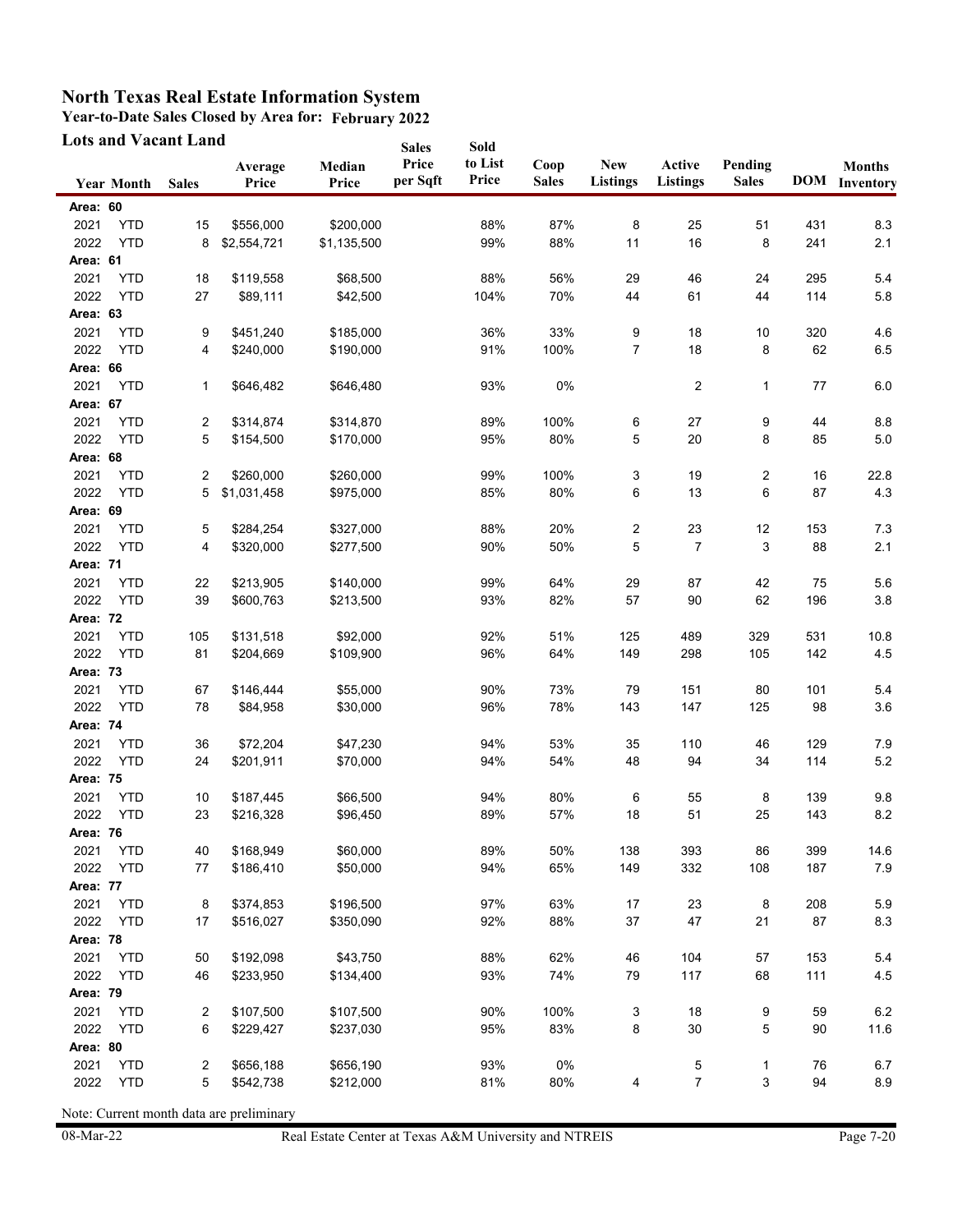# North Texas Real Estate Information System

**Year-to-Date Sales Closed by Area for: February 2022**

**Lots and Vacant Land**

| Year | Month | Sales | Average Price | Median Price | Sales Price per Sqft | Sold to List Price | Coop Sales | New Listings | Active Listings | Pending Sales | DOM | Months Inventory |
|---|---|---|---|---|---|---|---|---|---|---|---|---|
| **Area: 60** | | | | | | | | | | | | |
| 2021 | YTD | 15 | $556,000 | $200,000 | | 88% | 87% | 8 | 25 | 51 | 431 | 8.3 |
| 2022 | YTD | 8 | $2,554,721 | $1,135,500 | | 99% | 88% | 11 | 16 | 8 | 241 | 2.1 |
| **Area: 61** | | | | | | | | | | | | |
| 2021 | YTD | 18 | $119,558 | $68,500 | | 88% | 56% | 29 | 46 | 24 | 295 | 5.4 |
| 2022 | YTD | 27 | $89,111 | $42,500 | | 104% | 70% | 44 | 61 | 44 | 114 | 5.8 |
| **Area: 63** | | | | | | | | | | | | |
| 2021 | YTD | 9 | $451,240 | $185,000 | | 36% | 33% | 9 | 18 | 10 | 320 | 4.6 |
| 2022 | YTD | 4 | $240,000 | $190,000 | | 91% | 100% | 7 | 18 | 8 | 62 | 6.5 |
| **Area: 66** | | | | | | | | | | | | |
| 2021 | YTD | 1 | $646,482 | $646,480 | | 93% | 0% | | 2 | 1 | 77 | 6.0 |
| **Area: 67** | | | | | | | | | | | | |
| 2021 | YTD | 2 | $314,874 | $314,870 | | 89% | 100% | 6 | 27 | 9 | 44 | 8.8 |
| 2022 | YTD | 5 | $154,500 | $170,000 | | 95% | 80% | 5 | 20 | 8 | 85 | 5.0 |
| **Area: 68** | | | | | | | | | | | | |
| 2021 | YTD | 2 | $260,000 | $260,000 | | 99% | 100% | 3 | 19 | 2 | 16 | 22.8 |
| 2022 | YTD | 5 | $1,031,458 | $975,000 | | 85% | 80% | 6 | 13 | 6 | 87 | 4.3 |
| **Area: 69** | | | | | | | | | | | | |
| 2021 | YTD | 5 | $284,254 | $327,000 | | 88% | 20% | 2 | 23 | 12 | 153 | 7.3 |
| 2022 | YTD | 4 | $320,000 | $277,500 | | 90% | 50% | 5 | 7 | 3 | 88 | 2.1 |
| **Area: 71** | | | | | | | | | | | | |
| 2021 | YTD | 22 | $213,905 | $140,000 | | 99% | 64% | 29 | 87 | 42 | 75 | 5.6 |
| 2022 | YTD | 39 | $600,763 | $213,500 | | 93% | 82% | 57 | 90 | 62 | 196 | 3.8 |
| **Area: 72** | | | | | | | | | | | | |
| 2021 | YTD | 105 | $131,518 | $92,000 | | 92% | 51% | 125 | 489 | 329 | 531 | 10.8 |
| 2022 | YTD | 81 | $204,669 | $109,900 | | 96% | 64% | 149 | 298 | 105 | 142 | 4.5 |
| **Area: 73** | | | | | | | | | | | | |
| 2021 | YTD | 67 | $146,444 | $55,000 | | 90% | 73% | 79 | 151 | 80 | 101 | 5.4 |
| 2022 | YTD | 78 | $84,958 | $30,000 | | 96% | 78% | 143 | 147 | 125 | 98 | 3.6 |
| **Area: 74** | | | | | | | | | | | | |
| 2021 | YTD | 36 | $72,204 | $47,230 | | 94% | 53% | 35 | 110 | 46 | 129 | 7.9 |
| 2022 | YTD | 24 | $201,911 | $70,000 | | 94% | 54% | 48 | 94 | 34 | 114 | 5.2 |
| **Area: 75** | | | | | | | | | | | | |
| 2021 | YTD | 10 | $187,445 | $66,500 | | 94% | 80% | 6 | 55 | 8 | 139 | 9.8 |
| 2022 | YTD | 23 | $216,328 | $96,450 | | 89% | 57% | 18 | 51 | 25 | 143 | 8.2 |
| **Area: 76** | | | | | | | | | | | | |
| 2021 | YTD | 40 | $168,949 | $60,000 | | 89% | 50% | 138 | 393 | 86 | 399 | 14.6 |
| 2022 | YTD | 77 | $186,410 | $50,000 | | 94% | 65% | 149 | 332 | 108 | 187 | 7.9 |
| **Area: 77** | | | | | | | | | | | | |
| 2021 | YTD | 8 | $374,853 | $196,500 | | 97% | 63% | 17 | 23 | 8 | 208 | 5.9 |
| 2022 | YTD | 17 | $516,027 | $350,090 | | 92% | 88% | 37 | 47 | 21 | 87 | 8.3 |
| **Area: 78** | | | | | | | | | | | | |
| 2021 | YTD | 50 | $192,098 | $43,750 | | 88% | 62% | 46 | 104 | 57 | 153 | 5.4 |
| 2022 | YTD | 46 | $233,950 | $134,400 | | 93% | 74% | 79 | 117 | 68 | 111 | 4.5 |
| **Area: 79** | | | | | | | | | | | | |
| 2021 | YTD | 2 | $107,500 | $107,500 | | 90% | 100% | 3 | 18 | 9 | 59 | 6.2 |
| 2022 | YTD | 6 | $229,427 | $237,030 | | 95% | 83% | 8 | 30 | 5 | 90 | 11.6 |
| **Area: 80** | | | | | | | | | | | | |
| 2021 | YTD | 2 | $656,188 | $656,190 | | 93% | 0% | | 5 | 1 | 76 | 6.7 |
| 2022 | YTD | 5 | $542,738 | $212,000 | | 81% | 80% | 4 | 7 | 3 | 94 | 8.9 |

Note: Current month data are preliminary

08-Mar-22 — Real Estate Center at Texas A&M University and NTREIS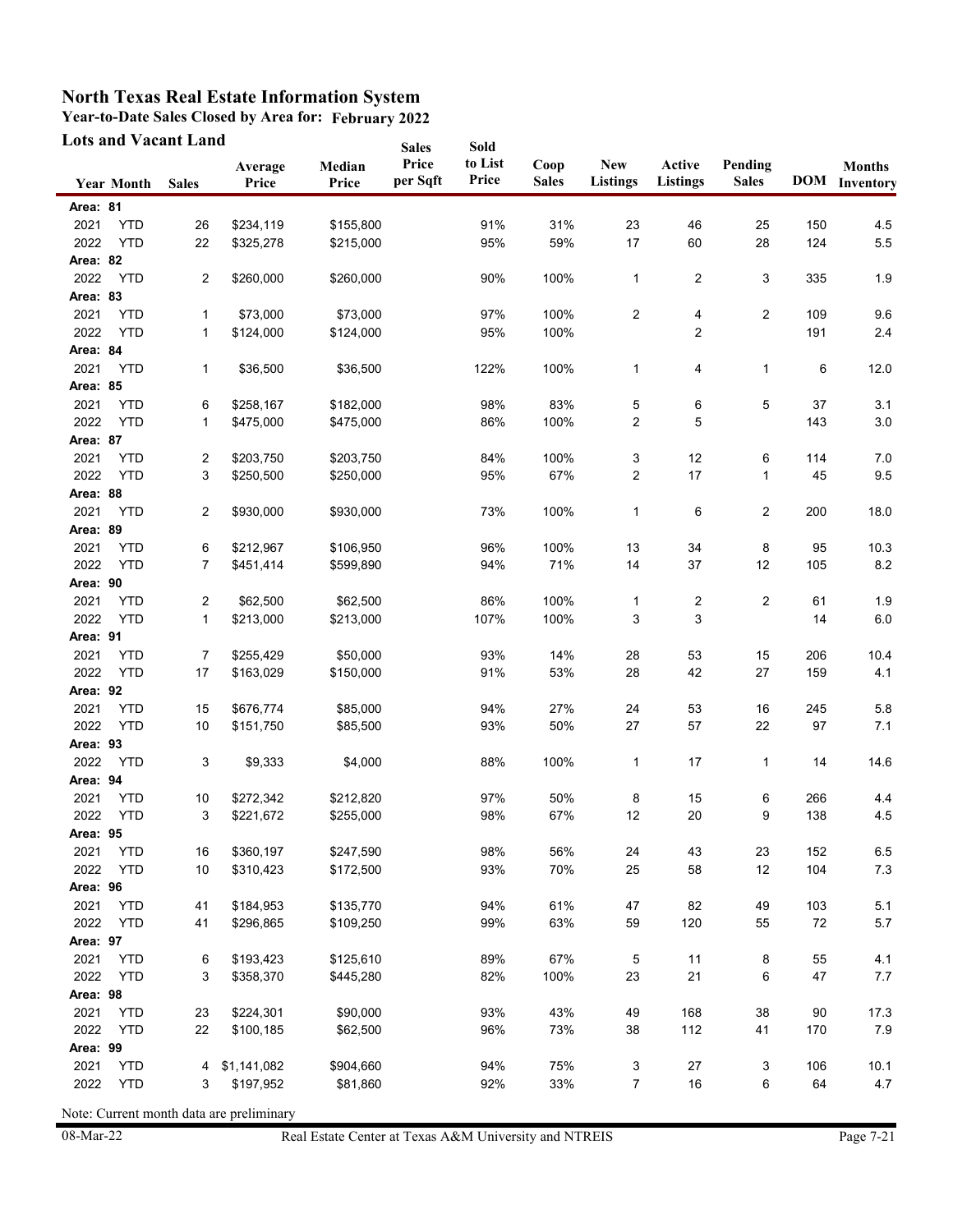# North Texas Real Estate Information System

## Year-to-Date Sales Closed by Area for: February 2022

### Lots and Vacant Land

| Year | Month | Sales | Average Price | Median Price | Sales Price per Sqft | Sold to List Price | Coop Sales | New Listings | Active Listings | Pending Sales | DOM | Months Inventory |
|---|---|---|---|---|---|---|---|---|---|---|---|---|
| **Area: 81** | | | | | | | | | | | | |
| 2021 | YTD | 26 | $234,119 | $155,800 | | 91% | 31% | 23 | 46 | 25 | 150 | 4.5 |
| 2022 | YTD | 22 | $325,278 | $215,000 | | 95% | 59% | 17 | 60 | 28 | 124 | 5.5 |
| **Area: 82** | | | | | | | | | | | | |
| 2022 | YTD | 2 | $260,000 | $260,000 | | 90% | 100% | 1 | 2 | 3 | 335 | 1.9 |
| **Area: 83** | | | | | | | | | | | | |
| 2021 | YTD | 1 | $73,000 | $73,000 | | 97% | 100% | 2 | 4 | 2 | 109 | 9.6 |
| 2022 | YTD | 1 | $124,000 | $124,000 | | 95% | 100% | | 2 | | 191 | 2.4 |
| **Area: 84** | | | | | | | | | | | | |
| 2021 | YTD | 1 | $36,500 | $36,500 | | 122% | 100% | 1 | 4 | 1 | 6 | 12.0 |
| **Area: 85** | | | | | | | | | | | | |
| 2021 | YTD | 6 | $258,167 | $182,000 | | 98% | 83% | 5 | 6 | 5 | 37 | 3.1 |
| 2022 | YTD | 1 | $475,000 | $475,000 | | 86% | 100% | 2 | 5 | | 143 | 3.0 |
| **Area: 87** | | | | | | | | | | | | |
| 2021 | YTD | 2 | $203,750 | $203,750 | | 84% | 100% | 3 | 12 | 6 | 114 | 7.0 |
| 2022 | YTD | 3 | $250,500 | $250,000 | | 95% | 67% | 2 | 17 | 1 | 45 | 9.5 |
| **Area: 88** | | | | | | | | | | | | |
| 2021 | YTD | 2 | $930,000 | $930,000 | | 73% | 100% | 1 | 6 | 2 | 200 | 18.0 |
| **Area: 89** | | | | | | | | | | | | |
| 2021 | YTD | 6 | $212,967 | $106,950 | | 96% | 100% | 13 | 34 | 8 | 95 | 10.3 |
| 2022 | YTD | 7 | $451,414 | $599,890 | | 94% | 71% | 14 | 37 | 12 | 105 | 8.2 |
| **Area: 90** | | | | | | | | | | | | |
| 2021 | YTD | 2 | $62,500 | $62,500 | | 86% | 100% | 1 | 2 | 2 | 61 | 1.9 |
| 2022 | YTD | 1 | $213,000 | $213,000 | | 107% | 100% | 3 | 3 | | 14 | 6.0 |
| **Area: 91** | | | | | | | | | | | | |
| 2021 | YTD | 7 | $255,429 | $50,000 | | 93% | 14% | 28 | 53 | 15 | 206 | 10.4 |
| 2022 | YTD | 17 | $163,029 | $150,000 | | 91% | 53% | 28 | 42 | 27 | 159 | 4.1 |
| **Area: 92** | | | | | | | | | | | | |
| 2021 | YTD | 15 | $676,774 | $85,000 | | 94% | 27% | 24 | 53 | 16 | 245 | 5.8 |
| 2022 | YTD | 10 | $151,750 | $85,500 | | 93% | 50% | 27 | 57 | 22 | 97 | 7.1 |
| **Area: 93** | | | | | | | | | | | | |
| 2022 | YTD | 3 | $9,333 | $4,000 | | 88% | 100% | 1 | 17 | 1 | 14 | 14.6 |
| **Area: 94** | | | | | | | | | | | | |
| 2021 | YTD | 10 | $272,342 | $212,820 | | 97% | 50% | 8 | 15 | 6 | 266 | 4.4 |
| 2022 | YTD | 3 | $221,672 | $255,000 | | 98% | 67% | 12 | 20 | 9 | 138 | 4.5 |
| **Area: 95** | | | | | | | | | | | | |
| 2021 | YTD | 16 | $360,197 | $247,590 | | 98% | 56% | 24 | 43 | 23 | 152 | 6.5 |
| 2022 | YTD | 10 | $310,423 | $172,500 | | 93% | 70% | 25 | 58 | 12 | 104 | 7.3 |
| **Area: 96** | | | | | | | | | | | | |
| 2021 | YTD | 41 | $184,953 | $135,770 | | 94% | 61% | 47 | 82 | 49 | 103 | 5.1 |
| 2022 | YTD | 41 | $296,865 | $109,250 | | 99% | 63% | 59 | 120 | 55 | 72 | 5.7 |
| **Area: 97** | | | | | | | | | | | | |
| 2021 | YTD | 6 | $193,423 | $125,610 | | 89% | 67% | 5 | 11 | 8 | 55 | 4.1 |
| 2022 | YTD | 3 | $358,370 | $445,280 | | 82% | 100% | 23 | 21 | 6 | 47 | 7.7 |
| **Area: 98** | | | | | | | | | | | | |
| 2021 | YTD | 23 | $224,301 | $90,000 | | 93% | 43% | 49 | 168 | 38 | 90 | 17.3 |
| 2022 | YTD | 22 | $100,185 | $62,500 | | 96% | 73% | 38 | 112 | 41 | 170 | 7.9 |
| **Area: 99** | | | | | | | | | | | | |
| 2021 | YTD | 4 | $1,141,082 | $904,660 | | 94% | 75% | 3 | 27 | 3 | 106 | 10.1 |
| 2022 | YTD | 3 | $197,952 | $81,860 | | 92% | 33% | 7 | 16 | 6 | 64 | 4.7 |

Note: Current month data are preliminary

08-Mar-22 Real Estate Center at Texas A&M University and NTREIS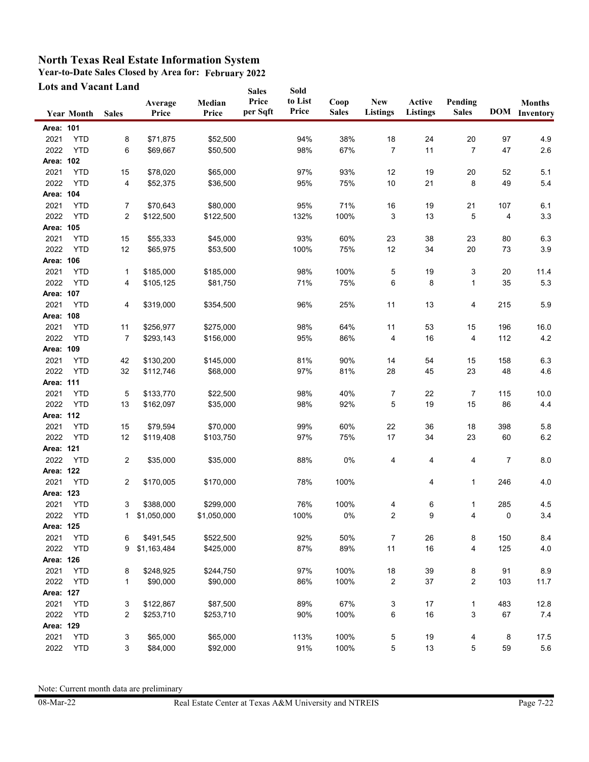# North Texas Real Estate Information System

**Year-to-Date Sales Closed by Area for: February 2022**

**Lots and Vacant Land**

| Year | Month | Sales | Average Price | Median Price | Sales Price per Sqft | Sold to List Price | Coop Sales | New Listings | Active Listings | Pending Sales | DOM | Months Inventory |
|---|---|---|---|---|---|---|---|---|---|---|---|---|
| **Area: 101** | | | | | | | | | | | | |
| 2021 | YTD | 8 | $71,875 | $52,500 | | 94% | 38% | 18 | 24 | 20 | 97 | 4.9 |
| 2022 | YTD | 6 | $69,667 | $50,500 | | 98% | 67% | 7 | 11 | 7 | 47 | 2.6 |
| **Area: 102** | | | | | | | | | | | | |
| 2021 | YTD | 15 | $78,020 | $65,000 | | 97% | 93% | 12 | 19 | 20 | 52 | 5.1 |
| 2022 | YTD | 4 | $52,375 | $36,500 | | 95% | 75% | 10 | 21 | 8 | 49 | 5.4 |
| **Area: 104** | | | | | | | | | | | | |
| 2021 | YTD | 7 | $70,643 | $80,000 | | 95% | 71% | 16 | 19 | 21 | 107 | 6.1 |
| 2022 | YTD | 2 | $122,500 | $122,500 | | 132% | 100% | 3 | 13 | 5 | 4 | 3.3 |
| **Area: 105** | | | | | | | | | | | | |
| 2021 | YTD | 15 | $55,333 | $45,000 | | 93% | 60% | 23 | 38 | 23 | 80 | 6.3 |
| 2022 | YTD | 12 | $65,975 | $53,500 | | 100% | 75% | 12 | 34 | 20 | 73 | 3.9 |
| **Area: 106** | | | | | | | | | | | | |
| 2021 | YTD | 1 | $185,000 | $185,000 | | 98% | 100% | 5 | 19 | 3 | 20 | 11.4 |
| 2022 | YTD | 4 | $105,125 | $81,750 | | 71% | 75% | 6 | 8 | 1 | 35 | 5.3 |
| **Area: 107** | | | | | | | | | | | | |
| 2021 | YTD | 4 | $319,000 | $354,500 | | 96% | 25% | 11 | 13 | 4 | 215 | 5.9 |
| **Area: 108** | | | | | | | | | | | | |
| 2021 | YTD | 11 | $256,977 | $275,000 | | 98% | 64% | 11 | 53 | 15 | 196 | 16.0 |
| 2022 | YTD | 7 | $293,143 | $156,000 | | 95% | 86% | 4 | 16 | 4 | 112 | 4.2 |
| **Area: 109** | | | | | | | | | | | | |
| 2021 | YTD | 42 | $130,200 | $145,000 | | 81% | 90% | 14 | 54 | 15 | 158 | 6.3 |
| 2022 | YTD | 32 | $112,746 | $68,000 | | 97% | 81% | 28 | 45 | 23 | 48 | 4.6 |
| **Area: 111** | | | | | | | | | | | | |
| 2021 | YTD | 5 | $133,770 | $22,500 | | 98% | 40% | 7 | 22 | 7 | 115 | 10.0 |
| 2022 | YTD | 13 | $162,097 | $35,000 | | 98% | 92% | 5 | 19 | 15 | 86 | 4.4 |
| **Area: 112** | | | | | | | | | | | | |
| 2021 | YTD | 15 | $79,594 | $70,000 | | 99% | 60% | 22 | 36 | 18 | 398 | 5.8 |
| 2022 | YTD | 12 | $119,408 | $103,750 | | 97% | 75% | 17 | 34 | 23 | 60 | 6.2 |
| **Area: 121** | | | | | | | | | | | | |
| 2022 | YTD | 2 | $35,000 | $35,000 | | 88% | 0% | 4 | 4 | 4 | 7 | 8.0 |
| **Area: 122** | | | | | | | | | | | | |
| 2021 | YTD | 2 | $170,005 | $170,000 | | 78% | 100% | | 4 | 1 | 246 | 4.0 |
| **Area: 123** | | | | | | | | | | | | |
| 2021 | YTD | 3 | $388,000 | $299,000 | | 76% | 100% | 4 | 6 | 1 | 285 | 4.5 |
| 2022 | YTD | 1 | $1,050,000 | $1,050,000 | | 100% | 0% | 2 | 9 | 4 | 0 | 3.4 |
| **Area: 125** | | | | | | | | | | | | |
| 2021 | YTD | 6 | $491,545 | $522,500 | | 92% | 50% | 7 | 26 | 8 | 150 | 8.4 |
| 2022 | YTD | 9 | $1,163,484 | $425,000 | | 87% | 89% | 11 | 16 | 4 | 125 | 4.0 |
| **Area: 126** | | | | | | | | | | | | |
| 2021 | YTD | 8 | $248,925 | $244,750 | | 97% | 100% | 18 | 39 | 8 | 91 | 8.9 |
| 2022 | YTD | 1 | $90,000 | $90,000 | | 86% | 100% | 2 | 37 | 2 | 103 | 11.7 |
| **Area: 127** | | | | | | | | | | | | |
| 2021 | YTD | 3 | $122,867 | $87,500 | | 89% | 67% | 3 | 17 | 1 | 483 | 12.8 |
| 2022 | YTD | 2 | $253,710 | $253,710 | | 90% | 100% | 6 | 16 | 3 | 67 | 7.4 |
| **Area: 129** | | | | | | | | | | | | |
| 2021 | YTD | 3 | $65,000 | $65,000 | | 113% | 100% | 5 | 19 | 4 | 8 | 17.5 |
| 2022 | YTD | 3 | $84,000 | $92,000 | | 91% | 100% | 5 | 13 | 5 | 59 | 5.6 |

Note: Current month data are preliminary

08-Mar-22 Real Estate Center at Texas A&M University and NTREIS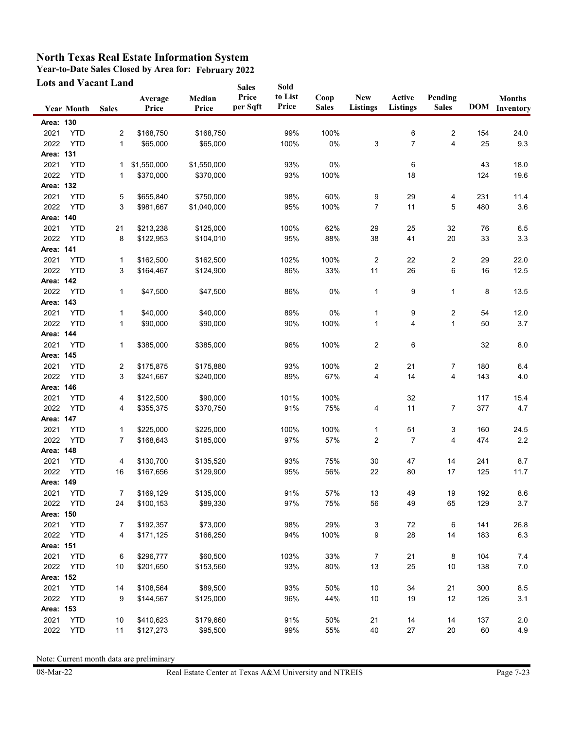# North Texas Real Estate Information System

**Year-to-Date Sales Closed by Area for: February 2022**

**Lots and Vacant Land**

| Year | Month | Sales | Average Price | Median Price | Sales Price per Sqft | Sold to List Price | Coop Sales | New Listings | Active Listings | Pending Sales | DOM | Months Inventory |
|---|---|---|---|---|---|---|---|---|---|---|---|---|
| **Area: 130** | | | | | | | | | | | | |
| 2021 | YTD | 2 | $168,750 | $168,750 | | 99% | 100% | | 6 | 2 | 154 | 24.0 |
| 2022 | YTD | 1 | $65,000 | $65,000 | | 100% | 0% | 3 | 7 | 4 | 25 | 9.3 |
| **Area: 131** | | | | | | | | | | | | |
| 2021 | YTD | 1 | $1,550,000 | $1,550,000 | | 93% | 0% | | 6 | | 43 | 18.0 |
| 2022 | YTD | 1 | $370,000 | $370,000 | | 93% | 100% | | 18 | | 124 | 19.6 |
| **Area: 132** | | | | | | | | | | | | |
| 2021 | YTD | 5 | $655,840 | $750,000 | | 98% | 60% | 9 | 29 | 4 | 231 | 11.4 |
| 2022 | YTD | 3 | $981,667 | $1,040,000 | | 95% | 100% | 7 | 11 | 5 | 480 | 3.6 |
| **Area: 140** | | | | | | | | | | | | |
| 2021 | YTD | 21 | $213,238 | $125,000 | | 100% | 62% | 29 | 25 | 32 | 76 | 6.5 |
| 2022 | YTD | 8 | $122,953 | $104,010 | | 95% | 88% | 38 | 41 | 20 | 33 | 3.3 |
| **Area: 141** | | | | | | | | | | | | |
| 2021 | YTD | 1 | $162,500 | $162,500 | | 102% | 100% | 2 | 22 | 2 | 29 | 22.0 |
| 2022 | YTD | 3 | $164,467 | $124,900 | | 86% | 33% | 11 | 26 | 6 | 16 | 12.5 |
| **Area: 142** | | | | | | | | | | | | |
| 2022 | YTD | 1 | $47,500 | $47,500 | | 86% | 0% | 1 | 9 | 1 | 8 | 13.5 |
| **Area: 143** | | | | | | | | | | | | |
| 2021 | YTD | 1 | $40,000 | $40,000 | | 89% | 0% | 1 | 9 | 2 | 54 | 12.0 |
| 2022 | YTD | 1 | $90,000 | $90,000 | | 90% | 100% | 1 | 4 | 1 | 50 | 3.7 |
| **Area: 144** | | | | | | | | | | | | |
| 2021 | YTD | 1 | $385,000 | $385,000 | | 96% | 100% | 2 | 6 | | 32 | 8.0 |
| **Area: 145** | | | | | | | | | | | | |
| 2021 | YTD | 2 | $175,875 | $175,880 | | 93% | 100% | 2 | 21 | 7 | 180 | 6.4 |
| 2022 | YTD | 3 | $241,667 | $240,000 | | 89% | 67% | 4 | 14 | 4 | 143 | 4.0 |
| **Area: 146** | | | | | | | | | | | | |
| 2021 | YTD | 4 | $122,500 | $90,000 | | 101% | 100% | | 32 | | 117 | 15.4 |
| 2022 | YTD | 4 | $355,375 | $370,750 | | 91% | 75% | 4 | 11 | 7 | 377 | 4.7 |
| **Area: 147** | | | | | | | | | | | | |
| 2021 | YTD | 1 | $225,000 | $225,000 | | 100% | 100% | 1 | 51 | 3 | 160 | 24.5 |
| 2022 | YTD | 7 | $168,643 | $185,000 | | 97% | 57% | 2 | 7 | 4 | 474 | 2.2 |
| **Area: 148** | | | | | | | | | | | | |
| 2021 | YTD | 4 | $130,700 | $135,520 | | 93% | 75% | 30 | 47 | 14 | 241 | 8.7 |
| 2022 | YTD | 16 | $167,656 | $129,900 | | 95% | 56% | 22 | 80 | 17 | 125 | 11.7 |
| **Area: 149** | | | | | | | | | | | | |
| 2021 | YTD | 7 | $169,129 | $135,000 | | 91% | 57% | 13 | 49 | 19 | 192 | 8.6 |
| 2022 | YTD | 24 | $100,153 | $89,330 | | 97% | 75% | 56 | 49 | 65 | 129 | 3.7 |
| **Area: 150** | | | | | | | | | | | | |
| 2021 | YTD | 7 | $192,357 | $73,000 | | 98% | 29% | 3 | 72 | 6 | 141 | 26.8 |
| 2022 | YTD | 4 | $171,125 | $166,250 | | 94% | 100% | 9 | 28 | 14 | 183 | 6.3 |
| **Area: 151** | | | | | | | | | | | | |
| 2021 | YTD | 6 | $296,777 | $60,500 | | 103% | 33% | 7 | 21 | 8 | 104 | 7.4 |
| 2022 | YTD | 10 | $201,650 | $153,560 | | 93% | 80% | 13 | 25 | 10 | 138 | 7.0 |
| **Area: 152** | | | | | | | | | | | | |
| 2021 | YTD | 14 | $108,564 | $89,500 | | 93% | 50% | 10 | 34 | 21 | 300 | 8.5 |
| 2022 | YTD | 9 | $144,567 | $125,000 | | 96% | 44% | 10 | 19 | 12 | 126 | 3.1 |
| **Area: 153** | | | | | | | | | | | | |
| 2021 | YTD | 10 | $410,623 | $179,660 | | 91% | 50% | 21 | 14 | 14 | 137 | 2.0 |
| 2022 | YTD | 11 | $127,273 | $95,500 | | 99% | 55% | 40 | 27 | 20 | 60 | 4.9 |

Note: Current month data are preliminary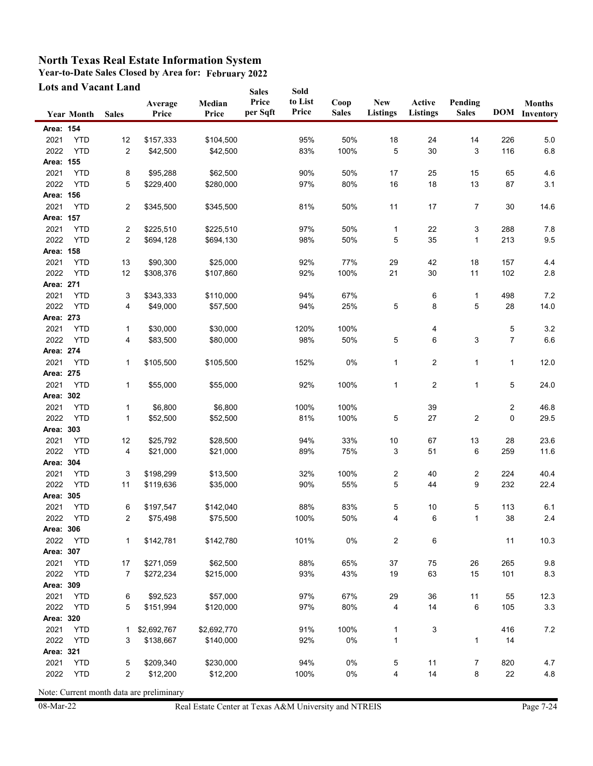# North Texas Real Estate Information System

## Year-to-Date Sales Closed by Area for: February 2022

### Lots and Vacant Land

| Year | Month | Sales | Average Price | Median Price | Sales Price per Sqft | Sold to List Price | Coop Sales | New Listings | Active Listings | Pending Sales | DOM | Months Inventory |
|---|---|---|---|---|---|---|---|---|---|---|---|---|
| **Area: 154** | | | | | | | | | | | | |
| 2021 | YTD | 12 | $157,333 | $104,500 | | 95% | 50% | 18 | 24 | 14 | 226 | 5.0 |
| 2022 | YTD | 2 | $42,500 | $42,500 | | 83% | 100% | 5 | 30 | 3 | 116 | 6.8 |
| **Area: 155** | | | | | | | | | | | | |
| 2021 | YTD | 8 | $95,288 | $62,500 | | 90% | 50% | 17 | 25 | 15 | 65 | 4.6 |
| 2022 | YTD | 5 | $229,400 | $280,000 | | 97% | 80% | 16 | 18 | 13 | 87 | 3.1 |
| **Area: 156** | | | | | | | | | | | | |
| 2021 | YTD | 2 | $345,500 | $345,500 | | 81% | 50% | 11 | 17 | 7 | 30 | 14.6 |
| **Area: 157** | | | | | | | | | | | | |
| 2021 | YTD | 2 | $225,510 | $225,510 | | 97% | 50% | 1 | 22 | 3 | 288 | 7.8 |
| 2022 | YTD | 2 | $694,128 | $694,130 | | 98% | 50% | 5 | 35 | 1 | 213 | 9.5 |
| **Area: 158** | | | | | | | | | | | | |
| 2021 | YTD | 13 | $90,300 | $25,000 | | 92% | 77% | 29 | 42 | 18 | 157 | 4.4 |
| 2022 | YTD | 12 | $308,376 | $107,860 | | 92% | 100% | 21 | 30 | 11 | 102 | 2.8 |
| **Area: 271** | | | | | | | | | | | | |
| 2021 | YTD | 3 | $343,333 | $110,000 | | 94% | 67% | | 6 | 1 | 498 | 7.2 |
| 2022 | YTD | 4 | $49,000 | $57,500 | | 94% | 25% | 5 | 8 | 5 | 28 | 14.0 |
| **Area: 273** | | | | | | | | | | | | |
| 2021 | YTD | 1 | $30,000 | $30,000 | | 120% | 100% | | 4 | | 5 | 3.2 |
| 2022 | YTD | 4 | $83,500 | $80,000 | | 98% | 50% | 5 | 6 | 3 | 7 | 6.6 |
| **Area: 274** | | | | | | | | | | | | |
| 2021 | YTD | 1 | $105,500 | $105,500 | | 152% | 0% | 1 | 2 | 1 | 1 | 12.0 |
| **Area: 275** | | | | | | | | | | | | |
| 2021 | YTD | 1 | $55,000 | $55,000 | | 92% | 100% | 1 | 2 | 1 | 5 | 24.0 |
| **Area: 302** | | | | | | | | | | | | |
| 2021 | YTD | 1 | $6,800 | $6,800 | | 100% | 100% | | 39 | | 2 | 46.8 |
| 2022 | YTD | 1 | $52,500 | $52,500 | | 81% | 100% | 5 | 27 | 2 | 0 | 29.5 |
| **Area: 303** | | | | | | | | | | | | |
| 2021 | YTD | 12 | $25,792 | $28,500 | | 94% | 33% | 10 | 67 | 13 | 28 | 23.6 |
| 2022 | YTD | 4 | $21,000 | $21,000 | | 89% | 75% | 3 | 51 | 6 | 259 | 11.6 |
| **Area: 304** | | | | | | | | | | | | |
| 2021 | YTD | 3 | $198,299 | $13,500 | | 32% | 100% | 2 | 40 | 2 | 224 | 40.4 |
| 2022 | YTD | 11 | $119,636 | $35,000 | | 90% | 55% | 5 | 44 | 9 | 232 | 22.4 |
| **Area: 305** | | | | | | | | | | | | |
| 2021 | YTD | 6 | $197,547 | $142,040 | | 88% | 83% | 5 | 10 | 5 | 113 | 6.1 |
| 2022 | YTD | 2 | $75,498 | $75,500 | | 100% | 50% | 4 | 6 | 1 | 38 | 2.4 |
| **Area: 306** | | | | | | | | | | | | |
| 2022 | YTD | 1 | $142,781 | $142,780 | | 101% | 0% | 2 | 6 | | 11 | 10.3 |
| **Area: 307** | | | | | | | | | | | | |
| 2021 | YTD | 17 | $271,059 | $62,500 | | 88% | 65% | 37 | 75 | 26 | 265 | 9.8 |
| 2022 | YTD | 7 | $272,234 | $215,000 | | 93% | 43% | 19 | 63 | 15 | 101 | 8.3 |
| **Area: 309** | | | | | | | | | | | | |
| 2021 | YTD | 6 | $92,523 | $57,000 | | 97% | 67% | 29 | 36 | 11 | 55 | 12.3 |
| 2022 | YTD | 5 | $151,994 | $120,000 | | 97% | 80% | 4 | 14 | 6 | 105 | 3.3 |
| **Area: 320** | | | | | | | | | | | | |
| 2021 | YTD | 1 | $2,692,767 | $2,692,770 | | 91% | 100% | 1 | 3 | | 416 | 7.2 |
| 2022 | YTD | 3 | $138,667 | $140,000 | | 92% | 0% | 1 | | 1 | 14 | |
| **Area: 321** | | | | | | | | | | | | |
| 2021 | YTD | 5 | $209,340 | $230,000 | | 94% | 0% | 5 | 11 | 7 | 820 | 4.7 |
| 2022 | YTD | 2 | $12,200 | $12,200 | | 100% | 0% | 4 | 14 | 8 | 22 | 4.8 |

Note: Current month data are preliminary

08-Mar-22 Real Estate Center at Texas A&M University and NTREIS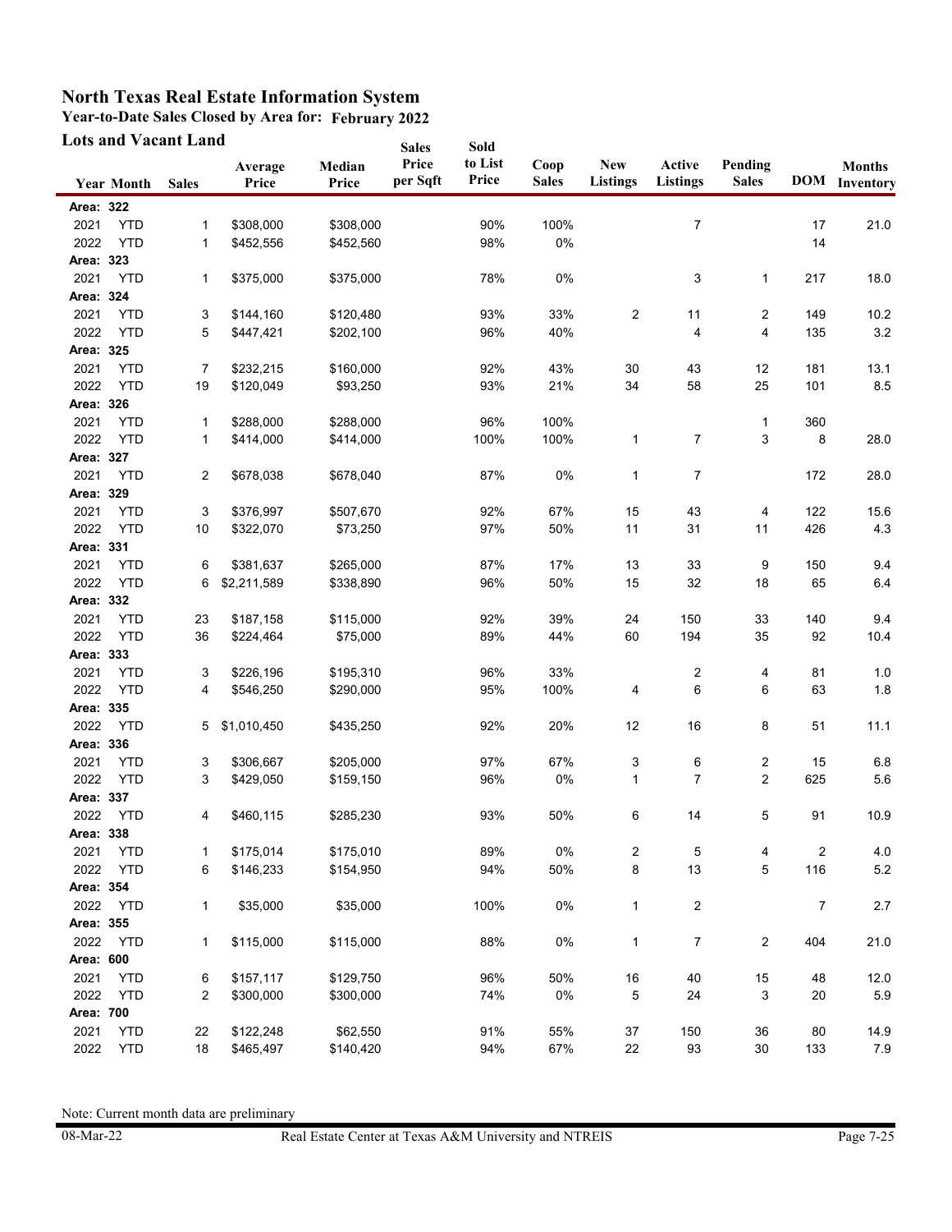# North Texas Real Estate Information System

**Year-to-Date Sales Closed by Area for: February 2022**

**Lots and Vacant Land**

| Year | Month | Sales | Average Price | Median Price | Sales Price per Sqft | Sold to List Price | Coop Sales | New Listings | Active Listings | Pending Sales | DOM | Months Inventory |
|---|---|---|---|---|---|---|---|---|---|---|---|---|
| **Area: 322** | | | | | | | | | | | | |
| 2021 | YTD | 1 | $308,000 | $308,000 | | 90% | 100% | | 7 | | 17 | 21.0 |
| 2022 | YTD | 1 | $452,556 | $452,560 | | 98% | 0% | | | | 14 | |
| **Area: 323** | | | | | | | | | | | | |
| 2021 | YTD | 1 | $375,000 | $375,000 | | 78% | 0% | | 3 | 1 | 217 | 18.0 |
| **Area: 324** | | | | | | | | | | | | |
| 2021 | YTD | 3 | $144,160 | $120,480 | | 93% | 33% | 2 | 11 | 2 | 149 | 10.2 |
| 2022 | YTD | 5 | $447,421 | $202,100 | | 96% | 40% | | 4 | 4 | 135 | 3.2 |
| **Area: 325** | | | | | | | | | | | | |
| 2021 | YTD | 7 | $232,215 | $160,000 | | 92% | 43% | 30 | 43 | 12 | 181 | 13.1 |
| 2022 | YTD | 19 | $120,049 | $93,250 | | 93% | 21% | 34 | 58 | 25 | 101 | 8.5 |
| **Area: 326** | | | | | | | | | | | | |
| 2021 | YTD | 1 | $288,000 | $288,000 | | 96% | 100% | | | 1 | 360 | |
| 2022 | YTD | 1 | $414,000 | $414,000 | | 100% | 100% | 1 | 7 | 3 | 8 | 28.0 |
| **Area: 327** | | | | | | | | | | | | |
| 2021 | YTD | 2 | $678,038 | $678,040 | | 87% | 0% | 1 | 7 | | 172 | 28.0 |
| **Area: 329** | | | | | | | | | | | | |
| 2021 | YTD | 3 | $376,997 | $507,670 | | 92% | 67% | 15 | 43 | 4 | 122 | 15.6 |
| 2022 | YTD | 10 | $322,070 | $73,250 | | 97% | 50% | 11 | 31 | 11 | 426 | 4.3 |
| **Area: 331** | | | | | | | | | | | | |
| 2021 | YTD | 6 | $381,637 | $265,000 | | 87% | 17% | 13 | 33 | 9 | 150 | 9.4 |
| 2022 | YTD | 6 | $2,211,589 | $338,890 | | 96% | 50% | 15 | 32 | 18 | 65 | 6.4 |
| **Area: 332** | | | | | | | | | | | | |
| 2021 | YTD | 23 | $187,158 | $115,000 | | 92% | 39% | 24 | 150 | 33 | 140 | 9.4 |
| 2022 | YTD | 36 | $224,464 | $75,000 | | 89% | 44% | 60 | 194 | 35 | 92 | 10.4 |
| **Area: 333** | | | | | | | | | | | | |
| 2021 | YTD | 3 | $226,196 | $195,310 | | 96% | 33% | | 2 | 4 | 81 | 1.0 |
| 2022 | YTD | 4 | $546,250 | $290,000 | | 95% | 100% | 4 | 6 | 6 | 63 | 1.8 |
| **Area: 335** | | | | | | | | | | | | |
| 2022 | YTD | 5 | $1,010,450 | $435,250 | | 92% | 20% | 12 | 16 | 8 | 51 | 11.1 |
| **Area: 336** | | | | | | | | | | | | |
| 2021 | YTD | 3 | $306,667 | $205,000 | | 97% | 67% | 3 | 6 | 2 | 15 | 6.8 |
| 2022 | YTD | 3 | $429,050 | $159,150 | | 96% | 0% | 1 | 7 | 2 | 625 | 5.6 |
| **Area: 337** | | | | | | | | | | | | |
| 2022 | YTD | 4 | $460,115 | $285,230 | | 93% | 50% | 6 | 14 | 5 | 91 | 10.9 |
| **Area: 338** | | | | | | | | | | | | |
| 2021 | YTD | 1 | $175,014 | $175,010 | | 89% | 0% | 2 | 5 | 4 | 2 | 4.0 |
| 2022 | YTD | 6 | $146,233 | $154,950 | | 94% | 50% | 8 | 13 | 5 | 116 | 5.2 |
| **Area: 354** | | | | | | | | | | | | |
| 2022 | YTD | 1 | $35,000 | $35,000 | | 100% | 0% | 1 | 2 | | 7 | 2.7 |
| **Area: 355** | | | | | | | | | | | | |
| 2022 | YTD | 1 | $115,000 | $115,000 | | 88% | 0% | 1 | 7 | 2 | 404 | 21.0 |
| **Area: 600** | | | | | | | | | | | | |
| 2021 | YTD | 6 | $157,117 | $129,750 | | 96% | 50% | 16 | 40 | 15 | 48 | 12.0 |
| 2022 | YTD | 2 | $300,000 | $300,000 | | 74% | 0% | 5 | 24 | 3 | 20 | 5.9 |
| **Area: 700** | | | | | | | | | | | | |
| 2021 | YTD | 22 | $122,248 | $62,550 | | 91% | 55% | 37 | 150 | 36 | 80 | 14.9 |
| 2022 | YTD | 18 | $465,497 | $140,420 | | 94% | 67% | 22 | 93 | 30 | 133 | 7.9 |

Note: Current month data are preliminary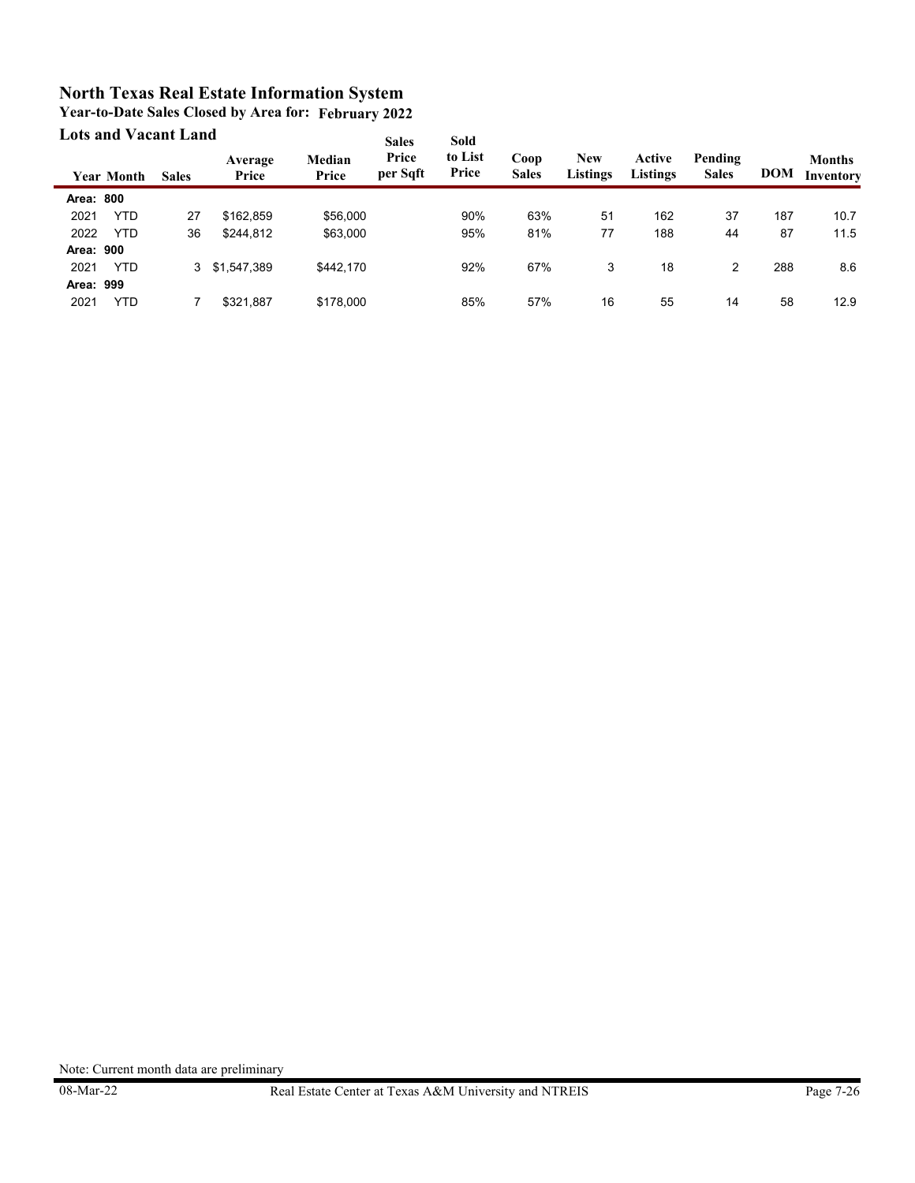# North Texas Real Estate Information System

## Year-to-Date Sales Closed by Area for: February 2022

### Lots and Vacant Land

| Year | Month | Sales | Average Price | Median Price | Sales Price per Sqft | Sold to List Price | Coop Sales | New Listings | Active Listings | Pending Sales | DOM | Months Inventory |
|---|---|---|---|---|---|---|---|---|---|---|---|---|
| **Area: 800** | | | | | | | | | | | | |
| 2021 | YTD | 27 | $162,859 | $56,000 | | 90% | 63% | 51 | 162 | 37 | 187 | 10.7 |
| 2022 | YTD | 36 | $244,812 | $63,000 | | 95% | 81% | 77 | 188 | 44 | 87 | 11.5 |
| **Area: 900** | | | | | | | | | | | | |
| 2021 | YTD | 3 | $1,547,389 | $442,170 | | 92% | 67% | 3 | 18 | 2 | 288 | 8.6 |
| **Area: 999** | | | | | | | | | | | | |
| 2021 | YTD | 7 | $321,887 | $178,000 | | 85% | 57% | 16 | 55 | 14 | 58 | 12.9 |

Note: Current month data are preliminary

08-Mar-22 Real Estate Center at Texas A&M University and NTREIS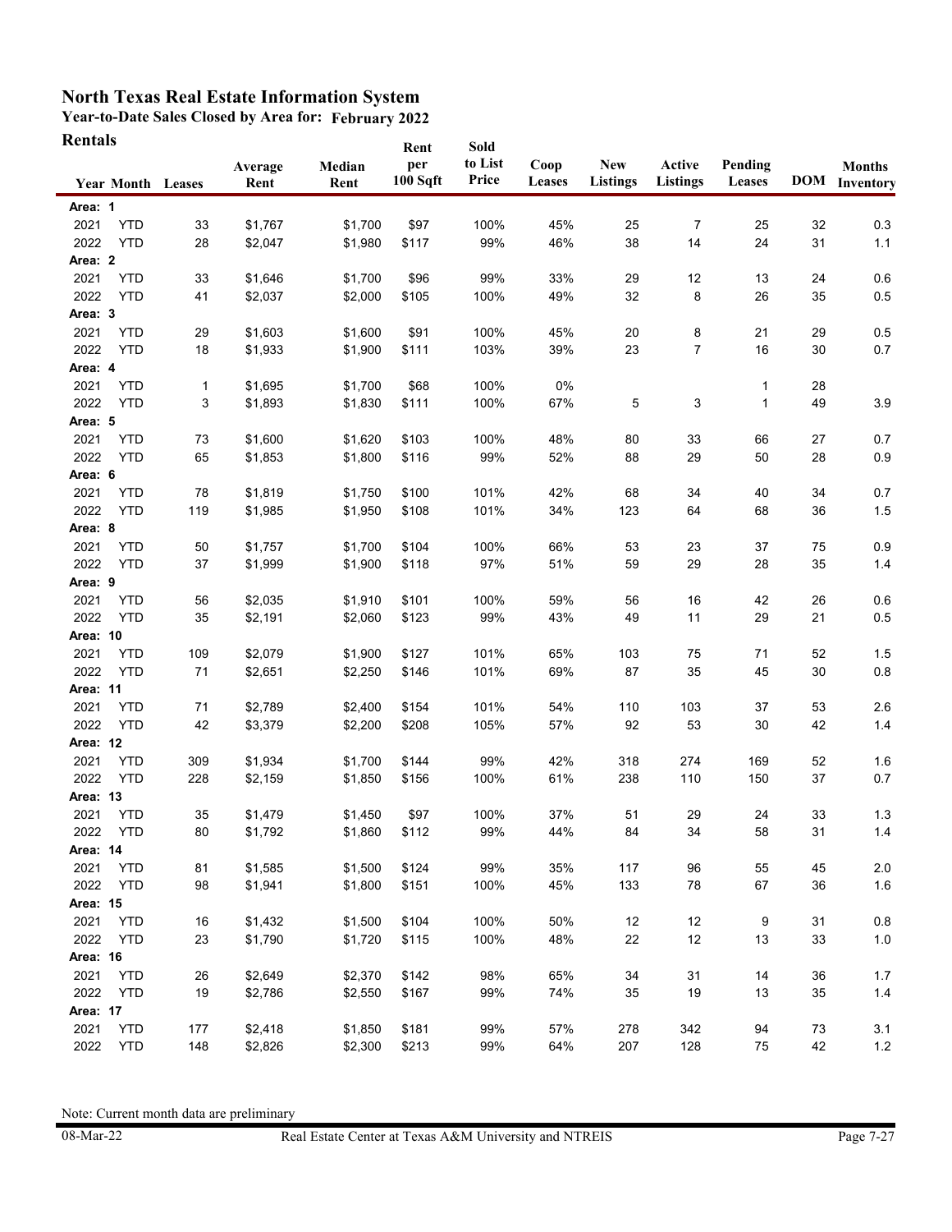# North Texas Real Estate Information System

## Year-to-Date Sales Closed by Area for: February 2022

### Rentals

| Year | Month | Leases | Average Rent | Median Rent | Rent per 100 Sqft | Sold to List Price | Coop Leases | New Listings | Active Listings | Pending Leases | DOM | Months Inventory |
|---|---|---|---|---|---|---|---|---|---|---|---|---|
| **Area: 1** | | | | | | | | | | | | |
| 2021 | YTD | 33 | $1,767 | $1,700 | $97 | 100% | 45% | 25 | 7 | 25 | 32 | 0.3 |
| 2022 | YTD | 28 | $2,047 | $1,980 | $117 | 99% | 46% | 38 | 14 | 24 | 31 | 1.1 |
| **Area: 2** | | | | | | | | | | | | |
| 2021 | YTD | 33 | $1,646 | $1,700 | $96 | 99% | 33% | 29 | 12 | 13 | 24 | 0.6 |
| 2022 | YTD | 41 | $2,037 | $2,000 | $105 | 100% | 49% | 32 | 8 | 26 | 35 | 0.5 |
| **Area: 3** | | | | | | | | | | | | |
| 2021 | YTD | 29 | $1,603 | $1,600 | $91 | 100% | 45% | 20 | 8 | 21 | 29 | 0.5 |
| 2022 | YTD | 18 | $1,933 | $1,900 | $111 | 103% | 39% | 23 | 7 | 16 | 30 | 0.7 |
| **Area: 4** | | | | | | | | | | | | |
| 2021 | YTD | 1 | $1,695 | $1,700 | $68 | 100% | 0% | | | 1 | 28 | |
| 2022 | YTD | 3 | $1,893 | $1,830 | $111 | 100% | 67% | 5 | 3 | 1 | 49 | 3.9 |
| **Area: 5** | | | | | | | | | | | | |
| 2021 | YTD | 73 | $1,600 | $1,620 | $103 | 100% | 48% | 80 | 33 | 66 | 27 | 0.7 |
| 2022 | YTD | 65 | $1,853 | $1,800 | $116 | 99% | 52% | 88 | 29 | 50 | 28 | 0.9 |
| **Area: 6** | | | | | | | | | | | | |
| 2021 | YTD | 78 | $1,819 | $1,750 | $100 | 101% | 42% | 68 | 34 | 40 | 34 | 0.7 |
| 2022 | YTD | 119 | $1,985 | $1,950 | $108 | 101% | 34% | 123 | 64 | 68 | 36 | 1.5 |
| **Area: 8** | | | | | | | | | | | | |
| 2021 | YTD | 50 | $1,757 | $1,700 | $104 | 100% | 66% | 53 | 23 | 37 | 75 | 0.9 |
| 2022 | YTD | 37 | $1,999 | $1,900 | $118 | 97% | 51% | 59 | 29 | 28 | 35 | 1.4 |
| **Area: 9** | | | | | | | | | | | | |
| 2021 | YTD | 56 | $2,035 | $1,910 | $101 | 100% | 59% | 56 | 16 | 42 | 26 | 0.6 |
| 2022 | YTD | 35 | $2,191 | $2,060 | $123 | 99% | 43% | 49 | 11 | 29 | 21 | 0.5 |
| **Area: 10** | | | | | | | | | | | | |
| 2021 | YTD | 109 | $2,079 | $1,900 | $127 | 101% | 65% | 103 | 75 | 71 | 52 | 1.5 |
| 2022 | YTD | 71 | $2,651 | $2,250 | $146 | 101% | 69% | 87 | 35 | 45 | 30 | 0.8 |
| **Area: 11** | | | | | | | | | | | | |
| 2021 | YTD | 71 | $2,789 | $2,400 | $154 | 101% | 54% | 110 | 103 | 37 | 53 | 2.6 |
| 2022 | YTD | 42 | $3,379 | $2,200 | $208 | 105% | 57% | 92 | 53 | 30 | 42 | 1.4 |
| **Area: 12** | | | | | | | | | | | | |
| 2021 | YTD | 309 | $1,934 | $1,700 | $144 | 99% | 42% | 318 | 274 | 169 | 52 | 1.6 |
| 2022 | YTD | 228 | $2,159 | $1,850 | $156 | 100% | 61% | 238 | 110 | 150 | 37 | 0.7 |
| **Area: 13** | | | | | | | | | | | | |
| 2021 | YTD | 35 | $1,479 | $1,450 | $97 | 100% | 37% | 51 | 29 | 24 | 33 | 1.3 |
| 2022 | YTD | 80 | $1,792 | $1,860 | $112 | 99% | 44% | 84 | 34 | 58 | 31 | 1.4 |
| **Area: 14** | | | | | | | | | | | | |
| 2021 | YTD | 81 | $1,585 | $1,500 | $124 | 99% | 35% | 117 | 96 | 55 | 45 | 2.0 |
| 2022 | YTD | 98 | $1,941 | $1,800 | $151 | 100% | 45% | 133 | 78 | 67 | 36 | 1.6 |
| **Area: 15** | | | | | | | | | | | | |
| 2021 | YTD | 16 | $1,432 | $1,500 | $104 | 100% | 50% | 12 | 12 | 9 | 31 | 0.8 |
| 2022 | YTD | 23 | $1,790 | $1,720 | $115 | 100% | 48% | 22 | 12 | 13 | 33 | 1.0 |
| **Area: 16** | | | | | | | | | | | | |
| 2021 | YTD | 26 | $2,649 | $2,370 | $142 | 98% | 65% | 34 | 31 | 14 | 36 | 1.7 |
| 2022 | YTD | 19 | $2,786 | $2,550 | $167 | 99% | 74% | 35 | 19 | 13 | 35 | 1.4 |
| **Area: 17** | | | | | | | | | | | | |
| 2021 | YTD | 177 | $2,418 | $1,850 | $181 | 99% | 57% | 278 | 342 | 94 | 73 | 3.1 |
| 2022 | YTD | 148 | $2,826 | $2,300 | $213 | 99% | 64% | 207 | 128 | 75 | 42 | 1.2 |

Note: Current month data are preliminary

08-Mar-22 — Real Estate Center at Texas A&M University and NTREIS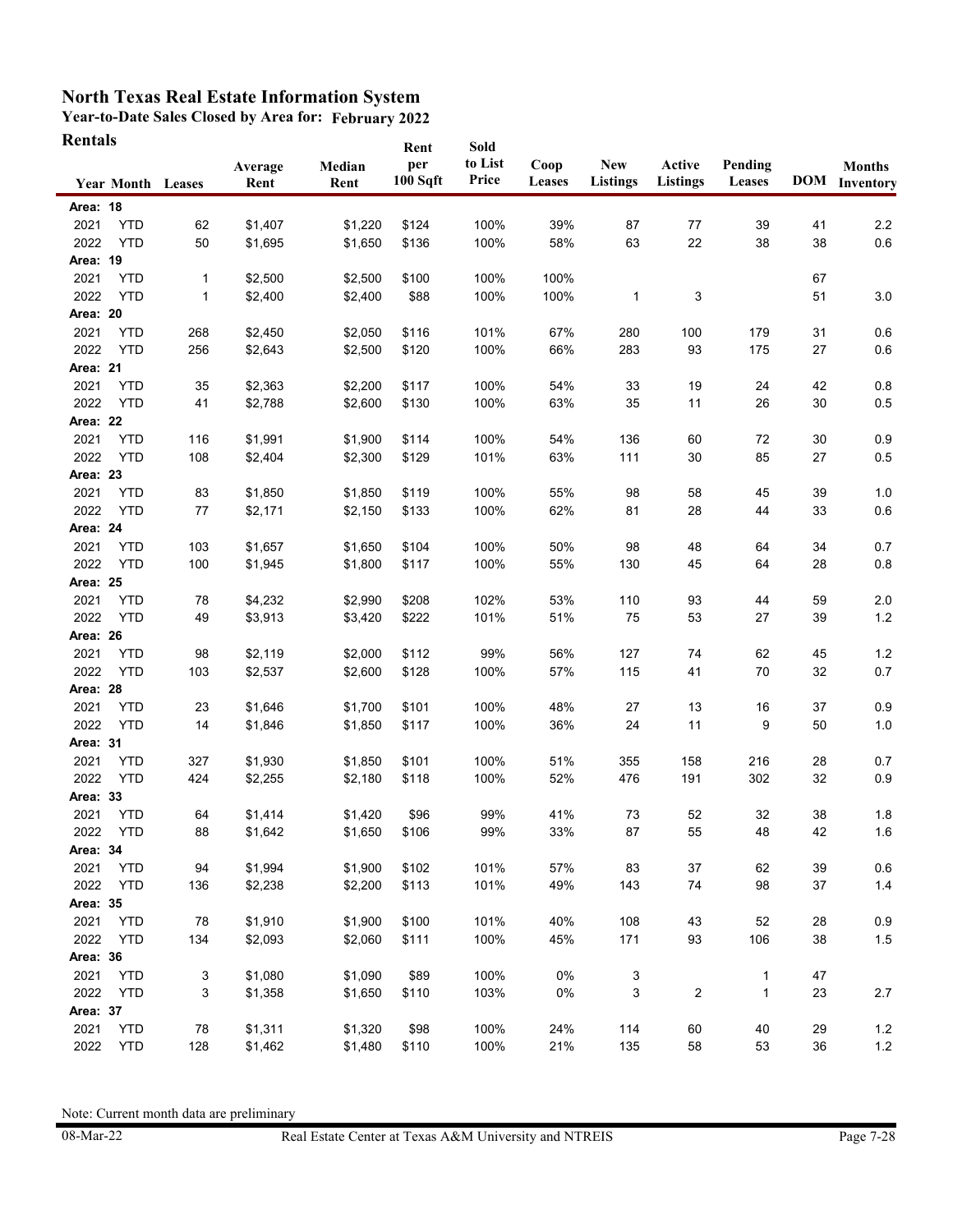# North Texas Real Estate Information System

**Year-to-Date Sales Closed by Area for: February 2022**

**Rentals**

| Year | Month | Leases | Average Rent | Median Rent | Rent per 100 Sqft | Sold to List Price | Coop Leases | New Listings | Active Listings | Pending Leases | DOM | Months Inventory |
|---|---|---|---|---|---|---|---|---|---|---|---|---|
| **Area: 18** | | | | | | | | | | | | |
| 2021 | YTD | 62 | $1,407 | $1,220 | $124 | 100% | 39% | 87 | 77 | 39 | 41 | 2.2 |
| 2022 | YTD | 50 | $1,695 | $1,650 | $136 | 100% | 58% | 63 | 22 | 38 | 38 | 0.6 |
| **Area: 19** | | | | | | | | | | | | |
| 2021 | YTD | 1 | $2,500 | $2,500 | $100 | 100% | 100% | | | | 67 | |
| 2022 | YTD | 1 | $2,400 | $2,400 | $88 | 100% | 100% | 1 | 3 | | 51 | 3.0 |
| **Area: 20** | | | | | | | | | | | | |
| 2021 | YTD | 268 | $2,450 | $2,050 | $116 | 101% | 67% | 280 | 100 | 179 | 31 | 0.6 |
| 2022 | YTD | 256 | $2,643 | $2,500 | $120 | 100% | 66% | 283 | 93 | 175 | 27 | 0.6 |
| **Area: 21** | | | | | | | | | | | | |
| 2021 | YTD | 35 | $2,363 | $2,200 | $117 | 100% | 54% | 33 | 19 | 24 | 42 | 0.8 |
| 2022 | YTD | 41 | $2,788 | $2,600 | $130 | 100% | 63% | 35 | 11 | 26 | 30 | 0.5 |
| **Area: 22** | | | | | | | | | | | | |
| 2021 | YTD | 116 | $1,991 | $1,900 | $114 | 100% | 54% | 136 | 60 | 72 | 30 | 0.9 |
| 2022 | YTD | 108 | $2,404 | $2,300 | $129 | 101% | 63% | 111 | 30 | 85 | 27 | 0.5 |
| **Area: 23** | | | | | | | | | | | | |
| 2021 | YTD | 83 | $1,850 | $1,850 | $119 | 100% | 55% | 98 | 58 | 45 | 39 | 1.0 |
| 2022 | YTD | 77 | $2,171 | $2,150 | $133 | 100% | 62% | 81 | 28 | 44 | 33 | 0.6 |
| **Area: 24** | | | | | | | | | | | | |
| 2021 | YTD | 103 | $1,657 | $1,650 | $104 | 100% | 50% | 98 | 48 | 64 | 34 | 0.7 |
| 2022 | YTD | 100 | $1,945 | $1,800 | $117 | 100% | 55% | 130 | 45 | 64 | 28 | 0.8 |
| **Area: 25** | | | | | | | | | | | | |
| 2021 | YTD | 78 | $4,232 | $2,990 | $208 | 102% | 53% | 110 | 93 | 44 | 59 | 2.0 |
| 2022 | YTD | 49 | $3,913 | $3,420 | $222 | 101% | 51% | 75 | 53 | 27 | 39 | 1.2 |
| **Area: 26** | | | | | | | | | | | | |
| 2021 | YTD | 98 | $2,119 | $2,000 | $112 | 99% | 56% | 127 | 74 | 62 | 45 | 1.2 |
| 2022 | YTD | 103 | $2,537 | $2,600 | $128 | 100% | 57% | 115 | 41 | 70 | 32 | 0.7 |
| **Area: 28** | | | | | | | | | | | | |
| 2021 | YTD | 23 | $1,646 | $1,700 | $101 | 100% | 48% | 27 | 13 | 16 | 37 | 0.9 |
| 2022 | YTD | 14 | $1,846 | $1,850 | $117 | 100% | 36% | 24 | 11 | 9 | 50 | 1.0 |
| **Area: 31** | | | | | | | | | | | | |
| 2021 | YTD | 327 | $1,930 | $1,850 | $101 | 100% | 51% | 355 | 158 | 216 | 28 | 0.7 |
| 2022 | YTD | 424 | $2,255 | $2,180 | $118 | 100% | 52% | 476 | 191 | 302 | 32 | 0.9 |
| **Area: 33** | | | | | | | | | | | | |
| 2021 | YTD | 64 | $1,414 | $1,420 | $96 | 99% | 41% | 73 | 52 | 32 | 38 | 1.8 |
| 2022 | YTD | 88 | $1,642 | $1,650 | $106 | 99% | 33% | 87 | 55 | 48 | 42 | 1.6 |
| **Area: 34** | | | | | | | | | | | | |
| 2021 | YTD | 94 | $1,994 | $1,900 | $102 | 101% | 57% | 83 | 37 | 62 | 39 | 0.6 |
| 2022 | YTD | 136 | $2,238 | $2,200 | $113 | 101% | 49% | 143 | 74 | 98 | 37 | 1.4 |
| **Area: 35** | | | | | | | | | | | | |
| 2021 | YTD | 78 | $1,910 | $1,900 | $100 | 101% | 40% | 108 | 43 | 52 | 28 | 0.9 |
| 2022 | YTD | 134 | $2,093 | $2,060 | $111 | 100% | 45% | 171 | 93 | 106 | 38 | 1.5 |
| **Area: 36** | | | | | | | | | | | | |
| 2021 | YTD | 3 | $1,080 | $1,090 | $89 | 100% | 0% | 3 | | 1 | 47 | |
| 2022 | YTD | 3 | $1,358 | $1,650 | $110 | 103% | 0% | 3 | 2 | 1 | 23 | 2.7 |
| **Area: 37** | | | | | | | | | | | | |
| 2021 | YTD | 78 | $1,311 | $1,320 | $98 | 100% | 24% | 114 | 60 | 40 | 29 | 1.2 |
| 2022 | YTD | 128 | $1,462 | $1,480 | $110 | 100% | 21% | 135 | 58 | 53 | 36 | 1.2 |

Note: Current month data are preliminary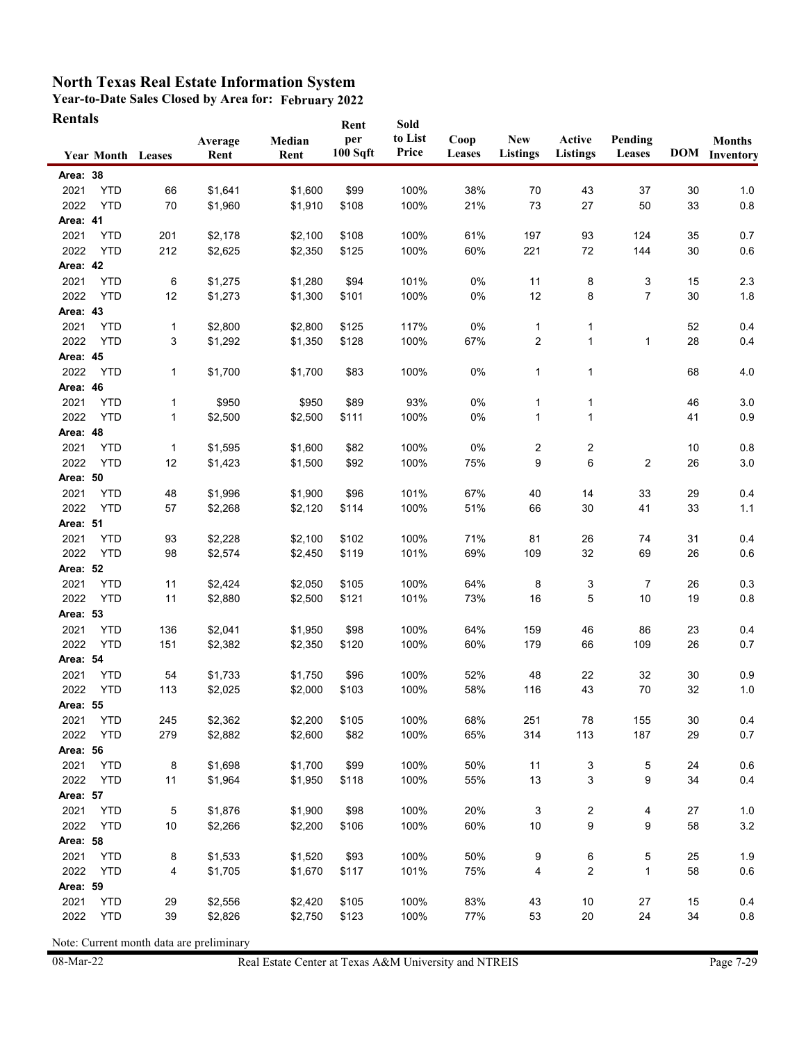# North Texas Real Estate Information System

**Year-to-Date Sales Closed by Area for: February 2022**

**Rentals**

| Year | Month | Leases | Average Rent | Median Rent | Rent per 100 Sqft | Sold to List Price | Coop Leases | New Listings | Active Listings | Pending Leases | DOM | Months Inventory |
|---|---|---|---|---|---|---|---|---|---|---|---|---|
| **Area: 38** | | | | | | | | | | | | |
| 2021 | YTD | 66 | $1,641 | $1,600 | $99 | 100% | 38% | 70 | 43 | 37 | 30 | 1.0 |
| 2022 | YTD | 70 | $1,960 | $1,910 | $108 | 100% | 21% | 73 | 27 | 50 | 33 | 0.8 |
| **Area: 41** | | | | | | | | | | | | |
| 2021 | YTD | 201 | $2,178 | $2,100 | $108 | 100% | 61% | 197 | 93 | 124 | 35 | 0.7 |
| 2022 | YTD | 212 | $2,625 | $2,350 | $125 | 100% | 60% | 221 | 72 | 144 | 30 | 0.6 |
| **Area: 42** | | | | | | | | | | | | |
| 2021 | YTD | 6 | $1,275 | $1,280 | $94 | 101% | 0% | 11 | 8 | 3 | 15 | 2.3 |
| 2022 | YTD | 12 | $1,273 | $1,300 | $101 | 100% | 0% | 12 | 8 | 7 | 30 | 1.8 |
| **Area: 43** | | | | | | | | | | | | |
| 2021 | YTD | 1 | $2,800 | $2,800 | $125 | 117% | 0% | 1 | 1 | | 52 | 0.4 |
| 2022 | YTD | 3 | $1,292 | $1,350 | $128 | 100% | 67% | 2 | 1 | 1 | 28 | 0.4 |
| **Area: 45** | | | | | | | | | | | | |
| 2022 | YTD | 1 | $1,700 | $1,700 | $83 | 100% | 0% | 1 | 1 | | 68 | 4.0 |
| **Area: 46** | | | | | | | | | | | | |
| 2021 | YTD | 1 | $950 | $950 | $89 | 93% | 0% | 1 | 1 | | 46 | 3.0 |
| 2022 | YTD | 1 | $2,500 | $2,500 | $111 | 100% | 0% | 1 | 1 | | 41 | 0.9 |
| **Area: 48** | | | | | | | | | | | | |
| 2021 | YTD | 1 | $1,595 | $1,600 | $82 | 100% | 0% | 2 | 2 | | 10 | 0.8 |
| 2022 | YTD | 12 | $1,423 | $1,500 | $92 | 100% | 75% | 9 | 6 | 2 | 26 | 3.0 |
| **Area: 50** | | | | | | | | | | | | |
| 2021 | YTD | 48 | $1,996 | $1,900 | $96 | 101% | 67% | 40 | 14 | 33 | 29 | 0.4 |
| 2022 | YTD | 57 | $2,268 | $2,120 | $114 | 100% | 51% | 66 | 30 | 41 | 33 | 1.1 |
| **Area: 51** | | | | | | | | | | | | |
| 2021 | YTD | 93 | $2,228 | $2,100 | $102 | 100% | 71% | 81 | 26 | 74 | 31 | 0.4 |
| 2022 | YTD | 98 | $2,574 | $2,450 | $119 | 101% | 69% | 109 | 32 | 69 | 26 | 0.6 |
| **Area: 52** | | | | | | | | | | | | |
| 2021 | YTD | 11 | $2,424 | $2,050 | $105 | 100% | 64% | 8 | 3 | 7 | 26 | 0.3 |
| 2022 | YTD | 11 | $2,880 | $2,500 | $121 | 101% | 73% | 16 | 5 | 10 | 19 | 0.8 |
| **Area: 53** | | | | | | | | | | | | |
| 2021 | YTD | 136 | $2,041 | $1,950 | $98 | 100% | 64% | 159 | 46 | 86 | 23 | 0.4 |
| 2022 | YTD | 151 | $2,382 | $2,350 | $120 | 100% | 60% | 179 | 66 | 109 | 26 | 0.7 |
| **Area: 54** | | | | | | | | | | | | |
| 2021 | YTD | 54 | $1,733 | $1,750 | $96 | 100% | 52% | 48 | 22 | 32 | 30 | 0.9 |
| 2022 | YTD | 113 | $2,025 | $2,000 | $103 | 100% | 58% | 116 | 43 | 70 | 32 | 1.0 |
| **Area: 55** | | | | | | | | | | | | |
| 2021 | YTD | 245 | $2,362 | $2,200 | $105 | 100% | 68% | 251 | 78 | 155 | 30 | 0.4 |
| 2022 | YTD | 279 | $2,882 | $2,600 | $82 | 100% | 65% | 314 | 113 | 187 | 29 | 0.7 |
| **Area: 56** | | | | | | | | | | | | |
| 2021 | YTD | 8 | $1,698 | $1,700 | $99 | 100% | 50% | 11 | 3 | 5 | 24 | 0.6 |
| 2022 | YTD | 11 | $1,964 | $1,950 | $118 | 100% | 55% | 13 | 3 | 9 | 34 | 0.4 |
| **Area: 57** | | | | | | | | | | | | |
| 2021 | YTD | 5 | $1,876 | $1,900 | $98 | 100% | 20% | 3 | 2 | 4 | 27 | 1.0 |
| 2022 | YTD | 10 | $2,266 | $2,200 | $106 | 100% | 60% | 10 | 9 | 9 | 58 | 3.2 |
| **Area: 58** | | | | | | | | | | | | |
| 2021 | YTD | 8 | $1,533 | $1,520 | $93 | 100% | 50% | 9 | 6 | 5 | 25 | 1.9 |
| 2022 | YTD | 4 | $1,705 | $1,670 | $117 | 101% | 75% | 4 | 2 | 1 | 58 | 0.6 |
| **Area: 59** | | | | | | | | | | | | |
| 2021 | YTD | 29 | $2,556 | $2,420 | $105 | 100% | 83% | 43 | 10 | 27 | 15 | 0.4 |
| 2022 | YTD | 39 | $2,826 | $2,750 | $123 | 100% | 77% | 53 | 20 | 24 | 34 | 0.8 |

Note: Current month data are preliminary

08-Mar-22 Real Estate Center at Texas A&M University and NTREIS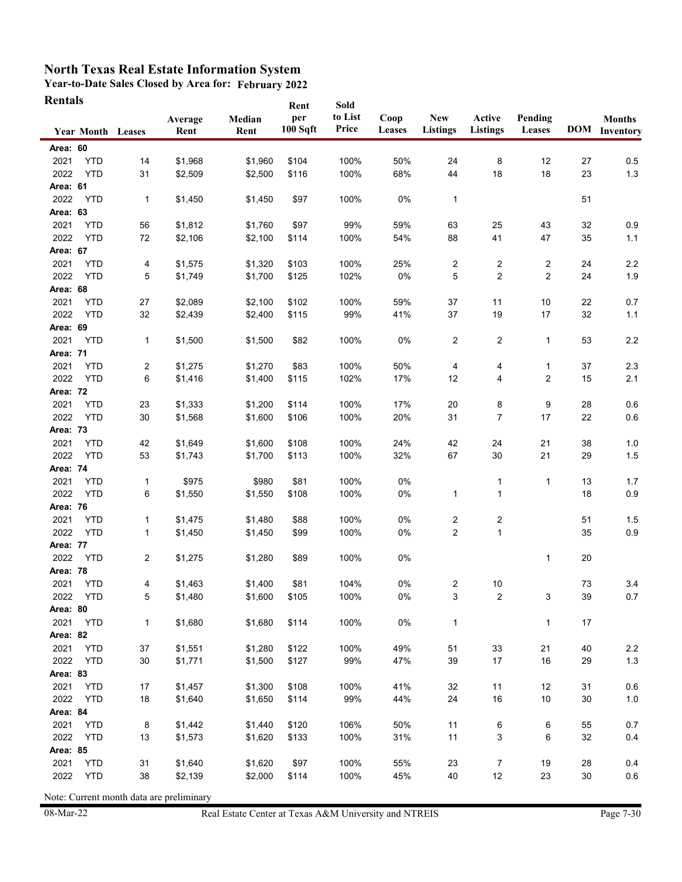# North Texas Real Estate Information System

**Year-to-Date Sales Closed by Area for: February 2022**

**Rentals**

| Year | Month | Leases | Average Rent | Median Rent | Rent per 100 Sqft | Sold to List Price | Coop Leases | New Listings | Active Listings | Pending Leases | DOM | Months Inventory |
|---|---|---|---|---|---|---|---|---|---|---|---|---|
| **Area: 60** | | | | | | | | | | | | |
| 2021 | YTD | 14 | $1,968 | $1,960 | $104 | 100% | 50% | 24 | 8 | 12 | 27 | 0.5 |
| 2022 | YTD | 31 | $2,509 | $2,500 | $116 | 100% | 68% | 44 | 18 | 18 | 23 | 1.3 |
| **Area: 61** | | | | | | | | | | | | |
| 2022 | YTD | 1 | $1,450 | $1,450 | $97 | 100% | 0% | 1 | | | 51 | |
| **Area: 63** | | | | | | | | | | | | |
| 2021 | YTD | 56 | $1,812 | $1,760 | $97 | 99% | 59% | 63 | 25 | 43 | 32 | 0.9 |
| 2022 | YTD | 72 | $2,106 | $2,100 | $114 | 100% | 54% | 88 | 41 | 47 | 35 | 1.1 |
| **Area: 67** | | | | | | | | | | | | |
| 2021 | YTD | 4 | $1,575 | $1,320 | $103 | 100% | 25% | 2 | 2 | 2 | 24 | 2.2 |
| 2022 | YTD | 5 | $1,749 | $1,700 | $125 | 102% | 0% | 5 | 2 | 2 | 24 | 1.9 |
| **Area: 68** | | | | | | | | | | | | |
| 2021 | YTD | 27 | $2,089 | $2,100 | $102 | 100% | 59% | 37 | 11 | 10 | 22 | 0.7 |
| 2022 | YTD | 32 | $2,439 | $2,400 | $115 | 99% | 41% | 37 | 19 | 17 | 32 | 1.1 |
| **Area: 69** | | | | | | | | | | | | |
| 2021 | YTD | 1 | $1,500 | $1,500 | $82 | 100% | 0% | 2 | 2 | 1 | 53 | 2.2 |
| **Area: 71** | | | | | | | | | | | | |
| 2021 | YTD | 2 | $1,275 | $1,270 | $83 | 100% | 50% | 4 | 4 | 1 | 37 | 2.3 |
| 2022 | YTD | 6 | $1,416 | $1,400 | $115 | 102% | 17% | 12 | 4 | 2 | 15 | 2.1 |
| **Area: 72** | | | | | | | | | | | | |
| 2021 | YTD | 23 | $1,333 | $1,200 | $114 | 100% | 17% | 20 | 8 | 9 | 28 | 0.6 |
| 2022 | YTD | 30 | $1,568 | $1,600 | $106 | 100% | 20% | 31 | 7 | 17 | 22 | 0.6 |
| **Area: 73** | | | | | | | | | | | | |
| 2021 | YTD | 42 | $1,649 | $1,600 | $108 | 100% | 24% | 42 | 24 | 21 | 38 | 1.0 |
| 2022 | YTD | 53 | $1,743 | $1,700 | $113 | 100% | 32% | 67 | 30 | 21 | 29 | 1.5 |
| **Area: 74** | | | | | | | | | | | | |
| 2021 | YTD | 1 | $975 | $980 | $81 | 100% | 0% | | 1 | 1 | 13 | 1.7 |
| 2022 | YTD | 6 | $1,550 | $1,550 | $108 | 100% | 0% | 1 | 1 | | 18 | 0.9 |
| **Area: 76** | | | | | | | | | | | | |
| 2021 | YTD | 1 | $1,475 | $1,480 | $88 | 100% | 0% | 2 | 2 | | 51 | 1.5 |
| 2022 | YTD | 1 | $1,450 | $1,450 | $99 | 100% | 0% | 2 | 1 | | 35 | 0.9 |
| **Area: 77** | | | | | | | | | | | | |
| 2022 | YTD | 2 | $1,275 | $1,280 | $89 | 100% | 0% | | | 1 | 20 | |
| **Area: 78** | | | | | | | | | | | | |
| 2021 | YTD | 4 | $1,463 | $1,400 | $81 | 104% | 0% | 2 | 10 | | 73 | 3.4 |
| 2022 | YTD | 5 | $1,480 | $1,600 | $105 | 100% | 0% | 3 | 2 | 3 | 39 | 0.7 |
| **Area: 80** | | | | | | | | | | | | |
| 2021 | YTD | 1 | $1,680 | $1,680 | $114 | 100% | 0% | 1 | | 1 | 17 | |
| **Area: 82** | | | | | | | | | | | | |
| 2021 | YTD | 37 | $1,551 | $1,280 | $122 | 100% | 49% | 51 | 33 | 21 | 40 | 2.2 |
| 2022 | YTD | 30 | $1,771 | $1,500 | $127 | 99% | 47% | 39 | 17 | 16 | 29 | 1.3 |
| **Area: 83** | | | | | | | | | | | | |
| 2021 | YTD | 17 | $1,457 | $1,300 | $108 | 100% | 41% | 32 | 11 | 12 | 31 | 0.6 |
| 2022 | YTD | 18 | $1,640 | $1,650 | $114 | 99% | 44% | 24 | 16 | 10 | 30 | 1.0 |
| **Area: 84** | | | | | | | | | | | | |
| 2021 | YTD | 8 | $1,442 | $1,440 | $120 | 106% | 50% | 11 | 6 | 6 | 55 | 0.7 |
| 2022 | YTD | 13 | $1,573 | $1,620 | $133 | 100% | 31% | 11 | 3 | 6 | 32 | 0.4 |
| **Area: 85** | | | | | | | | | | | | |
| 2021 | YTD | 31 | $1,640 | $1,620 | $97 | 100% | 55% | 23 | 7 | 19 | 28 | 0.4 |
| 2022 | YTD | 38 | $2,139 | $2,000 | $114 | 100% | 45% | 40 | 12 | 23 | 30 | 0.6 |

Note: Current month data are preliminary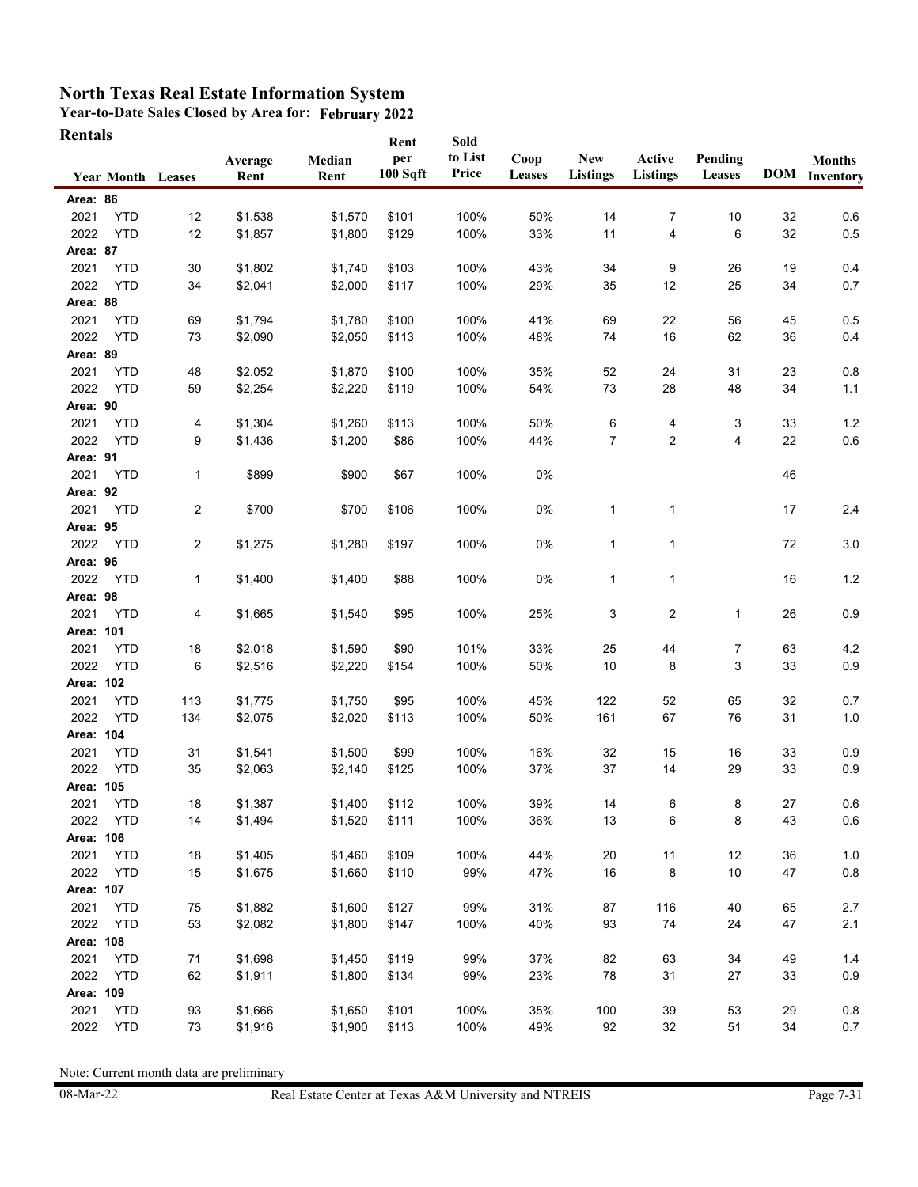# North Texas Real Estate Information System

**Year-to-Date Sales Closed by Area for: February 2022**

**Rentals**

| Year | Month | Leases | Average Rent | Median Rent | Rent per 100 Sqft | Sold to List Price | Coop Leases | New Listings | Active Listings | Pending Leases | DOM | Months Inventory |
|---|---|---|---|---|---|---|---|---|---|---|---|---|
| **Area: 86** | | | | | | | | | | | | |
| 2021 | YTD | 12 | $1,538 | $1,570 | $101 | 100% | 50% | 14 | 7 | 10 | 32 | 0.6 |
| 2022 | YTD | 12 | $1,857 | $1,800 | $129 | 100% | 33% | 11 | 4 | 6 | 32 | 0.5 |
| **Area: 87** | | | | | | | | | | | | |
| 2021 | YTD | 30 | $1,802 | $1,740 | $103 | 100% | 43% | 34 | 9 | 26 | 19 | 0.4 |
| 2022 | YTD | 34 | $2,041 | $2,000 | $117 | 100% | 29% | 35 | 12 | 25 | 34 | 0.7 |
| **Area: 88** | | | | | | | | | | | | |
| 2021 | YTD | 69 | $1,794 | $1,780 | $100 | 100% | 41% | 69 | 22 | 56 | 45 | 0.5 |
| 2022 | YTD | 73 | $2,090 | $2,050 | $113 | 100% | 48% | 74 | 16 | 62 | 36 | 0.4 |
| **Area: 89** | | | | | | | | | | | | |
| 2021 | YTD | 48 | $2,052 | $1,870 | $100 | 100% | 35% | 52 | 24 | 31 | 23 | 0.8 |
| 2022 | YTD | 59 | $2,254 | $2,220 | $119 | 100% | 54% | 73 | 28 | 48 | 34 | 1.1 |
| **Area: 90** | | | | | | | | | | | | |
| 2021 | YTD | 4 | $1,304 | $1,260 | $113 | 100% | 50% | 6 | 4 | 3 | 33 | 1.2 |
| 2022 | YTD | 9 | $1,436 | $1,200 | $86 | 100% | 44% | 7 | 2 | 4 | 22 | 0.6 |
| **Area: 91** | | | | | | | | | | | | |
| 2021 | YTD | 1 | $899 | $900 | $67 | 100% | 0% | | | | 46 | |
| **Area: 92** | | | | | | | | | | | | |
| 2021 | YTD | 2 | $700 | $700 | $106 | 100% | 0% | 1 | 1 | | 17 | 2.4 |
| **Area: 95** | | | | | | | | | | | | |
| 2022 | YTD | 2 | $1,275 | $1,280 | $197 | 100% | 0% | 1 | 1 | | 72 | 3.0 |
| **Area: 96** | | | | | | | | | | | | |
| 2022 | YTD | 1 | $1,400 | $1,400 | $88 | 100% | 0% | 1 | 1 | | 16 | 1.2 |
| **Area: 98** | | | | | | | | | | | | |
| 2021 | YTD | 4 | $1,665 | $1,540 | $95 | 100% | 25% | 3 | 2 | 1 | 26 | 0.9 |
| **Area: 101** | | | | | | | | | | | | |
| 2021 | YTD | 18 | $2,018 | $1,590 | $90 | 101% | 33% | 25 | 44 | 7 | 63 | 4.2 |
| 2022 | YTD | 6 | $2,516 | $2,220 | $154 | 100% | 50% | 10 | 8 | 3 | 33 | 0.9 |
| **Area: 102** | | | | | | | | | | | | |
| 2021 | YTD | 113 | $1,775 | $1,750 | $95 | 100% | 45% | 122 | 52 | 65 | 32 | 0.7 |
| 2022 | YTD | 134 | $2,075 | $2,020 | $113 | 100% | 50% | 161 | 67 | 76 | 31 | 1.0 |
| **Area: 104** | | | | | | | | | | | | |
| 2021 | YTD | 31 | $1,541 | $1,500 | $99 | 100% | 16% | 32 | 15 | 16 | 33 | 0.9 |
| 2022 | YTD | 35 | $2,063 | $2,140 | $125 | 100% | 37% | 37 | 14 | 29 | 33 | 0.9 |
| **Area: 105** | | | | | | | | | | | | |
| 2021 | YTD | 18 | $1,387 | $1,400 | $112 | 100% | 39% | 14 | 6 | 8 | 27 | 0.6 |
| 2022 | YTD | 14 | $1,494 | $1,520 | $111 | 100% | 36% | 13 | 6 | 8 | 43 | 0.6 |
| **Area: 106** | | | | | | | | | | | | |
| 2021 | YTD | 18 | $1,405 | $1,460 | $109 | 100% | 44% | 20 | 11 | 12 | 36 | 1.0 |
| 2022 | YTD | 15 | $1,675 | $1,660 | $110 | 99% | 47% | 16 | 8 | 10 | 47 | 0.8 |
| **Area: 107** | | | | | | | | | | | | |
| 2021 | YTD | 75 | $1,882 | $1,600 | $127 | 99% | 31% | 87 | 116 | 40 | 65 | 2.7 |
| 2022 | YTD | 53 | $2,082 | $1,800 | $147 | 100% | 40% | 93 | 74 | 24 | 47 | 2.1 |
| **Area: 108** | | | | | | | | | | | | |
| 2021 | YTD | 71 | $1,698 | $1,450 | $119 | 99% | 37% | 82 | 63 | 34 | 49 | 1.4 |
| 2022 | YTD | 62 | $1,911 | $1,800 | $134 | 99% | 23% | 78 | 31 | 27 | 33 | 0.9 |
| **Area: 109** | | | | | | | | | | | | |
| 2021 | YTD | 93 | $1,666 | $1,650 | $101 | 100% | 35% | 100 | 39 | 53 | 29 | 0.8 |
| 2022 | YTD | 73 | $1,916 | $1,900 | $113 | 100% | 49% | 92 | 32 | 51 | 34 | 0.7 |

Note: Current month data are preliminary

08-Mar-22 Real Estate Center at Texas A&M University and NTREIS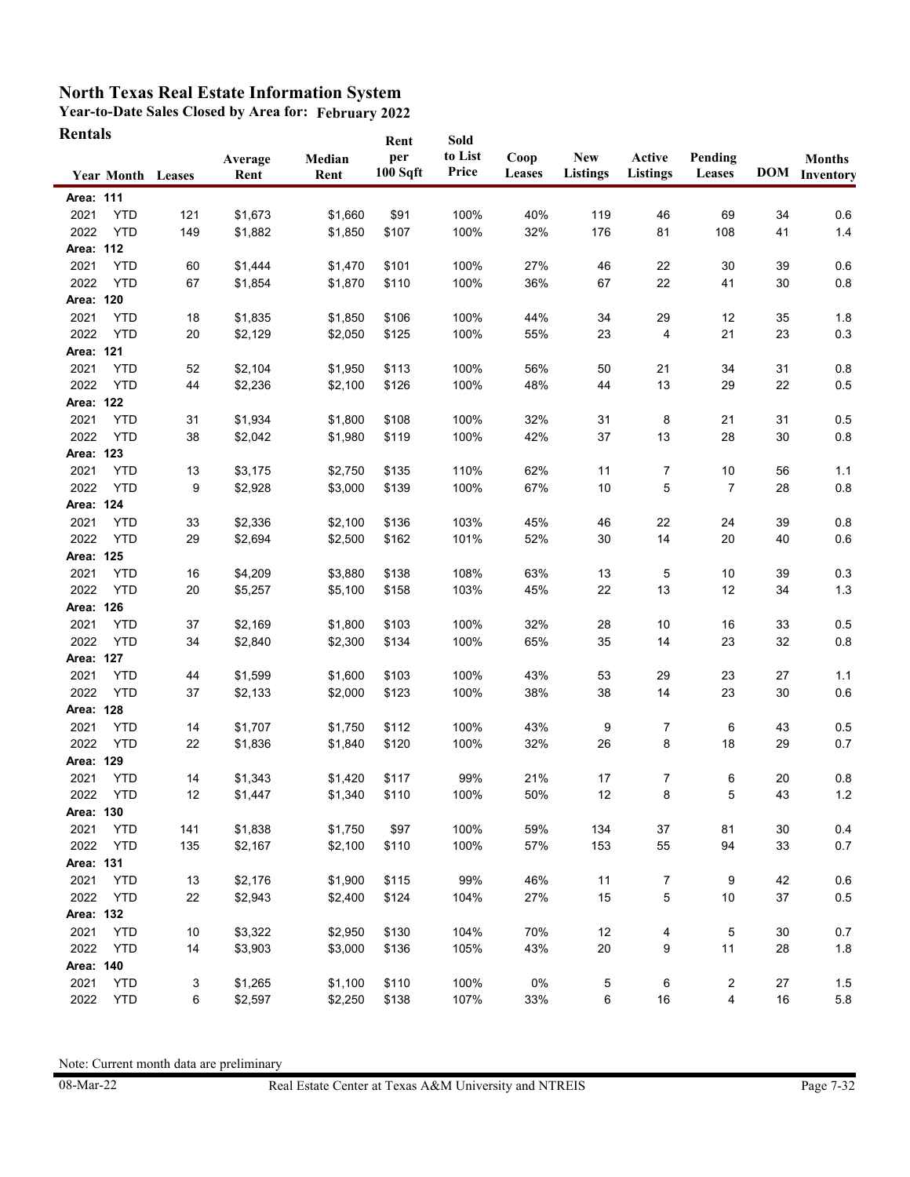# North Texas Real Estate Information System

**Year-to-Date Sales Closed by Area for: February 2022**

**Rentals**

| Year | Month | Leases | Average Rent | Median Rent | Rent per 100 Sqft | Sold to List Price | Coop Leases | New Listings | Active Listings | Pending Leases | DOM | Months Inventory |
|---|---|---|---|---|---|---|---|---|---|---|---|---|
| **Area: 111** | | | | | | | | | | | | |
| 2021 | YTD | 121 | $1,673 | $1,660 | $91 | 100% | 40% | 119 | 46 | 69 | 34 | 0.6 |
| 2022 | YTD | 149 | $1,882 | $1,850 | $107 | 100% | 32% | 176 | 81 | 108 | 41 | 1.4 |
| **Area: 112** | | | | | | | | | | | | |
| 2021 | YTD | 60 | $1,444 | $1,470 | $101 | 100% | 27% | 46 | 22 | 30 | 39 | 0.6 |
| 2022 | YTD | 67 | $1,854 | $1,870 | $110 | 100% | 36% | 67 | 22 | 41 | 30 | 0.8 |
| **Area: 120** | | | | | | | | | | | | |
| 2021 | YTD | 18 | $1,835 | $1,850 | $106 | 100% | 44% | 34 | 29 | 12 | 35 | 1.8 |
| 2022 | YTD | 20 | $2,129 | $2,050 | $125 | 100% | 55% | 23 | 4 | 21 | 23 | 0.3 |
| **Area: 121** | | | | | | | | | | | | |
| 2021 | YTD | 52 | $2,104 | $1,950 | $113 | 100% | 56% | 50 | 21 | 34 | 31 | 0.8 |
| 2022 | YTD | 44 | $2,236 | $2,100 | $126 | 100% | 48% | 44 | 13 | 29 | 22 | 0.5 |
| **Area: 122** | | | | | | | | | | | | |
| 2021 | YTD | 31 | $1,934 | $1,800 | $108 | 100% | 32% | 31 | 8 | 21 | 31 | 0.5 |
| 2022 | YTD | 38 | $2,042 | $1,980 | $119 | 100% | 42% | 37 | 13 | 28 | 30 | 0.8 |
| **Area: 123** | | | | | | | | | | | | |
| 2021 | YTD | 13 | $3,175 | $2,750 | $135 | 110% | 62% | 11 | 7 | 10 | 56 | 1.1 |
| 2022 | YTD | 9 | $2,928 | $3,000 | $139 | 100% | 67% | 10 | 5 | 7 | 28 | 0.8 |
| **Area: 124** | | | | | | | | | | | | |
| 2021 | YTD | 33 | $2,336 | $2,100 | $136 | 103% | 45% | 46 | 22 | 24 | 39 | 0.8 |
| 2022 | YTD | 29 | $2,694 | $2,500 | $162 | 101% | 52% | 30 | 14 | 20 | 40 | 0.6 |
| **Area: 125** | | | | | | | | | | | | |
| 2021 | YTD | 16 | $4,209 | $3,880 | $138 | 108% | 63% | 13 | 5 | 10 | 39 | 0.3 |
| 2022 | YTD | 20 | $5,257 | $5,100 | $158 | 103% | 45% | 22 | 13 | 12 | 34 | 1.3 |
| **Area: 126** | | | | | | | | | | | | |
| 2021 | YTD | 37 | $2,169 | $1,800 | $103 | 100% | 32% | 28 | 10 | 16 | 33 | 0.5 |
| 2022 | YTD | 34 | $2,840 | $2,300 | $134 | 100% | 65% | 35 | 14 | 23 | 32 | 0.8 |
| **Area: 127** | | | | | | | | | | | | |
| 2021 | YTD | 44 | $1,599 | $1,600 | $103 | 100% | 43% | 53 | 29 | 23 | 27 | 1.1 |
| 2022 | YTD | 37 | $2,133 | $2,000 | $123 | 100% | 38% | 38 | 14 | 23 | 30 | 0.6 |
| **Area: 128** | | | | | | | | | | | | |
| 2021 | YTD | 14 | $1,707 | $1,750 | $112 | 100% | 43% | 9 | 7 | 6 | 43 | 0.5 |
| 2022 | YTD | 22 | $1,836 | $1,840 | $120 | 100% | 32% | 26 | 8 | 18 | 29 | 0.7 |
| **Area: 129** | | | | | | | | | | | | |
| 2021 | YTD | 14 | $1,343 | $1,420 | $117 | 99% | 21% | 17 | 7 | 6 | 20 | 0.8 |
| 2022 | YTD | 12 | $1,447 | $1,340 | $110 | 100% | 50% | 12 | 8 | 5 | 43 | 1.2 |
| **Area: 130** | | | | | | | | | | | | |
| 2021 | YTD | 141 | $1,838 | $1,750 | $97 | 100% | 59% | 134 | 37 | 81 | 30 | 0.4 |
| 2022 | YTD | 135 | $2,167 | $2,100 | $110 | 100% | 57% | 153 | 55 | 94 | 33 | 0.7 |
| **Area: 131** | | | | | | | | | | | | |
| 2021 | YTD | 13 | $2,176 | $1,900 | $115 | 99% | 46% | 11 | 7 | 9 | 42 | 0.6 |
| 2022 | YTD | 22 | $2,943 | $2,400 | $124 | 104% | 27% | 15 | 5 | 10 | 37 | 0.5 |
| **Area: 132** | | | | | | | | | | | | |
| 2021 | YTD | 10 | $3,322 | $2,950 | $130 | 104% | 70% | 12 | 4 | 5 | 30 | 0.7 |
| 2022 | YTD | 14 | $3,903 | $3,000 | $136 | 105% | 43% | 20 | 9 | 11 | 28 | 1.8 |
| **Area: 140** | | | | | | | | | | | | |
| 2021 | YTD | 3 | $1,265 | $1,100 | $110 | 100% | 0% | 5 | 6 | 2 | 27 | 1.5 |
| 2022 | YTD | 6 | $2,597 | $2,250 | $138 | 107% | 33% | 6 | 16 | 4 | 16 | 5.8 |

Note: Current month data are preliminary

08-Mar-22 Real Estate Center at Texas A&M University and NTREIS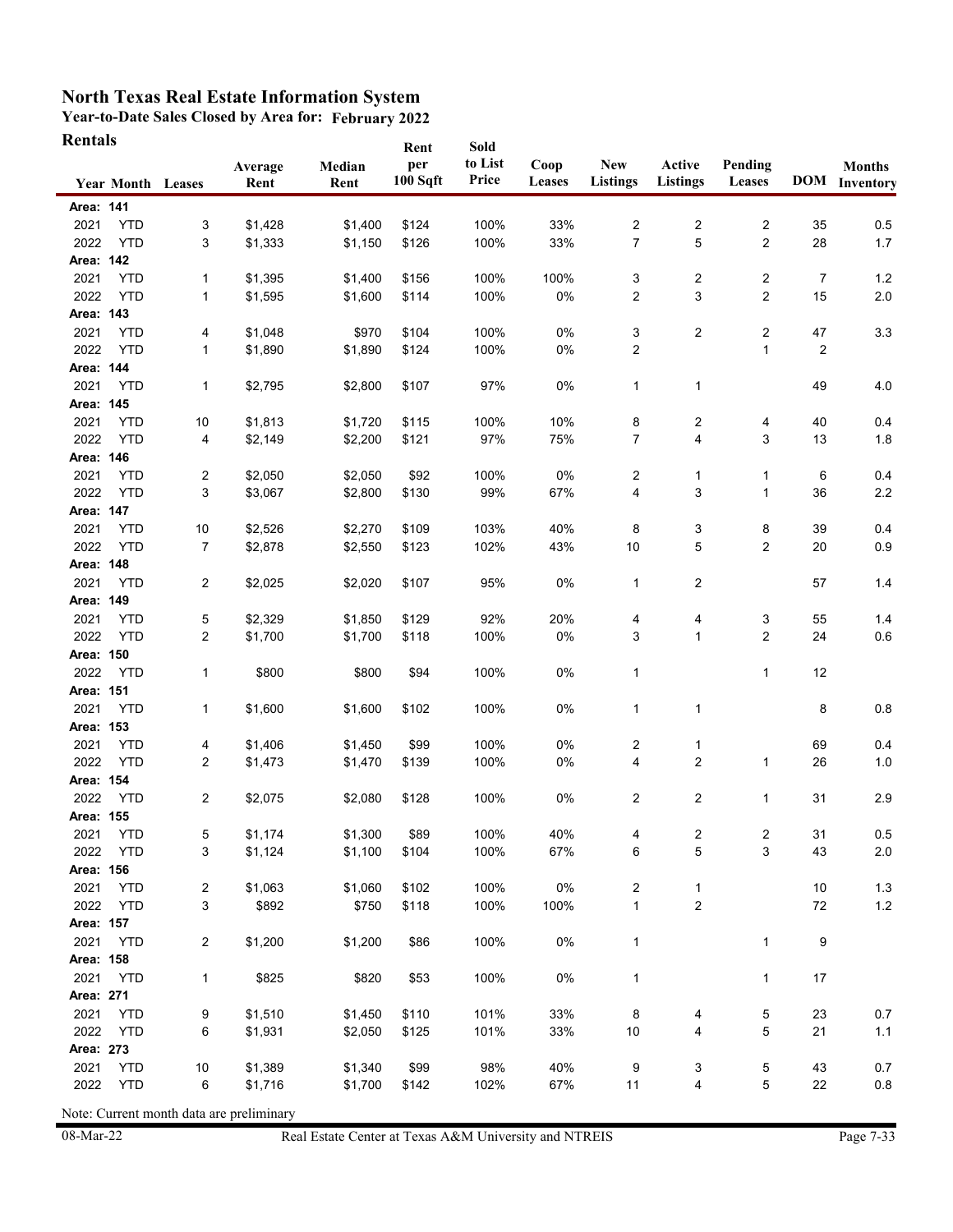# North Texas Real Estate Information System

**Year-to-Date Sales Closed by Area for: February 2022**

**Rentals**

| Year | Month | Leases | Average Rent | Median Rent | Rent per 100 Sqft | Sold to List Price | Coop Leases | New Listings | Active Listings | Pending Leases | DOM | Months Inventory |
|---|---|---|---|---|---|---|---|---|---|---|---|---|
| **Area: 141** | | | | | | | | | | | | |
| 2021 | YTD | 3 | $1,428 | $1,400 | $124 | 100% | 33% | 2 | 2 | 2 | 35 | 0.5 |
| 2022 | YTD | 3 | $1,333 | $1,150 | $126 | 100% | 33% | 7 | 5 | 2 | 28 | 1.7 |
| **Area: 142** | | | | | | | | | | | | |
| 2021 | YTD | 1 | $1,395 | $1,400 | $156 | 100% | 100% | 3 | 2 | 2 | 7 | 1.2 |
| 2022 | YTD | 1 | $1,595 | $1,600 | $114 | 100% | 0% | 2 | 3 | 2 | 15 | 2.0 |
| **Area: 143** | | | | | | | | | | | | |
| 2021 | YTD | 4 | $1,048 | $970 | $104 | 100% | 0% | 3 | 2 | 2 | 47 | 3.3 |
| 2022 | YTD | 1 | $1,890 | $1,890 | $124 | 100% | 0% | 2 | | 1 | 2 | |
| **Area: 144** | | | | | | | | | | | | |
| 2021 | YTD | 1 | $2,795 | $2,800 | $107 | 97% | 0% | 1 | 1 | | 49 | 4.0 |
| **Area: 145** | | | | | | | | | | | | |
| 2021 | YTD | 10 | $1,813 | $1,720 | $115 | 100% | 10% | 8 | 2 | 4 | 40 | 0.4 |
| 2022 | YTD | 4 | $2,149 | $2,200 | $121 | 97% | 75% | 7 | 4 | 3 | 13 | 1.8 |
| **Area: 146** | | | | | | | | | | | | |
| 2021 | YTD | 2 | $2,050 | $2,050 | $92 | 100% | 0% | 2 | 1 | 1 | 6 | 0.4 |
| 2022 | YTD | 3 | $3,067 | $2,800 | $130 | 99% | 67% | 4 | 3 | 1 | 36 | 2.2 |
| **Area: 147** | | | | | | | | | | | | |
| 2021 | YTD | 10 | $2,526 | $2,270 | $109 | 103% | 40% | 8 | 3 | 8 | 39 | 0.4 |
| 2022 | YTD | 7 | $2,878 | $2,550 | $123 | 102% | 43% | 10 | 5 | 2 | 20 | 0.9 |
| **Area: 148** | | | | | | | | | | | | |
| 2021 | YTD | 2 | $2,025 | $2,020 | $107 | 95% | 0% | 1 | 2 | | 57 | 1.4 |
| **Area: 149** | | | | | | | | | | | | |
| 2021 | YTD | 5 | $2,329 | $1,850 | $129 | 92% | 20% | 4 | 4 | 3 | 55 | 1.4 |
| 2022 | YTD | 2 | $1,700 | $1,700 | $118 | 100% | 0% | 3 | 1 | 2 | 24 | 0.6 |
| **Area: 150** | | | | | | | | | | | | |
| 2022 | YTD | 1 | $800 | $800 | $94 | 100% | 0% | 1 | | 1 | 12 | |
| **Area: 151** | | | | | | | | | | | | |
| 2021 | YTD | 1 | $1,600 | $1,600 | $102 | 100% | 0% | 1 | 1 | | 8 | 0.8 |
| **Area: 153** | | | | | | | | | | | | |
| 2021 | YTD | 4 | $1,406 | $1,450 | $99 | 100% | 0% | 2 | 1 | | 69 | 0.4 |
| 2022 | YTD | 2 | $1,473 | $1,470 | $139 | 100% | 0% | 4 | 2 | 1 | 26 | 1.0 |
| **Area: 154** | | | | | | | | | | | | |
| 2022 | YTD | 2 | $2,075 | $2,080 | $128 | 100% | 0% | 2 | 2 | 1 | 31 | 2.9 |
| **Area: 155** | | | | | | | | | | | | |
| 2021 | YTD | 5 | $1,174 | $1,300 | $89 | 100% | 40% | 4 | 2 | 2 | 31 | 0.5 |
| 2022 | YTD | 3 | $1,124 | $1,100 | $104 | 100% | 67% | 6 | 5 | 3 | 43 | 2.0 |
| **Area: 156** | | | | | | | | | | | | |
| 2021 | YTD | 2 | $1,063 | $1,060 | $102 | 100% | 0% | 2 | 1 | | 10 | 1.3 |
| 2022 | YTD | 3 | $892 | $750 | $118 | 100% | 100% | 1 | 2 | | 72 | 1.2 |
| **Area: 157** | | | | | | | | | | | | |
| 2021 | YTD | 2 | $1,200 | $1,200 | $86 | 100% | 0% | 1 | | 1 | 9 | |
| **Area: 158** | | | | | | | | | | | | |
| 2021 | YTD | 1 | $825 | $820 | $53 | 100% | 0% | 1 | | 1 | 17 | |
| **Area: 271** | | | | | | | | | | | | |
| 2021 | YTD | 9 | $1,510 | $1,450 | $110 | 101% | 33% | 8 | 4 | 5 | 23 | 0.7 |
| 2022 | YTD | 6 | $1,931 | $2,050 | $125 | 101% | 33% | 10 | 4 | 5 | 21 | 1.1 |
| **Area: 273** | | | | | | | | | | | | |
| 2021 | YTD | 10 | $1,389 | $1,340 | $99 | 98% | 40% | 9 | 3 | 5 | 43 | 0.7 |
| 2022 | YTD | 6 | $1,716 | $1,700 | $142 | 102% | 67% | 11 | 4 | 5 | 22 | 0.8 |

Note: Current month data are preliminary

08-Mar-22 — Real Estate Center at Texas A&M University and NTREIS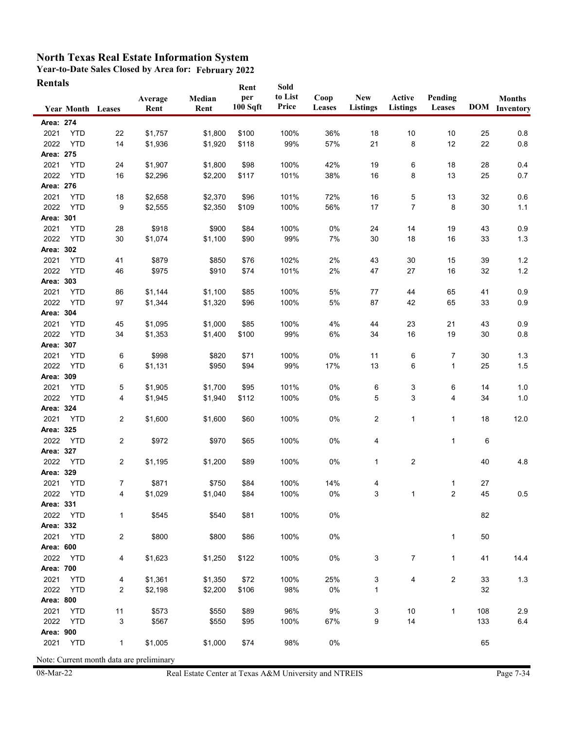# North Texas Real Estate Information System

**Year-to-Date Sales Closed by Area for: February 2022**

**Rentals**

| Year | Month | Leases | Average Rent | Median Rent | Rent per 100 Sqft | Sold to List Price | Coop Leases | New Listings | Active Listings | Pending Leases | DOM | Months Inventory |
|---|---|---|---|---|---|---|---|---|---|---|---|---|
| **Area: 274** | | | | | | | | | | | | |
| 2021 | YTD | 22 | $1,757 | $1,800 | $100 | 100% | 36% | 18 | 10 | 10 | 25 | 0.8 |
| 2022 | YTD | 14 | $1,936 | $1,920 | $118 | 99% | 57% | 21 | 8 | 12 | 22 | 0.8 |
| **Area: 275** | | | | | | | | | | | | |
| 2021 | YTD | 24 | $1,907 | $1,800 | $98 | 100% | 42% | 19 | 6 | 18 | 28 | 0.4 |
| 2022 | YTD | 16 | $2,296 | $2,200 | $117 | 101% | 38% | 16 | 8 | 13 | 25 | 0.7 |
| **Area: 276** | | | | | | | | | | | | |
| 2021 | YTD | 18 | $2,658 | $2,370 | $96 | 101% | 72% | 16 | 5 | 13 | 32 | 0.6 |
| 2022 | YTD | 9 | $2,555 | $2,350 | $109 | 100% | 56% | 17 | 7 | 8 | 30 | 1.1 |
| **Area: 301** | | | | | | | | | | | | |
| 2021 | YTD | 28 | $918 | $900 | $84 | 100% | 0% | 24 | 14 | 19 | 43 | 0.9 |
| 2022 | YTD | 30 | $1,074 | $1,100 | $90 | 99% | 7% | 30 | 18 | 16 | 33 | 1.3 |
| **Area: 302** | | | | | | | | | | | | |
| 2021 | YTD | 41 | $879 | $850 | $76 | 102% | 2% | 43 | 30 | 15 | 39 | 1.2 |
| 2022 | YTD | 46 | $975 | $910 | $74 | 101% | 2% | 47 | 27 | 16 | 32 | 1.2 |
| **Area: 303** | | | | | | | | | | | | |
| 2021 | YTD | 86 | $1,144 | $1,100 | $85 | 100% | 5% | 77 | 44 | 65 | 41 | 0.9 |
| 2022 | YTD | 97 | $1,344 | $1,320 | $96 | 100% | 5% | 87 | 42 | 65 | 33 | 0.9 |
| **Area: 304** | | | | | | | | | | | | |
| 2021 | YTD | 45 | $1,095 | $1,000 | $85 | 100% | 4% | 44 | 23 | 21 | 43 | 0.9 |
| 2022 | YTD | 34 | $1,353 | $1,400 | $100 | 99% | 6% | 34 | 16 | 19 | 30 | 0.8 |
| **Area: 307** | | | | | | | | | | | | |
| 2021 | YTD | 6 | $998 | $820 | $71 | 100% | 0% | 11 | 6 | 7 | 30 | 1.3 |
| 2022 | YTD | 6 | $1,131 | $950 | $94 | 99% | 17% | 13 | 6 | 1 | 25 | 1.5 |
| **Area: 309** | | | | | | | | | | | | |
| 2021 | YTD | 5 | $1,905 | $1,700 | $95 | 101% | 0% | 6 | 3 | 6 | 14 | 1.0 |
| 2022 | YTD | 4 | $1,945 | $1,940 | $112 | 100% | 0% | 5 | 3 | 4 | 34 | 1.0 |
| **Area: 324** | | | | | | | | | | | | |
| 2021 | YTD | 2 | $1,600 | $1,600 | $60 | 100% | 0% | 2 | 1 | 1 | 18 | 12.0 |
| **Area: 325** | | | | | | | | | | | | |
| 2022 | YTD | 2 | $972 | $970 | $65 | 100% | 0% | 4 | | 1 | 6 | |
| **Area: 327** | | | | | | | | | | | | |
| 2022 | YTD | 2 | $1,195 | $1,200 | $89 | 100% | 0% | 1 | 2 | | 40 | 4.8 |
| **Area: 329** | | | | | | | | | | | | |
| 2021 | YTD | 7 | $871 | $750 | $84 | 100% | 14% | 4 | | 1 | 27 | |
| 2022 | YTD | 4 | $1,029 | $1,040 | $84 | 100% | 0% | 3 | 1 | 2 | 45 | 0.5 |
| **Area: 331** | | | | | | | | | | | | |
| 2022 | YTD | 1 | $545 | $540 | $81 | 100% | 0% | | | | 82 | |
| **Area: 332** | | | | | | | | | | | | |
| 2021 | YTD | 2 | $800 | $800 | $86 | 100% | 0% | | | 1 | 50 | |
| **Area: 600** | | | | | | | | | | | | |
| 2022 | YTD | 4 | $1,623 | $1,250 | $122 | 100% | 0% | 3 | 7 | 1 | 41 | 14.4 |
| **Area: 700** | | | | | | | | | | | | |
| 2021 | YTD | 4 | $1,361 | $1,350 | $72 | 100% | 25% | 3 | 4 | 2 | 33 | 1.3 |
| 2022 | YTD | 2 | $2,198 | $2,200 | $106 | 98% | 0% | 1 | | | 32 | |
| **Area: 800** | | | | | | | | | | | | |
| 2021 | YTD | 11 | $573 | $550 | $89 | 96% | 9% | 3 | 10 | 1 | 108 | 2.9 |
| 2022 | YTD | 3 | $567 | $550 | $95 | 100% | 67% | 9 | 14 | | 133 | 6.4 |
| **Area: 900** | | | | | | | | | | | | |
| 2021 | YTD | 1 | $1,005 | $1,000 | $74 | 98% | 0% | | | | 65 | |

Note: Current month data are preliminary

08-Mar-22 Real Estate Center at Texas A&M University and NTREIS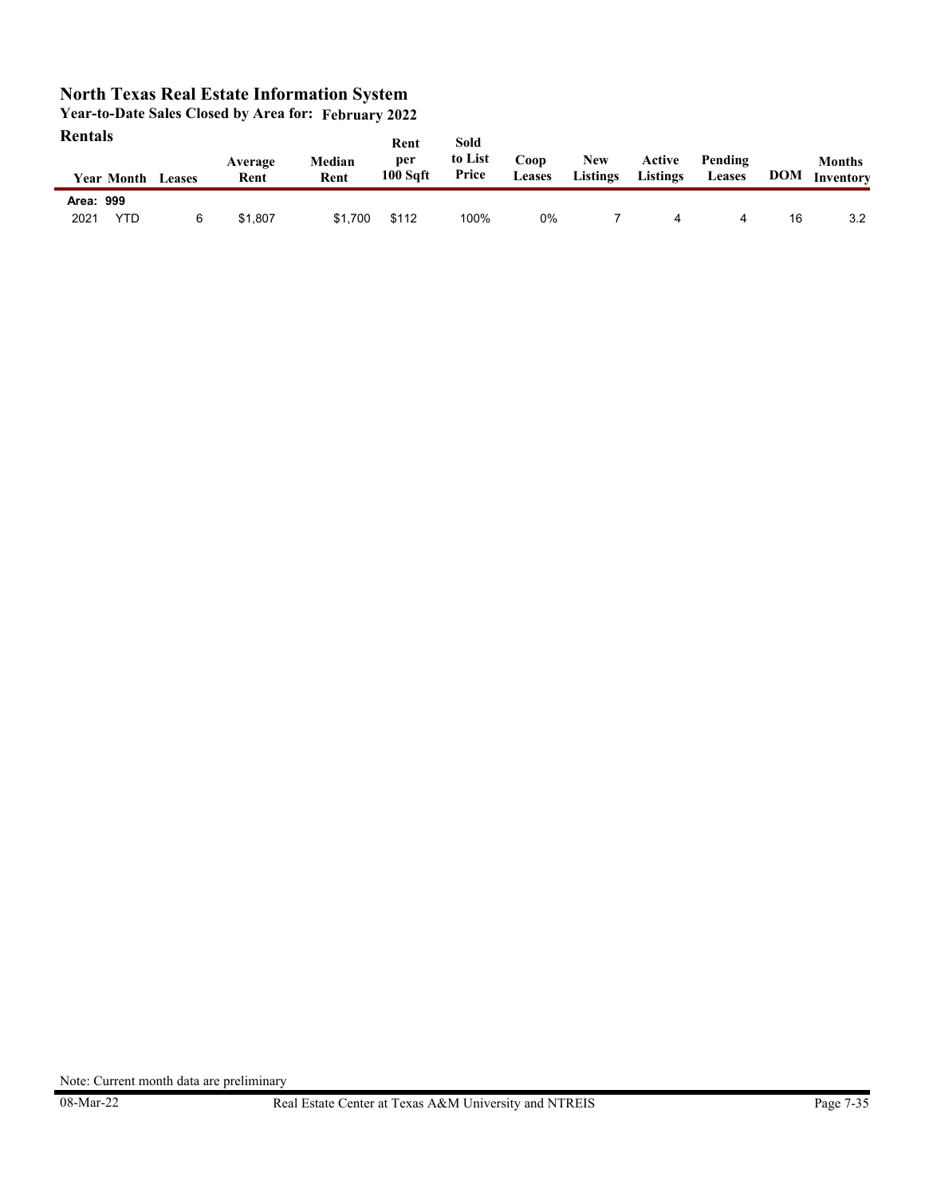# North Texas Real Estate Information System

## Year-to-Date Sales Closed by Area for: February 2022

### Rentals

| Year | Month | Leases | Average Rent | Median Rent | Rent per 100 Sqft | Sold to List Price | Coop Leases | New Listings | Active Listings | Pending Leases | DOM | Months Inventory |
|---|---|---|---|---|---|---|---|---|---|---|---|---|
| **Area: 999** | | | | | | | | | | | | |
| 2021 | YTD | 6 | $1,807 | $1,700 | $112 | 100% | 0% | 7 | 4 | 4 | 16 | 3.2 |

Note: Current month data are preliminary